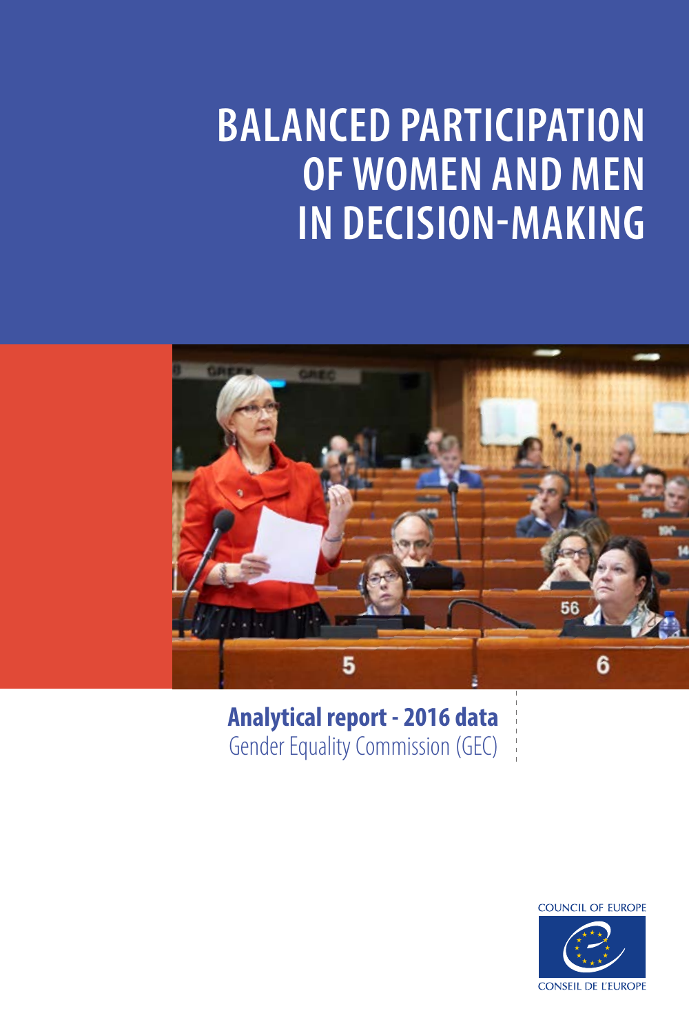# BALANCED PARTICIPATION OF WOMEN AND MEN IN DECISION-MAKING

**Analytical report - 2016 data**

Gender Equality Commission (GEC)

COUNCIL OF EUROPE

CONSEIL DE L'EUROPE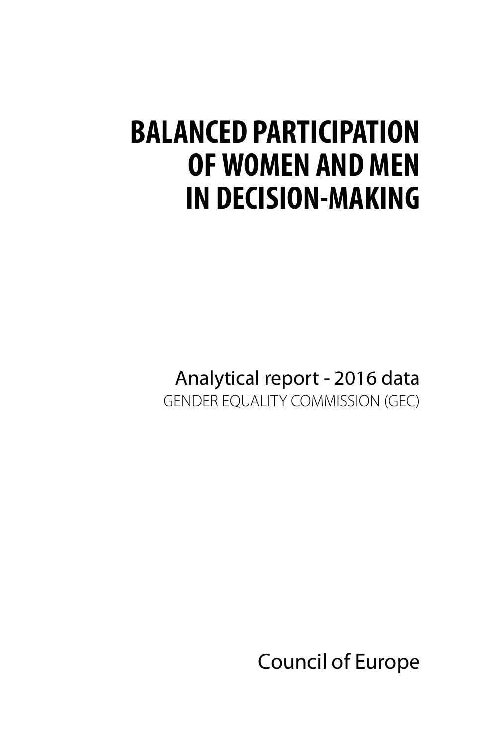# BALANCED PARTICIPATION OF WOMEN AND MEN IN DECISION-MAKING

Analytical report - 2016 data

GENDER EQUALITY COMMISSION (GEC)

Council of Europe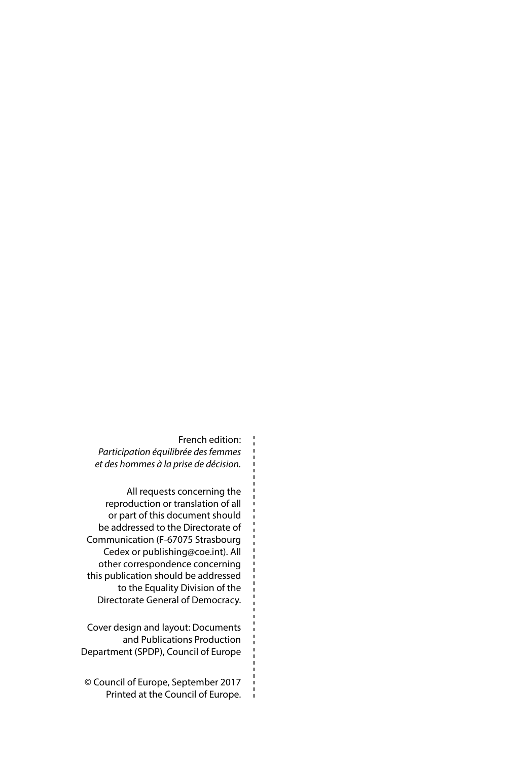French edition:
*Participation équilibrée des femmes et des hommes à la prise de décision.*

All requests concerning the reproduction or translation of all or part of this document should be addressed to the Directorate of Communication (F-67075 Strasbourg Cedex or publishing@coe.int). All other correspondence concerning this publication should be addressed to the Equality Division of the Directorate General of Democracy.

Cover design and layout: Documents and Publications Production Department (SPDP), Council of Europe

© Council of Europe, September 2017
Printed at the Council of Europe.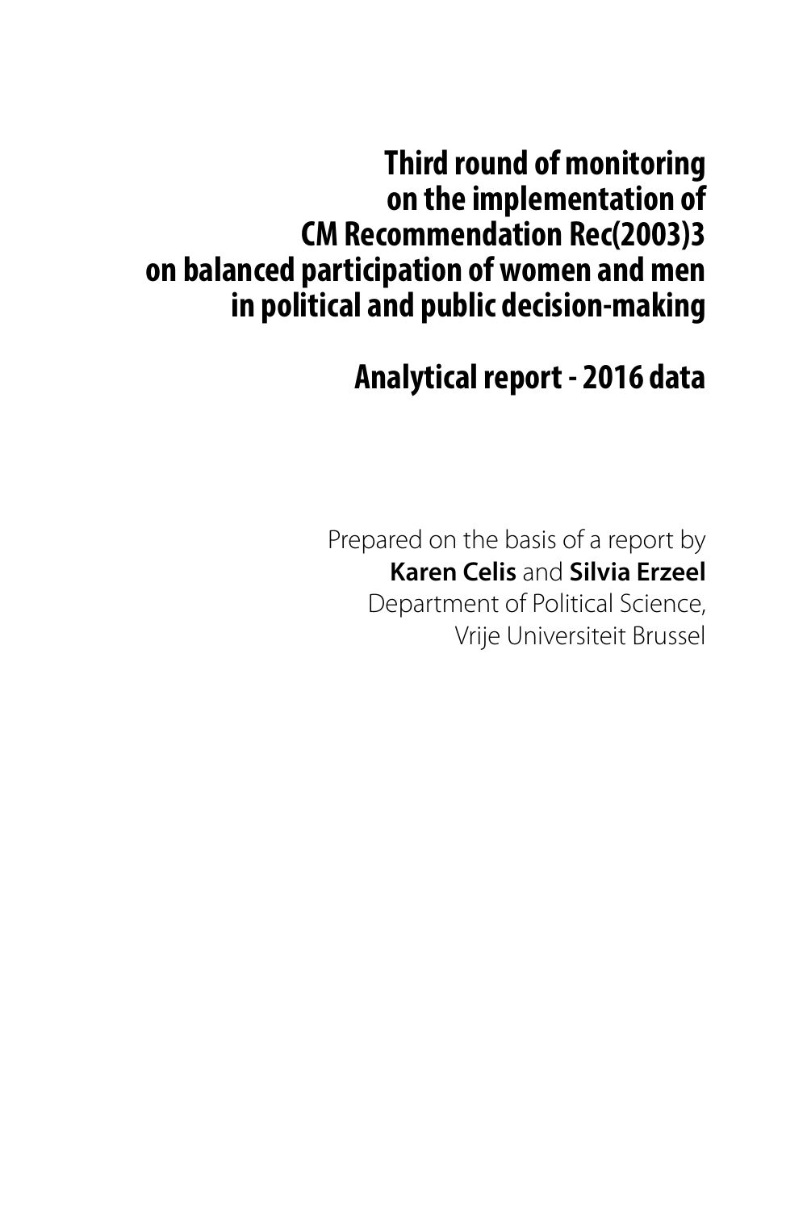# Third round of monitoring on the implementation of CM Recommendation Rec(2003)3 on balanced participation of women and men in political and public decision-making

# Analytical report - 2016 data

Prepared on the basis of a report by
**Karen Celis** and **Silvia Erzeel**
Department of Political Science,
Vrije Universiteit Brussel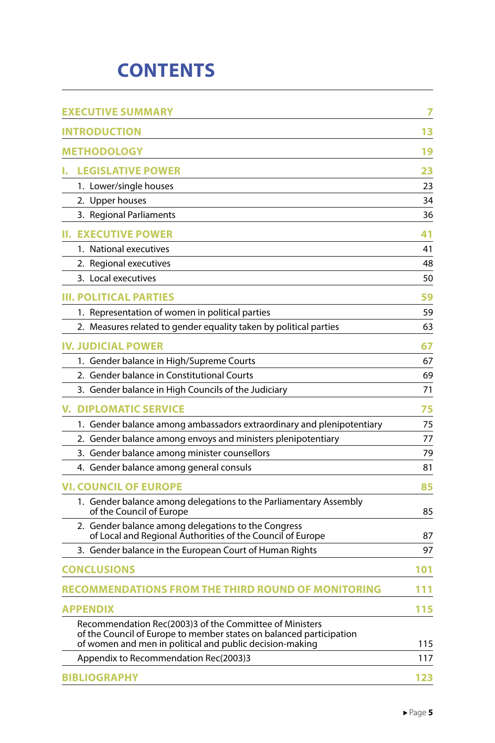# CONTENTS

| | |
|---|---|
| **EXECUTIVE SUMMARY** | **7** |
| **INTRODUCTION** | **13** |
| **METHODOLOGY** | **19** |
| **I. LEGISLATIVE POWER** | **23** |
| 1. Lower/single houses | 23 |
| 2. Upper houses | 34 |
| 3. Regional Parliaments | 36 |
| **II. EXECUTIVE POWER** | **41** |
| 1. National executives | 41 |
| 2. Regional executives | 48 |
| 3. Local executives | 50 |
| **III. POLITICAL PARTIES** | **59** |
| 1. Representation of women in political parties | 59 |
| 2. Measures related to gender equality taken by political parties | 63 |
| **IV. JUDICIAL POWER** | **67** |
| 1. Gender balance in High/Supreme Courts | 67 |
| 2. Gender balance in Constitutional Courts | 69 |
| 3. Gender balance in High Councils of the Judiciary | 71 |
| **V. DIPLOMATIC SERVICE** | **75** |
| 1. Gender balance among ambassadors extraordinary and plenipotentiary | 75 |
| 2. Gender balance among envoys and ministers plenipotentiary | 77 |
| 3. Gender balance among minister counsellors | 79 |
| 4. Gender balance among general consuls | 81 |
| **VI. COUNCIL OF EUROPE** | **85** |
| 1. Gender balance among delegations to the Parliamentary Assembly of the Council of Europe | 85 |
| 2. Gender balance among delegations to the Congress of Local and Regional Authorities of the Council of Europe | 87 |
| 3. Gender balance in the European Court of Human Rights | 97 |
| **CONCLUSIONS** | **101** |
| **RECOMMENDATIONS FROM THE THIRD ROUND OF MONITORING** | **111** |
| **APPENDIX** | **115** |
| Recommendation Rec(2003)3 of the Committee of Ministers of the Council of Europe to member states on balanced participation of women and men in political and public decision-making | 115 |
| Appendix to Recommendation Rec(2003)3 | 117 |
| **BIBLIOGRAPHY** | **123** |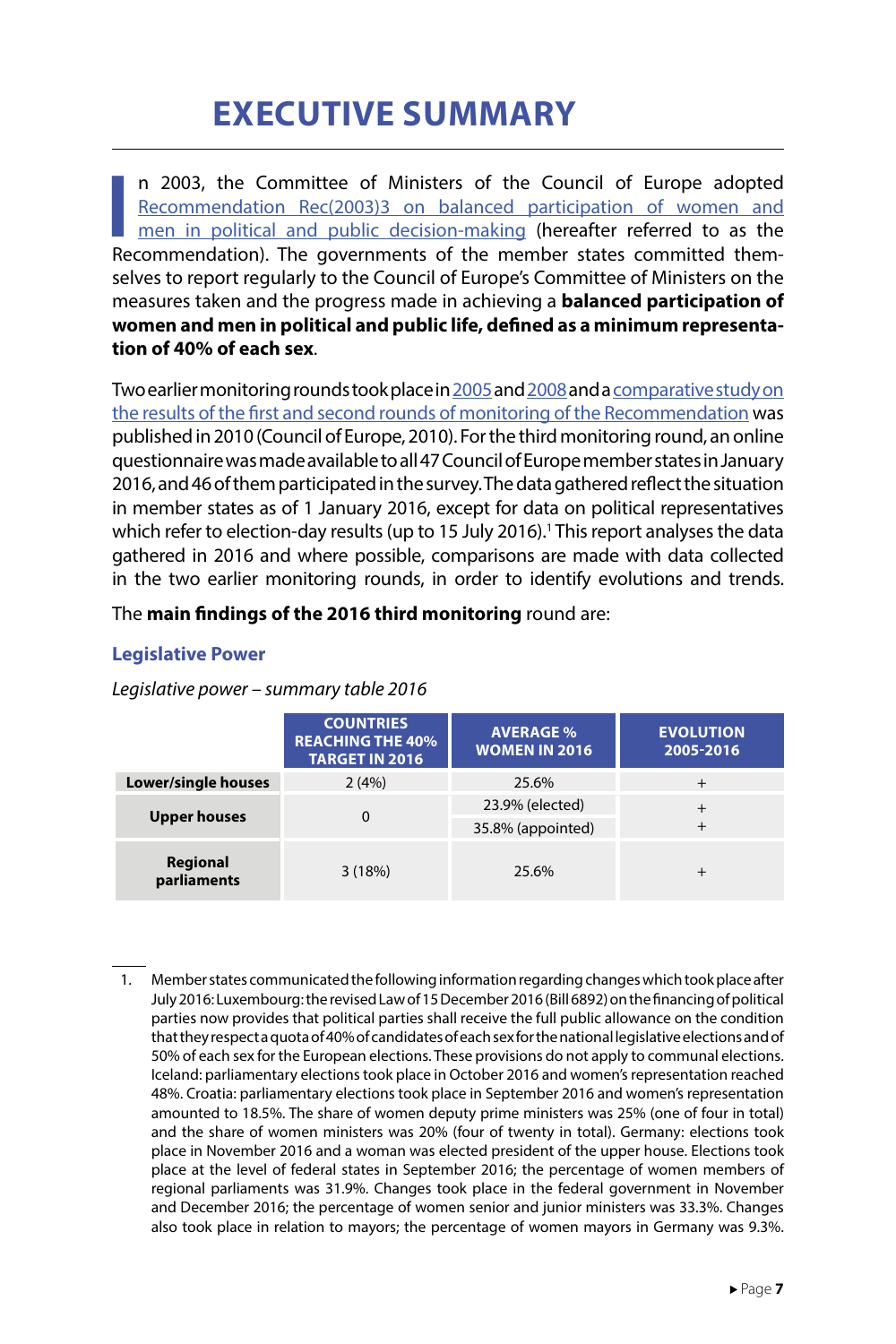# EXECUTIVE SUMMARY

In 2003, the Committee of Ministers of the Council of Europe adopted Recommendation Rec(2003)3 on balanced participation of women and men in political and public decision-making (hereafter referred to as the Recommendation). The governments of the member states committed themselves to report regularly to the Council of Europe's Committee of Ministers on the measures taken and the progress made in achieving a **balanced participation of women and men in political and public life, defined as a minimum representation of 40% of each sex**.

Two earlier monitoring rounds took place in 2005 and 2008 and a comparative study on the results of the first and second rounds of monitoring of the Recommendation was published in 2010 (Council of Europe, 2010). For the third monitoring round, an online questionnaire was made available to all 47 Council of Europe member states in January 2016, and 46 of them participated in the survey. The data gathered reflect the situation in member states as of 1 January 2016, except for data on political representatives which refer to election-day results (up to 15 July 2016).[1] This report analyses the data gathered in 2016 and where possible, comparisons are made with data collected in the two earlier monitoring rounds, in order to identify evolutions and trends.

The **main findings of the 2016 third monitoring** round are:

### Legislative Power

*Legislative power – summary table 2016*

| | COUNTRIES REACHING THE 40% TARGET IN 2016 | AVERAGE % WOMEN IN 2016 | EVOLUTION 2005-2016 |
|---|---|---|---|
| **Lower/single houses** | 2 (4%) | 25.6% | + |
| **Upper houses** | 0 | 23.9% (elected) | + |
| | | 35.8% (appointed) | + |
| **Regional parliaments** | 3 (18%) | 25.6% | + |

1. Member states communicated the following information regarding changes which took place after July 2016: Luxembourg: the revised Law of 15 December 2016 (Bill 6892) on the financing of political parties now provides that political parties shall receive the full public allowance on the condition that they respect a quota of 40% of candidates of each sex for the national legislative elections and of 50% of each sex for the European elections. These provisions do not apply to communal elections. Iceland: parliamentary elections took place in October 2016 and women's representation reached 48%. Croatia: parliamentary elections took place in September 2016 and women's representation amounted to 18.5%. The share of women deputy prime ministers was 25% (one of four in total) and the share of women ministers was 20% (four of twenty in total). Germany: elections took place in November 2016 and a woman was elected president of the upper house. Elections took place at the level of federal states in September 2016; the percentage of women members of regional parliaments was 31.9%. Changes took place in the federal government in November and December 2016; the percentage of women senior and junior ministers was 33.3%. Changes also took place in relation to mayors; the percentage of women mayors in Germany was 9.3%.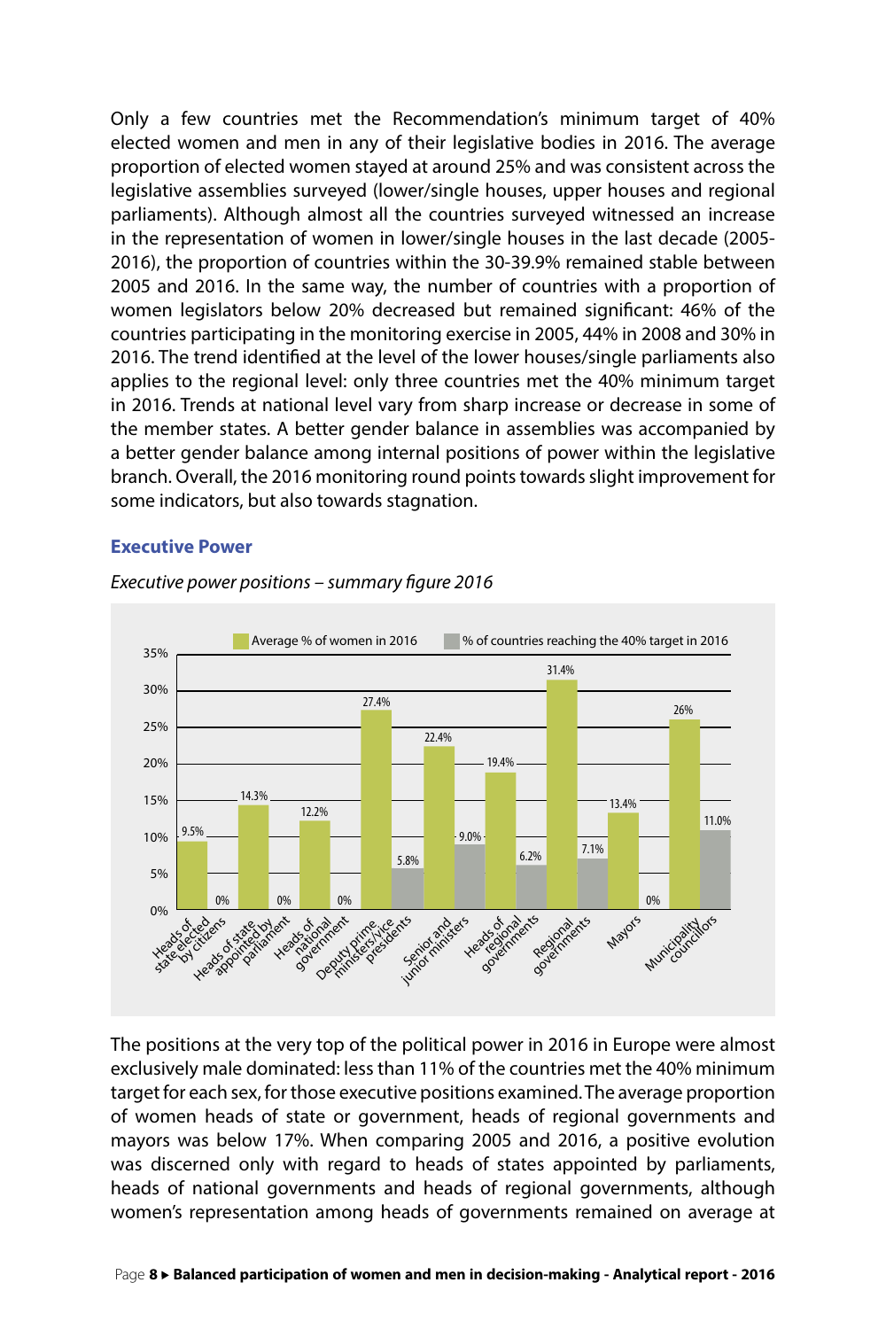Only a few countries met the Recommendation's minimum target of 40% elected women and men in any of their legislative bodies in 2016. The average proportion of elected women stayed at around 25% and was consistent across the legislative assemblies surveyed (lower/single houses, upper houses and regional parliaments). Although almost all the countries surveyed witnessed an increase in the representation of women in lower/single houses in the last decade (2005-2016), the proportion of countries within the 30-39.9% remained stable between 2005 and 2016. In the same way, the number of countries with a proportion of women legislators below 20% decreased but remained significant: 46% of the countries participating in the monitoring exercise in 2005, 44% in 2008 and 30% in 2016. The trend identified at the level of the lower houses/single parliaments also applies to the regional level: only three countries met the 40% minimum target in 2016. Trends at national level vary from sharp increase or decrease in some of the member states. A better gender balance in assemblies was accompanied by a better gender balance among internal positions of power within the legislative branch. Overall, the 2016 monitoring round points towards slight improvement for some indicators, but also towards stagnation.

### Executive Power

*Executive power positions – summary figure 2016*

| Position | Average % of women in 2016 | % of countries reaching the 40% target in 2016 |
|---|---|---|
| Heads of state elected by citizens | 9.5% | 0% |
| Heads of state appointed by parliament | 14.3% | 0% |
| Heads of national government | 12.2% | 0% |
| Deputy prime ministers/vice presidents | 27.4% | 5.8% |
| Senior and junior ministers | 22.4% | 9.0% |
| Heads of regional governments | 19.4% | 6.2% |
| Regional governments | 31.4% | 7.1% |
| Mayors | 13.4% | 0% |
| Municipality councillors | 26% | 11.0% |

The positions at the very top of the political power in 2016 in Europe were almost exclusively male dominated: less than 11% of the countries met the 40% minimum target for each sex, for those executive positions examined. The average proportion of women heads of state or government, heads of regional governments and mayors was below 17%. When comparing 2005 and 2016, a positive evolution was discerned only with regard to heads of states appointed by parliaments, heads of national governments and heads of regional governments, although women's representation among heads of governments remained on average at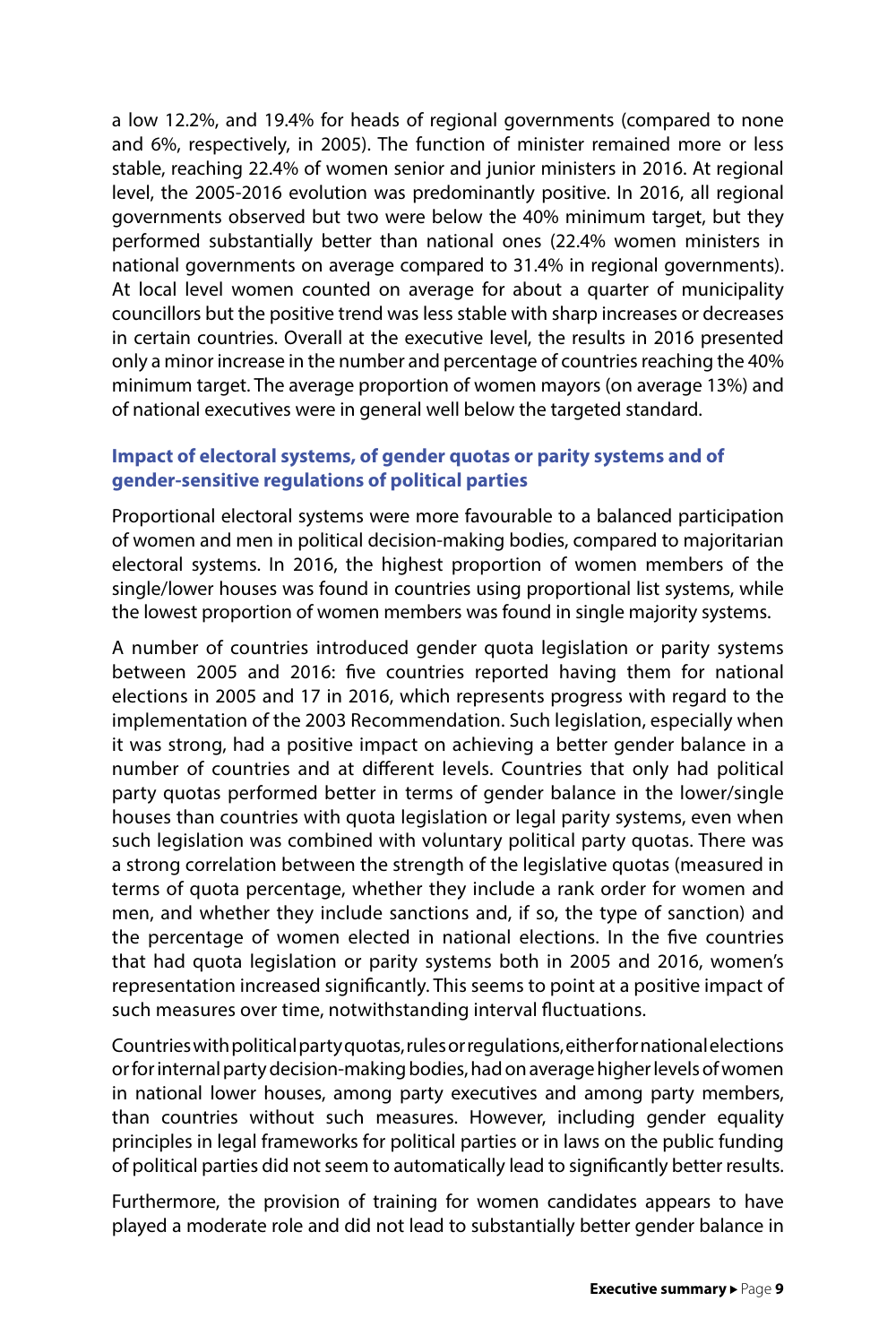a low 12.2%, and 19.4% for heads of regional governments (compared to none and 6%, respectively, in 2005). The function of minister remained more or less stable, reaching 22.4% of women senior and junior ministers in 2016. At regional level, the 2005-2016 evolution was predominantly positive. In 2016, all regional governments observed but two were below the 40% minimum target, but they performed substantially better than national ones (22.4% women ministers in national governments on average compared to 31.4% in regional governments). At local level women counted on average for about a quarter of municipality councillors but the positive trend was less stable with sharp increases or decreases in certain countries. Overall at the executive level, the results in 2016 presented only a minor increase in the number and percentage of countries reaching the 40% minimum target. The average proportion of women mayors (on average 13%) and of national executives were in general well below the targeted standard.

### Impact of electoral systems, of gender quotas or parity systems and of gender-sensitive regulations of political parties

Proportional electoral systems were more favourable to a balanced participation of women and men in political decision-making bodies, compared to majoritarian electoral systems. In 2016, the highest proportion of women members of the single/lower houses was found in countries using proportional list systems, while the lowest proportion of women members was found in single majority systems.

A number of countries introduced gender quota legislation or parity systems between 2005 and 2016: five countries reported having them for national elections in 2005 and 17 in 2016, which represents progress with regard to the implementation of the 2003 Recommendation. Such legislation, especially when it was strong, had a positive impact on achieving a better gender balance in a number of countries and at different levels. Countries that only had political party quotas performed better in terms of gender balance in the lower/single houses than countries with quota legislation or legal parity systems, even when such legislation was combined with voluntary political party quotas. There was a strong correlation between the strength of the legislative quotas (measured in terms of quota percentage, whether they include a rank order for women and men, and whether they include sanctions and, if so, the type of sanction) and the percentage of women elected in national elections. In the five countries that had quota legislation or parity systems both in 2005 and 2016, women's representation increased significantly. This seems to point at a positive impact of such measures over time, notwithstanding interval fluctuations.

Countries with political party quotas, rules or regulations, either for national elections or for internal party decision-making bodies, had on average higher levels of women in national lower houses, among party executives and among party members, than countries without such measures. However, including gender equality principles in legal frameworks for political parties or in laws on the public funding of political parties did not seem to automatically lead to significantly better results.

Furthermore, the provision of training for women candidates appears to have played a moderate role and did not lead to substantially better gender balance in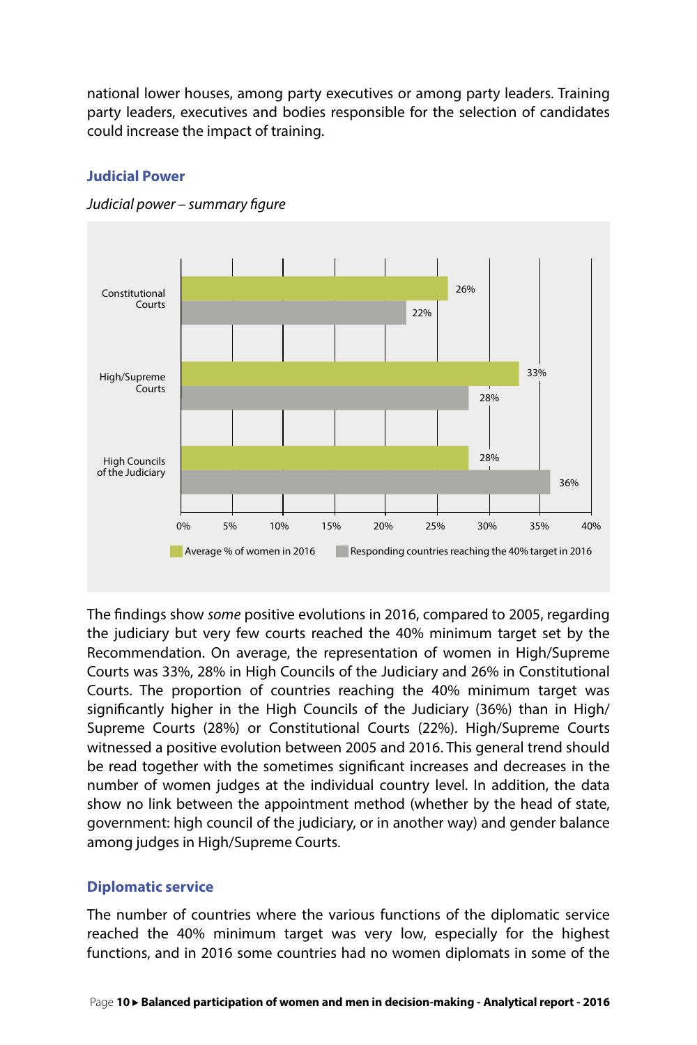national lower houses, among party executives or among party leaders. Training party leaders, executives and bodies responsible for the selection of candidates could increase the impact of training.

### Judicial Power

*Judicial power – summary figure*

| | Average % of women in 2016 | Responding countries reaching the 40% target in 2016 |
|---|---|---|
| Constitutional Courts | 26% | 22% |
| High/Supreme Courts | 33% | 28% |
| High Councils of the Judiciary | 28% | 36% |

The findings show *some* positive evolutions in 2016, compared to 2005, regarding the judiciary but very few courts reached the 40% minimum target set by the Recommendation. On average, the representation of women in High/Supreme Courts was 33%, 28% in High Councils of the Judiciary and 26% in Constitutional Courts. The proportion of countries reaching the 40% minimum target was significantly higher in the High Councils of the Judiciary (36%) than in High/Supreme Courts (28%) or Constitutional Courts (22%). High/Supreme Courts witnessed a positive evolution between 2005 and 2016. This general trend should be read together with the sometimes significant increases and decreases in the number of women judges at the individual country level. In addition, the data show no link between the appointment method (whether by the head of state, government: high council of the judiciary, or in another way) and gender balance among judges in High/Supreme Courts.

### Diplomatic service

The number of countries where the various functions of the diplomatic service reached the 40% minimum target was very low, especially for the highest functions, and in 2016 some countries had no women diplomats in some of the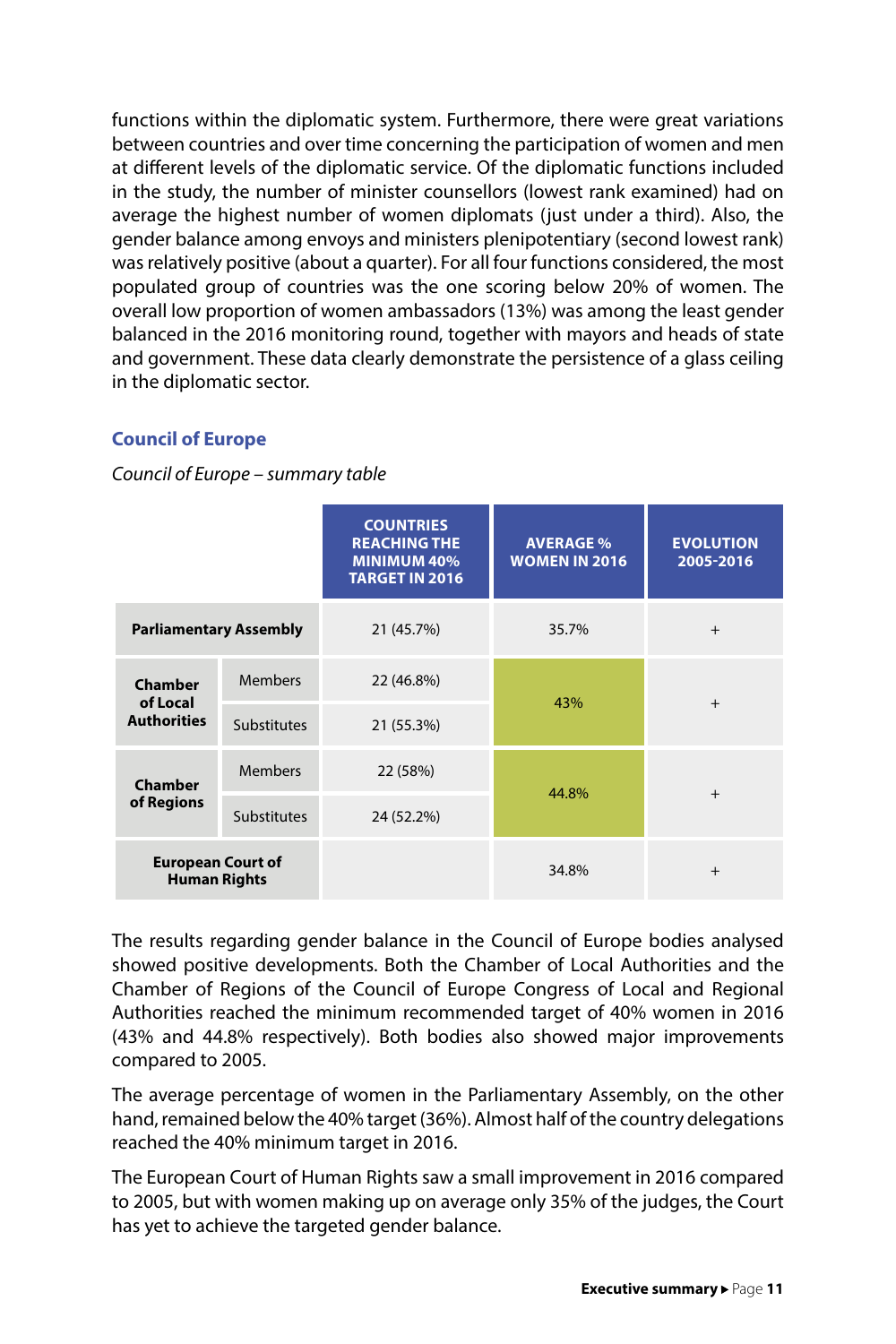functions within the diplomatic system. Furthermore, there were great variations between countries and over time concerning the participation of women and men at different levels of the diplomatic service. Of the diplomatic functions included in the study, the number of minister counsellors (lowest rank examined) had on average the highest number of women diplomats (just under a third). Also, the gender balance among envoys and ministers plenipotentiary (second lowest rank) was relatively positive (about a quarter). For all four functions considered, the most populated group of countries was the one scoring below 20% of women. The overall low proportion of women ambassadors (13%) was among the least gender balanced in the 2016 monitoring round, together with mayors and heads of state and government. These data clearly demonstrate the persistence of a glass ceiling in the diplomatic sector.

### Council of Europe

*Council of Europe – summary table*

| | | COUNTRIES REACHING THE MINIMUM 40% TARGET IN 2016 | AVERAGE % WOMEN IN 2016 | EVOLUTION 2005-2016 |
|---|---|---|---|---|
| **Parliamentary Assembly** | | 21 (45.7%) | 35.7% | + |
| **Chamber of Local Authorities** | Members | 22 (46.8%) | 43% | + |
| | Substitutes | 21 (55.3%) | | |
| **Chamber of Regions** | Members | 22 (58%) | 44.8% | + |
| | Substitutes | 24 (52.2%) | | |
| **European Court of Human Rights** | | | 34.8% | + |

The results regarding gender balance in the Council of Europe bodies analysed showed positive developments. Both the Chamber of Local Authorities and the Chamber of Regions of the Council of Europe Congress of Local and Regional Authorities reached the minimum recommended target of 40% women in 2016 (43% and 44.8% respectively). Both bodies also showed major improvements compared to 2005.

The average percentage of women in the Parliamentary Assembly, on the other hand, remained below the 40% target (36%). Almost half of the country delegations reached the 40% minimum target in 2016.

The European Court of Human Rights saw a small improvement in 2016 compared to 2005, but with women making up on average only 35% of the judges, the Court has yet to achieve the targeted gender balance.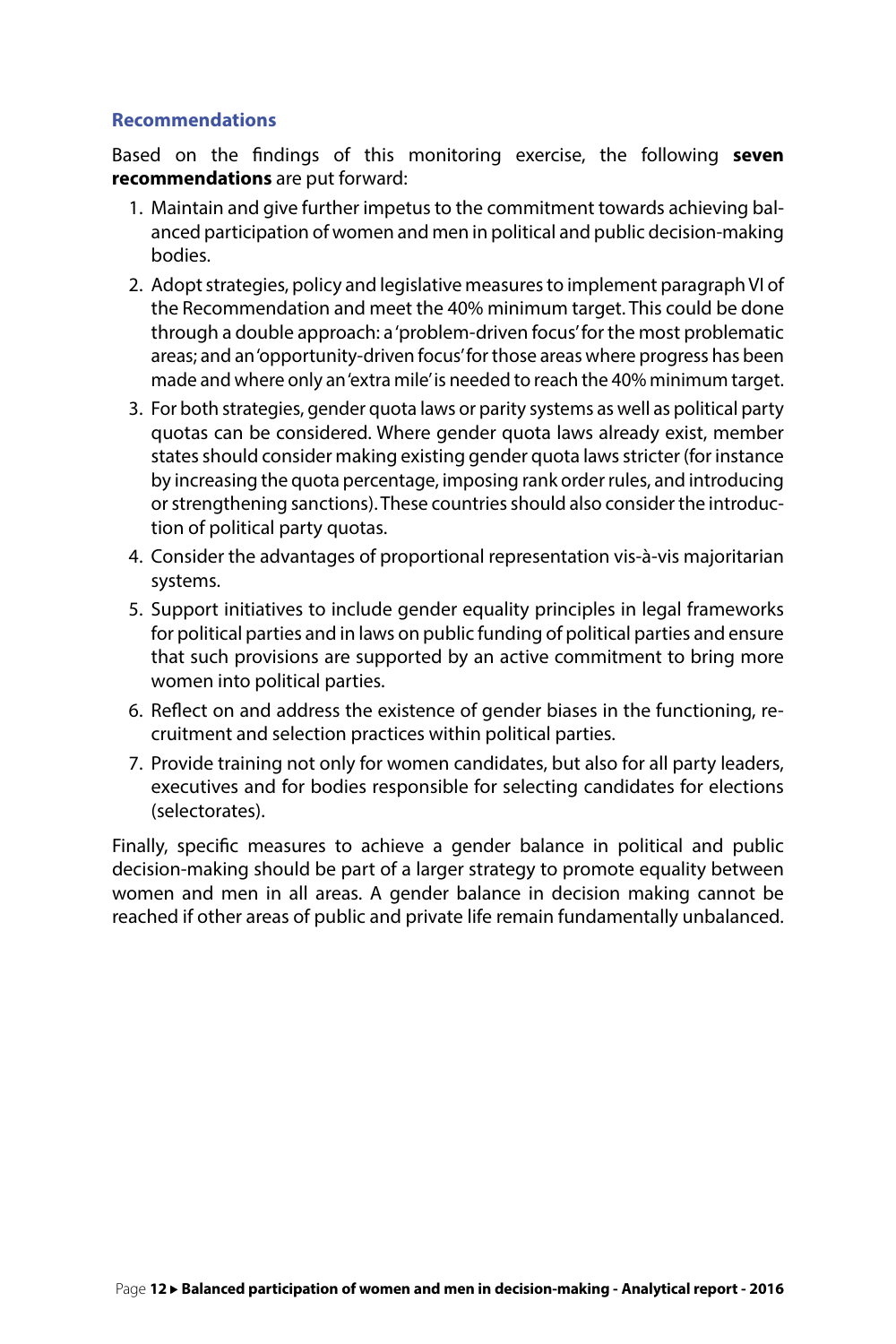### Recommendations

Based on the findings of this monitoring exercise, the following **seven recommendations** are put forward:

1. Maintain and give further impetus to the commitment towards achieving balanced participation of women and men in political and public decision-making bodies.
2. Adopt strategies, policy and legislative measures to implement paragraph VI of the Recommendation and meet the 40% minimum target. This could be done through a double approach: a 'problem-driven focus' for the most problematic areas; and an 'opportunity-driven focus' for those areas where progress has been made and where only an 'extra mile' is needed to reach the 40% minimum target.
3. For both strategies, gender quota laws or parity systems as well as political party quotas can be considered. Where gender quota laws already exist, member states should consider making existing gender quota laws stricter (for instance by increasing the quota percentage, imposing rank order rules, and introducing or strengthening sanctions). These countries should also consider the introduction of political party quotas.
4. Consider the advantages of proportional representation vis-à-vis majoritarian systems.
5. Support initiatives to include gender equality principles in legal frameworks for political parties and in laws on public funding of political parties and ensure that such provisions are supported by an active commitment to bring more women into political parties.
6. Reflect on and address the existence of gender biases in the functioning, recruitment and selection practices within political parties.
7. Provide training not only for women candidates, but also for all party leaders, executives and for bodies responsible for selecting candidates for elections (selectorates).

Finally, specific measures to achieve a gender balance in political and public decision-making should be part of a larger strategy to promote equality between women and men in all areas. A gender balance in decision making cannot be reached if other areas of public and private life remain fundamentally unbalanced.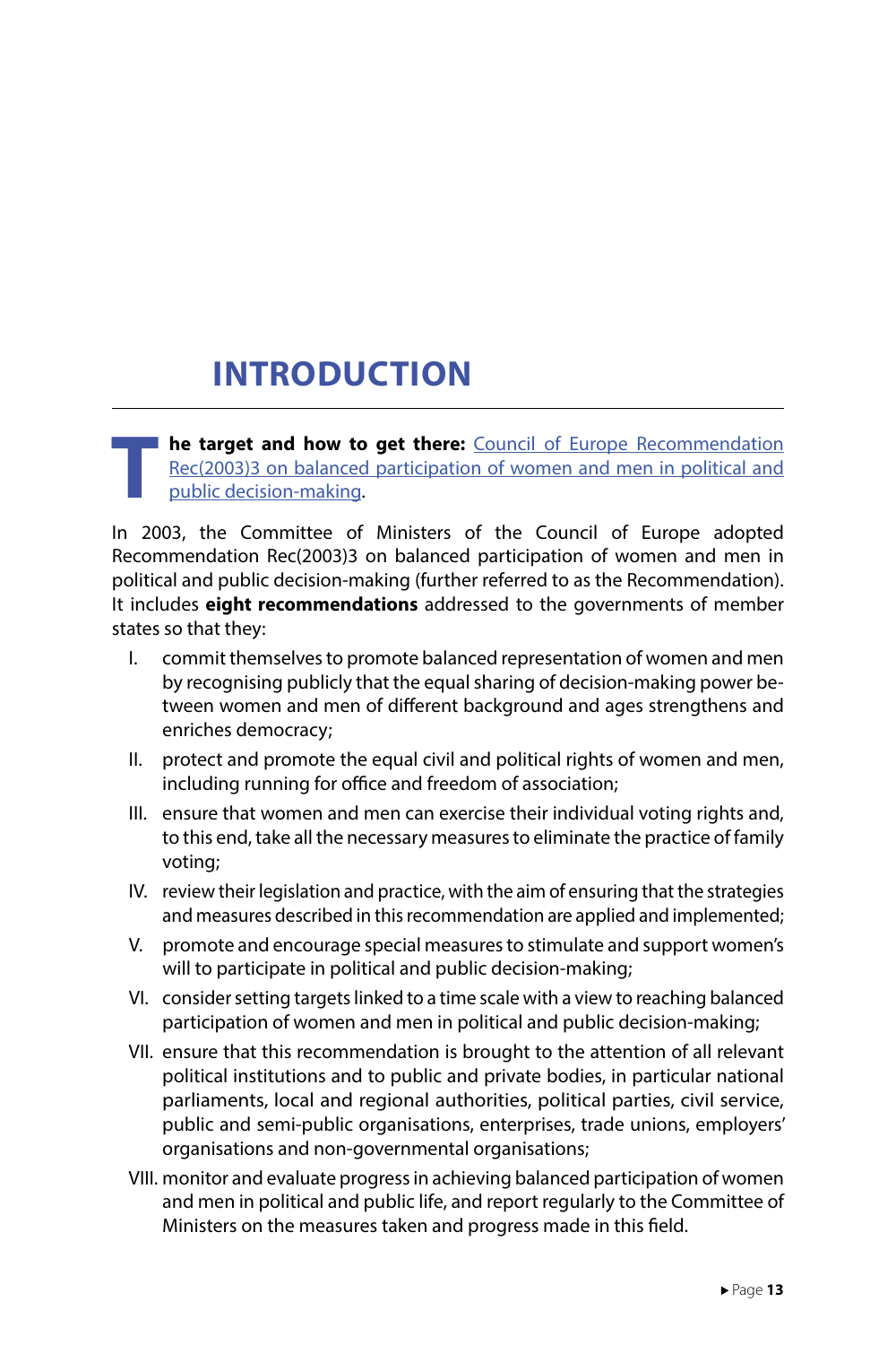# INTRODUCTION

**The target and how to get there:** Council of Europe Recommendation Rec(2003)3 on balanced participation of women and men in political and public decision-making.

In 2003, the Committee of Ministers of the Council of Europe adopted Recommendation Rec(2003)3 on balanced participation of women and men in political and public decision-making (further referred to as the Recommendation). It includes **eight recommendations** addressed to the governments of member states so that they:

I. commit themselves to promote balanced representation of women and men by recognising publicly that the equal sharing of decision-making power between women and men of different background and ages strengthens and enriches democracy;

II. protect and promote the equal civil and political rights of women and men, including running for office and freedom of association;

III. ensure that women and men can exercise their individual voting rights and, to this end, take all the necessary measures to eliminate the practice of family voting;

IV. review their legislation and practice, with the aim of ensuring that the strategies and measures described in this recommendation are applied and implemented;

V. promote and encourage special measures to stimulate and support women's will to participate in political and public decision-making;

VI. consider setting targets linked to a time scale with a view to reaching balanced participation of women and men in political and public decision-making;

VII. ensure that this recommendation is brought to the attention of all relevant political institutions and to public and private bodies, in particular national parliaments, local and regional authorities, political parties, civil service, public and semi-public organisations, enterprises, trade unions, employers' organisations and non-governmental organisations;

VIII. monitor and evaluate progress in achieving balanced participation of women and men in political and public life, and report regularly to the Committee of Ministers on the measures taken and progress made in this field.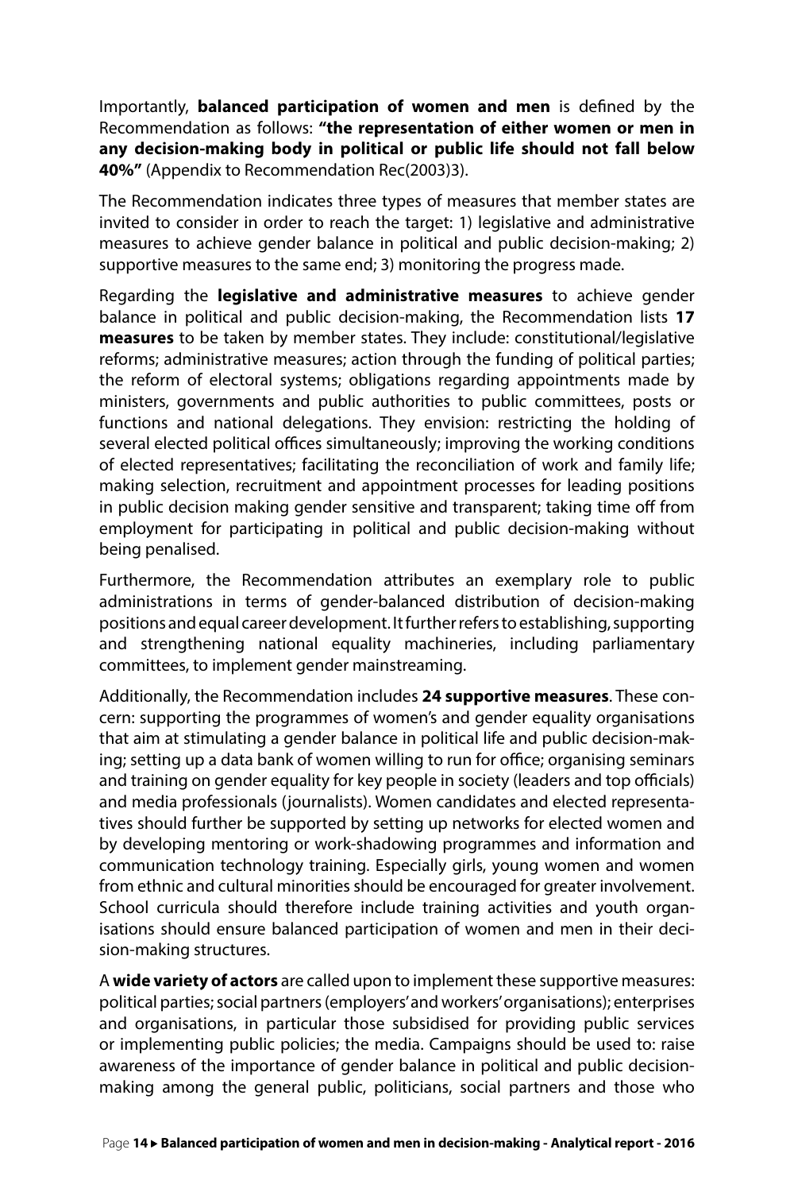Importantly, **balanced participation of women and men** is defined by the Recommendation as follows: **"the representation of either women or men in any decision-making body in political or public life should not fall below 40%"** (Appendix to Recommendation Rec(2003)3).

The Recommendation indicates three types of measures that member states are invited to consider in order to reach the target: 1) legislative and administrative measures to achieve gender balance in political and public decision-making; 2) supportive measures to the same end; 3) monitoring the progress made.

Regarding the **legislative and administrative measures** to achieve gender balance in political and public decision-making, the Recommendation lists **17 measures** to be taken by member states. They include: constitutional/legislative reforms; administrative measures; action through the funding of political parties; the reform of electoral systems; obligations regarding appointments made by ministers, governments and public authorities to public committees, posts or functions and national delegations. They envision: restricting the holding of several elected political offices simultaneously; improving the working conditions of elected representatives; facilitating the reconciliation of work and family life; making selection, recruitment and appointment processes for leading positions in public decision making gender sensitive and transparent; taking time off from employment for participating in political and public decision-making without being penalised.

Furthermore, the Recommendation attributes an exemplary role to public administrations in terms of gender-balanced distribution of decision-making positions and equal career development. It further refers to establishing, supporting and strengthening national equality machineries, including parliamentary committees, to implement gender mainstreaming.

Additionally, the Recommendation includes **24 supportive measures**. These concern: supporting the programmes of women's and gender equality organisations that aim at stimulating a gender balance in political life and public decision-making; setting up a data bank of women willing to run for office; organising seminars and training on gender equality for key people in society (leaders and top officials) and media professionals (journalists). Women candidates and elected representatives should further be supported by setting up networks for elected women and by developing mentoring or work-shadowing programmes and information and communication technology training. Especially girls, young women and women from ethnic and cultural minorities should be encouraged for greater involvement. School curricula should therefore include training activities and youth organisations should ensure balanced participation of women and men in their decision-making structures.

A **wide variety of actors** are called upon to implement these supportive measures: political parties; social partners (employers' and workers' organisations); enterprises and organisations, in particular those subsidised for providing public services or implementing public policies; the media. Campaigns should be used to: raise awareness of the importance of gender balance in political and public decision-making among the general public, politicians, social partners and those who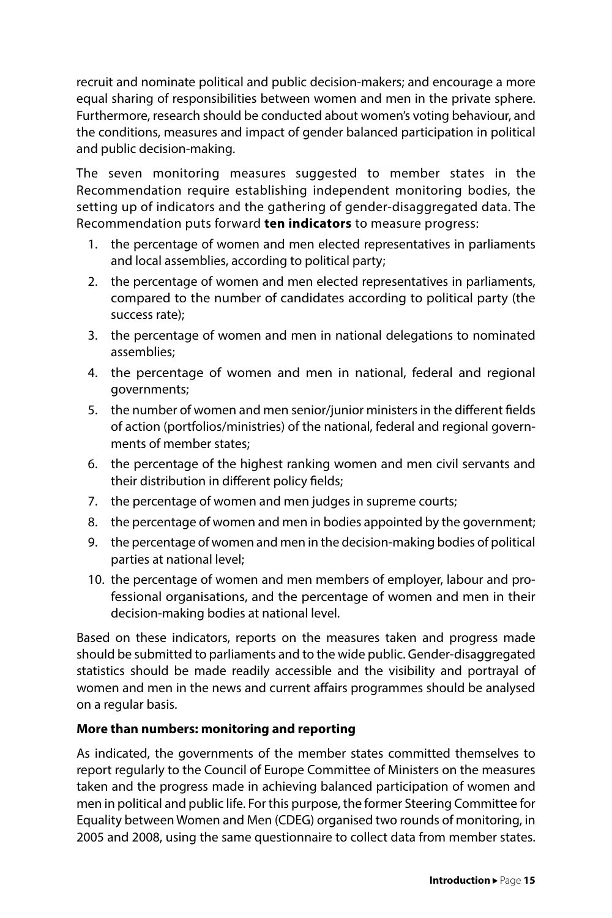recruit and nominate political and public decision-makers; and encourage a more equal sharing of responsibilities between women and men in the private sphere. Furthermore, research should be conducted about women's voting behaviour, and the conditions, measures and impact of gender balanced participation in political and public decision-making.

The seven monitoring measures suggested to member states in the Recommendation require establishing independent monitoring bodies, the setting up of indicators and the gathering of gender-disaggregated data. The Recommendation puts forward **ten indicators** to measure progress:

1. the percentage of women and men elected representatives in parliaments and local assemblies, according to political party;
2. the percentage of women and men elected representatives in parliaments, compared to the number of candidates according to political party (the success rate);
3. the percentage of women and men in national delegations to nominated assemblies;
4. the percentage of women and men in national, federal and regional governments;
5. the number of women and men senior/junior ministers in the different fields of action (portfolios/ministries) of the national, federal and regional governments of member states;
6. the percentage of the highest ranking women and men civil servants and their distribution in different policy fields;
7. the percentage of women and men judges in supreme courts;
8. the percentage of women and men in bodies appointed by the government;
9. the percentage of women and men in the decision-making bodies of political parties at national level;
10. the percentage of women and men members of employer, labour and professional organisations, and the percentage of women and men in their decision-making bodies at national level.

Based on these indicators, reports on the measures taken and progress made should be submitted to parliaments and to the wide public. Gender-disaggregated statistics should be made readily accessible and the visibility and portrayal of women and men in the news and current affairs programmes should be analysed on a regular basis.

**More than numbers: monitoring and reporting**

As indicated, the governments of the member states committed themselves to report regularly to the Council of Europe Committee of Ministers on the measures taken and the progress made in achieving balanced participation of women and men in political and public life. For this purpose, the former Steering Committee for Equality between Women and Men (CDEG) organised two rounds of monitoring, in 2005 and 2008, using the same questionnaire to collect data from member states.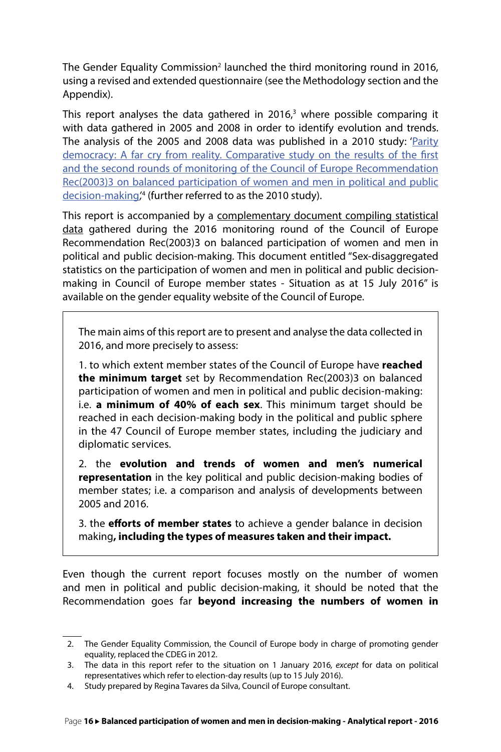The Gender Equality Commission[2] launched the third monitoring round in 2016, using a revised and extended questionnaire (see the Methodology section and the Appendix).

This report analyses the data gathered in 2016,[3] where possible comparing it with data gathered in 2005 and 2008 in order to identify evolution and trends. The analysis of the 2005 and 2008 data was published in a 2010 study: 'Parity democracy: A far cry from reality. Comparative study on the results of the first and the second rounds of monitoring of the Council of Europe Recommendation Rec(2003)3 on balanced participation of women and men in political and public decision-making',[4] (further referred to as the 2010 study).

This report is accompanied by a complementary document compiling statistical data gathered during the 2016 monitoring round of the Council of Europe Recommendation Rec(2003)3 on balanced participation of women and men in political and public decision-making. This document entitled "Sex-disaggregated statistics on the participation of women and men in political and public decision-making in Council of Europe member states - Situation as at 15 July 2016" is available on the gender equality website of the Council of Europe.

> The main aims of this report are to present and analyse the data collected in 2016, and more precisely to assess:
>
> 1. to which extent member states of the Council of Europe have **reached the minimum target** set by Recommendation Rec(2003)3 on balanced participation of women and men in political and public decision-making: i.e. **a minimum of 40% of each sex**. This minimum target should be reached in each decision-making body in the political and public sphere in the 47 Council of Europe member states, including the judiciary and diplomatic services.
>
> 2. the **evolution and trends of women and men's numerical representation** in the key political and public decision-making bodies of member states; i.e. a comparison and analysis of developments between 2005 and 2016.
>
> 3. the **efforts of member states** to achieve a gender balance in decision making**, including the types of measures taken and their impact.**

Even though the current report focuses mostly on the number of women and men in political and public decision-making, it should be noted that the Recommendation goes far **beyond increasing the numbers of women in**

2. The Gender Equality Commission, the Council of Europe body in charge of promoting gender equality, replaced the CDEG in 2012.
3. The data in this report refer to the situation on 1 January 2016, *except* for data on political representatives which refer to election-day results (up to 15 July 2016).
4. Study prepared by Regina Tavares da Silva, Council of Europe consultant.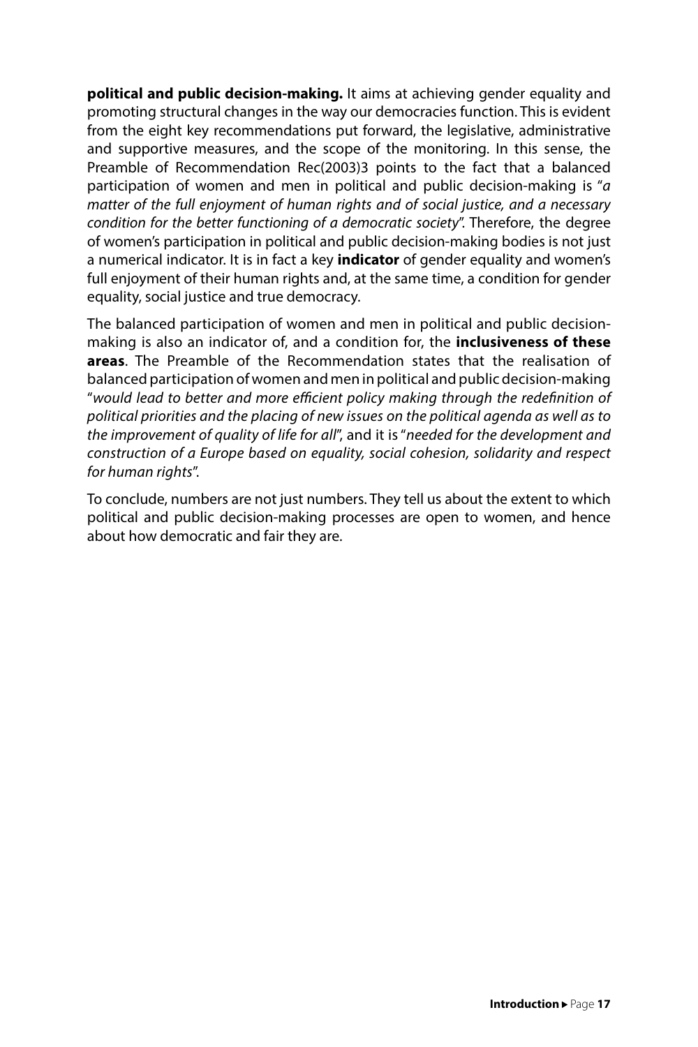**political and public decision-making.** It aims at achieving gender equality and promoting structural changes in the way our democracies function. This is evident from the eight key recommendations put forward, the legislative, administrative and supportive measures, and the scope of the monitoring. In this sense, the Preamble of Recommendation Rec(2003)3 points to the fact that a balanced participation of women and men in political and public decision-making is "*a matter of the full enjoyment of human rights and of social justice, and a necessary condition for the better functioning of a democratic society*". Therefore, the degree of women's participation in political and public decision-making bodies is not just a numerical indicator. It is in fact a key **indicator** of gender equality and women's full enjoyment of their human rights and, at the same time, a condition for gender equality, social justice and true democracy.

The balanced participation of women and men in political and public decision-making is also an indicator of, and a condition for, the **inclusiveness of these areas**. The Preamble of the Recommendation states that the realisation of balanced participation of women and men in political and public decision-making "*would lead to better and more efficient policy making through the redefinition of political priorities and the placing of new issues on the political agenda as well as to the improvement of quality of life for all*", and it is "*needed for the development and construction of a Europe based on equality, social cohesion, solidarity and respect for human rights*".

To conclude, numbers are not just numbers. They tell us about the extent to which political and public decision-making processes are open to women, and hence about how democratic and fair they are.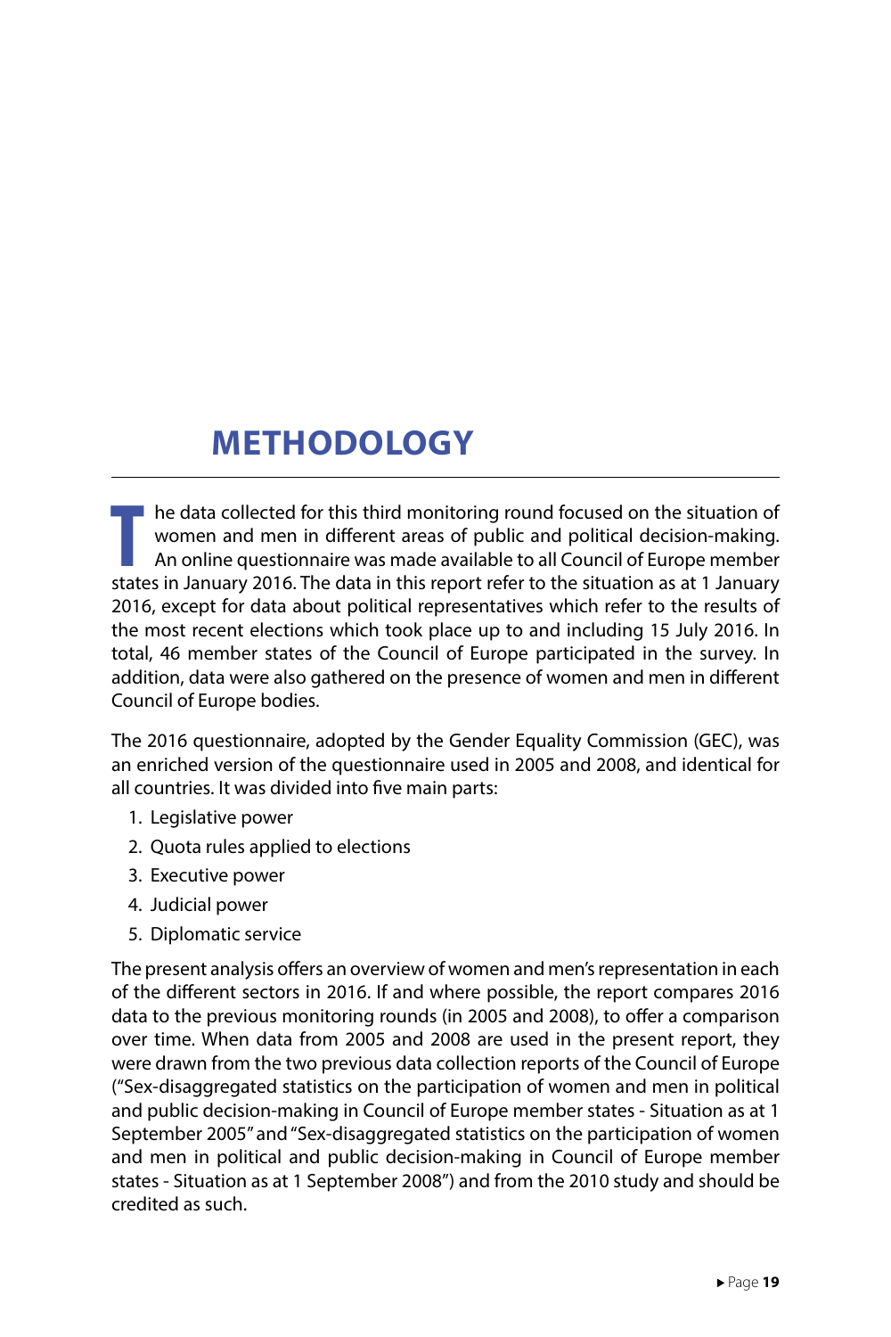# METHODOLOGY

The data collected for this third monitoring round focused on the situation of women and men in different areas of public and political decision-making. An online questionnaire was made available to all Council of Europe member states in January 2016. The data in this report refer to the situation as at 1 January 2016, except for data about political representatives which refer to the results of the most recent elections which took place up to and including 15 July 2016. In total, 46 member states of the Council of Europe participated in the survey. In addition, data were also gathered on the presence of women and men in different Council of Europe bodies.

The 2016 questionnaire, adopted by the Gender Equality Commission (GEC), was an enriched version of the questionnaire used in 2005 and 2008, and identical for all countries. It was divided into five main parts:

1. Legislative power
2. Quota rules applied to elections
3. Executive power
4. Judicial power
5. Diplomatic service

The present analysis offers an overview of women and men's representation in each of the different sectors in 2016. If and where possible, the report compares 2016 data to the previous monitoring rounds (in 2005 and 2008), to offer a comparison over time. When data from 2005 and 2008 are used in the present report, they were drawn from the two previous data collection reports of the Council of Europe ("Sex-disaggregated statistics on the participation of women and men in political and public decision-making in Council of Europe member states - Situation as at 1 September 2005" and "Sex-disaggregated statistics on the participation of women and men in political and public decision-making in Council of Europe member states - Situation as at 1 September 2008") and from the 2010 study and should be credited as such.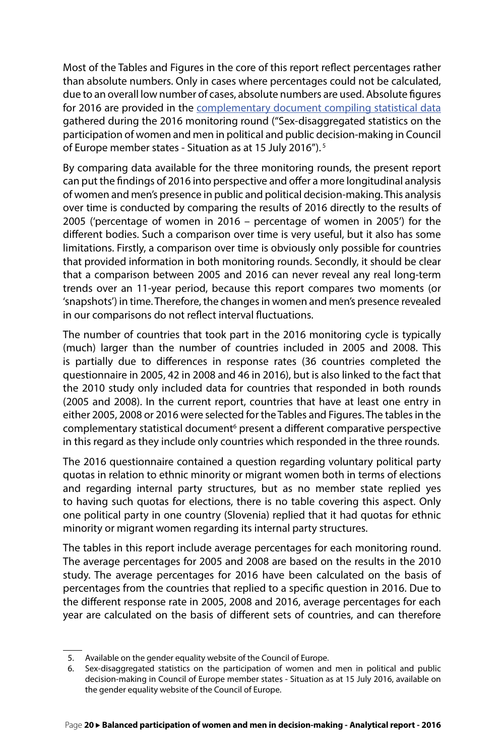Most of the Tables and Figures in the core of this report reflect percentages rather than absolute numbers. Only in cases where percentages could not be calculated, due to an overall low number of cases, absolute numbers are used. Absolute figures for 2016 are provided in the complementary document compiling statistical data gathered during the 2016 monitoring round ("Sex-disaggregated statistics on the participation of women and men in political and public decision-making in Council of Europe member states - Situation as at 15 July 2016").[5]

By comparing data available for the three monitoring rounds, the present report can put the findings of 2016 into perspective and offer a more longitudinal analysis of women and men's presence in public and political decision-making. This analysis over time is conducted by comparing the results of 2016 directly to the results of 2005 ('percentage of women in 2016 – percentage of women in 2005') for the different bodies. Such a comparison over time is very useful, but it also has some limitations. Firstly, a comparison over time is obviously only possible for countries that provided information in both monitoring rounds. Secondly, it should be clear that a comparison between 2005 and 2016 can never reveal any real long-term trends over an 11-year period, because this report compares two moments (or 'snapshots') in time. Therefore, the changes in women and men's presence revealed in our comparisons do not reflect interval fluctuations.

The number of countries that took part in the 2016 monitoring cycle is typically (much) larger than the number of countries included in 2005 and 2008. This is partially due to differences in response rates (36 countries completed the questionnaire in 2005, 42 in 2008 and 46 in 2016), but is also linked to the fact that the 2010 study only included data for countries that responded in both rounds (2005 and 2008). In the current report, countries that have at least one entry in either 2005, 2008 or 2016 were selected for the Tables and Figures. The tables in the complementary statistical document[6] present a different comparative perspective in this regard as they include only countries which responded in the three rounds.

The 2016 questionnaire contained a question regarding voluntary political party quotas in relation to ethnic minority or migrant women both in terms of elections and regarding internal party structures, but as no member state replied yes to having such quotas for elections, there is no table covering this aspect. Only one political party in one country (Slovenia) replied that it had quotas for ethnic minority or migrant women regarding its internal party structures.

The tables in this report include average percentages for each monitoring round. The average percentages for 2005 and 2008 are based on the results in the 2010 study. The average percentages for 2016 have been calculated on the basis of percentages from the countries that replied to a specific question in 2016. Due to the different response rate in 2005, 2008 and 2016, average percentages for each year are calculated on the basis of different sets of countries, and can therefore

5. Available on the gender equality website of the Council of Europe.
6. Sex-disaggregated statistics on the participation of women and men in political and public decision-making in Council of Europe member states - Situation as at 15 July 2016, available on the gender equality website of the Council of Europe.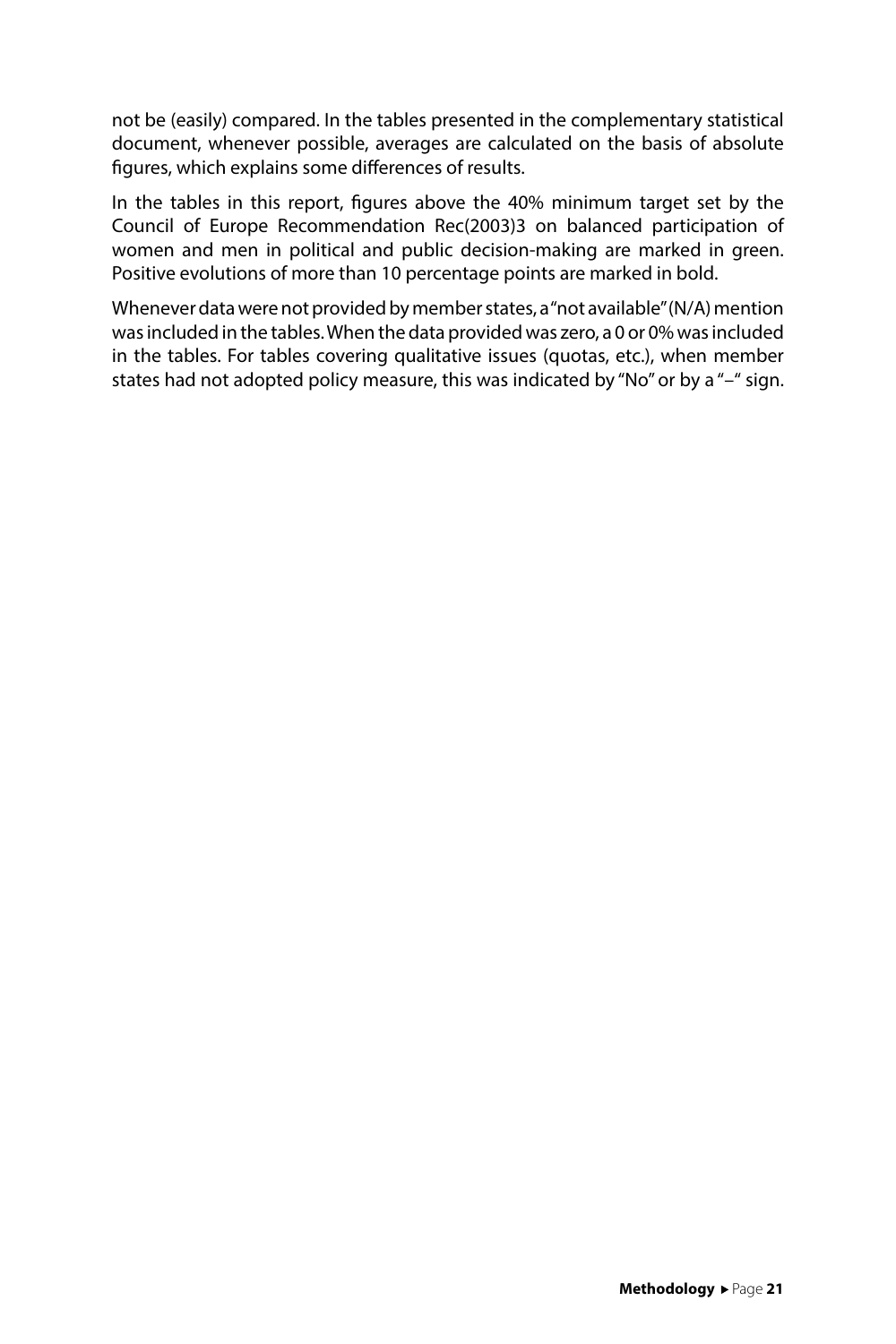not be (easily) compared. In the tables presented in the complementary statistical document, whenever possible, averages are calculated on the basis of absolute figures, which explains some differences of results.

In the tables in this report, figures above the 40% minimum target set by the Council of Europe Recommendation Rec(2003)3 on balanced participation of women and men in political and public decision-making are marked in green. Positive evolutions of more than 10 percentage points are marked in bold.

Whenever data were not provided by member states, a "not available" (N/A) mention was included in the tables. When the data provided was zero, a 0 or 0% was included in the tables. For tables covering qualitative issues (quotas, etc.), when member states had not adopted policy measure, this was indicated by "No" or by a "–" sign.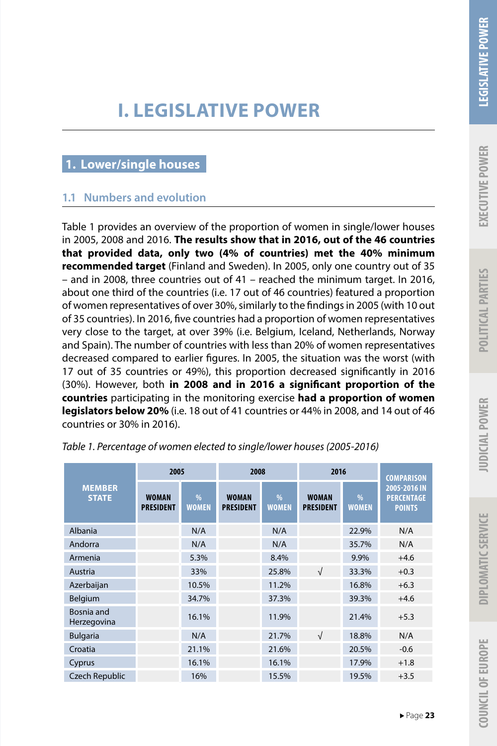# I. LEGISLATIVE POWER

## 1. Lower/single houses

### 1.1 Numbers and evolution

Table 1 provides an overview of the proportion of women in single/lower houses in 2005, 2008 and 2016. **The results show that in 2016, out of the 46 countries that provided data, only two (4% of countries) met the 40% minimum recommended target** (Finland and Sweden). In 2005, only one country out of 35 – and in 2008, three countries out of 41 – reached the minimum target. In 2016, about one third of the countries (i.e. 17 out of 46 countries) featured a proportion of women representatives of over 30%, similarly to the findings in 2005 (with 10 out of 35 countries). In 2016, five countries had a proportion of women representatives very close to the target, at over 39% (i.e. Belgium, Iceland, Netherlands, Norway and Spain). The number of countries with less than 20% of women representatives decreased compared to earlier figures. In 2005, the situation was the worst (with 17 out of 35 countries or 49%), this proportion decreased significantly in 2016 (30%). However, both **in 2008 and in 2016 a significant proportion of the countries** participating in the monitoring exercise **had a proportion of women legislators below 20%** (i.e. 18 out of 41 countries or 44% in 2008, and 14 out of 46 countries or 30% in 2016).

*Table 1. Percentage of women elected to single/lower houses (2005-2016)*

| MEMBER STATE | 2005 | | 2008 | | 2016 | | COMPARISON 2005-2016 IN PERCENTAGE POINTS |
|---|---|---|---|---|---|---|---|
| | WOMAN PRESIDENT | % WOMEN | WOMAN PRESIDENT | % WOMEN | WOMAN PRESIDENT | % WOMEN | |
| Albania | | N/A | | N/A | | 22.9% | N/A |
| Andorra | | N/A | | N/A | | 35.7% | N/A |
| Armenia | | 5.3% | | 8.4% | | 9.9% | +4.6 |
| Austria | | 33% | | 25.8% | √ | 33.3% | +0.3 |
| Azerbaijan | | 10.5% | | 11.2% | | 16.8% | +6.3 |
| Belgium | | 34.7% | | 37.3% | | 39.3% | +4.6 |
| Bosnia and Herzegovina | | 16.1% | | 11.9% | | 21.4% | +5.3 |
| Bulgaria | | N/A | | 21.7% | √ | 18.8% | N/A |
| Croatia | | 21.1% | | 21.6% | | 20.5% | -0.6 |
| Cyprus | | 16.1% | | 16.1% | | 17.9% | +1.8 |
| Czech Republic | | 16% | | 15.5% | | 19.5% | +3.5 |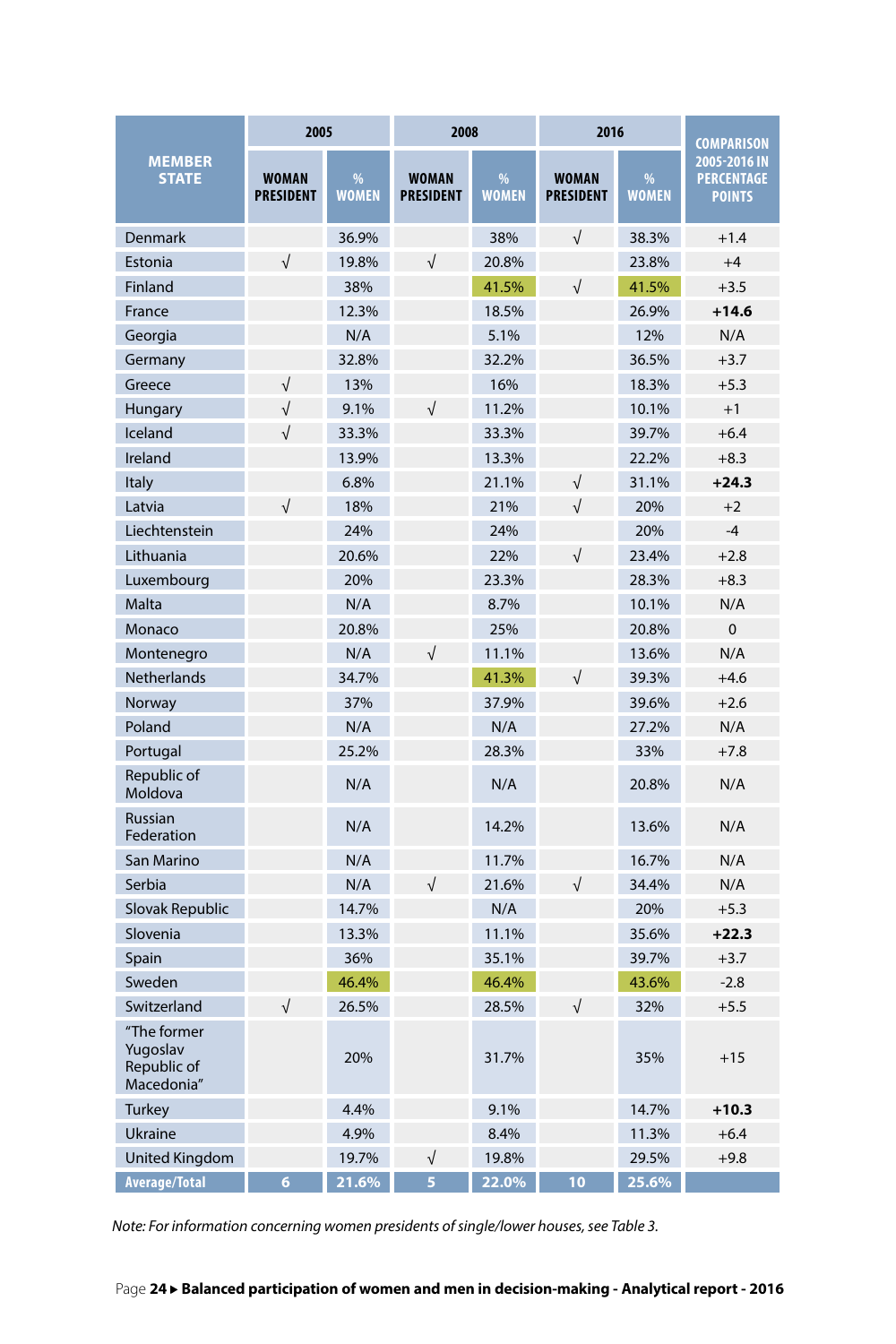| MEMBER STATE | 2005 | | 2008 | | 2016 | | COMPARISON 2005-2016 IN PERCENTAGE POINTS |
|---|---|---|---|---|---|---|---|
| | WOMAN PRESIDENT | % WOMEN | WOMAN PRESIDENT | % WOMEN | WOMAN PRESIDENT | % WOMEN | |
| Denmark | | 36.9% | | 38% | √ | 38.3% | +1.4 |
| Estonia | √ | 19.8% | √ | 20.8% | | 23.8% | +4 |
| Finland | | 38% | | 41.5% | √ | 41.5% | +3.5 |
| France | | 12.3% | | 18.5% | | 26.9% | **+14.6** |
| Georgia | | N/A | | 5.1% | | 12% | N/A |
| Germany | | 32.8% | | 32.2% | | 36.5% | +3.7 |
| Greece | √ | 13% | | 16% | | 18.3% | +5.3 |
| Hungary | √ | 9.1% | √ | 11.2% | | 10.1% | +1 |
| Iceland | √ | 33.3% | | 33.3% | | 39.7% | +6.4 |
| Ireland | | 13.9% | | 13.3% | | 22.2% | +8.3 |
| Italy | | 6.8% | | 21.1% | √ | 31.1% | **+24.3** |
| Latvia | √ | 18% | | 21% | √ | 20% | +2 |
| Liechtenstein | | 24% | | 24% | | 20% | -4 |
| Lithuania | | 20.6% | | 22% | √ | 23.4% | +2.8 |
| Luxembourg | | 20% | | 23.3% | | 28.3% | +8.3 |
| Malta | | N/A | | 8.7% | | 10.1% | N/A |
| Monaco | | 20.8% | | 25% | | 20.8% | 0 |
| Montenegro | | N/A | √ | 11.1% | | 13.6% | N/A |
| Netherlands | | 34.7% | | 41.3% | √ | 39.3% | +4.6 |
| Norway | | 37% | | 37.9% | | 39.6% | +2.6 |
| Poland | | N/A | | N/A | | 27.2% | N/A |
| Portugal | | 25.2% | | 28.3% | | 33% | +7.8 |
| Republic of Moldova | | N/A | | N/A | | 20.8% | N/A |
| Russian Federation | | N/A | | 14.2% | | 13.6% | N/A |
| San Marino | | N/A | | 11.7% | | 16.7% | N/A |
| Serbia | | N/A | √ | 21.6% | √ | 34.4% | N/A |
| Slovak Republic | | 14.7% | | N/A | | 20% | +5.3 |
| Slovenia | | 13.3% | | 11.1% | | 35.6% | **+22.3** |
| Spain | | 36% | | 35.1% | | 39.7% | +3.7 |
| Sweden | | 46.4% | | 46.4% | | 43.6% | -2.8 |
| Switzerland | √ | 26.5% | | 28.5% | √ | 32% | +5.5 |
| "The former Yugoslav Republic of Macedonia" | | 20% | | 31.7% | | 35% | +15 |
| Turkey | | 4.4% | | 9.1% | | 14.7% | **+10.3** |
| Ukraine | | 4.9% | | 8.4% | | 11.3% | +6.4 |
| United Kingdom | | 19.7% | √ | 19.8% | | 29.5% | +9.8 |
| **Average/Total** | **6** | **21.6%** | **5** | **22.0%** | **10** | **25.6%** | |

*Note: For information concerning women presidents of single/lower houses, see Table 3.*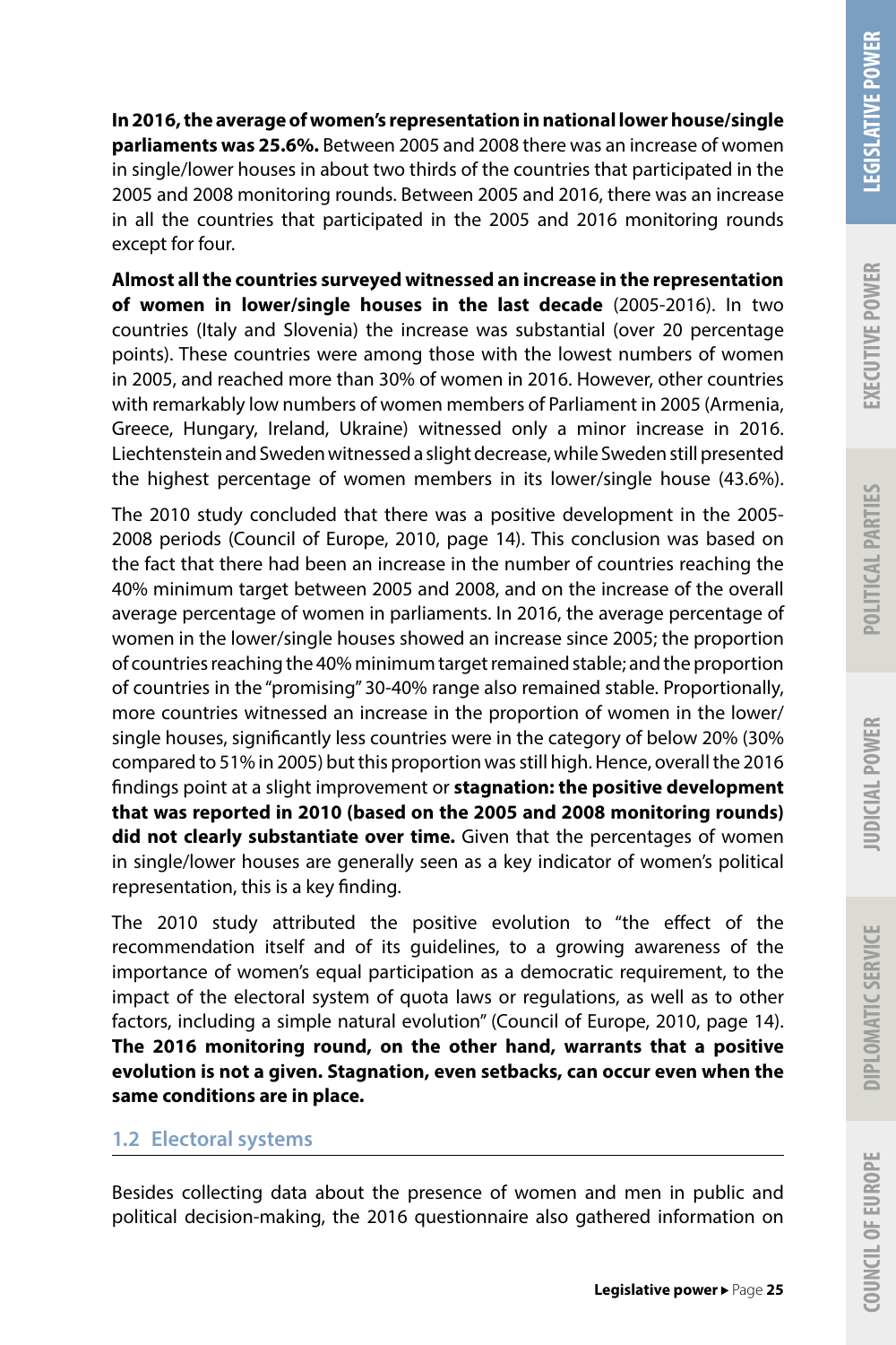**In 2016, the average of women's representation in national lower house/single parliaments was 25.6%.** Between 2005 and 2008 there was an increase of women in single/lower houses in about two thirds of the countries that participated in the 2005 and 2008 monitoring rounds. Between 2005 and 2016, there was an increase in all the countries that participated in the 2005 and 2016 monitoring rounds except for four.

**Almost all the countries surveyed witnessed an increase in the representation of women in lower/single houses in the last decade** (2005-2016). In two countries (Italy and Slovenia) the increase was substantial (over 20 percentage points). These countries were among those with the lowest numbers of women in 2005, and reached more than 30% of women in 2016. However, other countries with remarkably low numbers of women members of Parliament in 2005 (Armenia, Greece, Hungary, Ireland, Ukraine) witnessed only a minor increase in 2016. Liechtenstein and Sweden witnessed a slight decrease, while Sweden still presented the highest percentage of women members in its lower/single house (43.6%).

The 2010 study concluded that there was a positive development in the 2005-2008 periods (Council of Europe, 2010, page 14). This conclusion was based on the fact that there had been an increase in the number of countries reaching the 40% minimum target between 2005 and 2008, and on the increase of the overall average percentage of women in parliaments. In 2016, the average percentage of women in the lower/single houses showed an increase since 2005; the proportion of countries reaching the 40% minimum target remained stable; and the proportion of countries in the "promising" 30-40% range also remained stable. Proportionally, more countries witnessed an increase in the proportion of women in the lower/single houses, significantly less countries were in the category of below 20% (30% compared to 51% in 2005) but this proportion was still high. Hence, overall the 2016 findings point at a slight improvement or **stagnation: the positive development that was reported in 2010 (based on the 2005 and 2008 monitoring rounds) did not clearly substantiate over time.** Given that the percentages of women in single/lower houses are generally seen as a key indicator of women's political representation, this is a key finding.

The 2010 study attributed the positive evolution to "the effect of the recommendation itself and of its guidelines, to a growing awareness of the importance of women's equal participation as a democratic requirement, to the impact of the electoral system of quota laws or regulations, as well as to other factors, including a simple natural evolution" (Council of Europe, 2010, page 14). **The 2016 monitoring round, on the other hand, warrants that a positive evolution is not a given. Stagnation, even setbacks, can occur even when the same conditions are in place.**

### 1.2 Electoral systems

Besides collecting data about the presence of women and men in public and political decision-making, the 2016 questionnaire also gathered information on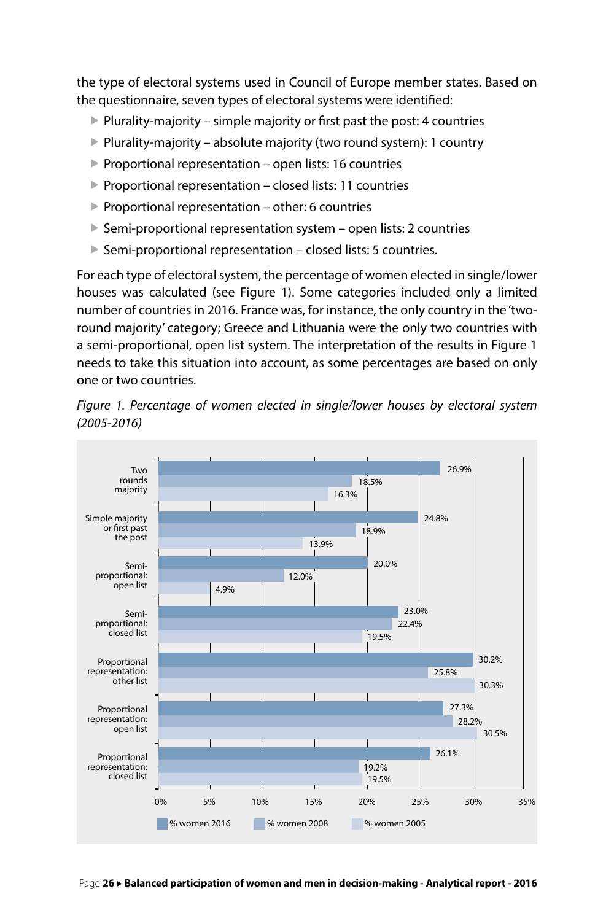the type of electoral systems used in Council of Europe member states. Based on the questionnaire, seven types of electoral systems were identified:

- Plurality-majority – simple majority or first past the post: 4 countries
- Plurality-majority – absolute majority (two round system): 1 country
- Proportional representation – open lists: 16 countries
- Proportional representation – closed lists: 11 countries
- Proportional representation – other: 6 countries
- Semi-proportional representation system – open lists: 2 countries
- Semi-proportional representation – closed lists: 5 countries.

For each type of electoral system, the percentage of women elected in single/lower houses was calculated (see Figure 1). Some categories included only a limited number of countries in 2016. France was, for instance, the only country in the 'two-round majority' category; Greece and Lithuania were the only two countries with a semi-proportional, open list system. The interpretation of the results in Figure 1 needs to take this situation into account, as some percentages are based on only one or two countries.

*Figure 1. Percentage of women elected in single/lower houses by electoral system (2005-2016)*

| Electoral system | % women 2016 | % women 2008 | % women 2005 |
|---|---|---|---|
| Two rounds majority | 26.9% | 18.5% | 16.3% |
| Simple majority or first past the post | 24.8% | 18.9% | 13.9% |
| Semi-proportional: open list | 20.0% | 12.0% | 4.9% |
| Semi-proportional: closed list | 23.0% | 22.4% | 19.5% |
| Proportional representation: other list | 30.2% | 25.8% | 30.3% |
| Proportional representation: open list | 27.3% | 28.2% | 30.5% |
| Proportional representation: closed list | 26.1% | 19.2% | 19.5% |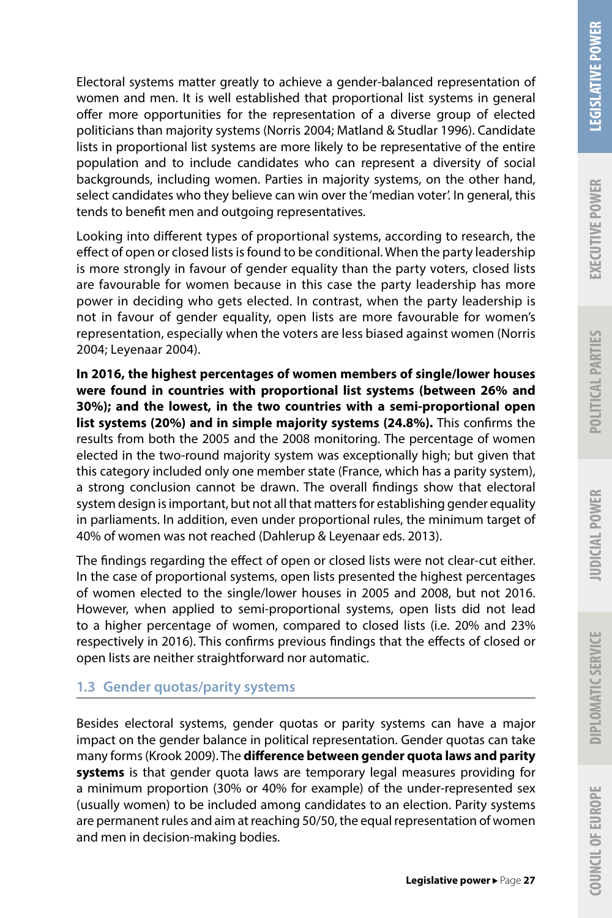Electoral systems matter greatly to achieve a gender-balanced representation of women and men. It is well established that proportional list systems in general offer more opportunities for the representation of a diverse group of elected politicians than majority systems (Norris 2004; Matland & Studlar 1996). Candidate lists in proportional list systems are more likely to be representative of the entire population and to include candidates who can represent a diversity of social backgrounds, including women. Parties in majority systems, on the other hand, select candidates who they believe can win over the 'median voter'. In general, this tends to benefit men and outgoing representatives.

Looking into different types of proportional systems, according to research, the effect of open or closed lists is found to be conditional. When the party leadership is more strongly in favour of gender equality than the party voters, closed lists are favourable for women because in this case the party leadership has more power in deciding who gets elected. In contrast, when the party leadership is not in favour of gender equality, open lists are more favourable for women's representation, especially when the voters are less biased against women (Norris 2004; Leyenaar 2004).

**In 2016, the highest percentages of women members of single/lower houses were found in countries with proportional list systems (between 26% and 30%); and the lowest, in the two countries with a semi-proportional open list systems (20%) and in simple majority systems (24.8%).** This confirms the results from both the 2005 and the 2008 monitoring. The percentage of women elected in the two-round majority system was exceptionally high; but given that this category included only one member state (France, which has a parity system), a strong conclusion cannot be drawn. The overall findings show that electoral system design is important, but not all that matters for establishing gender equality in parliaments. In addition, even under proportional rules, the minimum target of 40% of women was not reached (Dahlerup & Leyenaar eds. 2013).

The findings regarding the effect of open or closed lists were not clear-cut either. In the case of proportional systems, open lists presented the highest percentages of women elected to the single/lower houses in 2005 and 2008, but not 2016. However, when applied to semi-proportional systems, open lists did not lead to a higher percentage of women, compared to closed lists (i.e. 20% and 23% respectively in 2016). This confirms previous findings that the effects of closed or open lists are neither straightforward nor automatic.

### 1.3 Gender quotas/parity systems

Besides electoral systems, gender quotas or parity systems can have a major impact on the gender balance in political representation. Gender quotas can take many forms (Krook 2009). The **difference between gender quota laws and parity systems** is that gender quota laws are temporary legal measures providing for a minimum proportion (30% or 40% for example) of the under-represented sex (usually women) to be included among candidates to an election. Parity systems are permanent rules and aim at reaching 50/50, the equal representation of women and men in decision-making bodies.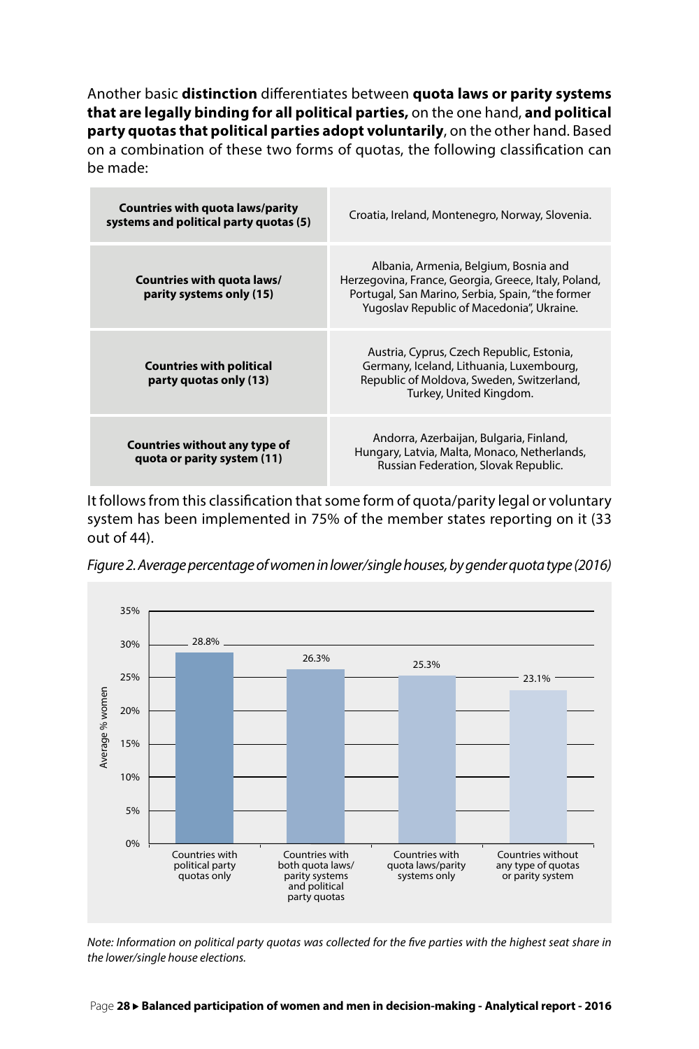Another basic **distinction** differentiates between **quota laws or parity systems that are legally binding for all political parties,** on the one hand, **and political party quotas that political parties adopt voluntarily**, on the other hand. Based on a combination of these two forms of quotas, the following classification can be made:

| | |
|---|---|
| **Countries with quota laws/parity systems and political party quotas (5)** | Croatia, Ireland, Montenegro, Norway, Slovenia. |
| **Countries with quota laws/ parity systems only (15)** | Albania, Armenia, Belgium, Bosnia and Herzegovina, France, Georgia, Greece, Italy, Poland, Portugal, San Marino, Serbia, Spain, "the former Yugoslav Republic of Macedonia", Ukraine. |
| **Countries with political party quotas only (13)** | Austria, Cyprus, Czech Republic, Estonia, Germany, Iceland, Lithuania, Luxembourg, Republic of Moldova, Sweden, Switzerland, Turkey, United Kingdom. |
| **Countries without any type of quota or parity system (11)** | Andorra, Azerbaijan, Bulgaria, Finland, Hungary, Latvia, Malta, Monaco, Netherlands, Russian Federation, Slovak Republic. |

It follows from this classification that some form of quota/parity legal or voluntary system has been implemented in 75% of the member states reporting on it (33 out of 44).

*Figure 2. Average percentage of women in lower/single houses, by gender quota type (2016)*

| Gender quota type | Average % women |
|---|---|
| Countries with political party quotas only | 28.8% |
| Countries with both quota laws/ parity systems and political party quotas | 26.3% |
| Countries with quota laws/parity systems only | 25.3% |
| Countries without any type of quotas or parity system | 23.1% |

*Note: Information on political party quotas was collected for the five parties with the highest seat share in the lower/single house elections.*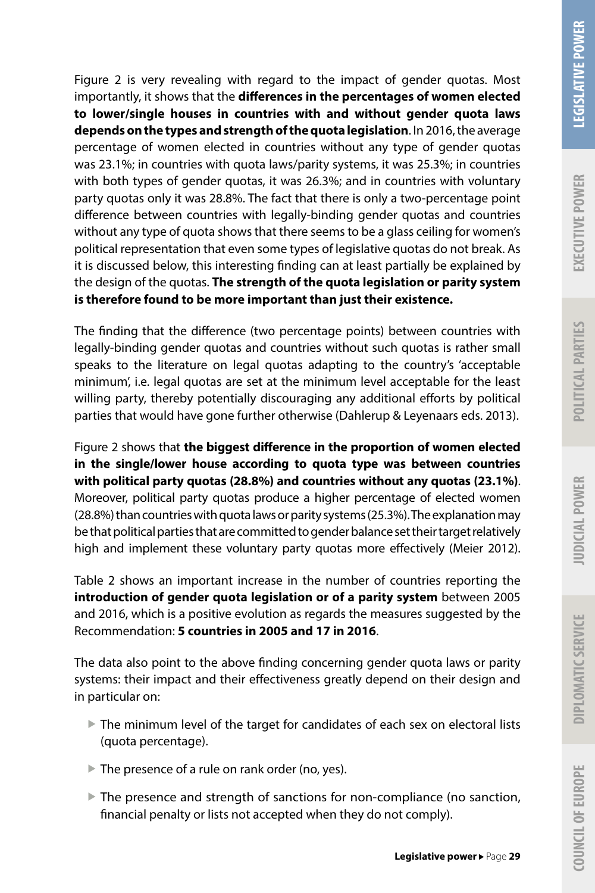Figure 2 is very revealing with regard to the impact of gender quotas. Most importantly, it shows that the **differences in the percentages of women elected to lower/single houses in countries with and without gender quota laws depends on the types and strength of the quota legislation**. In 2016, the average percentage of women elected in countries without any type of gender quotas was 23.1%; in countries with quota laws/parity systems, it was 25.3%; in countries with both types of gender quotas, it was 26.3%; and in countries with voluntary party quotas only it was 28.8%. The fact that there is only a two-percentage point difference between countries with legally-binding gender quotas and countries without any type of quota shows that there seems to be a glass ceiling for women's political representation that even some types of legislative quotas do not break. As it is discussed below, this interesting finding can at least partially be explained by the design of the quotas. **The strength of the quota legislation or parity system is therefore found to be more important than just their existence.**

The finding that the difference (two percentage points) between countries with legally-binding gender quotas and countries without such quotas is rather small speaks to the literature on legal quotas adapting to the country's 'acceptable minimum', i.e. legal quotas are set at the minimum level acceptable for the least willing party, thereby potentially discouraging any additional efforts by political parties that would have gone further otherwise (Dahlerup & Leyenaars eds. 2013).

Figure 2 shows that **the biggest difference in the proportion of women elected in the single/lower house according to quota type was between countries with political party quotas (28.8%) and countries without any quotas (23.1%)**. Moreover, political party quotas produce a higher percentage of elected women (28.8%) than countries with quota laws or parity systems (25.3%). The explanation may be that political parties that are committed to gender balance set their target relatively high and implement these voluntary party quotas more effectively (Meier 2012).

Table 2 shows an important increase in the number of countries reporting the **introduction of gender quota legislation or of a parity system** between 2005 and 2016, which is a positive evolution as regards the measures suggested by the Recommendation: **5 countries in 2005 and 17 in 2016**.

The data also point to the above finding concerning gender quota laws or parity systems: their impact and their effectiveness greatly depend on their design and in particular on:

- The minimum level of the target for candidates of each sex on electoral lists (quota percentage).
- The presence of a rule on rank order (no, yes).
- The presence and strength of sanctions for non-compliance (no sanction, financial penalty or lists not accepted when they do not comply).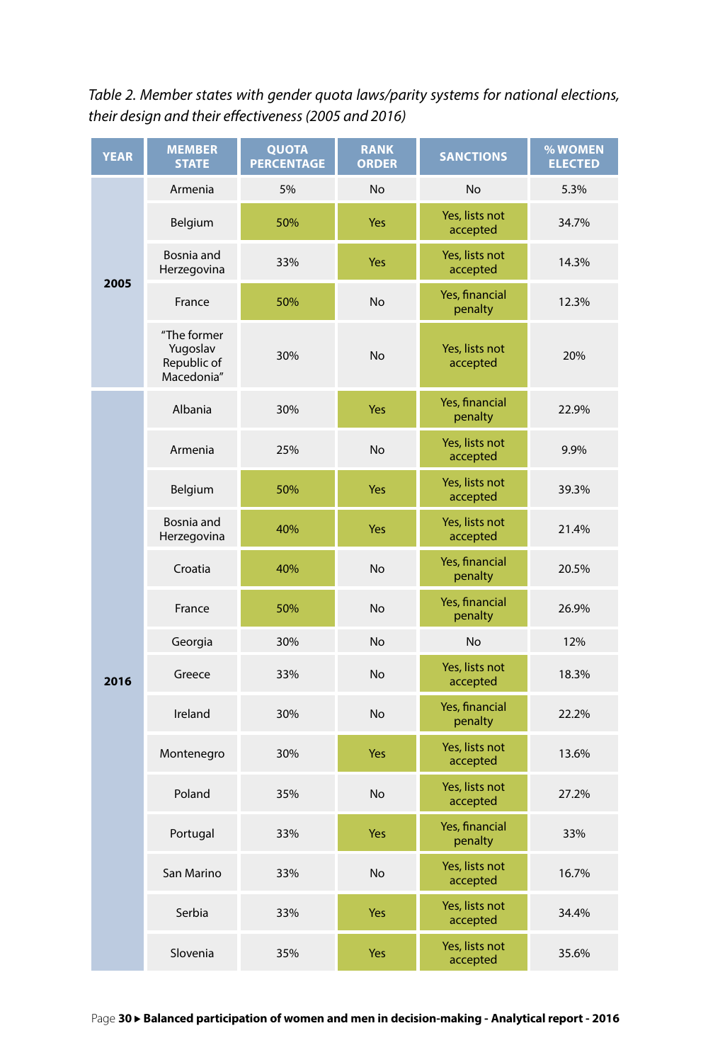*Table 2. Member states with gender quota laws/parity systems for national elections, their design and their effectiveness (2005 and 2016)*

| YEAR | MEMBER STATE | QUOTA PERCENTAGE | RANK ORDER | SANCTIONS | % WOMEN ELECTED |
|---|---|---|---|---|---|
| 2005 | Armenia | 5% | No | No | 5.3% |
| | Belgium | 50% | Yes | Yes, lists not accepted | 34.7% |
| | Bosnia and Herzegovina | 33% | Yes | Yes, lists not accepted | 14.3% |
| | France | 50% | No | Yes, financial penalty | 12.3% |
| | "The former Yugoslav Republic of Macedonia" | 30% | No | Yes, lists not accepted | 20% |
| 2016 | Albania | 30% | Yes | Yes, financial penalty | 22.9% |
| | Armenia | 25% | No | Yes, lists not accepted | 9.9% |
| | Belgium | 50% | Yes | Yes, lists not accepted | 39.3% |
| | Bosnia and Herzegovina | 40% | Yes | Yes, lists not accepted | 21.4% |
| | Croatia | 40% | No | Yes, financial penalty | 20.5% |
| | France | 50% | No | Yes, financial penalty | 26.9% |
| | Georgia | 30% | No | No | 12% |
| | Greece | 33% | No | Yes, lists not accepted | 18.3% |
| | Ireland | 30% | No | Yes, financial penalty | 22.2% |
| | Montenegro | 30% | Yes | Yes, lists not accepted | 13.6% |
| | Poland | 35% | No | Yes, lists not accepted | 27.2% |
| | Portugal | 33% | Yes | Yes, financial penalty | 33% |
| | San Marino | 33% | No | Yes, lists not accepted | 16.7% |
| | Serbia | 33% | Yes | Yes, lists not accepted | 34.4% |
| | Slovenia | 35% | Yes | Yes, lists not accepted | 35.6% |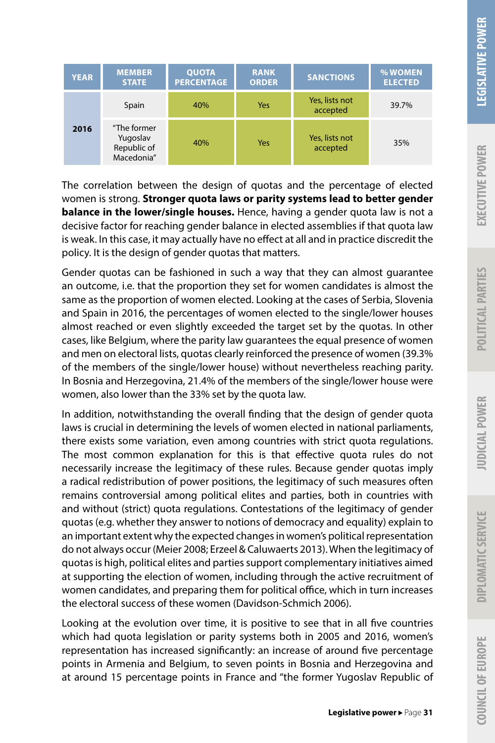| YEAR | MEMBER STATE | QUOTA PERCENTAGE | RANK ORDER | SANCTIONS | % WOMEN ELECTED |
|---|---|---|---|---|---|
| 2016 | Spain | 40% | Yes | Yes, lists not accepted | 39.7% |
| | "The former Yugoslav Republic of Macedonia" | 40% | Yes | Yes, lists not accepted | 35% |

The correlation between the design of quotas and the percentage of elected women is strong. **Stronger quota laws or parity systems lead to better gender balance in the lower/single houses.** Hence, having a gender quota law is not a decisive factor for reaching gender balance in elected assemblies if that quota law is weak. In this case, it may actually have no effect at all and in practice discredit the policy. It is the design of gender quotas that matters.

Gender quotas can be fashioned in such a way that they can almost guarantee an outcome, i.e. that the proportion they set for women candidates is almost the same as the proportion of women elected. Looking at the cases of Serbia, Slovenia and Spain in 2016, the percentages of women elected to the single/lower houses almost reached or even slightly exceeded the target set by the quotas. In other cases, like Belgium, where the parity law guarantees the equal presence of women and men on electoral lists, quotas clearly reinforced the presence of women (39.3% of the members of the single/lower house) without nevertheless reaching parity. In Bosnia and Herzegovina, 21.4% of the members of the single/lower house were women, also lower than the 33% set by the quota law.

In addition, notwithstanding the overall finding that the design of gender quota laws is crucial in determining the levels of women elected in national parliaments, there exists some variation, even among countries with strict quota regulations. The most common explanation for this is that effective quota rules do not necessarily increase the legitimacy of these rules. Because gender quotas imply a radical redistribution of power positions, the legitimacy of such measures often remains controversial among political elites and parties, both in countries with and without (strict) quota regulations. Contestations of the legitimacy of gender quotas (e.g. whether they answer to notions of democracy and equality) explain to an important extent why the expected changes in women's political representation do not always occur (Meier 2008; Erzeel & Caluwaerts 2013). When the legitimacy of quotas is high, political elites and parties support complementary initiatives aimed at supporting the election of women, including through the active recruitment of women candidates, and preparing them for political office, which in turn increases the electoral success of these women (Davidson-Schmich 2006).

Looking at the evolution over time, it is positive to see that in all five countries which had quota legislation or parity systems both in 2005 and 2016, women's representation has increased significantly: an increase of around five percentage points in Armenia and Belgium, to seven points in Bosnia and Herzegovina and at around 15 percentage points in France and "the former Yugoslav Republic of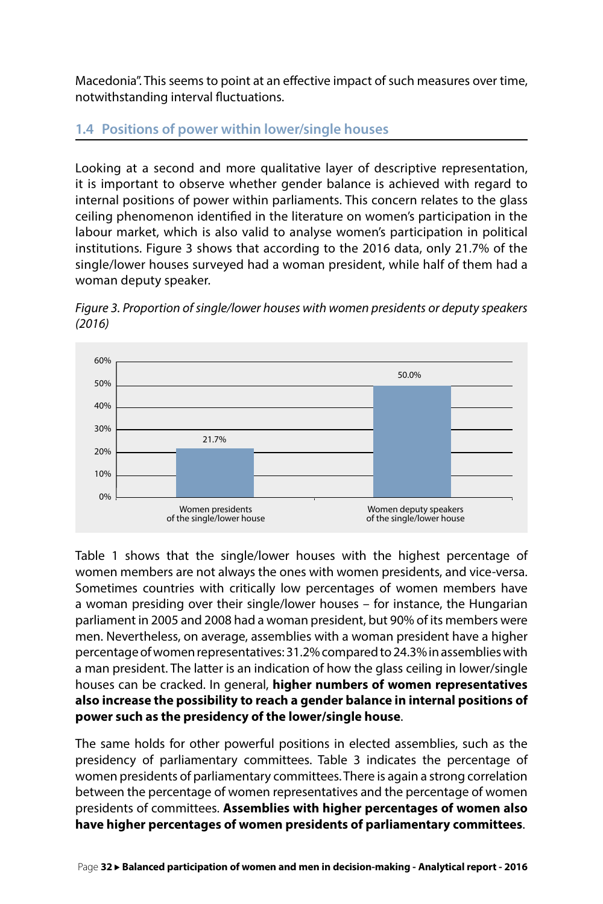Macedonia". This seems to point at an effective impact of such measures over time, notwithstanding interval fluctuations.

## 1.4 Positions of power within lower/single houses

Looking at a second and more qualitative layer of descriptive representation, it is important to observe whether gender balance is achieved with regard to internal positions of power within parliaments. This concern relates to the glass ceiling phenomenon identified in the literature on women's participation in the labour market, which is also valid to analyse women's participation in political institutions. Figure 3 shows that according to the 2016 data, only 21.7% of the single/lower houses surveyed had a woman president, while half of them had a woman deputy speaker.

*Figure 3. Proportion of single/lower houses with women presidents or deputy speakers (2016)*

| | Proportion |
|---|---|
| Women presidents of the single/lower house | 21.7% |
| Women deputy speakers of the single/lower house | 50.0% |

Table 1 shows that the single/lower houses with the highest percentage of women members are not always the ones with women presidents, and vice-versa. Sometimes countries with critically low percentages of women members have a woman presiding over their single/lower houses – for instance, the Hungarian parliament in 2005 and 2008 had a woman president, but 90% of its members were men. Nevertheless, on average, assemblies with a woman president have a higher percentage of women representatives: 31.2% compared to 24.3% in assemblies with a man president. The latter is an indication of how the glass ceiling in lower/single houses can be cracked. In general, **higher numbers of women representatives also increase the possibility to reach a gender balance in internal positions of power such as the presidency of the lower/single house**.

The same holds for other powerful positions in elected assemblies, such as the presidency of parliamentary committees. Table 3 indicates the percentage of women presidents of parliamentary committees. There is again a strong correlation between the percentage of women representatives and the percentage of women presidents of committees. **Assemblies with higher percentages of women also have higher percentages of women presidents of parliamentary committees**.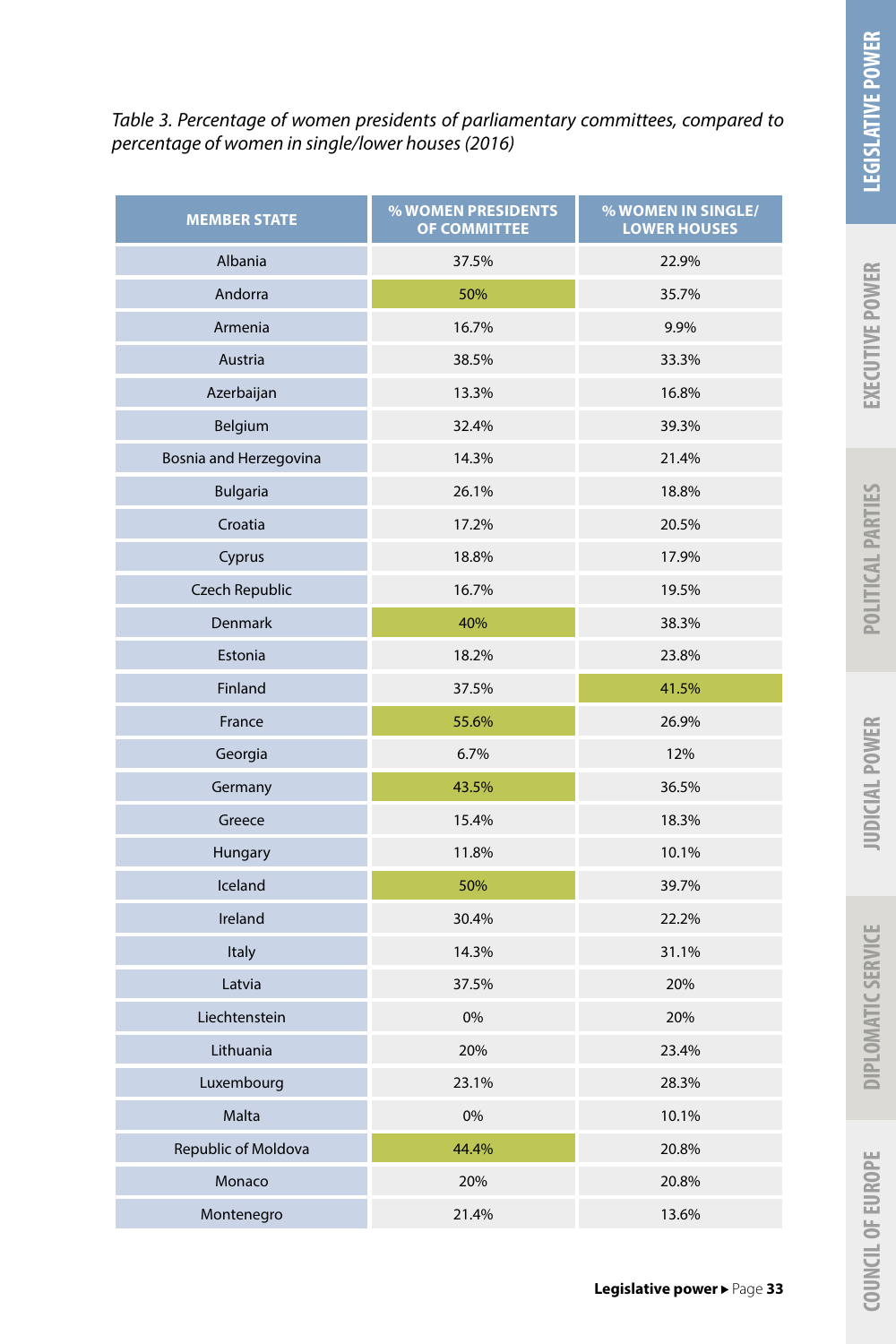*Table 3. Percentage of women presidents of parliamentary committees, compared to percentage of women in single/lower houses (2016)*

| MEMBER STATE | % WOMEN PRESIDENTS OF COMMITTEE | % WOMEN IN SINGLE/ LOWER HOUSES |
|---|---|---|
| Albania | 37.5% | 22.9% |
| Andorra | 50% | 35.7% |
| Armenia | 16.7% | 9.9% |
| Austria | 38.5% | 33.3% |
| Azerbaijan | 13.3% | 16.8% |
| Belgium | 32.4% | 39.3% |
| Bosnia and Herzegovina | 14.3% | 21.4% |
| Bulgaria | 26.1% | 18.8% |
| Croatia | 17.2% | 20.5% |
| Cyprus | 18.8% | 17.9% |
| Czech Republic | 16.7% | 19.5% |
| Denmark | 40% | 38.3% |
| Estonia | 18.2% | 23.8% |
| Finland | 37.5% | 41.5% |
| France | 55.6% | 26.9% |
| Georgia | 6.7% | 12% |
| Germany | 43.5% | 36.5% |
| Greece | 15.4% | 18.3% |
| Hungary | 11.8% | 10.1% |
| Iceland | 50% | 39.7% |
| Ireland | 30.4% | 22.2% |
| Italy | 14.3% | 31.1% |
| Latvia | 37.5% | 20% |
| Liechtenstein | 0% | 20% |
| Lithuania | 20% | 23.4% |
| Luxembourg | 23.1% | 28.3% |
| Malta | 0% | 10.1% |
| Republic of Moldova | 44.4% | 20.8% |
| Monaco | 20% | 20.8% |
| Montenegro | 21.4% | 13.6% |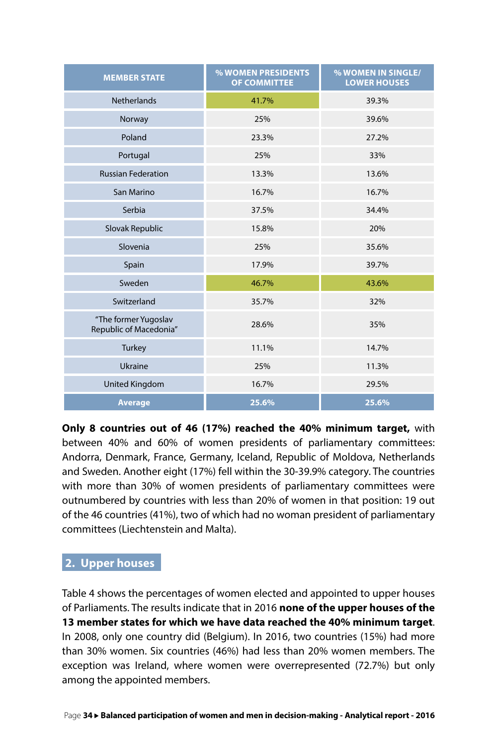| MEMBER STATE | % WOMEN PRESIDENTS OF COMMITTEE | % WOMEN IN SINGLE/ LOWER HOUSES |
|---|---|---|
| Netherlands | 41.7% | 39.3% |
| Norway | 25% | 39.6% |
| Poland | 23.3% | 27.2% |
| Portugal | 25% | 33% |
| Russian Federation | 13.3% | 13.6% |
| San Marino | 16.7% | 16.7% |
| Serbia | 37.5% | 34.4% |
| Slovak Republic | 15.8% | 20% |
| Slovenia | 25% | 35.6% |
| Spain | 17.9% | 39.7% |
| Sweden | 46.7% | 43.6% |
| Switzerland | 35.7% | 32% |
| "The former Yugoslav Republic of Macedonia" | 28.6% | 35% |
| Turkey | 11.1% | 14.7% |
| Ukraine | 25% | 11.3% |
| United Kingdom | 16.7% | 29.5% |
| **Average** | **25.6%** | **25.6%** |

**Only 8 countries out of 46 (17%) reached the 40% minimum target,** with between 40% and 60% of women presidents of parliamentary committees: Andorra, Denmark, France, Germany, Iceland, Republic of Moldova, Netherlands and Sweden. Another eight (17%) fell within the 30-39.9% category. The countries with more than 30% of women presidents of parliamentary committees were outnumbered by countries with less than 20% of women in that position: 19 out of the 46 countries (41%), two of which had no woman president of parliamentary committees (Liechtenstein and Malta).

## 2. Upper houses

Table 4 shows the percentages of women elected and appointed to upper houses of Parliaments. The results indicate that in 2016 **none of the upper houses of the 13 member states for which we have data reached the 40% minimum target**. In 2008, only one country did (Belgium). In 2016, two countries (15%) had more than 30% women. Six countries (46%) had less than 20% women members. The exception was Ireland, where women were overrepresented (72.7%) but only among the appointed members.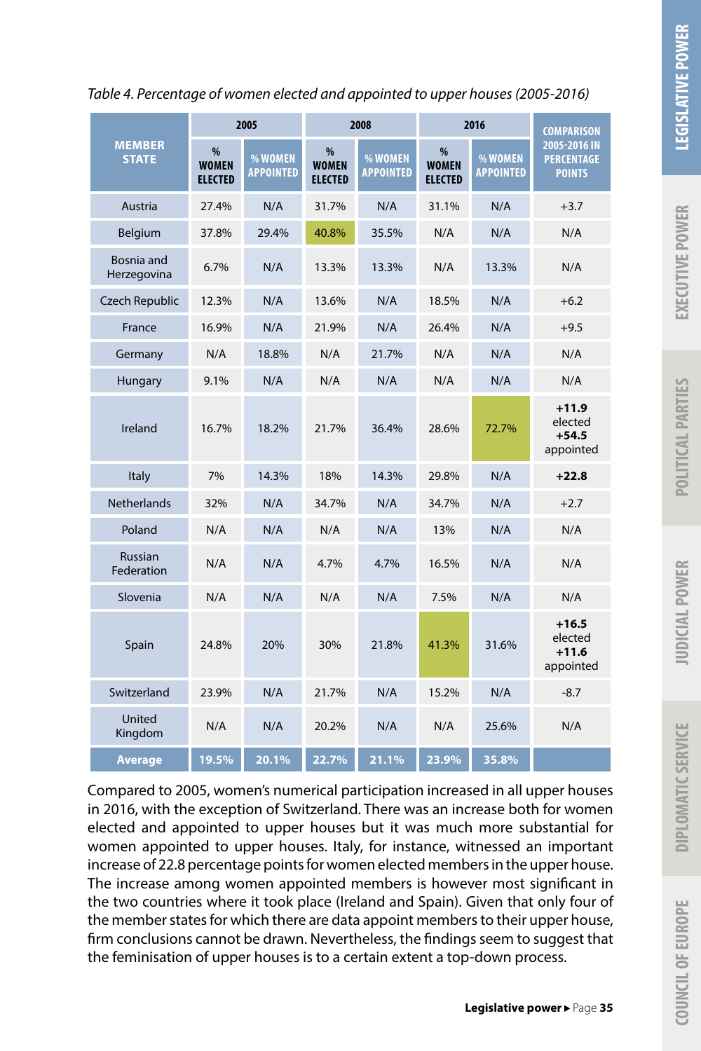*Table 4. Percentage of women elected and appointed to upper houses (2005-2016)*

| MEMBER STATE | 2005 | | 2008 | | 2016 | | COMPARISON 2005-2016 IN PERCENTAGE POINTS |
|---|---|---|---|---|---|---|---|
| | % WOMEN ELECTED | % WOMEN APPOINTED | % WOMEN ELECTED | % WOMEN APPOINTED | % WOMEN ELECTED | % WOMEN APPOINTED | |
| Austria | 27.4% | N/A | 31.7% | N/A | 31.1% | N/A | +3.7 |
| Belgium | 37.8% | 29.4% | 40.8% | 35.5% | N/A | N/A | N/A |
| Bosnia and Herzegovina | 6.7% | N/A | 13.3% | 13.3% | N/A | 13.3% | N/A |
| Czech Republic | 12.3% | N/A | 13.6% | N/A | 18.5% | N/A | +6.2 |
| France | 16.9% | N/A | 21.9% | N/A | 26.4% | N/A | +9.5 |
| Germany | N/A | 18.8% | N/A | 21.7% | N/A | N/A | N/A |
| Hungary | 9.1% | N/A | N/A | N/A | N/A | N/A | N/A |
| Ireland | 16.7% | 18.2% | 21.7% | 36.4% | 28.6% | 72.7% | **+11.9** elected **+54.5** appointed |
| Italy | 7% | 14.3% | 18% | 14.3% | 29.8% | N/A | **+22.8** |
| Netherlands | 32% | N/A | 34.7% | N/A | 34.7% | N/A | +2.7 |
| Poland | N/A | N/A | N/A | N/A | 13% | N/A | N/A |
| Russian Federation | N/A | N/A | 4.7% | 4.7% | 16.5% | N/A | N/A |
| Slovenia | N/A | N/A | N/A | N/A | 7.5% | N/A | N/A |
| Spain | 24.8% | 20% | 30% | 21.8% | 41.3% | 31.6% | **+16.5** elected **+11.6** appointed |
| Switzerland | 23.9% | N/A | 21.7% | N/A | 15.2% | N/A | -8.7 |
| United Kingdom | N/A | N/A | 20.2% | N/A | N/A | 25.6% | N/A |
| **Average** | **19.5%** | **20.1%** | **22.7%** | **21.1%** | **23.9%** | **35.8%** | |

Compared to 2005, women's numerical participation increased in all upper houses in 2016, with the exception of Switzerland. There was an increase both for women elected and appointed to upper houses but it was much more substantial for women appointed to upper houses. Italy, for instance, witnessed an important increase of 22.8 percentage points for women elected members in the upper house. The increase among women appointed members is however most significant in the two countries where it took place (Ireland and Spain). Given that only four of the member states for which there are data appoint members to their upper house, firm conclusions cannot be drawn. Nevertheless, the findings seem to suggest that the feminisation of upper houses is to a certain extent a top-down process.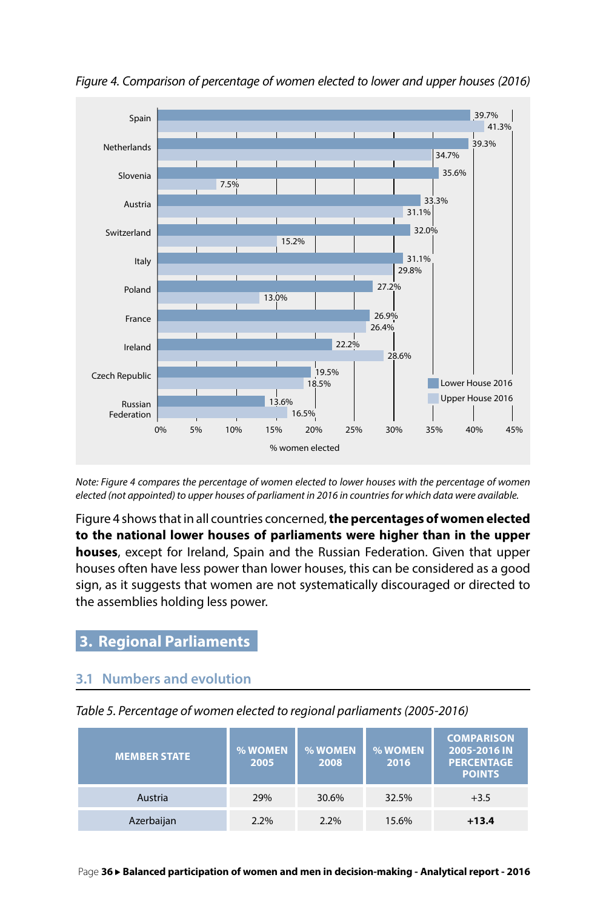*Figure 4. Comparison of percentage of women elected to lower and upper houses (2016)*

| Country | Lower House 2016 | Upper House 2016 |
|---|---|---|
| Spain | 39.7% | 41.3% |
| Netherlands | 39.3% | 34.7% |
| Slovenia | 35.6% | 7.5% |
| Austria | 33.3% | 31.1% |
| Switzerland | 32.0% | 15.2% |
| Italy | 31.1% | 29.8% |
| Poland | 27.2% | 13.0% |
| France | 26.9% | 26.4% |
| Ireland | 22.2% | 28.6% |
| Czech Republic | 19.5% | 18.5% |
| Russian Federation | 13.6% | 16.5% |

% women elected

*Note: Figure 4 compares the percentage of women elected to lower houses with the percentage of women elected (not appointed) to upper houses of parliament in 2016 in countries for which data were available.*

Figure 4 shows that in all countries concerned, **the percentages of women elected to the national lower houses of parliaments were higher than in the upper houses**, except for Ireland, Spain and the Russian Federation. Given that upper houses often have less power than lower houses, this can be considered as a good sign, as it suggests that women are not systematically discouraged or directed to the assemblies holding less power.

## 3. Regional Parliaments

### 3.1 Numbers and evolution

*Table 5. Percentage of women elected to regional parliaments (2005-2016)*

| MEMBER STATE | % WOMEN 2005 | % WOMEN 2008 | % WOMEN 2016 | COMPARISON 2005-2016 IN PERCENTAGE POINTS |
|---|---|---|---|---|
| Austria | 29% | 30.6% | 32.5% | +3.5 |
| Azerbaijan | 2.2% | 2.2% | 15.6% | **+13.4** |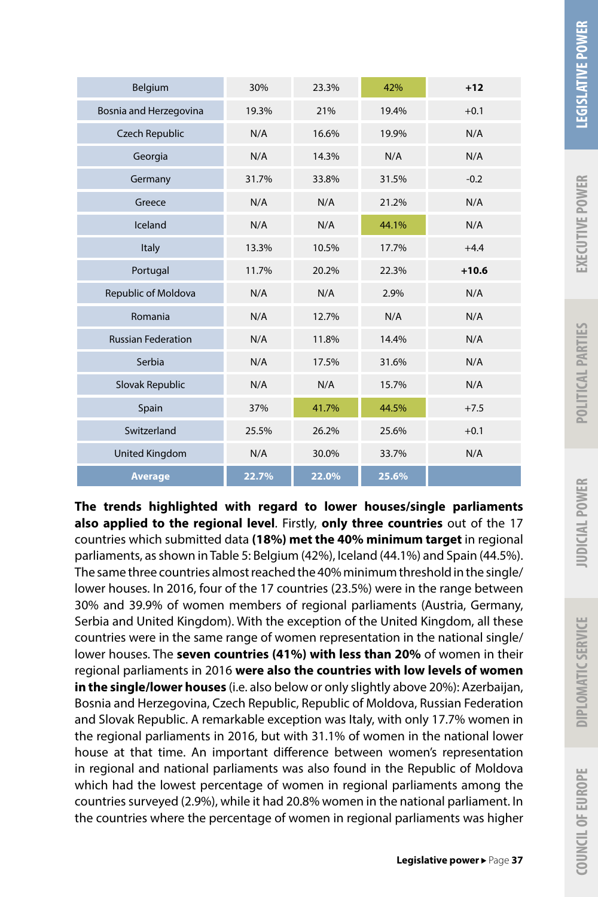| Belgium | 30% | 23.3% | 42% | **+12** |
|---|---|---|---|---|
| Bosnia and Herzegovina | 19.3% | 21% | 19.4% | +0.1 |
| Czech Republic | N/A | 16.6% | 19.9% | N/A |
| Georgia | N/A | 14.3% | N/A | N/A |
| Germany | 31.7% | 33.8% | 31.5% | -0.2 |
| Greece | N/A | N/A | 21.2% | N/A |
| Iceland | N/A | N/A | 44.1% | N/A |
| Italy | 13.3% | 10.5% | 17.7% | +4.4 |
| Portugal | 11.7% | 20.2% | 22.3% | **+10.6** |
| Republic of Moldova | N/A | N/A | 2.9% | N/A |
| Romania | N/A | 12.7% | N/A | N/A |
| Russian Federation | N/A | 11.8% | 14.4% | N/A |
| Serbia | N/A | 17.5% | 31.6% | N/A |
| Slovak Republic | N/A | N/A | 15.7% | N/A |
| Spain | 37% | 41.7% | 44.5% | +7.5 |
| Switzerland | 25.5% | 26.2% | 25.6% | +0.1 |
| United Kingdom | N/A | 30.0% | 33.7% | N/A |
| **Average** | **22.7%** | **22.0%** | **25.6%** | |

**The trends highlighted with regard to lower houses/single parliaments also applied to the regional level**. Firstly, **only three countries** out of the 17 countries which submitted data **(18%) met the 40% minimum target** in regional parliaments, as shown in Table 5: Belgium (42%), Iceland (44.1%) and Spain (44.5%). The same three countries almost reached the 40% minimum threshold in the single/lower houses. In 2016, four of the 17 countries (23.5%) were in the range between 30% and 39.9% of women members of regional parliaments (Austria, Germany, Serbia and United Kingdom). With the exception of the United Kingdom, all these countries were in the same range of women representation in the national single/lower houses. The **seven countries (41%) with less than 20%** of women in their regional parliaments in 2016 **were also the countries with low levels of women in the single/lower houses** (i.e. also below or only slightly above 20%): Azerbaijan, Bosnia and Herzegovina, Czech Republic, Republic of Moldova, Russian Federation and Slovak Republic. A remarkable exception was Italy, with only 17.7% women in the regional parliaments in 2016, but with 31.1% of women in the national lower house at that time. An important difference between women's representation in regional and national parliaments was also found in the Republic of Moldova which had the lowest percentage of women in regional parliaments among the countries surveyed (2.9%), while it had 20.8% women in the national parliament. In the countries where the percentage of women in regional parliaments was higher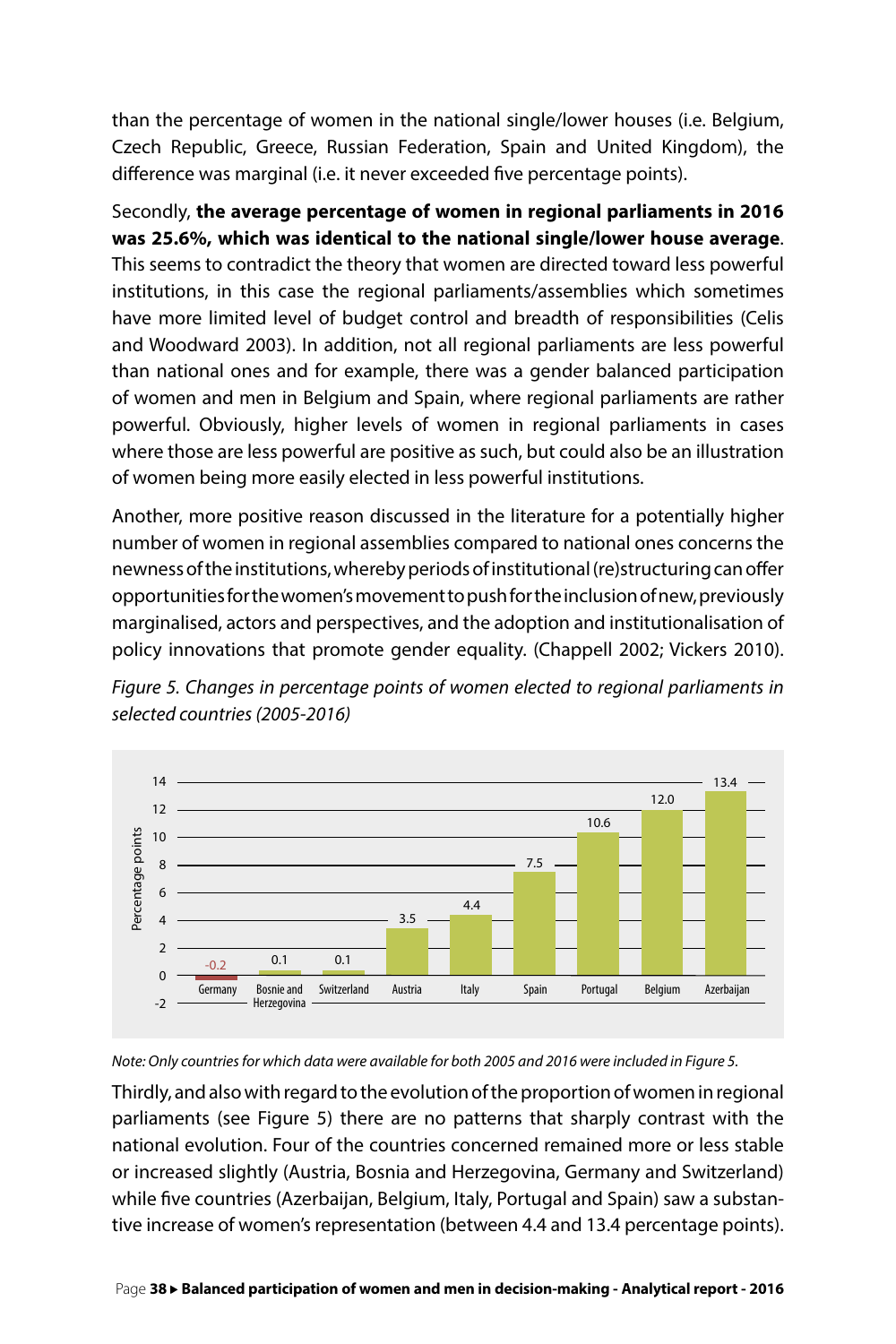than the percentage of women in the national single/lower houses (i.e. Belgium, Czech Republic, Greece, Russian Federation, Spain and United Kingdom), the difference was marginal (i.e. it never exceeded five percentage points).

Secondly, **the average percentage of women in regional parliaments in 2016 was 25.6%, which was identical to the national single/lower house average**. This seems to contradict the theory that women are directed toward less powerful institutions, in this case the regional parliaments/assemblies which sometimes have more limited level of budget control and breadth of responsibilities (Celis and Woodward 2003). In addition, not all regional parliaments are less powerful than national ones and for example, there was a gender balanced participation of women and men in Belgium and Spain, where regional parliaments are rather powerful. Obviously, higher levels of women in regional parliaments in cases where those are less powerful are positive as such, but could also be an illustration of women being more easily elected in less powerful institutions.

Another, more positive reason discussed in the literature for a potentially higher number of women in regional assemblies compared to national ones concerns the newness of the institutions, whereby periods of institutional (re)structuring can offer opportunities for the women's movement to push for the inclusion of new, previously marginalised, actors and perspectives, and the adoption and institutionalisation of policy innovations that promote gender equality. (Chappell 2002; Vickers 2010).

*Figure 5. Changes in percentage points of women elected to regional parliaments in selected countries (2005-2016)*

| Country | Percentage points |
|---|---|
| Germany | -0.2 |
| Bosnie and Herzegovina | 0.1 |
| Switzerland | 0.1 |
| Austria | 3.5 |
| Italy | 4.4 |
| Spain | 7.5 |
| Portugal | 10.6 |
| Belgium | 12.0 |
| Azerbaijan | 13.4 |

*Note: Only countries for which data were available for both 2005 and 2016 were included in Figure 5.*

Thirdly, and also with regard to the evolution of the proportion of women in regional parliaments (see Figure 5) there are no patterns that sharply contrast with the national evolution. Four of the countries concerned remained more or less stable or increased slightly (Austria, Bosnia and Herzegovina, Germany and Switzerland) while five countries (Azerbaijan, Belgium, Italy, Portugal and Spain) saw a substantive increase of women's representation (between 4.4 and 13.4 percentage points).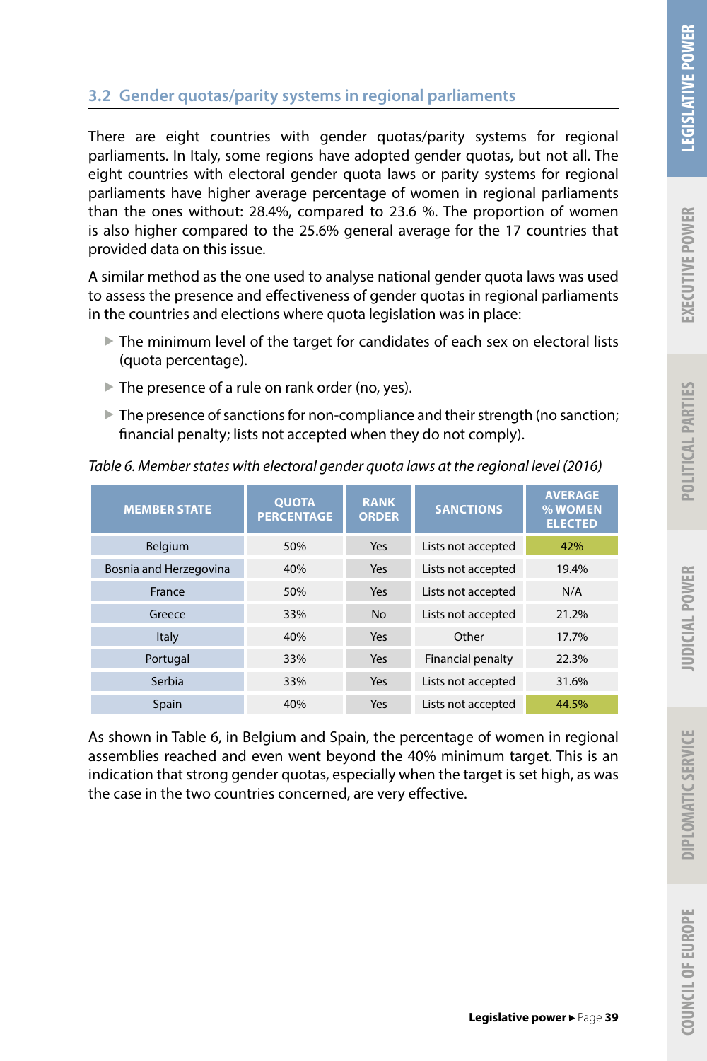### 3.2 Gender quotas/parity systems in regional parliaments

There are eight countries with gender quotas/parity systems for regional parliaments. In Italy, some regions have adopted gender quotas, but not all. The eight countries with electoral gender quota laws or parity systems for regional parliaments have higher average percentage of women in regional parliaments than the ones without: 28.4%, compared to 23.6 %. The proportion of women is also higher compared to the 25.6% general average for the 17 countries that provided data on this issue.

A similar method as the one used to analyse national gender quota laws was used to assess the presence and effectiveness of gender quotas in regional parliaments in the countries and elections where quota legislation was in place:

- The minimum level of the target for candidates of each sex on electoral lists (quota percentage).
- The presence of a rule on rank order (no, yes).
- The presence of sanctions for non-compliance and their strength (no sanction; financial penalty; lists not accepted when they do not comply).

*Table 6. Member states with electoral gender quota laws at the regional level (2016)*

| MEMBER STATE | QUOTA PERCENTAGE | RANK ORDER | SANCTIONS | AVERAGE % WOMEN ELECTED |
|---|---|---|---|---|
| Belgium | 50% | Yes | Lists not accepted | 42% |
| Bosnia and Herzegovina | 40% | Yes | Lists not accepted | 19.4% |
| France | 50% | Yes | Lists not accepted | N/A |
| Greece | 33% | No | Lists not accepted | 21.2% |
| Italy | 40% | Yes | Other | 17.7% |
| Portugal | 33% | Yes | Financial penalty | 22.3% |
| Serbia | 33% | Yes | Lists not accepted | 31.6% |
| Spain | 40% | Yes | Lists not accepted | 44.5% |

As shown in Table 6, in Belgium and Spain, the percentage of women in regional assemblies reached and even went beyond the 40% minimum target. This is an indication that strong gender quotas, especially when the target is set high, as was the case in the two countries concerned, are very effective.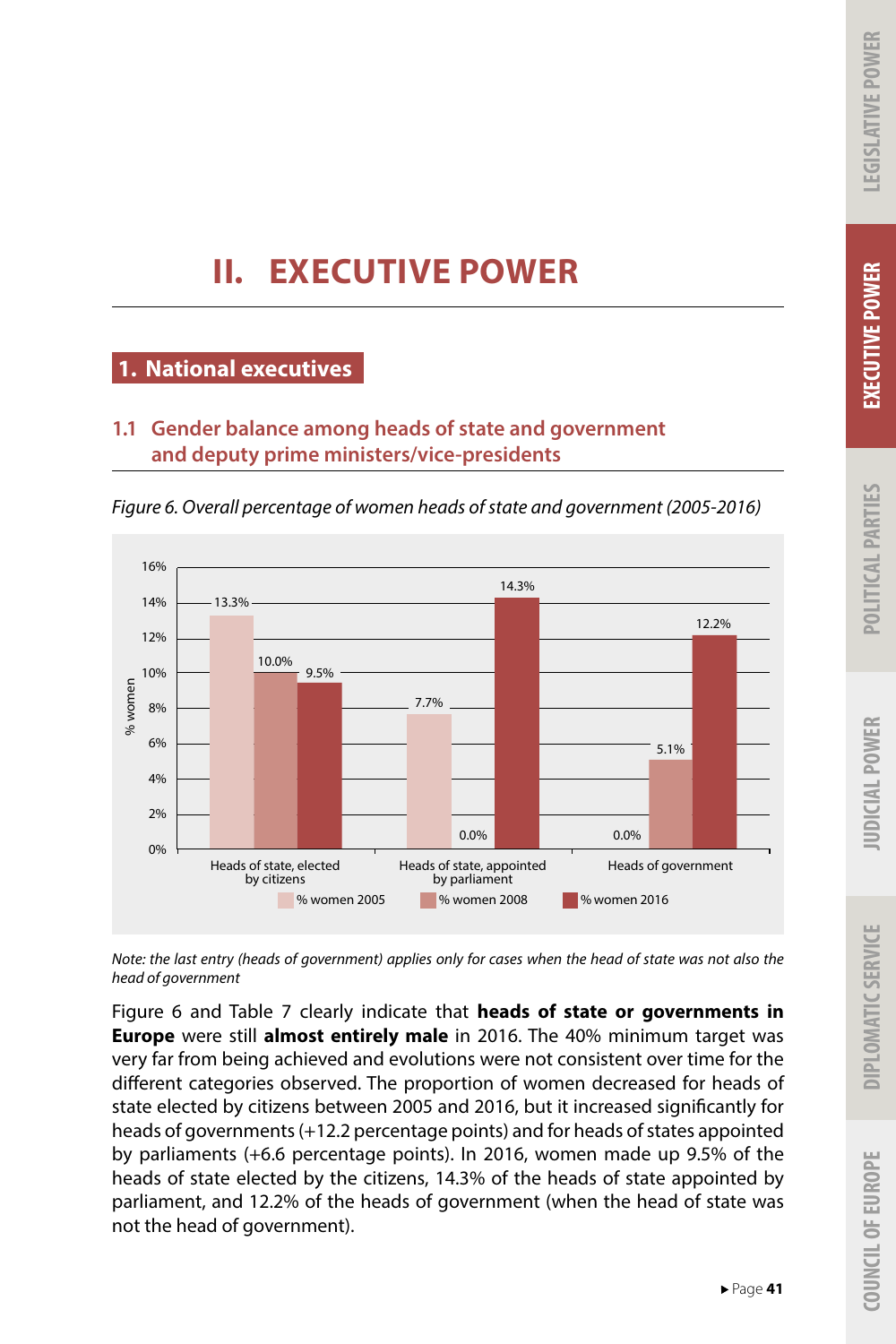# II. EXECUTIVE POWER

## 1. National executives

### 1.1 Gender balance among heads of state and government and deputy prime ministers/vice-presidents

*Figure 6. Overall percentage of women heads of state and government (2005-2016)*

| | % women 2005 | % women 2008 | % women 2016 |
|---|---|---|---|
| Heads of state, elected by citizens | 13.3% | 10.0% | 9.5% |
| Heads of state, appointed by parliament | 7.7% | 0.0% | 14.3% |
| Heads of government | 0.0% | 5.1% | 12.2% |

*Note: the last entry (heads of government) applies only for cases when the head of state was not also the head of government*

Figure 6 and Table 7 clearly indicate that **heads of state or governments in Europe** were still **almost entirely male** in 2016. The 40% minimum target was very far from being achieved and evolutions were not consistent over time for the different categories observed. The proportion of women decreased for heads of state elected by citizens between 2005 and 2016, but it increased significantly for heads of governments (+12.2 percentage points) and for heads of states appointed by parliaments (+6.6 percentage points). In 2016, women made up 9.5% of the heads of state elected by the citizens, 14.3% of the heads of state appointed by parliament, and 12.2% of the heads of government (when the head of state was not the head of government).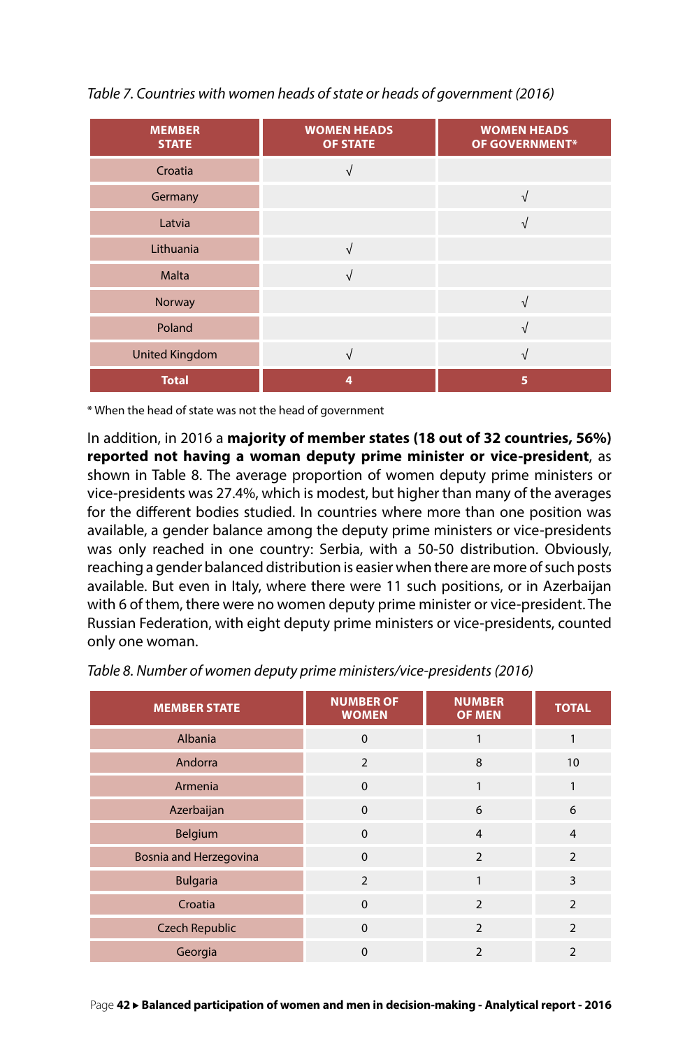*Table 7. Countries with women heads of state or heads of government (2016)*

| MEMBER STATE | WOMEN HEADS OF STATE | WOMEN HEADS OF GOVERNMENT* |
|---|---|---|
| Croatia | √ | |
| Germany | | √ |
| Latvia | | √ |
| Lithuania | √ | |
| Malta | √ | |
| Norway | | √ |
| Poland | | √ |
| United Kingdom | √ | √ |
| **Total** | **4** | **5** |

* When the head of state was not the head of government

In addition, in 2016 a **majority of member states (18 out of 32 countries, 56%) reported not having a woman deputy prime minister or vice-president**, as shown in Table 8. The average proportion of women deputy prime ministers or vice-presidents was 27.4%, which is modest, but higher than many of the averages for the different bodies studied. In countries where more than one position was available, a gender balance among the deputy prime ministers or vice-presidents was only reached in one country: Serbia, with a 50-50 distribution. Obviously, reaching a gender balanced distribution is easier when there are more of such posts available. But even in Italy, where there were 11 such positions, or in Azerbaijan with 6 of them, there were no women deputy prime minister or vice-president. The Russian Federation, with eight deputy prime ministers or vice-presidents, counted only one woman.

*Table 8. Number of women deputy prime ministers/vice-presidents (2016)*

| MEMBER STATE | NUMBER OF WOMEN | NUMBER OF MEN | TOTAL |
|---|---|---|---|
| Albania | 0 | 1 | 1 |
| Andorra | 2 | 8 | 10 |
| Armenia | 0 | 1 | 1 |
| Azerbaijan | 0 | 6 | 6 |
| Belgium | 0 | 4 | 4 |
| Bosnia and Herzegovina | 0 | 2 | 2 |
| Bulgaria | 2 | 1 | 3 |
| Croatia | 0 | 2 | 2 |
| Czech Republic | 0 | 2 | 2 |
| Georgia | 0 | 2 | 2 |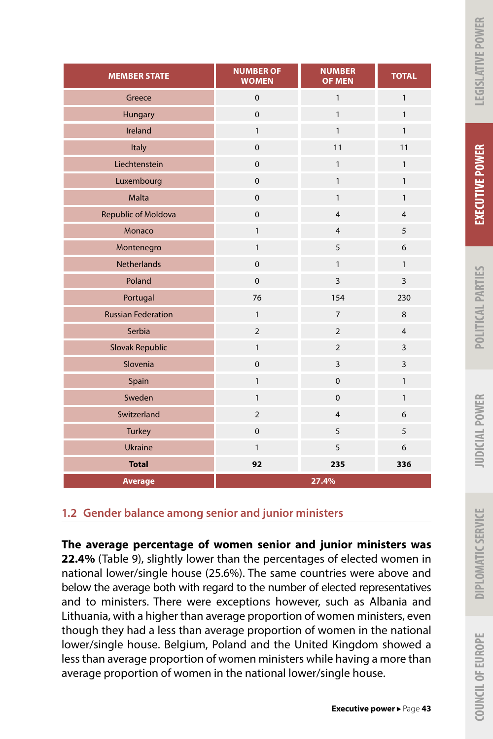| MEMBER STATE | NUMBER OF WOMEN | NUMBER OF MEN | TOTAL |
|---|---|---|---|
| Greece | 0 | 1 | 1 |
| Hungary | 0 | 1 | 1 |
| Ireland | 1 | 1 | 1 |
| Italy | 0 | 11 | 11 |
| Liechtenstein | 0 | 1 | 1 |
| Luxembourg | 0 | 1 | 1 |
| Malta | 0 | 1 | 1 |
| Republic of Moldova | 0 | 4 | 4 |
| Monaco | 1 | 4 | 5 |
| Montenegro | 1 | 5 | 6 |
| Netherlands | 0 | 1 | 1 |
| Poland | 0 | 3 | 3 |
| Portugal | 76 | 154 | 230 |
| Russian Federation | 1 | 7 | 8 |
| Serbia | 2 | 2 | 4 |
| Slovak Republic | 1 | 2 | 3 |
| Slovenia | 0 | 3 | 3 |
| Spain | 1 | 0 | 1 |
| Sweden | 1 | 0 | 1 |
| Switzerland | 2 | 4 | 6 |
| Turkey | 0 | 5 | 5 |
| Ukraine | 1 | 5 | 6 |
| **Total** | **92** | **235** | **336** |
| **Average** | **27.4%** | | |

## 1.2 Gender balance among senior and junior ministers

**The average percentage of women senior and junior ministers was 22.4%** (Table 9), slightly lower than the percentages of elected women in national lower/single house (25.6%). The same countries were above and below the average both with regard to the number of elected representatives and to ministers. There were exceptions however, such as Albania and Lithuania, with a higher than average proportion of women ministers, even though they had a less than average proportion of women in the national lower/single house. Belgium, Poland and the United Kingdom showed a less than average proportion of women ministers while having a more than average proportion of women in the national lower/single house.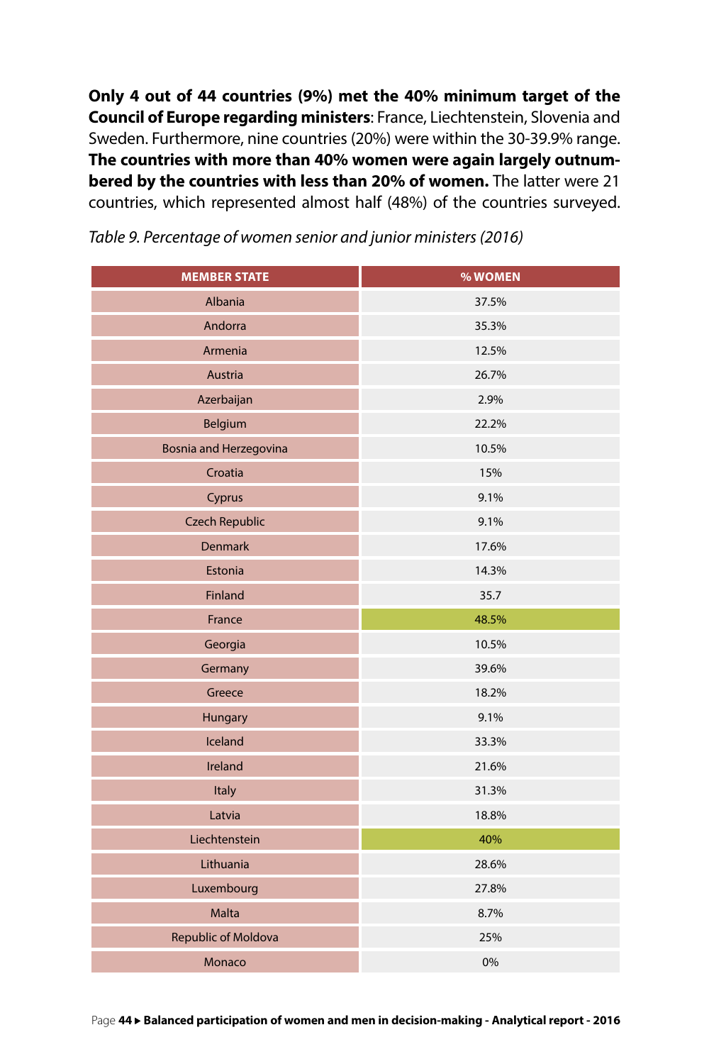**Only 4 out of 44 countries (9%) met the 40% minimum target of the Council of Europe regarding ministers**: France, Liechtenstein, Slovenia and Sweden. Furthermore, nine countries (20%) were within the 30-39.9% range. **The countries with more than 40% women were again largely outnumbered by the countries with less than 20% of women.** The latter were 21 countries, which represented almost half (48%) of the countries surveyed.

*Table 9. Percentage of women senior and junior ministers (2016)*

| MEMBER STATE | % WOMEN |
|---|---|
| Albania | 37.5% |
| Andorra | 35.3% |
| Armenia | 12.5% |
| Austria | 26.7% |
| Azerbaijan | 2.9% |
| Belgium | 22.2% |
| Bosnia and Herzegovina | 10.5% |
| Croatia | 15% |
| Cyprus | 9.1% |
| Czech Republic | 9.1% |
| Denmark | 17.6% |
| Estonia | 14.3% |
| Finland | 35.7 |
| France | 48.5% |
| Georgia | 10.5% |
| Germany | 39.6% |
| Greece | 18.2% |
| Hungary | 9.1% |
| Iceland | 33.3% |
| Ireland | 21.6% |
| Italy | 31.3% |
| Latvia | 18.8% |
| Liechtenstein | 40% |
| Lithuania | 28.6% |
| Luxembourg | 27.8% |
| Malta | 8.7% |
| Republic of Moldova | 25% |
| Monaco | 0% |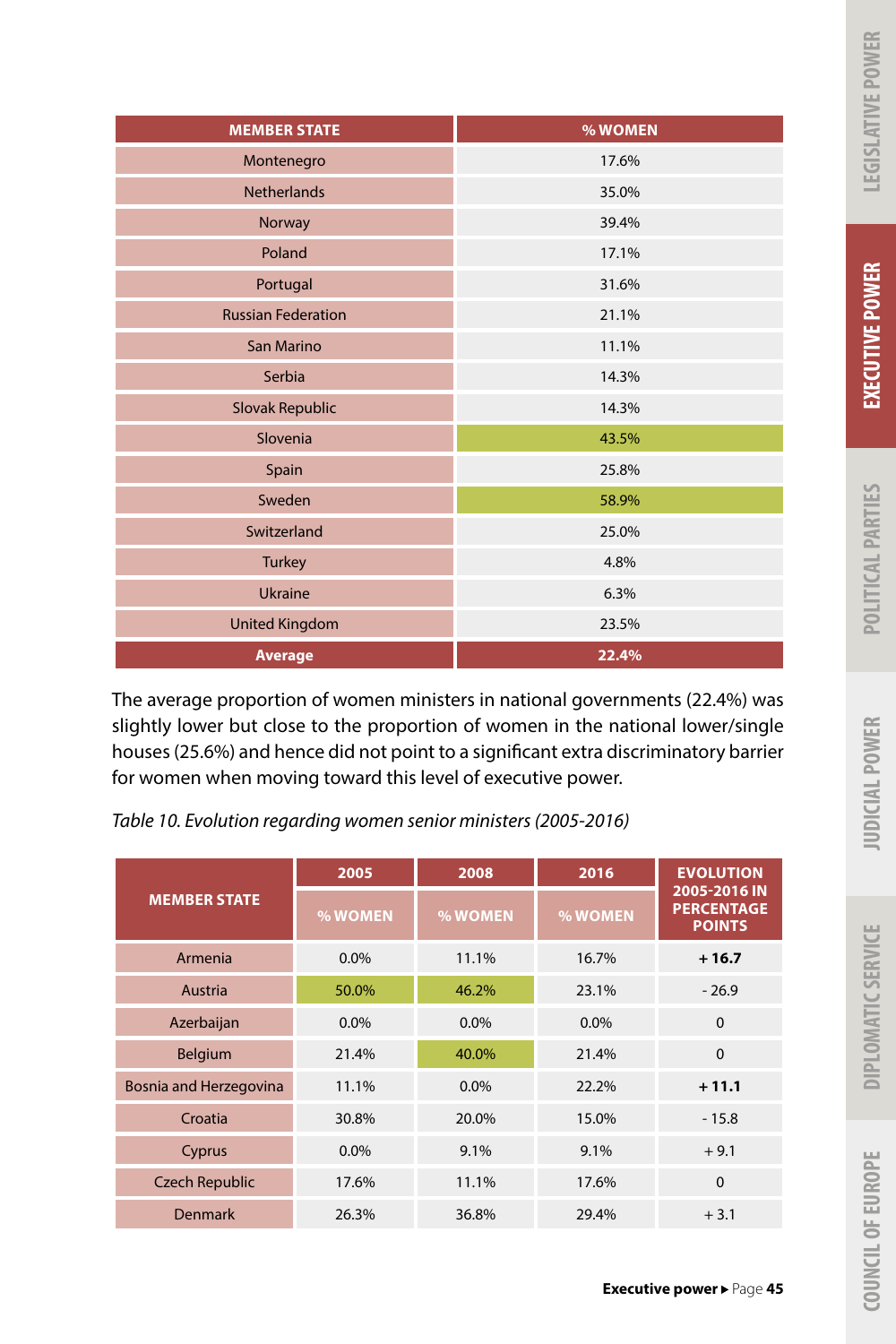| MEMBER STATE | % WOMEN |
|---|---|
| Montenegro | 17.6% |
| Netherlands | 35.0% |
| Norway | 39.4% |
| Poland | 17.1% |
| Portugal | 31.6% |
| Russian Federation | 21.1% |
| San Marino | 11.1% |
| Serbia | 14.3% |
| Slovak Republic | 14.3% |
| Slovenia | 43.5% |
| Spain | 25.8% |
| Sweden | 58.9% |
| Switzerland | 25.0% |
| Turkey | 4.8% |
| Ukraine | 6.3% |
| United Kingdom | 23.5% |
| **Average** | **22.4%** |

The average proportion of women ministers in national governments (22.4%) was slightly lower but close to the proportion of women in the national lower/single houses (25.6%) and hence did not point to a significant extra discriminatory barrier for women when moving toward this level of executive power.

*Table 10. Evolution regarding women senior ministers (2005-2016)*

| MEMBER STATE | 2005 | 2008 | 2016 | EVOLUTION 2005-2016 IN PERCENTAGE POINTS |
|---|---|---|---|---|
| | % WOMEN | % WOMEN | % WOMEN | |
| Armenia | 0.0% | 11.1% | 16.7% | **+ 16.7** |
| Austria | 50.0% | 46.2% | 23.1% | - 26.9 |
| Azerbaijan | 0.0% | 0.0% | 0.0% | 0 |
| Belgium | 21.4% | 40.0% | 21.4% | 0 |
| Bosnia and Herzegovina | 11.1% | 0.0% | 22.2% | **+ 11.1** |
| Croatia | 30.8% | 20.0% | 15.0% | - 15.8 |
| Cyprus | 0.0% | 9.1% | 9.1% | + 9.1 |
| Czech Republic | 17.6% | 11.1% | 17.6% | 0 |
| Denmark | 26.3% | 36.8% | 29.4% | + 3.1 |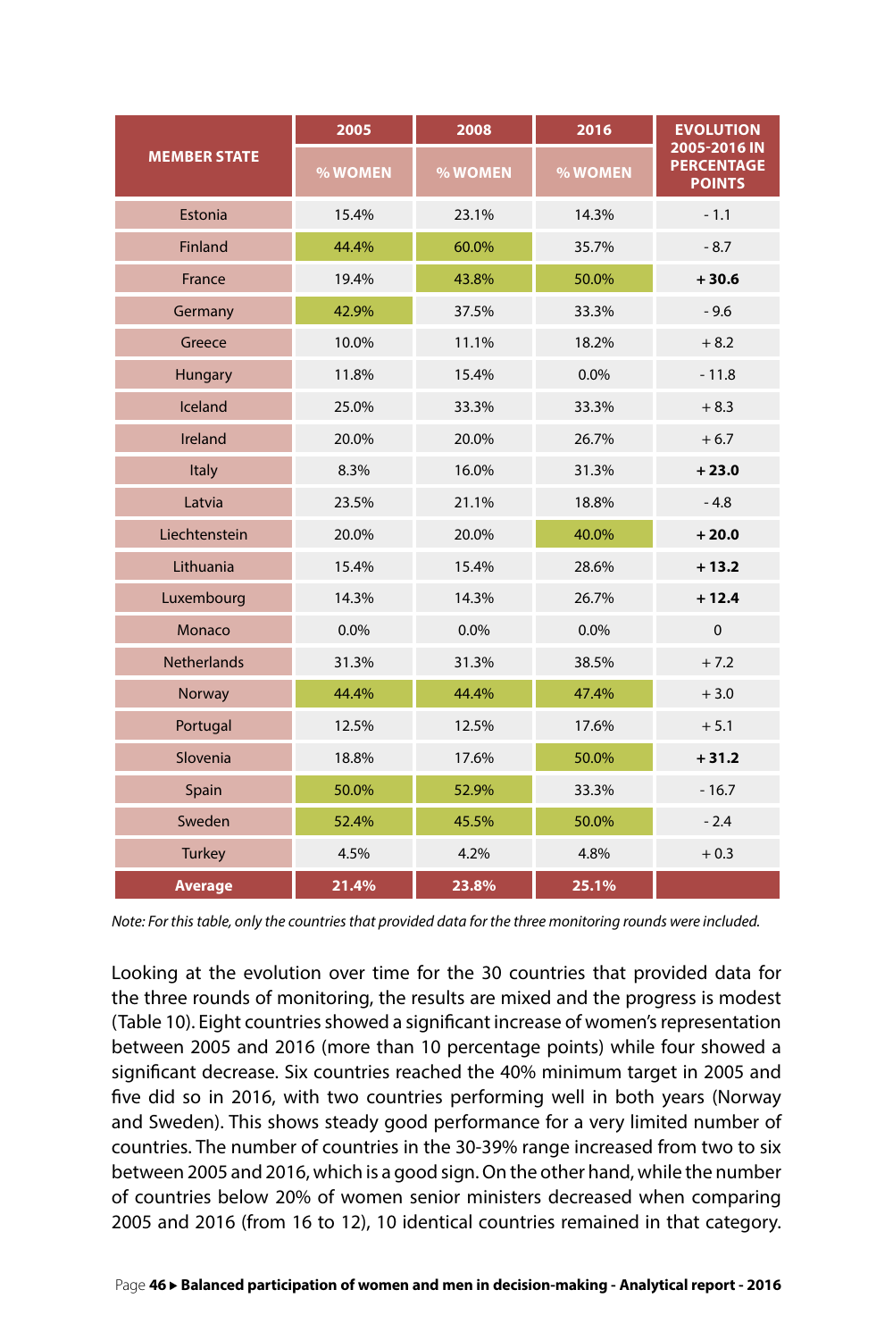| MEMBER STATE | 2005 | 2008 | 2016 | EVOLUTION 2005-2016 IN PERCENTAGE POINTS |
|---|---|---|---|---|
| | % WOMEN | % WOMEN | % WOMEN | |
| Estonia | 15.4% | 23.1% | 14.3% | - 1.1 |
| Finland | 44.4% | 60.0% | 35.7% | - 8.7 |
| France | 19.4% | 43.8% | 50.0% | **+ 30.6** |
| Germany | 42.9% | 37.5% | 33.3% | - 9.6 |
| Greece | 10.0% | 11.1% | 18.2% | + 8.2 |
| Hungary | 11.8% | 15.4% | 0.0% | - 11.8 |
| Iceland | 25.0% | 33.3% | 33.3% | + 8.3 |
| Ireland | 20.0% | 20.0% | 26.7% | + 6.7 |
| Italy | 8.3% | 16.0% | 31.3% | **+ 23.0** |
| Latvia | 23.5% | 21.1% | 18.8% | - 4.8 |
| Liechtenstein | 20.0% | 20.0% | 40.0% | **+ 20.0** |
| Lithuania | 15.4% | 15.4% | 28.6% | **+ 13.2** |
| Luxembourg | 14.3% | 14.3% | 26.7% | **+ 12.4** |
| Monaco | 0.0% | 0.0% | 0.0% | 0 |
| Netherlands | 31.3% | 31.3% | 38.5% | + 7.2 |
| Norway | 44.4% | 44.4% | 47.4% | + 3.0 |
| Portugal | 12.5% | 12.5% | 17.6% | + 5.1 |
| Slovenia | 18.8% | 17.6% | 50.0% | **+ 31.2** |
| Spain | 50.0% | 52.9% | 33.3% | - 16.7 |
| Sweden | 52.4% | 45.5% | 50.0% | - 2.4 |
| Turkey | 4.5% | 4.2% | 4.8% | + 0.3 |
| **Average** | **21.4%** | **23.8%** | **25.1%** | |

*Note: For this table, only the countries that provided data for the three monitoring rounds were included.*

Looking at the evolution over time for the 30 countries that provided data for the three rounds of monitoring, the results are mixed and the progress is modest (Table 10). Eight countries showed a significant increase of women's representation between 2005 and 2016 (more than 10 percentage points) while four showed a significant decrease. Six countries reached the 40% minimum target in 2005 and five did so in 2016, with two countries performing well in both years (Norway and Sweden). This shows steady good performance for a very limited number of countries. The number of countries in the 30-39% range increased from two to six between 2005 and 2016, which is a good sign. On the other hand, while the number of countries below 20% of women senior ministers decreased when comparing 2005 and 2016 (from 16 to 12), 10 identical countries remained in that category.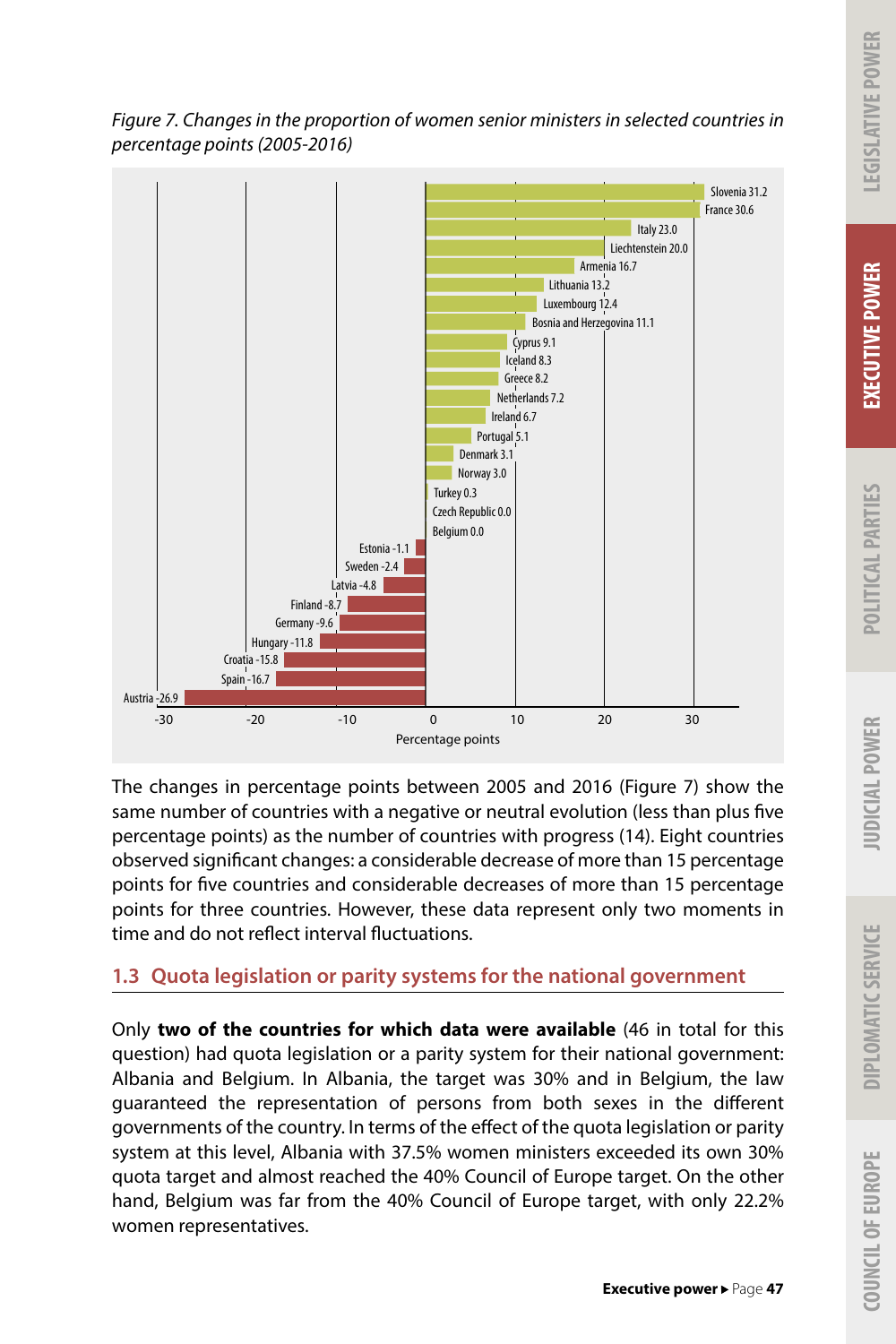*Figure 7. Changes in the proportion of women senior ministers in selected countries in percentage points (2005-2016)*

| Country | Change (percentage points) |
|---|---|
| Slovenia | 31.2 |
| France | 30.6 |
| Italy | 23.0 |
| Liechtenstein | 20.0 |
| Armenia | 16.7 |
| Lithuania | 13.2 |
| Luxembourg | 12.4 |
| Bosnia and Herzegovina | 11.1 |
| Cyprus | 9.1 |
| Iceland | 8.3 |
| Greece | 8.2 |
| Netherlands | 7.2 |
| Ireland | 6.7 |
| Portugal | 5.1 |
| Denmark | 3.1 |
| Norway | 3.0 |
| Turkey | 0.3 |
| Czech Republic | 0.0 |
| Belgium | 0.0 |
| Estonia | -1.1 |
| Sweden | -2.4 |
| Latvia | -4.8 |
| Finland | -8.7 |
| Germany | -9.6 |
| Hungary | -11.8 |
| Croatia | -15.8 |
| Spain | -16.7 |
| Austria | -26.9 |

The changes in percentage points between 2005 and 2016 (Figure 7) show the same number of countries with a negative or neutral evolution (less than plus five percentage points) as the number of countries with progress (14). Eight countries observed significant changes: a considerable decrease of more than 15 percentage points for five countries and considerable decreases of more than 15 percentage points for three countries. However, these data represent only two moments in time and do not reflect interval fluctuations.

## 1.3 Quota legislation or parity systems for the national government

Only **two of the countries for which data were available** (46 in total for this question) had quota legislation or a parity system for their national government: Albania and Belgium. In Albania, the target was 30% and in Belgium, the law guaranteed the representation of persons from both sexes in the different governments of the country. In terms of the effect of the quota legislation or parity system at this level, Albania with 37.5% women ministers exceeded its own 30% quota target and almost reached the 40% Council of Europe target. On the other hand, Belgium was far from the 40% Council of Europe target, with only 22.2% women representatives.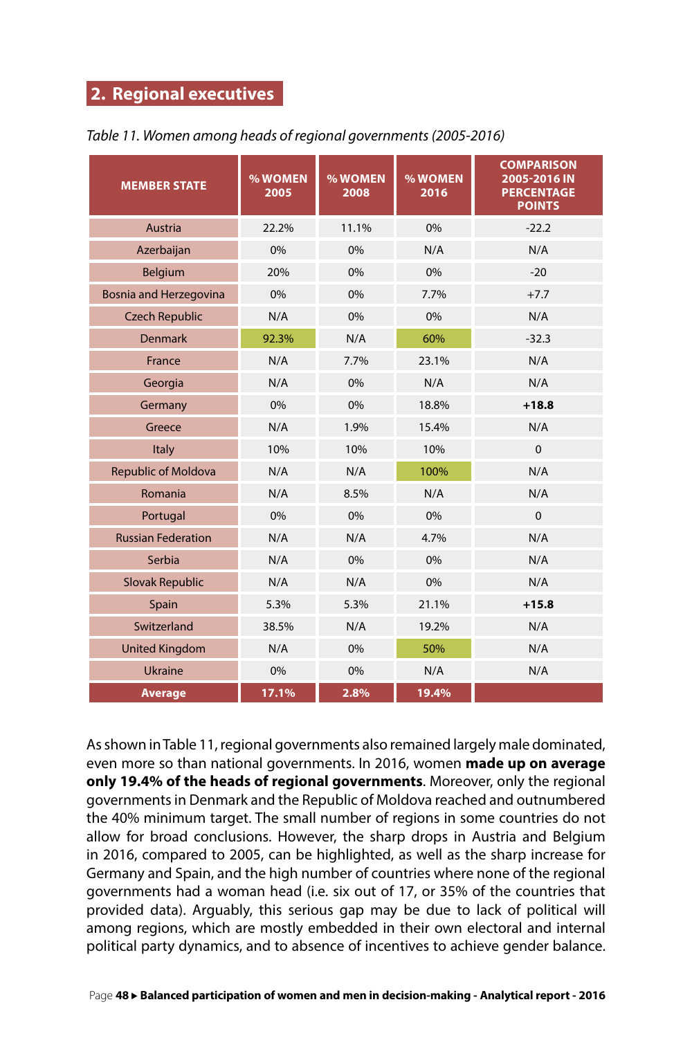## 2. Regional executives

*Table 11. Women among heads of regional governments (2005-2016)*

| MEMBER STATE | % WOMEN 2005 | % WOMEN 2008 | % WOMEN 2016 | COMPARISON 2005-2016 IN PERCENTAGE POINTS |
|---|---|---|---|---|
| Austria | 22.2% | 11.1% | 0% | -22.2 |
| Azerbaijan | 0% | 0% | N/A | N/A |
| Belgium | 20% | 0% | 0% | -20 |
| Bosnia and Herzegovina | 0% | 0% | 7.7% | +7.7 |
| Czech Republic | N/A | 0% | 0% | N/A |
| Denmark | 92.3% | N/A | 60% | -32.3 |
| France | N/A | 7.7% | 23.1% | N/A |
| Georgia | N/A | 0% | N/A | N/A |
| Germany | 0% | 0% | 18.8% | **+18.8** |
| Greece | N/A | 1.9% | 15.4% | N/A |
| Italy | 10% | 10% | 10% | 0 |
| Republic of Moldova | N/A | N/A | 100% | N/A |
| Romania | N/A | 8.5% | N/A | N/A |
| Portugal | 0% | 0% | 0% | 0 |
| Russian Federation | N/A | N/A | 4.7% | N/A |
| Serbia | N/A | 0% | 0% | N/A |
| Slovak Republic | N/A | N/A | 0% | N/A |
| Spain | 5.3% | 5.3% | 21.1% | **+15.8** |
| Switzerland | 38.5% | N/A | 19.2% | N/A |
| United Kingdom | N/A | 0% | 50% | N/A |
| Ukraine | 0% | 0% | N/A | N/A |
| **Average** | **17.1%** | **2.8%** | **19.4%** | |

As shown in Table 11, regional governments also remained largely male dominated, even more so than national governments. In 2016, women **made up on average only 19.4% of the heads of regional governments**. Moreover, only the regional governments in Denmark and the Republic of Moldova reached and outnumbered the 40% minimum target. The small number of regions in some countries do not allow for broad conclusions. However, the sharp drops in Austria and Belgium in 2016, compared to 2005, can be highlighted, as well as the sharp increase for Germany and Spain, and the high number of countries where none of the regional governments had a woman head (i.e. six out of 17, or 35% of the countries that provided data). Arguably, this serious gap may be due to lack of political will among regions, which are mostly embedded in their own electoral and internal political party dynamics, and to absence of incentives to achieve gender balance.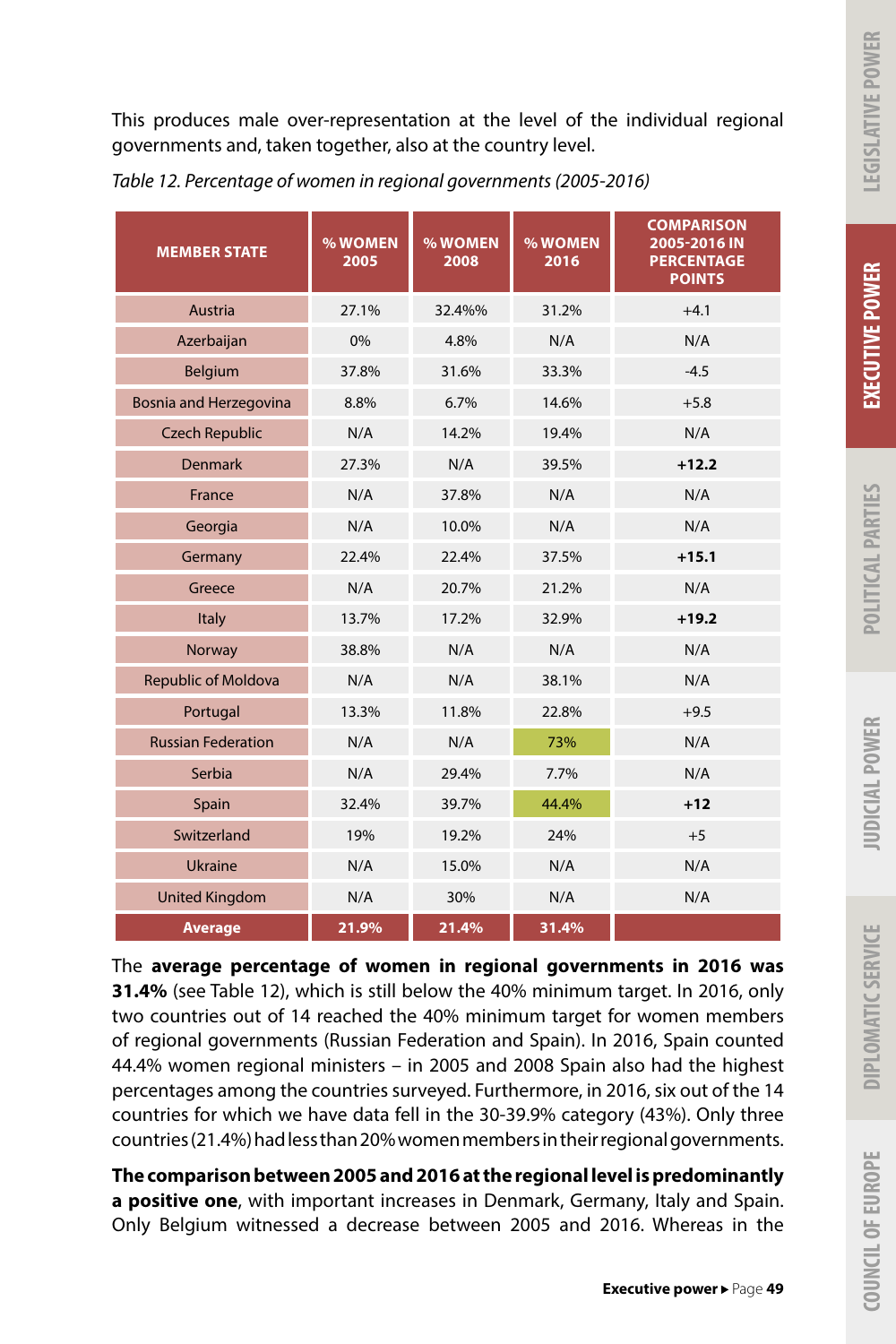This produces male over-representation at the level of the individual regional governments and, taken together, also at the country level.

*Table 12. Percentage of women in regional governments (2005-2016)*

| MEMBER STATE | % WOMEN 2005 | % WOMEN 2008 | % WOMEN 2016 | COMPARISON 2005-2016 IN PERCENTAGE POINTS |
|---|---|---|---|---|
| Austria | 27.1% | 32.4%% | 31.2% | +4.1 |
| Azerbaijan | 0% | 4.8% | N/A | N/A |
| Belgium | 37.8% | 31.6% | 33.3% | -4.5 |
| Bosnia and Herzegovina | 8.8% | 6.7% | 14.6% | +5.8 |
| Czech Republic | N/A | 14.2% | 19.4% | N/A |
| Denmark | 27.3% | N/A | 39.5% | **+12.2** |
| France | N/A | 37.8% | N/A | N/A |
| Georgia | N/A | 10.0% | N/A | N/A |
| Germany | 22.4% | 22.4% | 37.5% | **+15.1** |
| Greece | N/A | 20.7% | 21.2% | N/A |
| Italy | 13.7% | 17.2% | 32.9% | **+19.2** |
| Norway | 38.8% | N/A | N/A | N/A |
| Republic of Moldova | N/A | N/A | 38.1% | N/A |
| Portugal | 13.3% | 11.8% | 22.8% | +9.5 |
| Russian Federation | N/A | N/A | 73% | N/A |
| Serbia | N/A | 29.4% | 7.7% | N/A |
| Spain | 32.4% | 39.7% | 44.4% | **+12** |
| Switzerland | 19% | 19.2% | 24% | +5 |
| Ukraine | N/A | 15.0% | N/A | N/A |
| United Kingdom | N/A | 30% | N/A | N/A |
| **Average** | **21.9%** | **21.4%** | **31.4%** | |

The **average percentage of women in regional governments in 2016 was 31.4%** (see Table 12), which is still below the 40% minimum target. In 2016, only two countries out of 14 reached the 40% minimum target for women members of regional governments (Russian Federation and Spain). In 2016, Spain counted 44.4% women regional ministers – in 2005 and 2008 Spain also had the highest percentages among the countries surveyed. Furthermore, in 2016, six out of the 14 countries for which we have data fell in the 30-39.9% category (43%). Only three countries (21.4%) had less than 20% women members in their regional governments.

**The comparison between 2005 and 2016 at the regional level is predominantly a positive one**, with important increases in Denmark, Germany, Italy and Spain. Only Belgium witnessed a decrease between 2005 and 2016. Whereas in the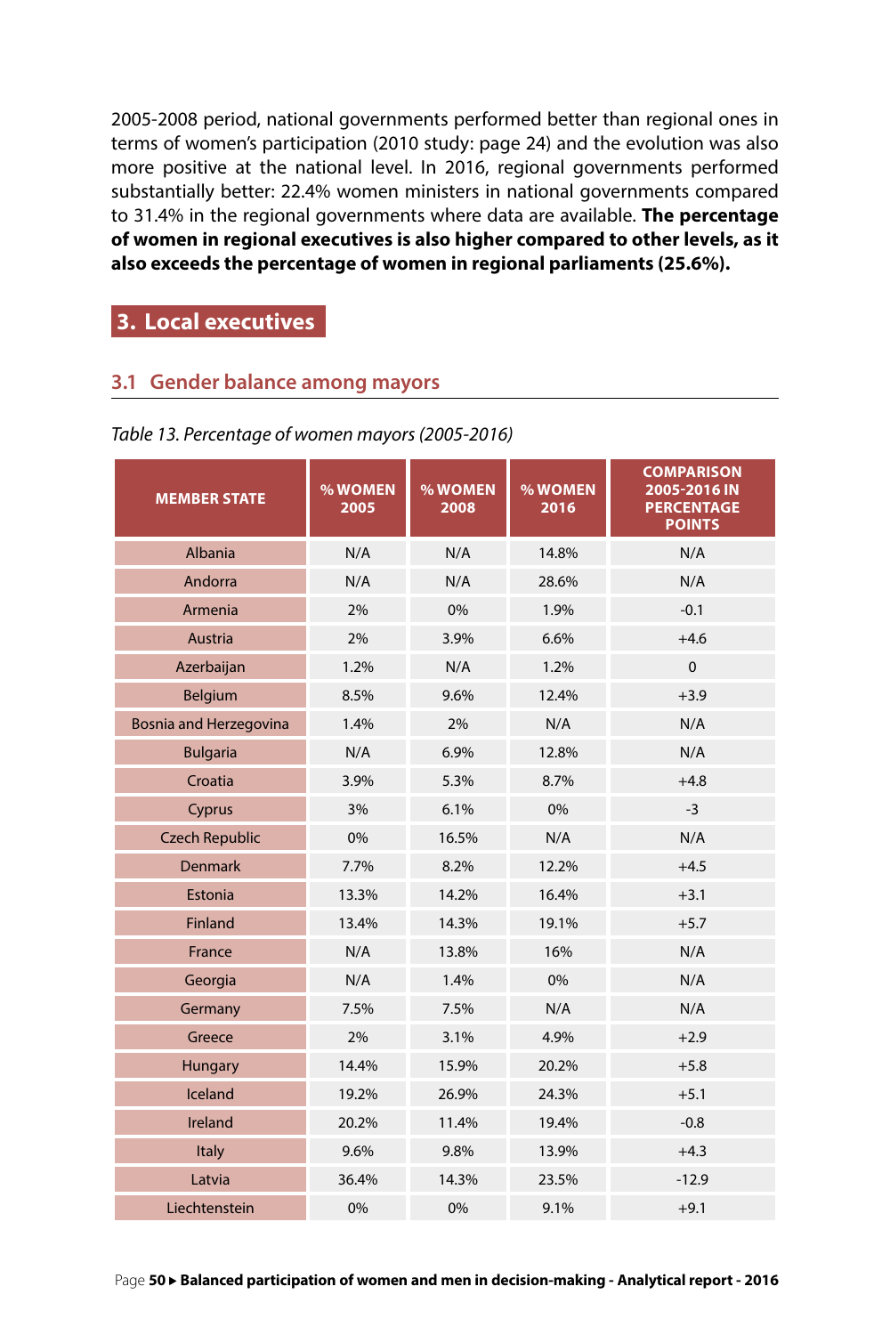2005-2008 period, national governments performed better than regional ones in terms of women's participation (2010 study: page 24) and the evolution was also more positive at the national level. In 2016, regional governments performed substantially better: 22.4% women ministers in national governments compared to 31.4% in the regional governments where data are available. **The percentage of women in regional executives is also higher compared to other levels, as it also exceeds the percentage of women in regional parliaments (25.6%).**

## 3. Local executives

### 3.1 Gender balance among mayors

*Table 13. Percentage of women mayors (2005-2016)*

| MEMBER STATE | % WOMEN 2005 | % WOMEN 2008 | % WOMEN 2016 | COMPARISON 2005-2016 IN PERCENTAGE POINTS |
|---|---|---|---|---|
| Albania | N/A | N/A | 14.8% | N/A |
| Andorra | N/A | N/A | 28.6% | N/A |
| Armenia | 2% | 0% | 1.9% | -0.1 |
| Austria | 2% | 3.9% | 6.6% | +4.6 |
| Azerbaijan | 1.2% | N/A | 1.2% | 0 |
| Belgium | 8.5% | 9.6% | 12.4% | +3.9 |
| Bosnia and Herzegovina | 1.4% | 2% | N/A | N/A |
| Bulgaria | N/A | 6.9% | 12.8% | N/A |
| Croatia | 3.9% | 5.3% | 8.7% | +4.8 |
| Cyprus | 3% | 6.1% | 0% | -3 |
| Czech Republic | 0% | 16.5% | N/A | N/A |
| Denmark | 7.7% | 8.2% | 12.2% | +4.5 |
| Estonia | 13.3% | 14.2% | 16.4% | +3.1 |
| Finland | 13.4% | 14.3% | 19.1% | +5.7 |
| France | N/A | 13.8% | 16% | N/A |
| Georgia | N/A | 1.4% | 0% | N/A |
| Germany | 7.5% | 7.5% | N/A | N/A |
| Greece | 2% | 3.1% | 4.9% | +2.9 |
| Hungary | 14.4% | 15.9% | 20.2% | +5.8 |
| Iceland | 19.2% | 26.9% | 24.3% | +5.1 |
| Ireland | 20.2% | 11.4% | 19.4% | -0.8 |
| Italy | 9.6% | 9.8% | 13.9% | +4.3 |
| Latvia | 36.4% | 14.3% | 23.5% | -12.9 |
| Liechtenstein | 0% | 0% | 9.1% | +9.1 |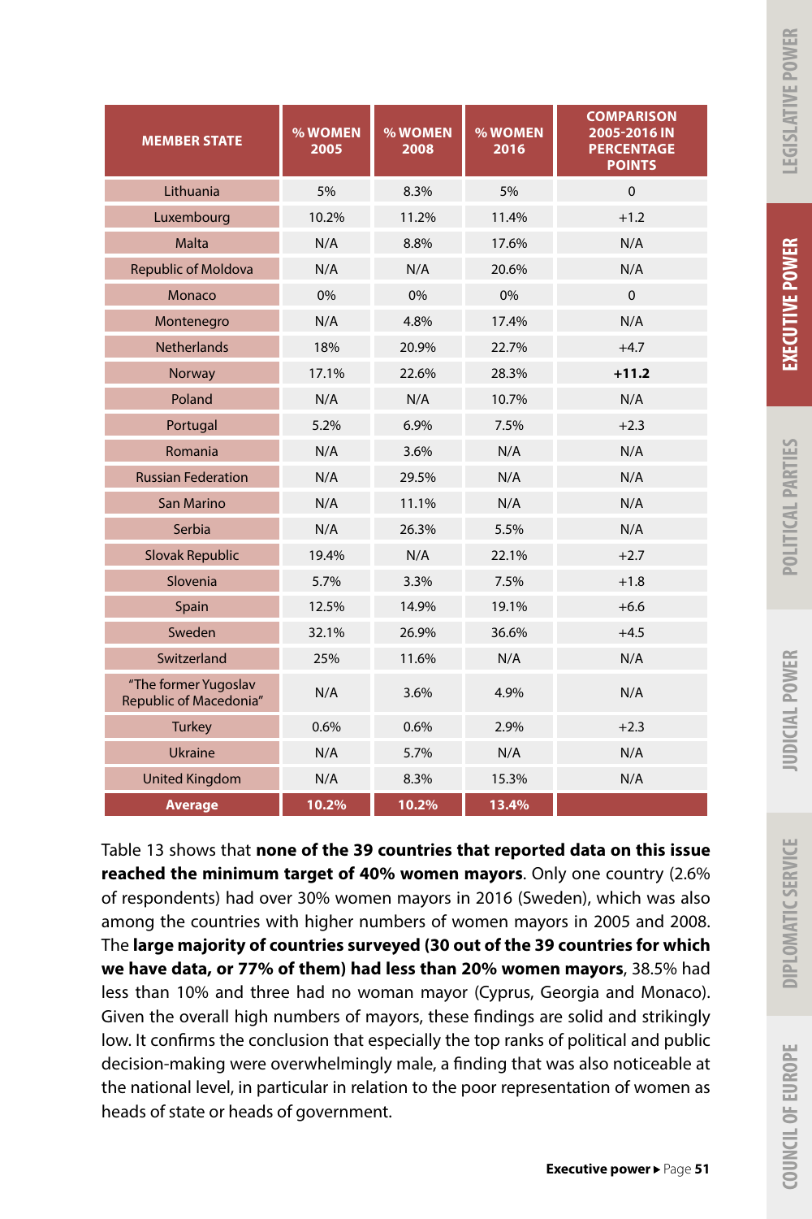| MEMBER STATE | % WOMEN 2005 | % WOMEN 2008 | % WOMEN 2016 | COMPARISON 2005-2016 IN PERCENTAGE POINTS |
|---|---|---|---|---|
| Lithuania | 5% | 8.3% | 5% | 0 |
| Luxembourg | 10.2% | 11.2% | 11.4% | +1.2 |
| Malta | N/A | 8.8% | 17.6% | N/A |
| Republic of Moldova | N/A | N/A | 20.6% | N/A |
| Monaco | 0% | 0% | 0% | 0 |
| Montenegro | N/A | 4.8% | 17.4% | N/A |
| Netherlands | 18% | 20.9% | 22.7% | +4.7 |
| Norway | 17.1% | 22.6% | 28.3% | **+11.2** |
| Poland | N/A | N/A | 10.7% | N/A |
| Portugal | 5.2% | 6.9% | 7.5% | +2.3 |
| Romania | N/A | 3.6% | N/A | N/A |
| Russian Federation | N/A | 29.5% | N/A | N/A |
| San Marino | N/A | 11.1% | N/A | N/A |
| Serbia | N/A | 26.3% | 5.5% | N/A |
| Slovak Republic | 19.4% | N/A | 22.1% | +2.7 |
| Slovenia | 5.7% | 3.3% | 7.5% | +1.8 |
| Spain | 12.5% | 14.9% | 19.1% | +6.6 |
| Sweden | 32.1% | 26.9% | 36.6% | +4.5 |
| Switzerland | 25% | 11.6% | N/A | N/A |
| "The former Yugoslav Republic of Macedonia" | N/A | 3.6% | 4.9% | N/A |
| Turkey | 0.6% | 0.6% | 2.9% | +2.3 |
| Ukraine | N/A | 5.7% | N/A | N/A |
| United Kingdom | N/A | 8.3% | 15.3% | N/A |
| **Average** | **10.2%** | **10.2%** | **13.4%** | |

Table 13 shows that **none of the 39 countries that reported data on this issue reached the minimum target of 40% women mayors**. Only one country (2.6% of respondents) had over 30% women mayors in 2016 (Sweden), which was also among the countries with higher numbers of women mayors in 2005 and 2008. The **large majority of countries surveyed (30 out of the 39 countries for which we have data, or 77% of them) had less than 20% women mayors**, 38.5% had less than 10% and three had no woman mayor (Cyprus, Georgia and Monaco). Given the overall high numbers of mayors, these findings are solid and strikingly low. It confirms the conclusion that especially the top ranks of political and public decision-making were overwhelmingly male, a finding that was also noticeable at the national level, in particular in relation to the poor representation of women as heads of state or heads of government.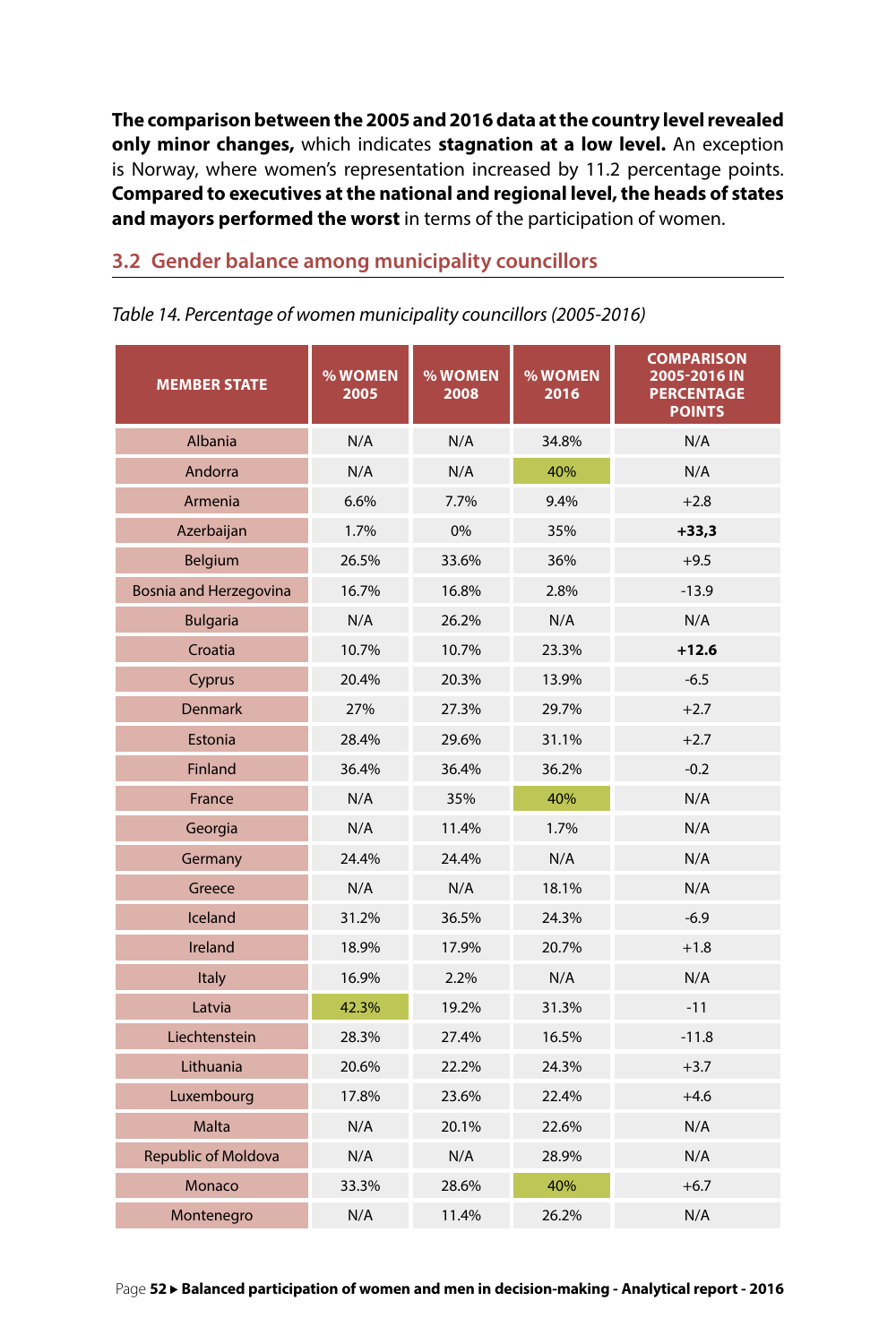**The comparison between the 2005 and 2016 data at the country level revealed only minor changes,** which indicates **stagnation at a low level.** An exception is Norway, where women's representation increased by 11.2 percentage points. **Compared to executives at the national and regional level, the heads of states and mayors performed the worst** in terms of the participation of women.

## 3.2 Gender balance among municipality councillors

*Table 14. Percentage of women municipality councillors (2005-2016)*

| MEMBER STATE | % WOMEN 2005 | % WOMEN 2008 | % WOMEN 2016 | COMPARISON 2005-2016 IN PERCENTAGE POINTS |
|---|---|---|---|---|
| Albania | N/A | N/A | 34.8% | N/A |
| Andorra | N/A | N/A | 40% | N/A |
| Armenia | 6.6% | 7.7% | 9.4% | +2.8 |
| Azerbaijan | 1.7% | 0% | 35% | **+33,3** |
| Belgium | 26.5% | 33.6% | 36% | +9.5 |
| Bosnia and Herzegovina | 16.7% | 16.8% | 2.8% | -13.9 |
| Bulgaria | N/A | 26.2% | N/A | N/A |
| Croatia | 10.7% | 10.7% | 23.3% | **+12.6** |
| Cyprus | 20.4% | 20.3% | 13.9% | -6.5 |
| Denmark | 27% | 27.3% | 29.7% | +2.7 |
| Estonia | 28.4% | 29.6% | 31.1% | +2.7 |
| Finland | 36.4% | 36.4% | 36.2% | -0.2 |
| France | N/A | 35% | 40% | N/A |
| Georgia | N/A | 11.4% | 1.7% | N/A |
| Germany | 24.4% | 24.4% | N/A | N/A |
| Greece | N/A | N/A | 18.1% | N/A |
| Iceland | 31.2% | 36.5% | 24.3% | -6.9 |
| Ireland | 18.9% | 17.9% | 20.7% | +1.8 |
| Italy | 16.9% | 2.2% | N/A | N/A |
| Latvia | 42.3% | 19.2% | 31.3% | -11 |
| Liechtenstein | 28.3% | 27.4% | 16.5% | -11.8 |
| Lithuania | 20.6% | 22.2% | 24.3% | +3.7 |
| Luxembourg | 17.8% | 23.6% | 22.4% | +4.6 |
| Malta | N/A | 20.1% | 22.6% | N/A |
| Republic of Moldova | N/A | N/A | 28.9% | N/A |
| Monaco | 33.3% | 28.6% | 40% | +6.7 |
| Montenegro | N/A | 11.4% | 26.2% | N/A |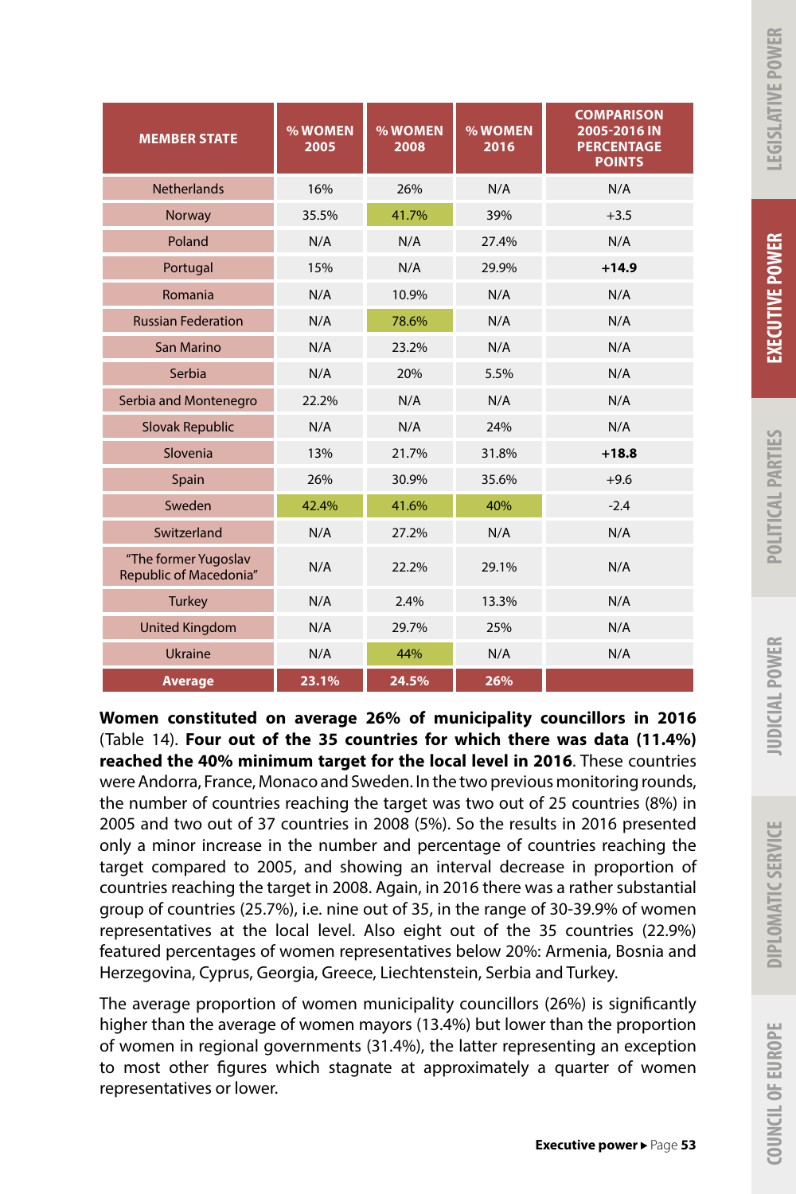| MEMBER STATE | % WOMEN 2005 | % WOMEN 2008 | % WOMEN 2016 | COMPARISON 2005-2016 IN PERCENTAGE POINTS |
|---|---|---|---|---|
| Netherlands | 16% | 26% | N/A | N/A |
| Norway | 35.5% | 41.7% | 39% | +3.5 |
| Poland | N/A | N/A | 27.4% | N/A |
| Portugal | 15% | N/A | 29.9% | **+14.9** |
| Romania | N/A | 10.9% | N/A | N/A |
| Russian Federation | N/A | 78.6% | N/A | N/A |
| San Marino | N/A | 23.2% | N/A | N/A |
| Serbia | N/A | 20% | 5.5% | N/A |
| Serbia and Montenegro | 22.2% | N/A | N/A | N/A |
| Slovak Republic | N/A | N/A | 24% | N/A |
| Slovenia | 13% | 21.7% | 31.8% | **+18.8** |
| Spain | 26% | 30.9% | 35.6% | +9.6 |
| Sweden | 42.4% | 41.6% | 40% | -2.4 |
| Switzerland | N/A | 27.2% | N/A | N/A |
| "The former Yugoslav Republic of Macedonia" | N/A | 22.2% | 29.1% | N/A |
| Turkey | N/A | 2.4% | 13.3% | N/A |
| United Kingdom | N/A | 29.7% | 25% | N/A |
| Ukraine | N/A | 44% | N/A | N/A |
| **Average** | **23.1%** | **24.5%** | **26%** | |

**Women constituted on average 26% of municipality councillors in 2016** (Table 14). **Four out of the 35 countries for which there was data (11.4%) reached the 40% minimum target for the local level in 2016**. These countries were Andorra, France, Monaco and Sweden. In the two previous monitoring rounds, the number of countries reaching the target was two out of 25 countries (8%) in 2005 and two out of 37 countries in 2008 (5%). So the results in 2016 presented only a minor increase in the number and percentage of countries reaching the target compared to 2005, and showing an interval decrease in proportion of countries reaching the target in 2008. Again, in 2016 there was a rather substantial group of countries (25.7%), i.e. nine out of 35, in the range of 30-39.9% of women representatives at the local level. Also eight out of the 35 countries (22.9%) featured percentages of women representatives below 20%: Armenia, Bosnia and Herzegovina, Cyprus, Georgia, Greece, Liechtenstein, Serbia and Turkey.

The average proportion of women municipality councillors (26%) is significantly higher than the average of women mayors (13.4%) but lower than the proportion of women in regional governments (31.4%), the latter representing an exception to most other figures which stagnate at approximately a quarter of women representatives or lower.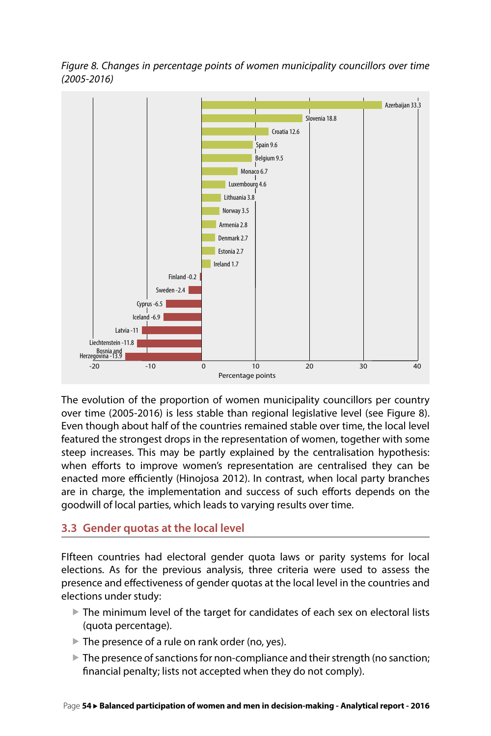*Figure 8. Changes in percentage points of women municipality councillors over time (2005-2016)*

| Country | Change (percentage points) |
|---|---|
| Azerbaijan | 33.3 |
| Slovenia | 18.8 |
| Croatia | 12.6 |
| Spain | 9.6 |
| Belgium | 9.5 |
| Monaco | 6.7 |
| Luxembourg | 4.6 |
| Lithuania | 3.8 |
| Norway | 3.5 |
| Armenia | 2.8 |
| Denmark | 2.7 |
| Estonia | 2.7 |
| Ireland | 1.7 |
| Finland | -0.2 |
| Sweden | -2.4 |
| Cyprus | -6.5 |
| Iceland | -6.9 |
| Latvia | -11 |
| Liechtenstein | -11.8 |
| Bosnia and Herzegovina | -13.9 |

The evolution of the proportion of women municipality councillors per country over time (2005-2016) is less stable than regional legislative level (see Figure 8). Even though about half of the countries remained stable over time, the local level featured the strongest drops in the representation of women, together with some steep increases. This may be partly explained by the centralisation hypothesis: when efforts to improve women's representation are centralised they can be enacted more efficiently (Hinojosa 2012). In contrast, when local party branches are in charge, the implementation and success of such efforts depends on the goodwill of local parties, which leads to varying results over time.

## 3.3 Gender quotas at the local level

FIfteen countries had electoral gender quota laws or parity systems for local elections. As for the previous analysis, three criteria were used to assess the presence and effectiveness of gender quotas at the local level in the countries and elections under study:

- The minimum level of the target for candidates of each sex on electoral lists (quota percentage).
- The presence of a rule on rank order (no, yes).
- The presence of sanctions for non-compliance and their strength (no sanction; financial penalty; lists not accepted when they do not comply).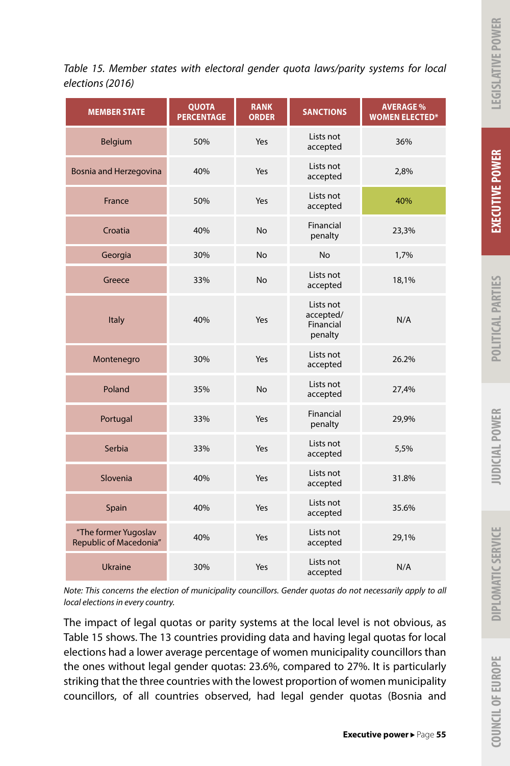*Table 15. Member states with electoral gender quota laws/parity systems for local elections (2016)*

| MEMBER STATE | QUOTA PERCENTAGE | RANK ORDER | SANCTIONS | AVERAGE % WOMEN ELECTED* |
|---|---|---|---|---|
| Belgium | 50% | Yes | Lists not accepted | 36% |
| Bosnia and Herzegovina | 40% | Yes | Lists not accepted | 2,8% |
| France | 50% | Yes | Lists not accepted | 40% |
| Croatia | 40% | No | Financial penalty | 23,3% |
| Georgia | 30% | No | No | 1,7% |
| Greece | 33% | No | Lists not accepted | 18,1% |
| Italy | 40% | Yes | Lists not accepted/ Financial penalty | N/A |
| Montenegro | 30% | Yes | Lists not accepted | 26.2% |
| Poland | 35% | No | Lists not accepted | 27,4% |
| Portugal | 33% | Yes | Financial penalty | 29,9% |
| Serbia | 33% | Yes | Lists not accepted | 5,5% |
| Slovenia | 40% | Yes | Lists not accepted | 31.8% |
| Spain | 40% | Yes | Lists not accepted | 35.6% |
| "The former Yugoslav Republic of Macedonia" | 40% | Yes | Lists not accepted | 29,1% |
| Ukraine | 30% | Yes | Lists not accepted | N/A |

*Note: This concerns the election of municipality councillors. Gender quotas do not necessarily apply to all local elections in every country.*

The impact of legal quotas or parity systems at the local level is not obvious, as Table 15 shows. The 13 countries providing data and having legal quotas for local elections had a lower average percentage of women municipality councillors than the ones without legal gender quotas: 23.6%, compared to 27%. It is particularly striking that the three countries with the lowest proportion of women municipality councillors, of all countries observed, had legal gender quotas (Bosnia and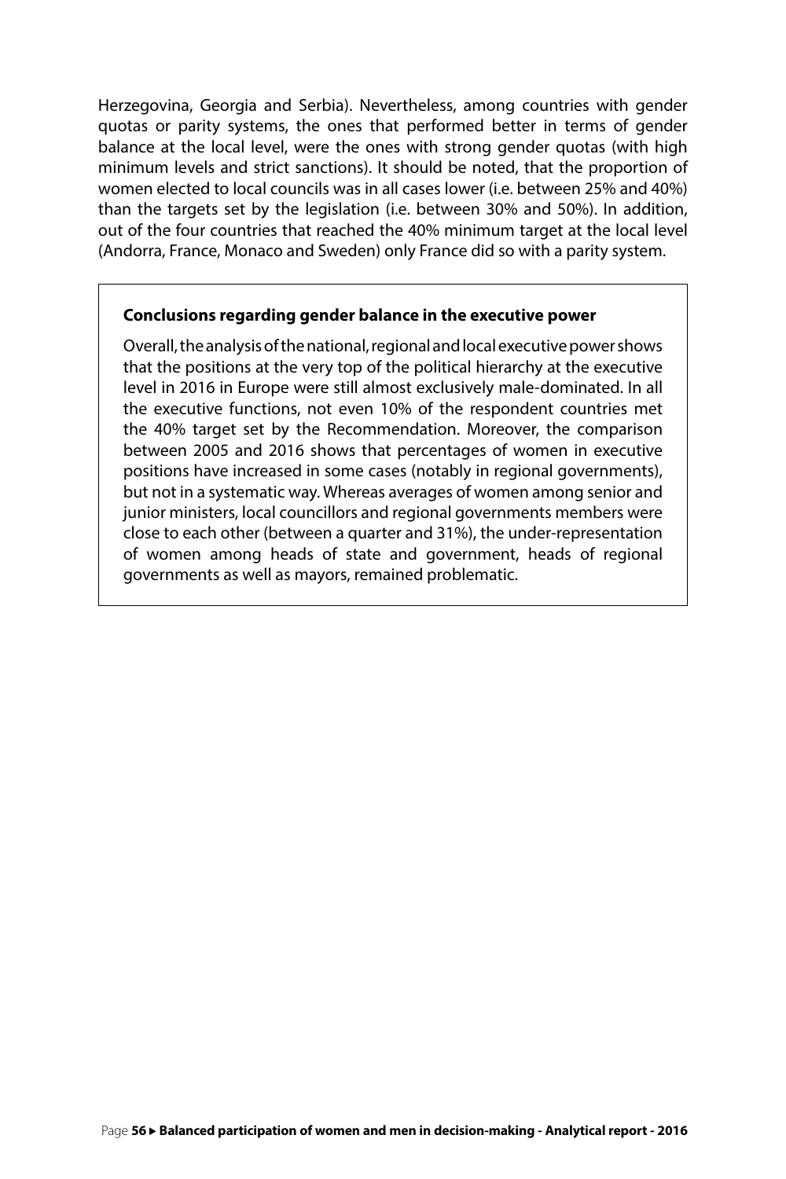Herzegovina, Georgia and Serbia). Nevertheless, among countries with gender quotas or parity systems, the ones that performed better in terms of gender balance at the local level, were the ones with strong gender quotas (with high minimum levels and strict sanctions). It should be noted, that the proportion of women elected to local councils was in all cases lower (i.e. between 25% and 40%) than the targets set by the legislation (i.e. between 30% and 50%). In addition, out of the four countries that reached the 40% minimum target at the local level (Andorra, France, Monaco and Sweden) only France did so with a parity system.

**Conclusions regarding gender balance in the executive power**

Overall, the analysis of the national, regional and local executive power shows that the positions at the very top of the political hierarchy at the executive level in 2016 in Europe were still almost exclusively male-dominated. In all the executive functions, not even 10% of the respondent countries met the 40% target set by the Recommendation. Moreover, the comparison between 2005 and 2016 shows that percentages of women in executive positions have increased in some cases (notably in regional governments), but not in a systematic way. Whereas averages of women among senior and junior ministers, local councillors and regional governments members were close to each other (between a quarter and 31%), the under-representation of women among heads of state and government, heads of regional governments as well as mayors, remained problematic.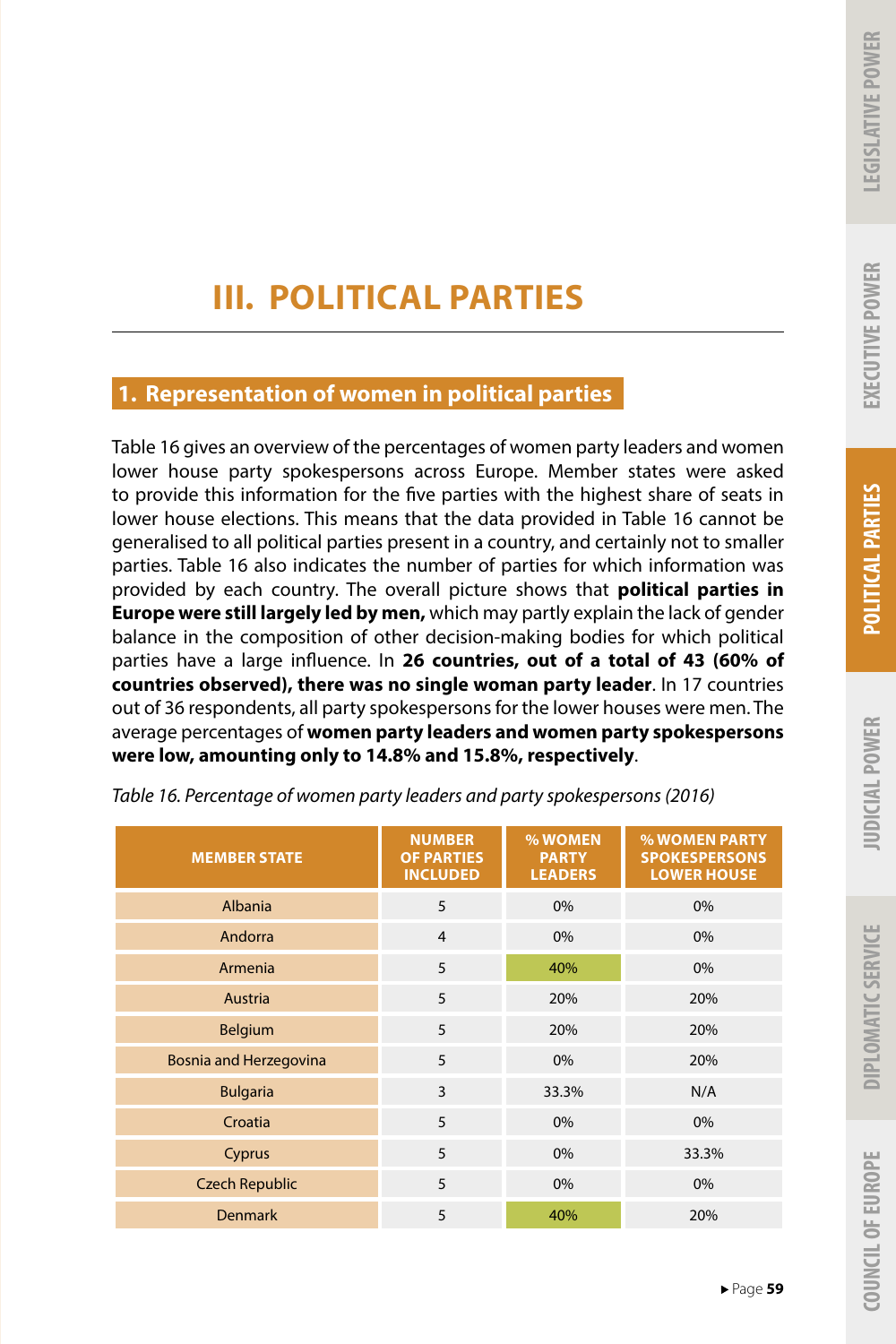# III. POLITICAL PARTIES

## 1. Representation of women in political parties

Table 16 gives an overview of the percentages of women party leaders and women lower house party spokespersons across Europe. Member states were asked to provide this information for the five parties with the highest share of seats in lower house elections. This means that the data provided in Table 16 cannot be generalised to all political parties present in a country, and certainly not to smaller parties. Table 16 also indicates the number of parties for which information was provided by each country. The overall picture shows that **political parties in Europe were still largely led by men,** which may partly explain the lack of gender balance in the composition of other decision-making bodies for which political parties have a large influence. In **26 countries, out of a total of 43 (60% of countries observed), there was no single woman party leader**. In 17 countries out of 36 respondents, all party spokespersons for the lower houses were men. The average percentages of **women party leaders and women party spokespersons were low, amounting only to 14.8% and 15.8%, respectively**.

*Table 16. Percentage of women party leaders and party spokespersons (2016)*

| MEMBER STATE | NUMBER OF PARTIES INCLUDED | % WOMEN PARTY LEADERS | % WOMEN PARTY SPOKESPERSONS LOWER HOUSE |
|---|---|---|---|
| Albania | 5 | 0% | 0% |
| Andorra | 4 | 0% | 0% |
| Armenia | 5 | 40% | 0% |
| Austria | 5 | 20% | 20% |
| Belgium | 5 | 20% | 20% |
| Bosnia and Herzegovina | 5 | 0% | 20% |
| Bulgaria | 3 | 33.3% | N/A |
| Croatia | 5 | 0% | 0% |
| Cyprus | 5 | 0% | 33.3% |
| Czech Republic | 5 | 0% | 0% |
| Denmark | 5 | 40% | 20% |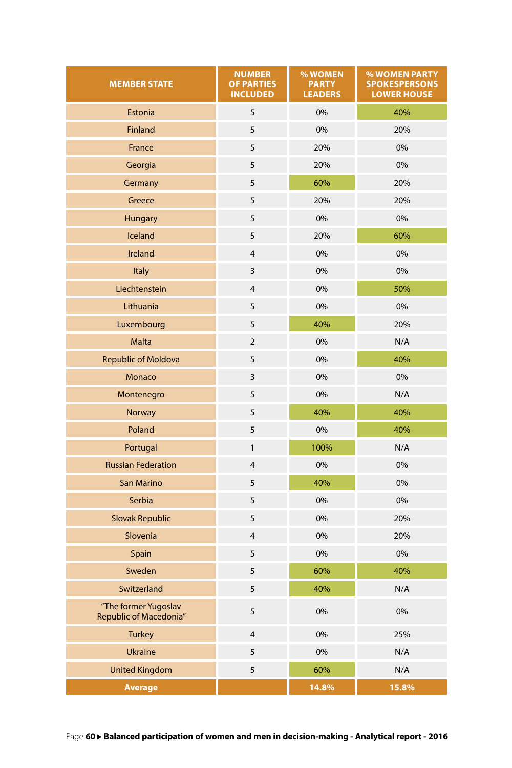| MEMBER STATE | NUMBER OF PARTIES INCLUDED | % WOMEN PARTY LEADERS | % WOMEN PARTY SPOKESPERSONS LOWER HOUSE |
|---|---|---|---|
| Estonia | 5 | 0% | 40% |
| Finland | 5 | 0% | 20% |
| France | 5 | 20% | 0% |
| Georgia | 5 | 20% | 0% |
| Germany | 5 | 60% | 20% |
| Greece | 5 | 20% | 20% |
| Hungary | 5 | 0% | 0% |
| Iceland | 5 | 20% | 60% |
| Ireland | 4 | 0% | 0% |
| Italy | 3 | 0% | 0% |
| Liechtenstein | 4 | 0% | 50% |
| Lithuania | 5 | 0% | 0% |
| Luxembourg | 5 | 40% | 20% |
| Malta | 2 | 0% | N/A |
| Republic of Moldova | 5 | 0% | 40% |
| Monaco | 3 | 0% | 0% |
| Montenegro | 5 | 0% | N/A |
| Norway | 5 | 40% | 40% |
| Poland | 5 | 0% | 40% |
| Portugal | 1 | 100% | N/A |
| Russian Federation | 4 | 0% | 0% |
| San Marino | 5 | 40% | 0% |
| Serbia | 5 | 0% | 0% |
| Slovak Republic | 5 | 0% | 20% |
| Slovenia | 4 | 0% | 20% |
| Spain | 5 | 0% | 0% |
| Sweden | 5 | 60% | 40% |
| Switzerland | 5 | 40% | N/A |
| "The former Yugoslav Republic of Macedonia" | 5 | 0% | 0% |
| Turkey | 4 | 0% | 25% |
| Ukraine | 5 | 0% | N/A |
| United Kingdom | 5 | 60% | N/A |
| **Average** | | **14.8%** | **15.8%** |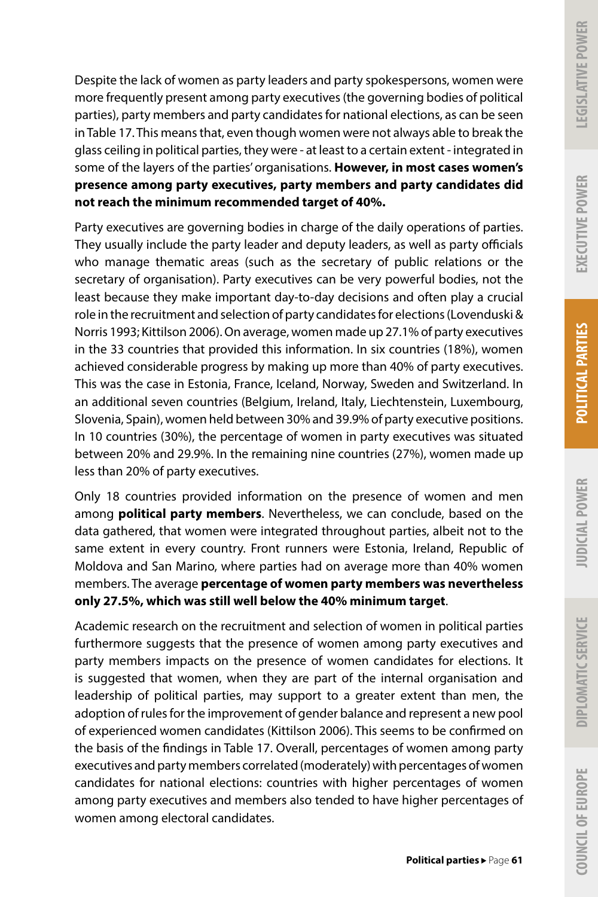Despite the lack of women as party leaders and party spokespersons, women were more frequently present among party executives (the governing bodies of political parties), party members and party candidates for national elections, as can be seen in Table 17. This means that, even though women were not always able to break the glass ceiling in political parties, they were - at least to a certain extent - integrated in some of the layers of the parties' organisations. **However, in most cases women's presence among party executives, party members and party candidates did not reach the minimum recommended target of 40%.**

Party executives are governing bodies in charge of the daily operations of parties. They usually include the party leader and deputy leaders, as well as party officials who manage thematic areas (such as the secretary of public relations or the secretary of organisation). Party executives can be very powerful bodies, not the least because they make important day-to-day decisions and often play a crucial role in the recruitment and selection of party candidates for elections (Lovenduski & Norris 1993; Kittilson 2006). On average, women made up 27.1% of party executives in the 33 countries that provided this information. In six countries (18%), women achieved considerable progress by making up more than 40% of party executives. This was the case in Estonia, France, Iceland, Norway, Sweden and Switzerland. In an additional seven countries (Belgium, Ireland, Italy, Liechtenstein, Luxembourg, Slovenia, Spain), women held between 30% and 39.9% of party executive positions. In 10 countries (30%), the percentage of women in party executives was situated between 20% and 29.9%. In the remaining nine countries (27%), women made up less than 20% of party executives.

Only 18 countries provided information on the presence of women and men among **political party members**. Nevertheless, we can conclude, based on the data gathered, that women were integrated throughout parties, albeit not to the same extent in every country. Front runners were Estonia, Ireland, Republic of Moldova and San Marino, where parties had on average more than 40% women members. The average **percentage of women party members was nevertheless only 27.5%, which was still well below the 40% minimum target**.

Academic research on the recruitment and selection of women in political parties furthermore suggests that the presence of women among party executives and party members impacts on the presence of women candidates for elections. It is suggested that women, when they are part of the internal organisation and leadership of political parties, may support to a greater extent than men, the adoption of rules for the improvement of gender balance and represent a new pool of experienced women candidates (Kittilson 2006). This seems to be confirmed on the basis of the findings in Table 17. Overall, percentages of women among party executives and party members correlated (moderately) with percentages of women candidates for national elections: countries with higher percentages of women among party executives and members also tended to have higher percentages of women among electoral candidates.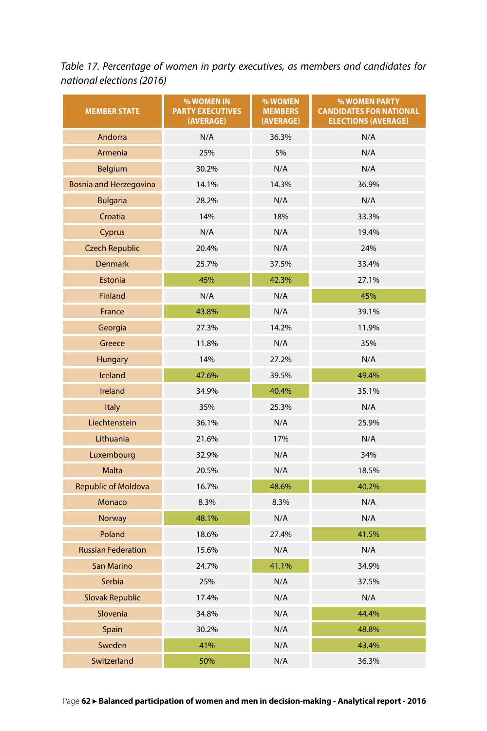*Table 17. Percentage of women in party executives, as members and candidates for national elections (2016)*

| MEMBER STATE | % WOMEN IN PARTY EXECUTIVES (AVERAGE) | % WOMEN MEMBERS (AVERAGE) | % WOMEN PARTY CANDIDATES FOR NATIONAL ELECTIONS (AVERAGE) |
|---|---|---|---|
| Andorra | N/A | 36.3% | N/A |
| Armenia | 25% | 5% | N/A |
| Belgium | 30.2% | N/A | N/A |
| Bosnia and Herzegovina | 14.1% | 14.3% | 36.9% |
| Bulgaria | 28.2% | N/A | N/A |
| Croatia | 14% | 18% | 33.3% |
| Cyprus | N/A | N/A | 19.4% |
| Czech Republic | 20.4% | N/A | 24% |
| Denmark | 25.7% | 37.5% | 33.4% |
| Estonia | 45% | 42.3% | 27.1% |
| Finland | N/A | N/A | 45% |
| France | 43.8% | N/A | 39.1% |
| Georgia | 27.3% | 14.2% | 11.9% |
| Greece | 11.8% | N/A | 35% |
| Hungary | 14% | 27.2% | N/A |
| Iceland | 47.6% | 39.5% | 49.4% |
| Ireland | 34.9% | 40.4% | 35.1% |
| Italy | 35% | 25.3% | N/A |
| Liechtenstein | 36.1% | N/A | 25.9% |
| Lithuania | 21.6% | 17% | N/A |
| Luxembourg | 32.9% | N/A | 34% |
| Malta | 20.5% | N/A | 18.5% |
| Republic of Moldova | 16.7% | 48.6% | 40.2% |
| Monaco | 8.3% | 8.3% | N/A |
| Norway | 48.1% | N/A | N/A |
| Poland | 18.6% | 27.4% | 41.5% |
| Russian Federation | 15.6% | N/A | N/A |
| San Marino | 24.7% | 41.1% | 34.9% |
| Serbia | 25% | N/A | 37.5% |
| Slovak Republic | 17.4% | N/A | N/A |
| Slovenia | 34.8% | N/A | 44.4% |
| Spain | 30.2% | N/A | 48.8% |
| Sweden | 41% | N/A | 43.4% |
| Switzerland | 50% | N/A | 36.3% |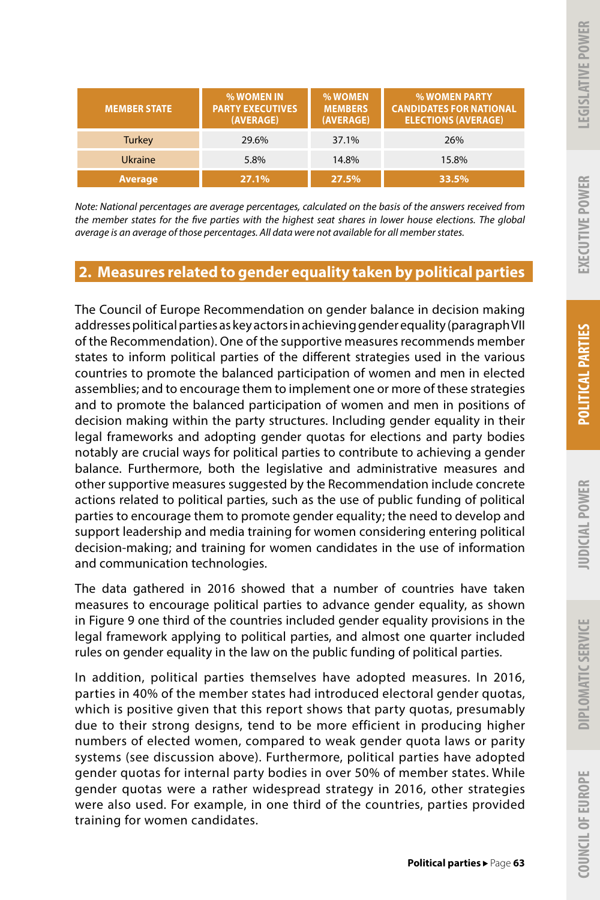| MEMBER STATE | % WOMEN IN PARTY EXECUTIVES (AVERAGE) | % WOMEN MEMBERS (AVERAGE) | % WOMEN PARTY CANDIDATES FOR NATIONAL ELECTIONS (AVERAGE) |
|---|---|---|---|
| Turkey | 29.6% | 37.1% | 26% |
| Ukraine | 5.8% | 14.8% | 15.8% |
| **Average** | **27.1%** | **27.5%** | **33.5%** |

*Note: National percentages are average percentages, calculated on the basis of the answers received from the member states for the five parties with the highest seat shares in lower house elections. The global average is an average of those percentages. All data were not available for all member states.*

## 2. Measures related to gender equality taken by political parties

The Council of Europe Recommendation on gender balance in decision making addresses political parties as key actors in achieving gender equality (paragraph VII of the Recommendation). One of the supportive measures recommends member states to inform political parties of the different strategies used in the various countries to promote the balanced participation of women and men in elected assemblies; and to encourage them to implement one or more of these strategies and to promote the balanced participation of women and men in positions of decision making within the party structures. Including gender equality in their legal frameworks and adopting gender quotas for elections and party bodies notably are crucial ways for political parties to contribute to achieving a gender balance. Furthermore, both the legislative and administrative measures and other supportive measures suggested by the Recommendation include concrete actions related to political parties, such as the use of public funding of political parties to encourage them to promote gender equality; the need to develop and support leadership and media training for women considering entering political decision-making; and training for women candidates in the use of information and communication technologies.

The data gathered in 2016 showed that a number of countries have taken measures to encourage political parties to advance gender equality, as shown in Figure 9 one third of the countries included gender equality provisions in the legal framework applying to political parties, and almost one quarter included rules on gender equality in the law on the public funding of political parties.

In addition, political parties themselves have adopted measures. In 2016, parties in 40% of the member states had introduced electoral gender quotas, which is positive given that this report shows that party quotas, presumably due to their strong designs, tend to be more efficient in producing higher numbers of elected women, compared to weak gender quota laws or parity systems (see discussion above). Furthermore, political parties have adopted gender quotas for internal party bodies in over 50% of member states. While gender quotas were a rather widespread strategy in 2016, other strategies were also used. For example, in one third of the countries, parties provided training for women candidates.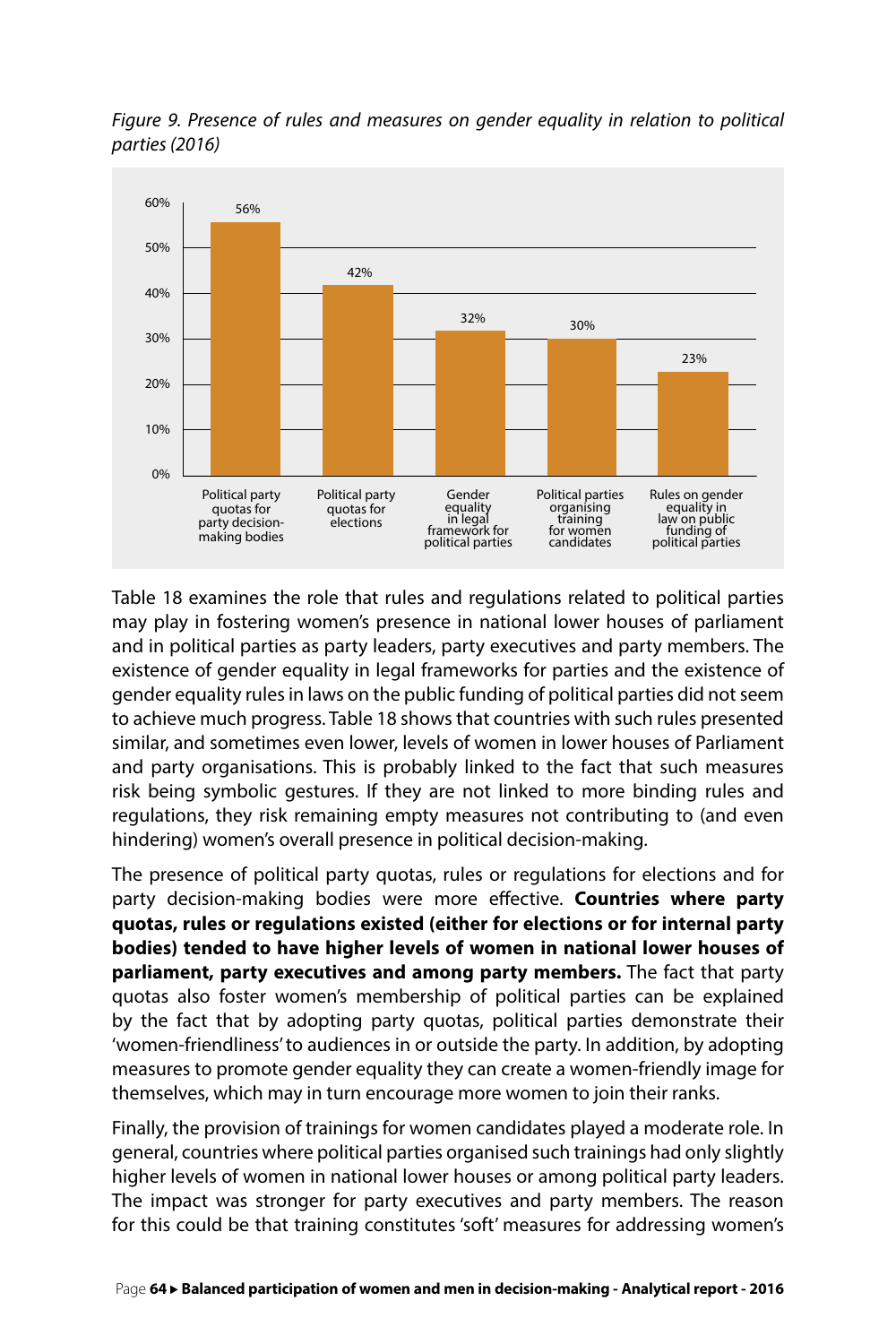*Figure 9. Presence of rules and measures on gender equality in relation to political parties (2016)*

| Measure | Share |
|---|---|
| Political party quotas for party decision-making bodies | 56% |
| Political party quotas for elections | 42% |
| Gender equality in legal framework for political parties | 32% |
| Political parties organising training for women candidates | 30% |
| Rules on gender equality in law on public funding of political parties | 23% |

Table 18 examines the role that rules and regulations related to political parties may play in fostering women's presence in national lower houses of parliament and in political parties as party leaders, party executives and party members. The existence of gender equality in legal frameworks for parties and the existence of gender equality rules in laws on the public funding of political parties did not seem to achieve much progress. Table 18 shows that countries with such rules presented similar, and sometimes even lower, levels of women in lower houses of Parliament and party organisations. This is probably linked to the fact that such measures risk being symbolic gestures. If they are not linked to more binding rules and regulations, they risk remaining empty measures not contributing to (and even hindering) women's overall presence in political decision-making.

The presence of political party quotas, rules or regulations for elections and for party decision-making bodies were more effective. **Countries where party quotas, rules or regulations existed (either for elections or for internal party bodies) tended to have higher levels of women in national lower houses of parliament, party executives and among party members.** The fact that party quotas also foster women's membership of political parties can be explained by the fact that by adopting party quotas, political parties demonstrate their 'women-friendliness' to audiences in or outside the party. In addition, by adopting measures to promote gender equality they can create a women-friendly image for themselves, which may in turn encourage more women to join their ranks.

Finally, the provision of trainings for women candidates played a moderate role. In general, countries where political parties organised such trainings had only slightly higher levels of women in national lower houses or among political party leaders. The impact was stronger for party executives and party members. The reason for this could be that training constitutes 'soft' measures for addressing women's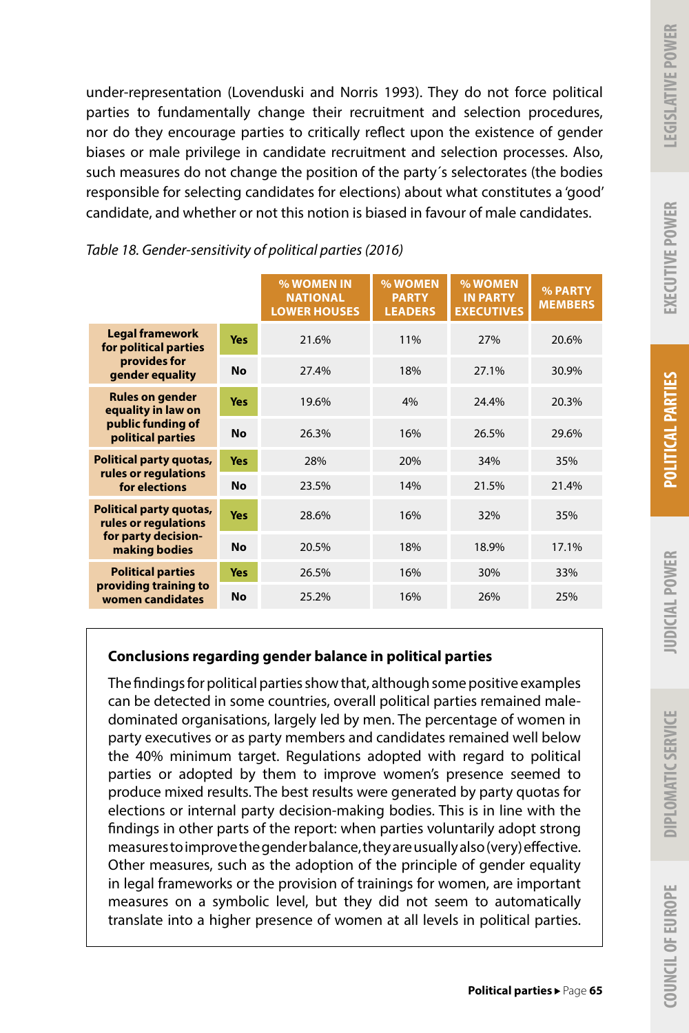under-representation (Lovenduski and Norris 1993). They do not force political parties to fundamentally change their recruitment and selection procedures, nor do they encourage parties to critically reflect upon the existence of gender biases or male privilege in candidate recruitment and selection processes. Also, such measures do not change the position of the party´s selectorates (the bodies responsible for selecting candidates for elections) about what constitutes a 'good' candidate, and whether or not this notion is biased in favour of male candidates.

*Table 18. Gender-sensitivity of political parties (2016)*

| | | % WOMEN IN NATIONAL LOWER HOUSES | % WOMEN PARTY LEADERS | % WOMEN IN PARTY EXECUTIVES | % PARTY MEMBERS |
|---|---|---|---|---|---|
| **Legal framework for political parties provides for gender equality** | **Yes** | 21.6% | 11% | 27% | 20.6% |
| | **No** | 27.4% | 18% | 27.1% | 30.9% |
| **Rules on gender equality in law on public funding of political parties** | **Yes** | 19.6% | 4% | 24.4% | 20.3% |
| | **No** | 26.3% | 16% | 26.5% | 29.6% |
| **Political party quotas, rules or regulations for elections** | **Yes** | 28% | 20% | 34% | 35% |
| | **No** | 23.5% | 14% | 21.5% | 21.4% |
| **Political party quotas, rules or regulations for party decision-making bodies** | **Yes** | 28.6% | 16% | 32% | 35% |
| | **No** | 20.5% | 18% | 18.9% | 17.1% |
| **Political parties providing training to women candidates** | **Yes** | 26.5% | 16% | 30% | 33% |
| | **No** | 25.2% | 16% | 26% | 25% |

**Conclusions regarding gender balance in political parties**

The findings for political parties show that, although some positive examples can be detected in some countries, overall political parties remained male-dominated organisations, largely led by men. The percentage of women in party executives or as party members and candidates remained well below the 40% minimum target. Regulations adopted with regard to political parties or adopted by them to improve women's presence seemed to produce mixed results. The best results were generated by party quotas for elections or internal party decision-making bodies. This is in line with the findings in other parts of the report: when parties voluntarily adopt strong measures to improve the gender balance, they are usually also (very) effective. Other measures, such as the adoption of the principle of gender equality in legal frameworks or the provision of trainings for women, are important measures on a symbolic level, but they did not seem to automatically translate into a higher presence of women at all levels in political parties.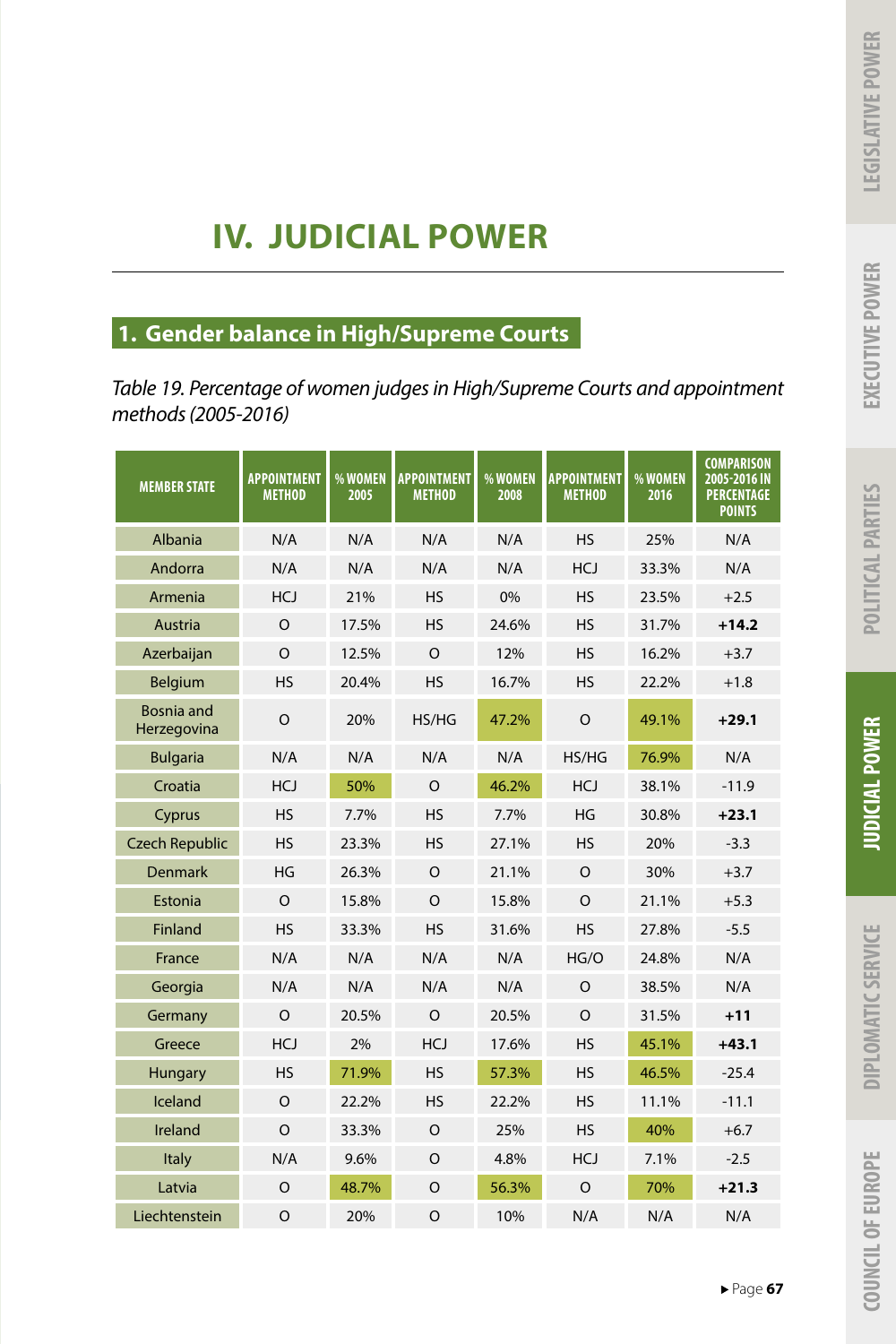# IV. JUDICIAL POWER

## 1. Gender balance in High/Supreme Courts

*Table 19. Percentage of women judges in High/Supreme Courts and appointment methods (2005-2016)*

| MEMBER STATE | APPOINTMENT METHOD | % WOMEN 2005 | APPOINTMENT METHOD | % WOMEN 2008 | APPOINTMENT METHOD | % WOMEN 2016 | COMPARISON 2005-2016 IN PERCENTAGE POINTS |
|---|---|---|---|---|---|---|---|
| Albania | N/A | N/A | N/A | N/A | HS | 25% | N/A |
| Andorra | N/A | N/A | N/A | N/A | HCJ | 33.3% | N/A |
| Armenia | HCJ | 21% | HS | 0% | HS | 23.5% | +2.5 |
| Austria | O | 17.5% | HS | 24.6% | HS | 31.7% | **+14.2** |
| Azerbaijan | O | 12.5% | O | 12% | HS | 16.2% | +3.7 |
| Belgium | HS | 20.4% | HS | 16.7% | HS | 22.2% | +1.8 |
| Bosnia and Herzegovina | O | 20% | HS/HG | 47.2% | O | 49.1% | **+29.1** |
| Bulgaria | N/A | N/A | N/A | N/A | HS/HG | 76.9% | N/A |
| Croatia | HCJ | 50% | O | 46.2% | HCJ | 38.1% | -11.9 |
| Cyprus | HS | 7.7% | HS | 7.7% | HG | 30.8% | **+23.1** |
| Czech Republic | HS | 23.3% | HS | 27.1% | HS | 20% | -3.3 |
| Denmark | HG | 26.3% | O | 21.1% | O | 30% | +3.7 |
| Estonia | O | 15.8% | O | 15.8% | O | 21.1% | +5.3 |
| Finland | HS | 33.3% | HS | 31.6% | HS | 27.8% | -5.5 |
| France | N/A | N/A | N/A | N/A | HG/O | 24.8% | N/A |
| Georgia | N/A | N/A | N/A | N/A | O | 38.5% | N/A |
| Germany | O | 20.5% | O | 20.5% | O | 31.5% | **+11** |
| Greece | HCJ | 2% | HCJ | 17.6% | HS | 45.1% | **+43.1** |
| Hungary | HS | 71.9% | HS | 57.3% | HS | 46.5% | -25.4 |
| Iceland | O | 22.2% | HS | 22.2% | HS | 11.1% | -11.1 |
| Ireland | O | 33.3% | O | 25% | HS | 40% | +6.7 |
| Italy | N/A | 9.6% | O | 4.8% | HCJ | 7.1% | -2.5 |
| Latvia | O | 48.7% | O | 56.3% | O | 70% | **+21.3** |
| Liechtenstein | O | 20% | O | 10% | N/A | N/A | N/A |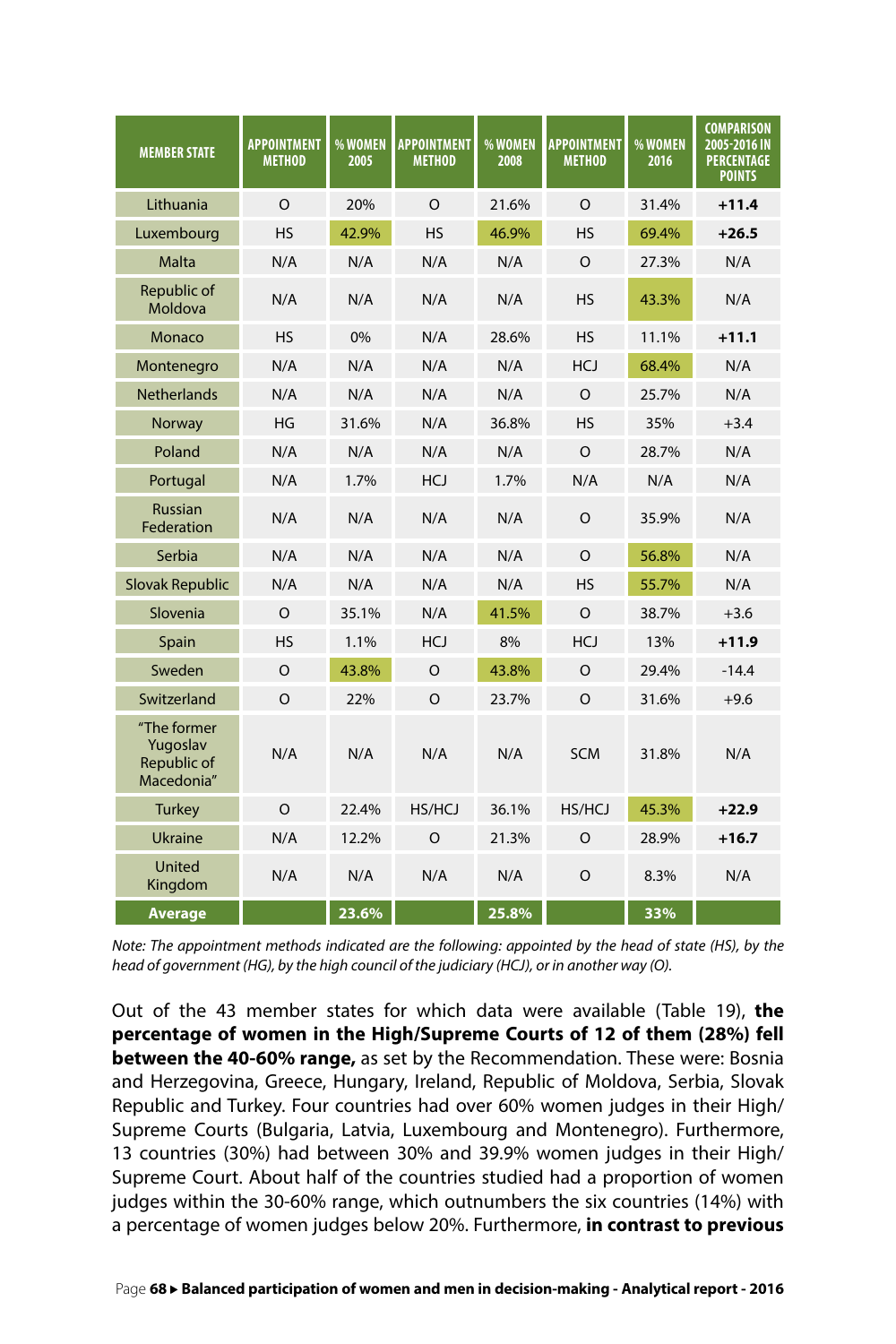| MEMBER STATE | APPOINTMENT METHOD | % WOMEN 2005 | APPOINTMENT METHOD | % WOMEN 2008 | APPOINTMENT METHOD | % WOMEN 2016 | COMPARISON 2005-2016 IN PERCENTAGE POINTS |
|---|---|---|---|---|---|---|---|
| Lithuania | O | 20% | O | 21.6% | O | 31.4% | **+11.4** |
| Luxembourg | HS | 42.9% | HS | 46.9% | HS | 69.4% | **+26.5** |
| Malta | N/A | N/A | N/A | N/A | O | 27.3% | N/A |
| Republic of Moldova | N/A | N/A | N/A | N/A | HS | 43.3% | N/A |
| Monaco | HS | 0% | N/A | 28.6% | HS | 11.1% | **+11.1** |
| Montenegro | N/A | N/A | N/A | N/A | HCJ | 68.4% | N/A |
| Netherlands | N/A | N/A | N/A | N/A | O | 25.7% | N/A |
| Norway | HG | 31.6% | N/A | 36.8% | HS | 35% | +3.4 |
| Poland | N/A | N/A | N/A | N/A | O | 28.7% | N/A |
| Portugal | N/A | 1.7% | HCJ | 1.7% | N/A | N/A | N/A |
| Russian Federation | N/A | N/A | N/A | N/A | O | 35.9% | N/A |
| Serbia | N/A | N/A | N/A | N/A | O | 56.8% | N/A |
| Slovak Republic | N/A | N/A | N/A | N/A | HS | 55.7% | N/A |
| Slovenia | O | 35.1% | N/A | 41.5% | O | 38.7% | +3.6 |
| Spain | HS | 1.1% | HCJ | 8% | HCJ | 13% | **+11.9** |
| Sweden | O | 43.8% | O | 43.8% | O | 29.4% | -14.4 |
| Switzerland | O | 22% | O | 23.7% | O | 31.6% | +9.6 |
| "The former Yugoslav Republic of Macedonia" | N/A | N/A | N/A | N/A | SCM | 31.8% | N/A |
| Turkey | O | 22.4% | HS/HCJ | 36.1% | HS/HCJ | 45.3% | **+22.9** |
| Ukraine | N/A | 12.2% | O | 21.3% | O | 28.9% | **+16.7** |
| United Kingdom | N/A | N/A | N/A | N/A | O | 8.3% | N/A |
| **Average** | | **23.6%** | | **25.8%** | | **33%** | |

*Note: The appointment methods indicated are the following: appointed by the head of state (HS), by the head of government (HG), by the high council of the judiciary (HCJ), or in another way (O).*

Out of the 43 member states for which data were available (Table 19), **the percentage of women in the High/Supreme Courts of 12 of them (28%) fell between the 40-60% range,** as set by the Recommendation. These were: Bosnia and Herzegovina, Greece, Hungary, Ireland, Republic of Moldova, Serbia, Slovak Republic and Turkey. Four countries had over 60% women judges in their High/Supreme Courts (Bulgaria, Latvia, Luxembourg and Montenegro). Furthermore, 13 countries (30%) had between 30% and 39.9% women judges in their High/Supreme Court. About half of the countries studied had a proportion of women judges within the 30-60% range, which outnumbers the six countries (14%) with a percentage of women judges below 20%. Furthermore, **in contrast to previous**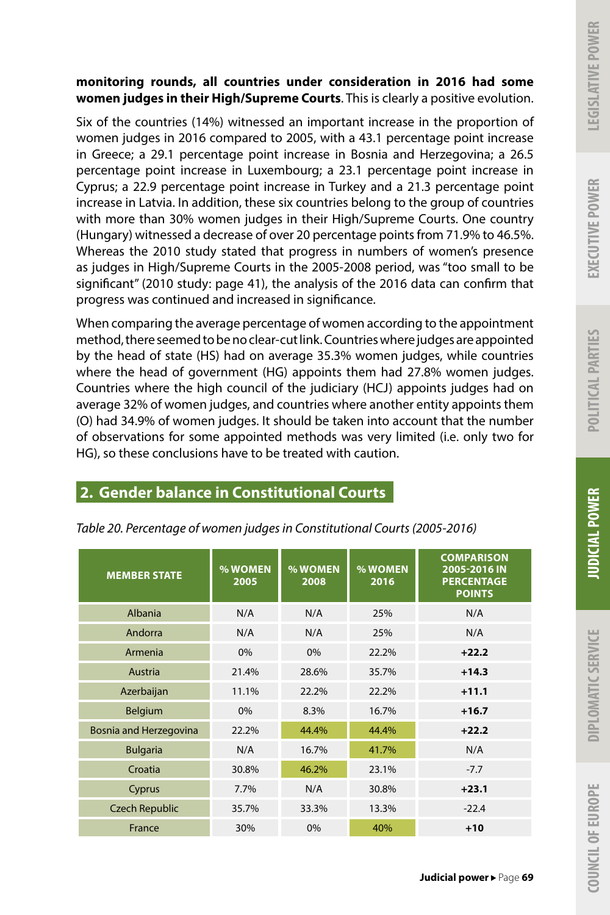**monitoring rounds, all countries under consideration in 2016 had some women judges in their High/Supreme Courts**. This is clearly a positive evolution.

Six of the countries (14%) witnessed an important increase in the proportion of women judges in 2016 compared to 2005, with a 43.1 percentage point increase in Greece; a 29.1 percentage point increase in Bosnia and Herzegovina; a 26.5 percentage point increase in Luxembourg; a 23.1 percentage point increase in Cyprus; a 22.9 percentage point increase in Turkey and a 21.3 percentage point increase in Latvia. In addition, these six countries belong to the group of countries with more than 30% women judges in their High/Supreme Courts. One country (Hungary) witnessed a decrease of over 20 percentage points from 71.9% to 46.5%. Whereas the 2010 study stated that progress in numbers of women's presence as judges in High/Supreme Courts in the 2005-2008 period, was "too small to be significant" (2010 study: page 41), the analysis of the 2016 data can confirm that progress was continued and increased in significance.

When comparing the average percentage of women according to the appointment method, there seemed to be no clear-cut link. Countries where judges are appointed by the head of state (HS) had on average 35.3% women judges, while countries where the head of government (HG) appoints them had 27.8% women judges. Countries where the high council of the judiciary (HCJ) appoints judges had on average 32% of women judges, and countries where another entity appoints them (O) had 34.9% of women judges. It should be taken into account that the number of observations for some appointed methods was very limited (i.e. only two for HG), so these conclusions have to be treated with caution.

## 2. Gender balance in Constitutional Courts

*Table 20. Percentage of women judges in Constitutional Courts (2005-2016)*

| MEMBER STATE | % WOMEN 2005 | % WOMEN 2008 | % WOMEN 2016 | COMPARISON 2005-2016 IN PERCENTAGE POINTS |
|---|---|---|---|---|
| Albania | N/A | N/A | 25% | N/A |
| Andorra | N/A | N/A | 25% | N/A |
| Armenia | 0% | 0% | 22.2% | **+22.2** |
| Austria | 21.4% | 28.6% | 35.7% | **+14.3** |
| Azerbaijan | 11.1% | 22.2% | 22.2% | **+11.1** |
| Belgium | 0% | 8.3% | 16.7% | **+16.7** |
| Bosnia and Herzegovina | 22.2% | 44.4% | 44.4% | **+22.2** |
| Bulgaria | N/A | 16.7% | 41.7% | N/A |
| Croatia | 30.8% | 46.2% | 23.1% | -7.7 |
| Cyprus | 7.7% | N/A | 30.8% | **+23.1** |
| Czech Republic | 35.7% | 33.3% | 13.3% | -22.4 |
| France | 30% | 0% | 40% | **+10** |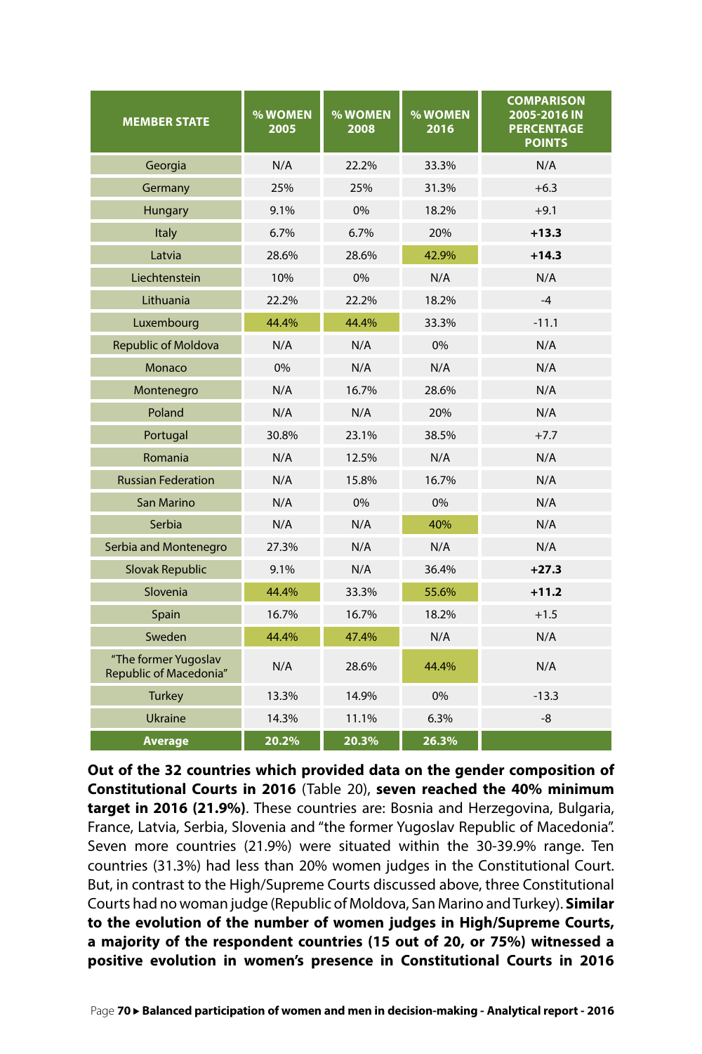| MEMBER STATE | % WOMEN 2005 | % WOMEN 2008 | % WOMEN 2016 | COMPARISON 2005-2016 IN PERCENTAGE POINTS |
|---|---|---|---|---|
| Georgia | N/A | 22.2% | 33.3% | N/A |
| Germany | 25% | 25% | 31.3% | +6.3 |
| Hungary | 9.1% | 0% | 18.2% | +9.1 |
| Italy | 6.7% | 6.7% | 20% | **+13.3** |
| Latvia | 28.6% | 28.6% | 42.9% | **+14.3** |
| Liechtenstein | 10% | 0% | N/A | N/A |
| Lithuania | 22.2% | 22.2% | 18.2% | -4 |
| Luxembourg | 44.4% | 44.4% | 33.3% | -11.1 |
| Republic of Moldova | N/A | N/A | 0% | N/A |
| Monaco | 0% | N/A | N/A | N/A |
| Montenegro | N/A | 16.7% | 28.6% | N/A |
| Poland | N/A | N/A | 20% | N/A |
| Portugal | 30.8% | 23.1% | 38.5% | +7.7 |
| Romania | N/A | 12.5% | N/A | N/A |
| Russian Federation | N/A | 15.8% | 16.7% | N/A |
| San Marino | N/A | 0% | 0% | N/A |
| Serbia | N/A | N/A | 40% | N/A |
| Serbia and Montenegro | 27.3% | N/A | N/A | N/A |
| Slovak Republic | 9.1% | N/A | 36.4% | **+27.3** |
| Slovenia | 44.4% | 33.3% | 55.6% | **+11.2** |
| Spain | 16.7% | 16.7% | 18.2% | +1.5 |
| Sweden | 44.4% | 47.4% | N/A | N/A |
| "The former Yugoslav Republic of Macedonia" | N/A | 28.6% | 44.4% | N/A |
| Turkey | 13.3% | 14.9% | 0% | -13.3 |
| Ukraine | 14.3% | 11.1% | 6.3% | -8 |
| **Average** | **20.2%** | **20.3%** | **26.3%** | |

**Out of the 32 countries which provided data on the gender composition of Constitutional Courts in 2016** (Table 20), **seven reached the 40% minimum target in 2016 (21.9%)**. These countries are: Bosnia and Herzegovina, Bulgaria, France, Latvia, Serbia, Slovenia and "the former Yugoslav Republic of Macedonia". Seven more countries (21.9%) were situated within the 30-39.9% range. Ten countries (31.3%) had less than 20% women judges in the Constitutional Court. But, in contrast to the High/Supreme Courts discussed above, three Constitutional Courts had no woman judge (Republic of Moldova, San Marino and Turkey). **Similar to the evolution of the number of women judges in High/Supreme Courts, a majority of the respondent countries (15 out of 20, or 75%) witnessed a positive evolution in women's presence in Constitutional Courts in 2016**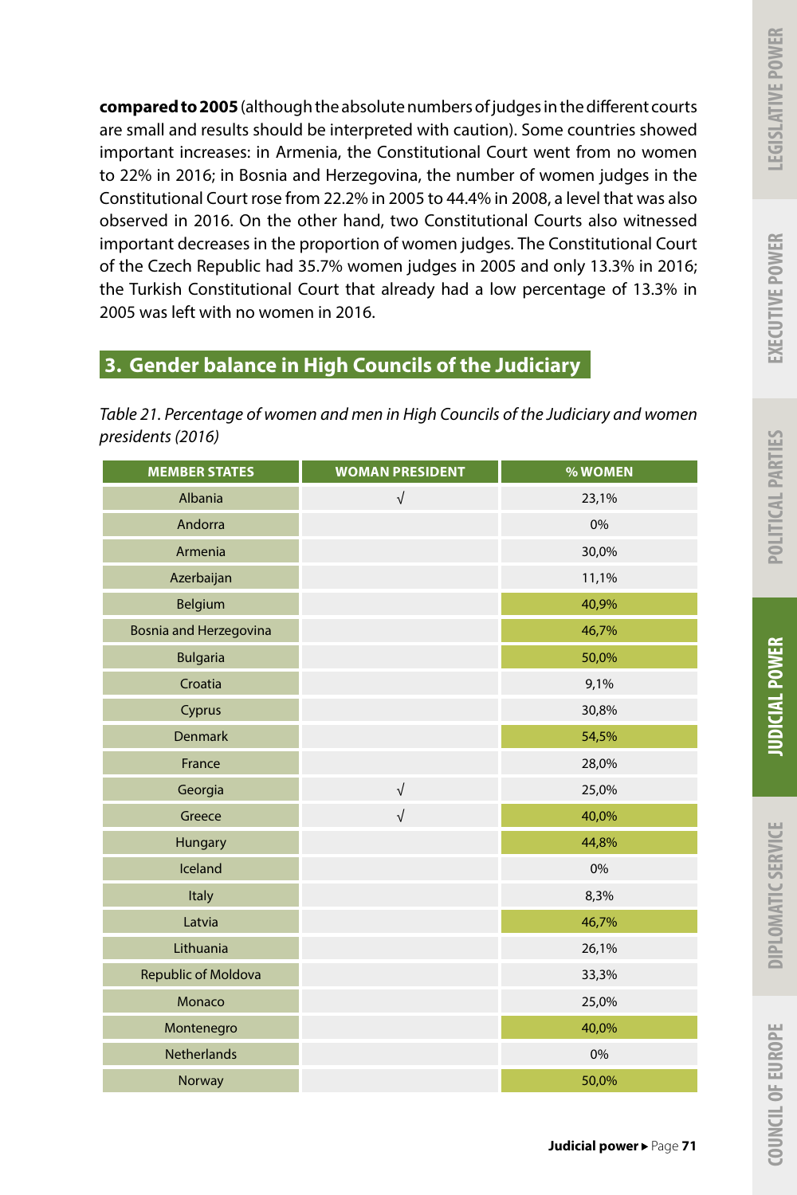**compared to 2005** (although the absolute numbers of judges in the different courts are small and results should be interpreted with caution). Some countries showed important increases: in Armenia, the Constitutional Court went from no women to 22% in 2016; in Bosnia and Herzegovina, the number of women judges in the Constitutional Court rose from 22.2% in 2005 to 44.4% in 2008, a level that was also observed in 2016. On the other hand, two Constitutional Courts also witnessed important decreases in the proportion of women judges. The Constitutional Court of the Czech Republic had 35.7% women judges in 2005 and only 13.3% in 2016; the Turkish Constitutional Court that already had a low percentage of 13.3% in 2005 was left with no women in 2016.

## 3. Gender balance in High Councils of the Judiciary

*Table 21. Percentage of women and men in High Councils of the Judiciary and women presidents (2016)*

| MEMBER STATES | WOMAN PRESIDENT | % WOMEN |
|---|---|---|
| Albania | √ | 23,1% |
| Andorra | | 0% |
| Armenia | | 30,0% |
| Azerbaijan | | 11,1% |
| Belgium | | 40,9% |
| Bosnia and Herzegovina | | 46,7% |
| Bulgaria | | 50,0% |
| Croatia | | 9,1% |
| Cyprus | | 30,8% |
| Denmark | | 54,5% |
| France | | 28,0% |
| Georgia | √ | 25,0% |
| Greece | √ | 40,0% |
| Hungary | | 44,8% |
| Iceland | | 0% |
| Italy | | 8,3% |
| Latvia | | 46,7% |
| Lithuania | | 26,1% |
| Republic of Moldova | | 33,3% |
| Monaco | | 25,0% |
| Montenegro | | 40,0% |
| Netherlands | | 0% |
| Norway | | 50,0% |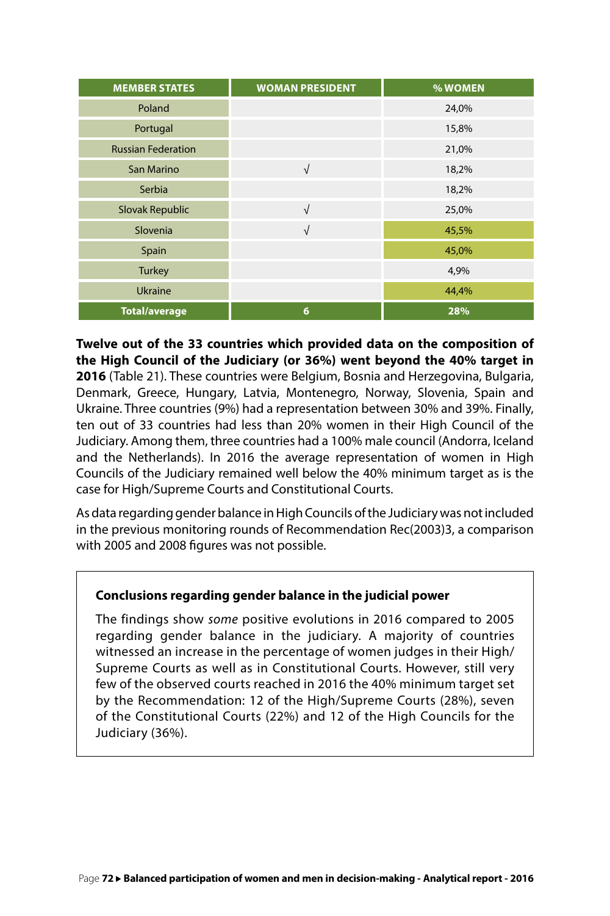| MEMBER STATES | WOMAN PRESIDENT | % WOMEN |
|---|---|---|
| Poland | | 24,0% |
| Portugal | | 15,8% |
| Russian Federation | | 21,0% |
| San Marino | √ | 18,2% |
| Serbia | | 18,2% |
| Slovak Republic | √ | 25,0% |
| Slovenia | √ | 45,5% |
| Spain | | 45,0% |
| Turkey | | 4,9% |
| Ukraine | | 44,4% |
| **Total/average** | **6** | **28%** |

**Twelve out of the 33 countries which provided data on the composition of the High Council of the Judiciary (or 36%) went beyond the 40% target in 2016** (Table 21). These countries were Belgium, Bosnia and Herzegovina, Bulgaria, Denmark, Greece, Hungary, Latvia, Montenegro, Norway, Slovenia, Spain and Ukraine. Three countries (9%) had a representation between 30% and 39%. Finally, ten out of 33 countries had less than 20% women in their High Council of the Judiciary. Among them, three countries had a 100% male council (Andorra, Iceland and the Netherlands). In 2016 the average representation of women in High Councils of the Judiciary remained well below the 40% minimum target as is the case for High/Supreme Courts and Constitutional Courts.

As data regarding gender balance in High Councils of the Judiciary was not included in the previous monitoring rounds of Recommendation Rec(2003)3, a comparison with 2005 and 2008 figures was not possible.

**Conclusions regarding gender balance in the judicial power**

The findings show *some* positive evolutions in 2016 compared to 2005 regarding gender balance in the judiciary. A majority of countries witnessed an increase in the percentage of women judges in their High/Supreme Courts as well as in Constitutional Courts. However, still very few of the observed courts reached in 2016 the 40% minimum target set by the Recommendation: 12 of the High/Supreme Courts (28%), seven of the Constitutional Courts (22%) and 12 of the High Councils for the Judiciary (36%).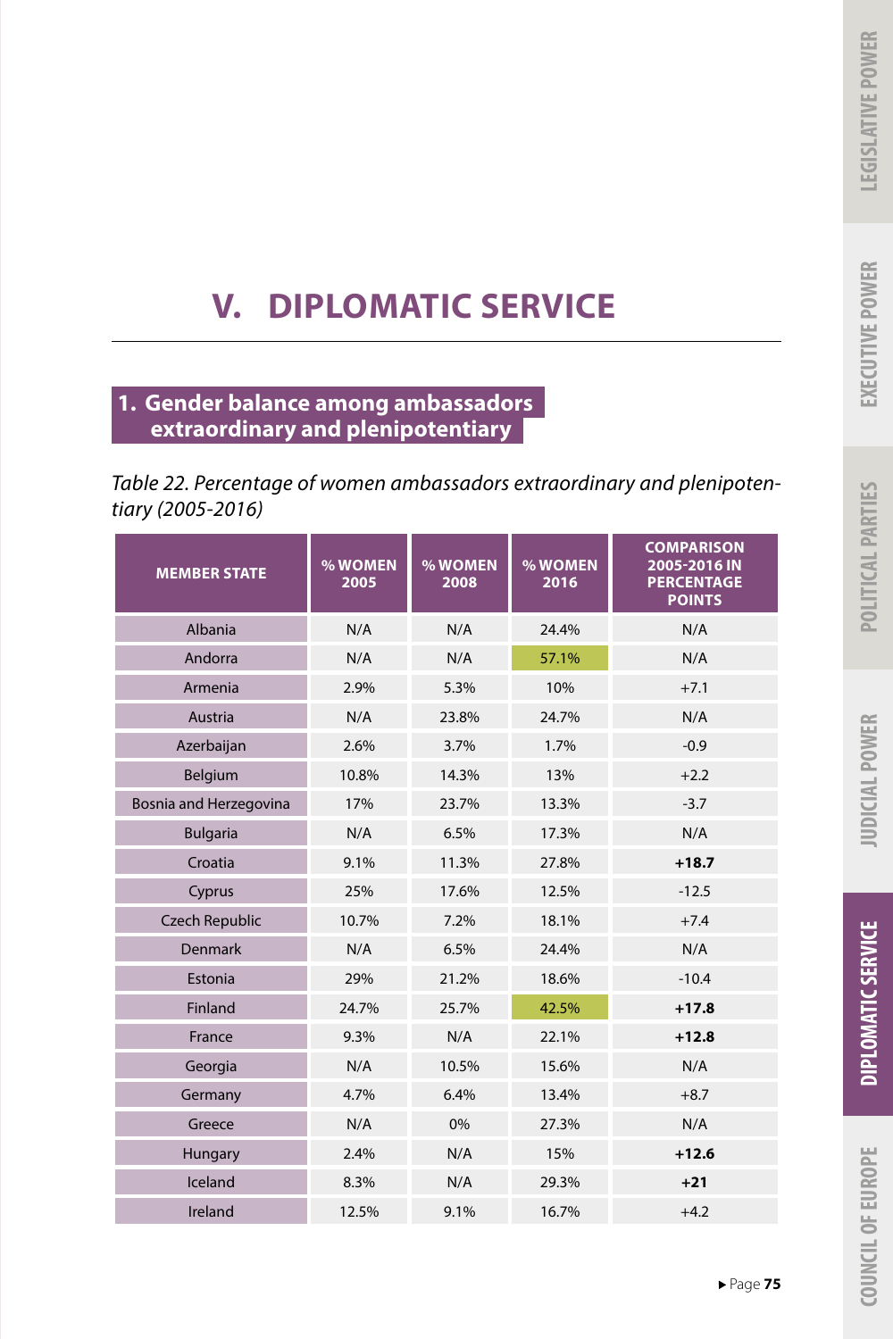# V. DIPLOMATIC SERVICE

## 1. Gender balance among ambassadors extraordinary and plenipotentiary

*Table 22. Percentage of women ambassadors extraordinary and plenipotentiary (2005-2016)*

| MEMBER STATE | % WOMEN 2005 | % WOMEN 2008 | % WOMEN 2016 | COMPARISON 2005-2016 IN PERCENTAGE POINTS |
|---|---|---|---|---|
| Albania | N/A | N/A | 24.4% | N/A |
| Andorra | N/A | N/A | 57.1% | N/A |
| Armenia | 2.9% | 5.3% | 10% | +7.1 |
| Austria | N/A | 23.8% | 24.7% | N/A |
| Azerbaijan | 2.6% | 3.7% | 1.7% | -0.9 |
| Belgium | 10.8% | 14.3% | 13% | +2.2 |
| Bosnia and Herzegovina | 17% | 23.7% | 13.3% | -3.7 |
| Bulgaria | N/A | 6.5% | 17.3% | N/A |
| Croatia | 9.1% | 11.3% | 27.8% | **+18.7** |
| Cyprus | 25% | 17.6% | 12.5% | -12.5 |
| Czech Republic | 10.7% | 7.2% | 18.1% | +7.4 |
| Denmark | N/A | 6.5% | 24.4% | N/A |
| Estonia | 29% | 21.2% | 18.6% | -10.4 |
| Finland | 24.7% | 25.7% | 42.5% | **+17.8** |
| France | 9.3% | N/A | 22.1% | **+12.8** |
| Georgia | N/A | 10.5% | 15.6% | N/A |
| Germany | 4.7% | 6.4% | 13.4% | +8.7 |
| Greece | N/A | 0% | 27.3% | N/A |
| Hungary | 2.4% | N/A | 15% | **+12.6** |
| Iceland | 8.3% | N/A | 29.3% | **+21** |
| Ireland | 12.5% | 9.1% | 16.7% | +4.2 |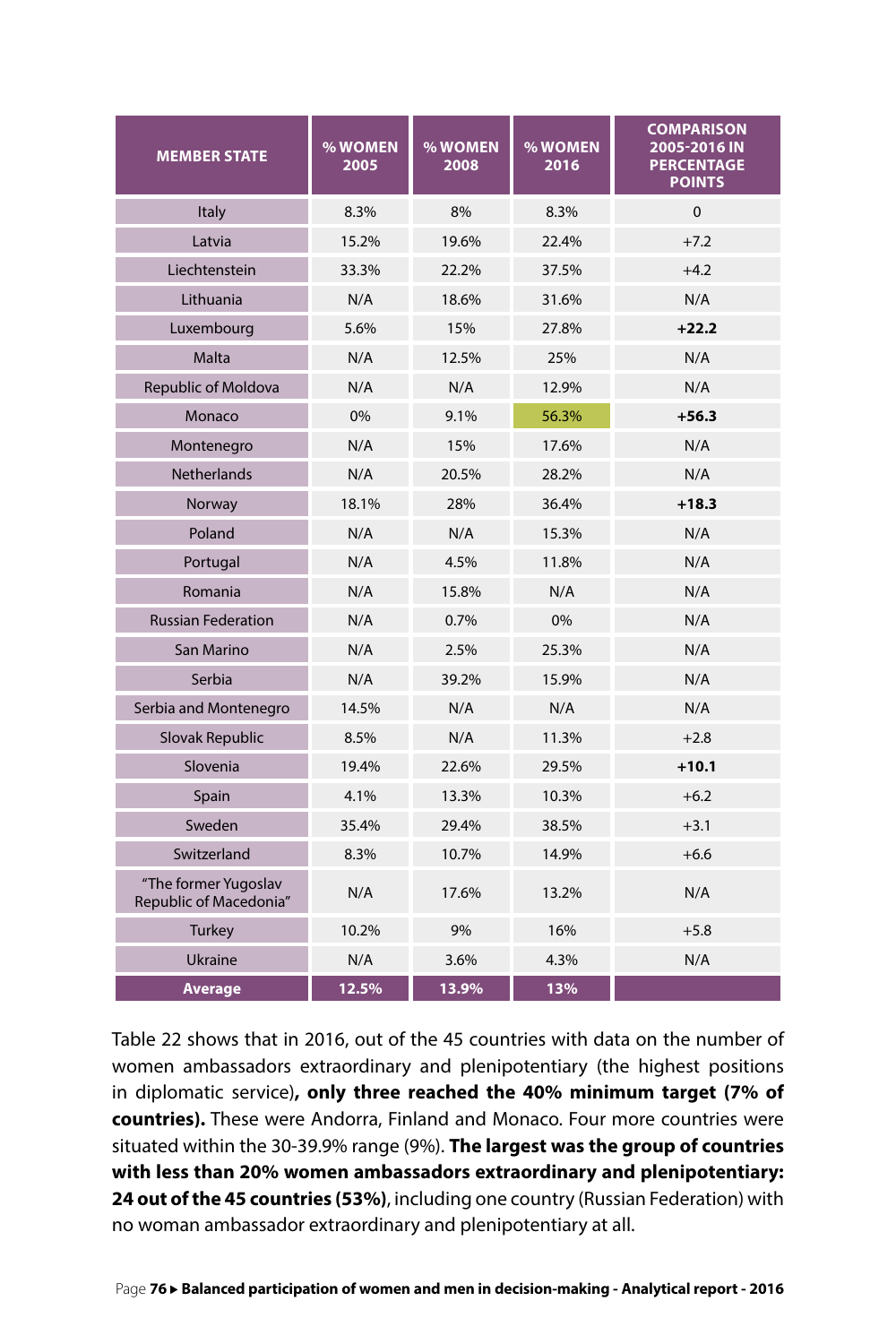| MEMBER STATE | % WOMEN 2005 | % WOMEN 2008 | % WOMEN 2016 | COMPARISON 2005-2016 IN PERCENTAGE POINTS |
|---|---|---|---|---|
| Italy | 8.3% | 8% | 8.3% | 0 |
| Latvia | 15.2% | 19.6% | 22.4% | +7.2 |
| Liechtenstein | 33.3% | 22.2% | 37.5% | +4.2 |
| Lithuania | N/A | 18.6% | 31.6% | N/A |
| Luxembourg | 5.6% | 15% | 27.8% | **+22.2** |
| Malta | N/A | 12.5% | 25% | N/A |
| Republic of Moldova | N/A | N/A | 12.9% | N/A |
| Monaco | 0% | 9.1% | 56.3% | **+56.3** |
| Montenegro | N/A | 15% | 17.6% | N/A |
| Netherlands | N/A | 20.5% | 28.2% | N/A |
| Norway | 18.1% | 28% | 36.4% | **+18.3** |
| Poland | N/A | N/A | 15.3% | N/A |
| Portugal | N/A | 4.5% | 11.8% | N/A |
| Romania | N/A | 15.8% | N/A | N/A |
| Russian Federation | N/A | 0.7% | 0% | N/A |
| San Marino | N/A | 2.5% | 25.3% | N/A |
| Serbia | N/A | 39.2% | 15.9% | N/A |
| Serbia and Montenegro | 14.5% | N/A | N/A | N/A |
| Slovak Republic | 8.5% | N/A | 11.3% | +2.8 |
| Slovenia | 19.4% | 22.6% | 29.5% | **+10.1** |
| Spain | 4.1% | 13.3% | 10.3% | +6.2 |
| Sweden | 35.4% | 29.4% | 38.5% | +3.1 |
| Switzerland | 8.3% | 10.7% | 14.9% | +6.6 |
| "The former Yugoslav Republic of Macedonia" | N/A | 17.6% | 13.2% | N/A |
| Turkey | 10.2% | 9% | 16% | +5.8 |
| Ukraine | N/A | 3.6% | 4.3% | N/A |
| **Average** | **12.5%** | **13.9%** | **13%** | |

Table 22 shows that in 2016, out of the 45 countries with data on the number of women ambassadors extraordinary and plenipotentiary (the highest positions in diplomatic service)**, only three reached the 40% minimum target (7% of countries).** These were Andorra, Finland and Monaco. Four more countries were situated within the 30-39.9% range (9%). **The largest was the group of countries with less than 20% women ambassadors extraordinary and plenipotentiary: 24 out of the 45 countries (53%)**, including one country (Russian Federation) with no woman ambassador extraordinary and plenipotentiary at all.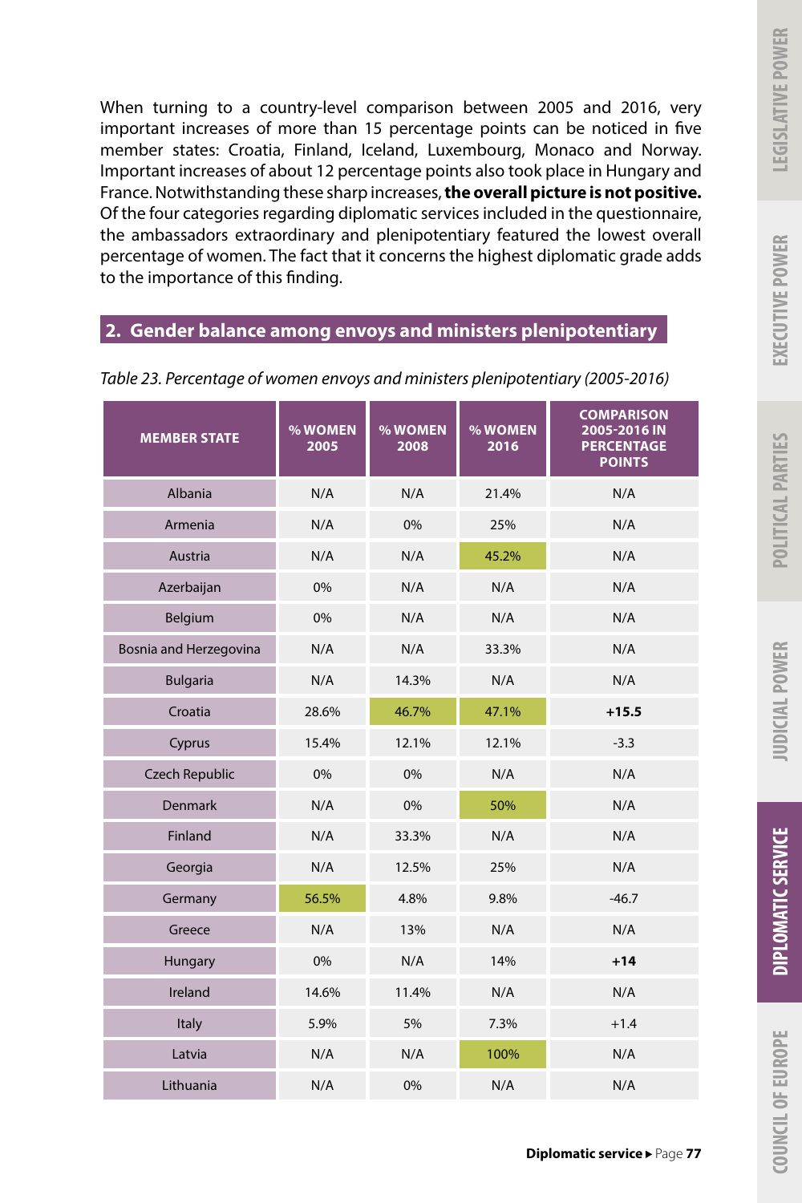When turning to a country-level comparison between 2005 and 2016, very important increases of more than 15 percentage points can be noticed in five member states: Croatia, Finland, Iceland, Luxembourg, Monaco and Norway. Important increases of about 12 percentage points also took place in Hungary and France. Notwithstanding these sharp increases, **the overall picture is not positive.** Of the four categories regarding diplomatic services included in the questionnaire, the ambassadors extraordinary and plenipotentiary featured the lowest overall percentage of women. The fact that it concerns the highest diplomatic grade adds to the importance of this finding.

## 2. Gender balance among envoys and ministers plenipotentiary

*Table 23. Percentage of women envoys and ministers plenipotentiary (2005-2016)*

| MEMBER STATE | % WOMEN 2005 | % WOMEN 2008 | % WOMEN 2016 | COMPARISON 2005-2016 IN PERCENTAGE POINTS |
|---|---|---|---|---|
| Albania | N/A | N/A | 21.4% | N/A |
| Armenia | N/A | 0% | 25% | N/A |
| Austria | N/A | N/A | 45.2% | N/A |
| Azerbaijan | 0% | N/A | N/A | N/A |
| Belgium | 0% | N/A | N/A | N/A |
| Bosnia and Herzegovina | N/A | N/A | 33.3% | N/A |
| Bulgaria | N/A | 14.3% | N/A | N/A |
| Croatia | 28.6% | 46.7% | 47.1% | **+15.5** |
| Cyprus | 15.4% | 12.1% | 12.1% | -3.3 |
| Czech Republic | 0% | 0% | N/A | N/A |
| Denmark | N/A | 0% | 50% | N/A |
| Finland | N/A | 33.3% | N/A | N/A |
| Georgia | N/A | 12.5% | 25% | N/A |
| Germany | 56.5% | 4.8% | 9.8% | -46.7 |
| Greece | N/A | 13% | N/A | N/A |
| Hungary | 0% | N/A | 14% | **+14** |
| Ireland | 14.6% | 11.4% | N/A | N/A |
| Italy | 5.9% | 5% | 7.3% | +1.4 |
| Latvia | N/A | N/A | 100% | N/A |
| Lithuania | N/A | 0% | N/A | N/A |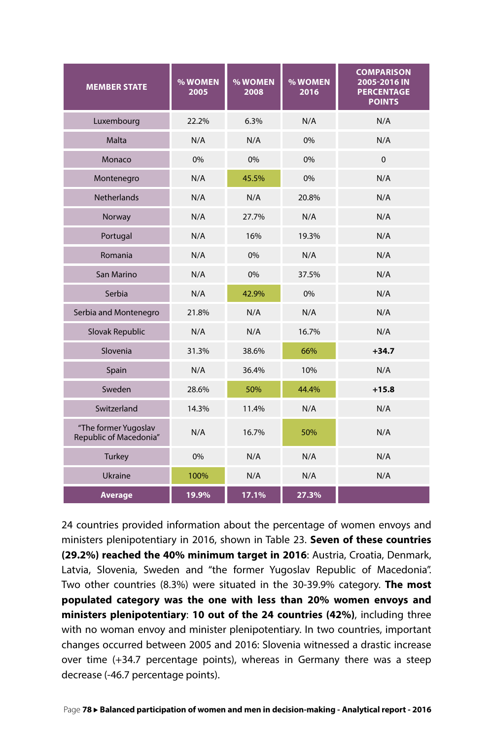| MEMBER STATE | % WOMEN 2005 | % WOMEN 2008 | % WOMEN 2016 | COMPARISON 2005-2016 IN PERCENTAGE POINTS |
|---|---|---|---|---|
| Luxembourg | 22.2% | 6.3% | N/A | N/A |
| Malta | N/A | N/A | 0% | N/A |
| Monaco | 0% | 0% | 0% | 0 |
| Montenegro | N/A | 45.5% | 0% | N/A |
| Netherlands | N/A | N/A | 20.8% | N/A |
| Norway | N/A | 27.7% | N/A | N/A |
| Portugal | N/A | 16% | 19.3% | N/A |
| Romania | N/A | 0% | N/A | N/A |
| San Marino | N/A | 0% | 37.5% | N/A |
| Serbia | N/A | 42.9% | 0% | N/A |
| Serbia and Montenegro | 21.8% | N/A | N/A | N/A |
| Slovak Republic | N/A | N/A | 16.7% | N/A |
| Slovenia | 31.3% | 38.6% | 66% | **+34.7** |
| Spain | N/A | 36.4% | 10% | N/A |
| Sweden | 28.6% | 50% | 44.4% | **+15.8** |
| Switzerland | 14.3% | 11.4% | N/A | N/A |
| "The former Yugoslav Republic of Macedonia" | N/A | 16.7% | 50% | N/A |
| Turkey | 0% | N/A | N/A | N/A |
| Ukraine | 100% | N/A | N/A | N/A |
| **Average** | **19.9%** | **17.1%** | **27.3%** | |

24 countries provided information about the percentage of women envoys and ministers plenipotentiary in 2016, shown in Table 23. **Seven of these countries (29.2%) reached the 40% minimum target in 2016**: Austria, Croatia, Denmark, Latvia, Slovenia, Sweden and "the former Yugoslav Republic of Macedonia". Two other countries (8.3%) were situated in the 30-39.9% category. **The most populated category was the one with less than 20% women envoys and ministers plenipotentiary**: **10 out of the 24 countries (42%)**, including three with no woman envoy and minister plenipotentiary. In two countries, important changes occurred between 2005 and 2016: Slovenia witnessed a drastic increase over time (+34.7 percentage points), whereas in Germany there was a steep decrease (-46.7 percentage points).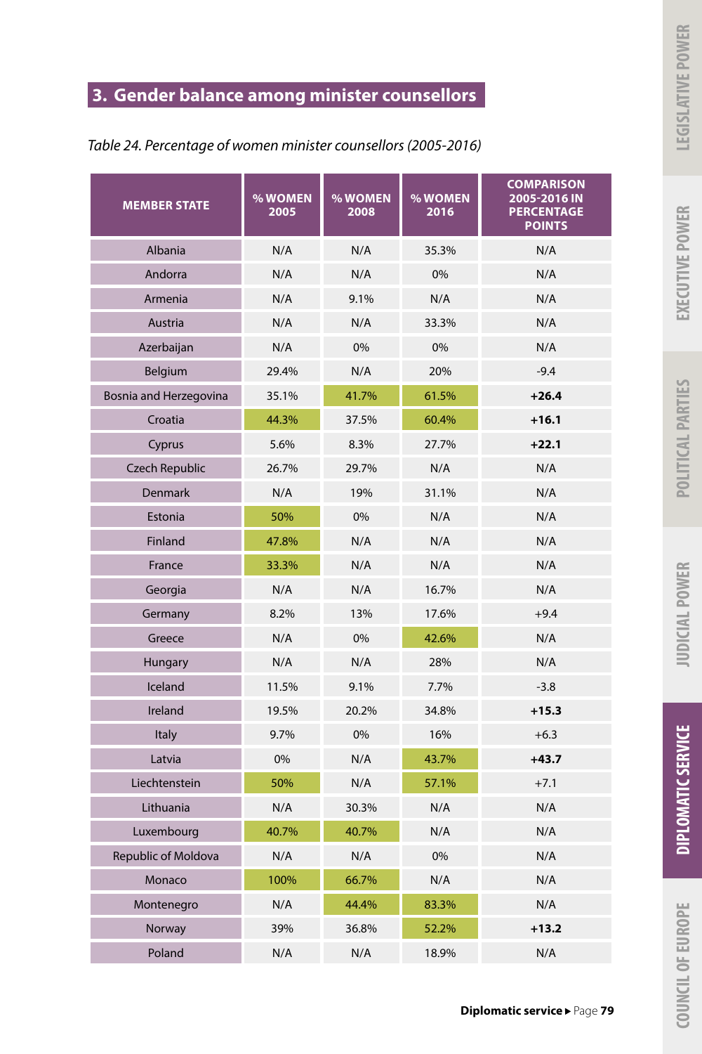## 3. Gender balance among minister counsellors

*Table 24. Percentage of women minister counsellors (2005-2016)*

| MEMBER STATE | % WOMEN 2005 | % WOMEN 2008 | % WOMEN 2016 | COMPARISON 2005-2016 IN PERCENTAGE POINTS |
|---|---|---|---|---|
| Albania | N/A | N/A | 35.3% | N/A |
| Andorra | N/A | N/A | 0% | N/A |
| Armenia | N/A | 9.1% | N/A | N/A |
| Austria | N/A | N/A | 33.3% | N/A |
| Azerbaijan | N/A | 0% | 0% | N/A |
| Belgium | 29.4% | N/A | 20% | -9.4 |
| Bosnia and Herzegovina | 35.1% | 41.7% | 61.5% | **+26.4** |
| Croatia | 44.3% | 37.5% | 60.4% | **+16.1** |
| Cyprus | 5.6% | 8.3% | 27.7% | **+22.1** |
| Czech Republic | 26.7% | 29.7% | N/A | N/A |
| Denmark | N/A | 19% | 31.1% | N/A |
| Estonia | 50% | 0% | N/A | N/A |
| Finland | 47.8% | N/A | N/A | N/A |
| France | 33.3% | N/A | N/A | N/A |
| Georgia | N/A | N/A | 16.7% | N/A |
| Germany | 8.2% | 13% | 17.6% | +9.4 |
| Greece | N/A | 0% | 42.6% | N/A |
| Hungary | N/A | N/A | 28% | N/A |
| Iceland | 11.5% | 9.1% | 7.7% | -3.8 |
| Ireland | 19.5% | 20.2% | 34.8% | **+15.3** |
| Italy | 9.7% | 0% | 16% | +6.3 |
| Latvia | 0% | N/A | 43.7% | **+43.7** |
| Liechtenstein | 50% | N/A | 57.1% | +7.1 |
| Lithuania | N/A | 30.3% | N/A | N/A |
| Luxembourg | 40.7% | 40.7% | N/A | N/A |
| Republic of Moldova | N/A | N/A | 0% | N/A |
| Monaco | 100% | 66.7% | N/A | N/A |
| Montenegro | N/A | 44.4% | 83.3% | N/A |
| Norway | 39% | 36.8% | 52.2% | **+13.2** |
| Poland | N/A | N/A | 18.9% | N/A |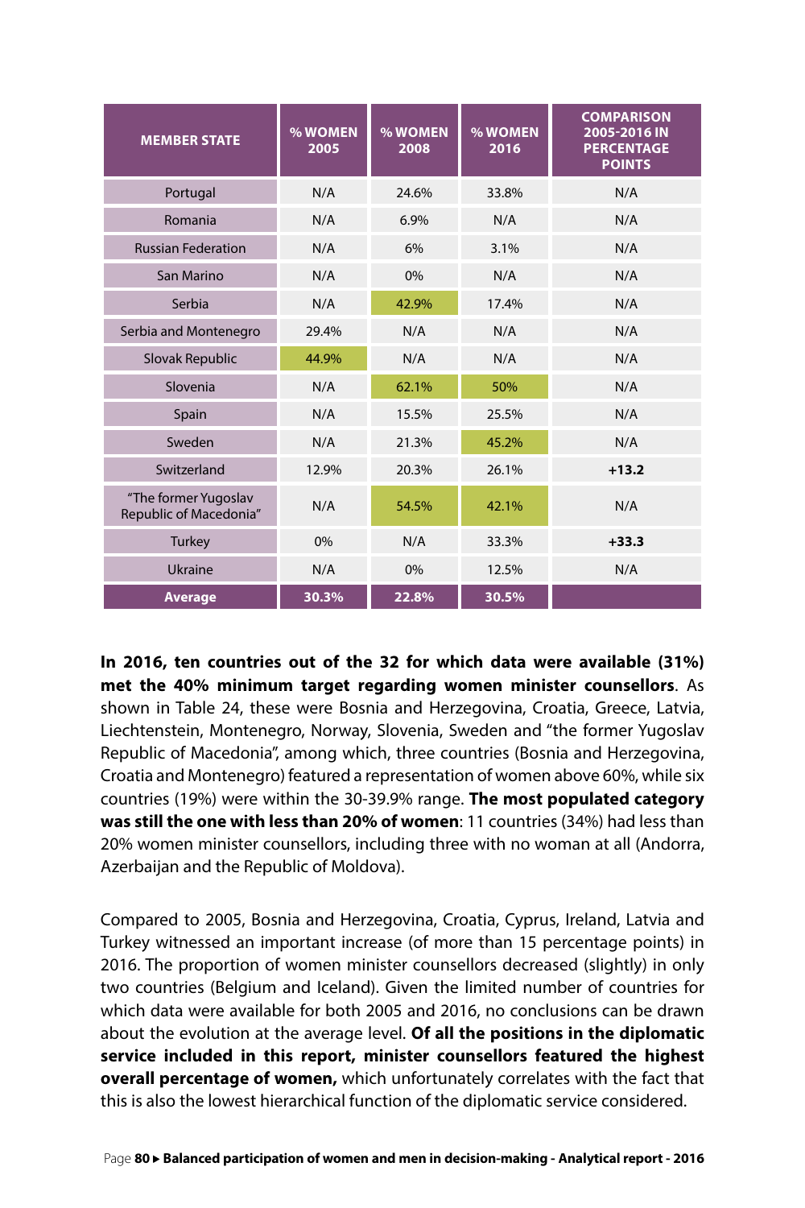| MEMBER STATE | % WOMEN 2005 | % WOMEN 2008 | % WOMEN 2016 | COMPARISON 2005-2016 IN PERCENTAGE POINTS |
|---|---|---|---|---|
| Portugal | N/A | 24.6% | 33.8% | N/A |
| Romania | N/A | 6.9% | N/A | N/A |
| Russian Federation | N/A | 6% | 3.1% | N/A |
| San Marino | N/A | 0% | N/A | N/A |
| Serbia | N/A | 42.9% | 17.4% | N/A |
| Serbia and Montenegro | 29.4% | N/A | N/A | N/A |
| Slovak Republic | 44.9% | N/A | N/A | N/A |
| Slovenia | N/A | 62.1% | 50% | N/A |
| Spain | N/A | 15.5% | 25.5% | N/A |
| Sweden | N/A | 21.3% | 45.2% | N/A |
| Switzerland | 12.9% | 20.3% | 26.1% | **+13.2** |
| "The former Yugoslav Republic of Macedonia" | N/A | 54.5% | 42.1% | N/A |
| Turkey | 0% | N/A | 33.3% | **+33.3** |
| Ukraine | N/A | 0% | 12.5% | N/A |
| **Average** | **30.3%** | **22.8%** | **30.5%** | |

**In 2016, ten countries out of the 32 for which data were available (31%) met the 40% minimum target regarding women minister counsellors**. As shown in Table 24, these were Bosnia and Herzegovina, Croatia, Greece, Latvia, Liechtenstein, Montenegro, Norway, Slovenia, Sweden and "the former Yugoslav Republic of Macedonia", among which, three countries (Bosnia and Herzegovina, Croatia and Montenegro) featured a representation of women above 60%, while six countries (19%) were within the 30-39.9% range. **The most populated category was still the one with less than 20% of women**: 11 countries (34%) had less than 20% women minister counsellors, including three with no woman at all (Andorra, Azerbaijan and the Republic of Moldova).

Compared to 2005, Bosnia and Herzegovina, Croatia, Cyprus, Ireland, Latvia and Turkey witnessed an important increase (of more than 15 percentage points) in 2016. The proportion of women minister counsellors decreased (slightly) in only two countries (Belgium and Iceland). Given the limited number of countries for which data were available for both 2005 and 2016, no conclusions can be drawn about the evolution at the average level. **Of all the positions in the diplomatic service included in this report, minister counsellors featured the highest overall percentage of women,** which unfortunately correlates with the fact that this is also the lowest hierarchical function of the diplomatic service considered.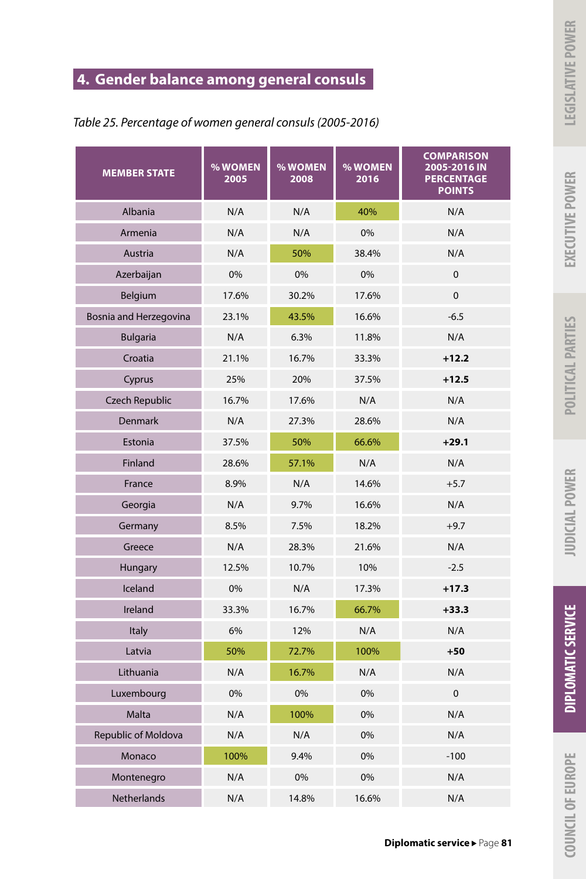## 4. Gender balance among general consuls

*Table 25. Percentage of women general consuls (2005-2016)*

| MEMBER STATE | % WOMEN 2005 | % WOMEN 2008 | % WOMEN 2016 | COMPARISON 2005-2016 IN PERCENTAGE POINTS |
|---|---|---|---|---|
| Albania | N/A | N/A | 40% | N/A |
| Armenia | N/A | N/A | 0% | N/A |
| Austria | N/A | 50% | 38.4% | N/A |
| Azerbaijan | 0% | 0% | 0% | 0 |
| Belgium | 17.6% | 30.2% | 17.6% | 0 |
| Bosnia and Herzegovina | 23.1% | 43.5% | 16.6% | -6.5 |
| Bulgaria | N/A | 6.3% | 11.8% | N/A |
| Croatia | 21.1% | 16.7% | 33.3% | **+12.2** |
| Cyprus | 25% | 20% | 37.5% | **+12.5** |
| Czech Republic | 16.7% | 17.6% | N/A | N/A |
| Denmark | N/A | 27.3% | 28.6% | N/A |
| Estonia | 37.5% | 50% | 66.6% | **+29.1** |
| Finland | 28.6% | 57.1% | N/A | N/A |
| France | 8.9% | N/A | 14.6% | +5.7 |
| Georgia | N/A | 9.7% | 16.6% | N/A |
| Germany | 8.5% | 7.5% | 18.2% | +9.7 |
| Greece | N/A | 28.3% | 21.6% | N/A |
| Hungary | 12.5% | 10.7% | 10% | -2.5 |
| Iceland | 0% | N/A | 17.3% | **+17.3** |
| Ireland | 33.3% | 16.7% | 66.7% | **+33.3** |
| Italy | 6% | 12% | N/A | N/A |
| Latvia | 50% | 72.7% | 100% | **+50** |
| Lithuania | N/A | 16.7% | N/A | N/A |
| Luxembourg | 0% | 0% | 0% | 0 |
| Malta | N/A | 100% | 0% | N/A |
| Republic of Moldova | N/A | N/A | 0% | N/A |
| Monaco | 100% | 9.4% | 0% | -100 |
| Montenegro | N/A | 0% | 0% | N/A |
| Netherlands | N/A | 14.8% | 16.6% | N/A |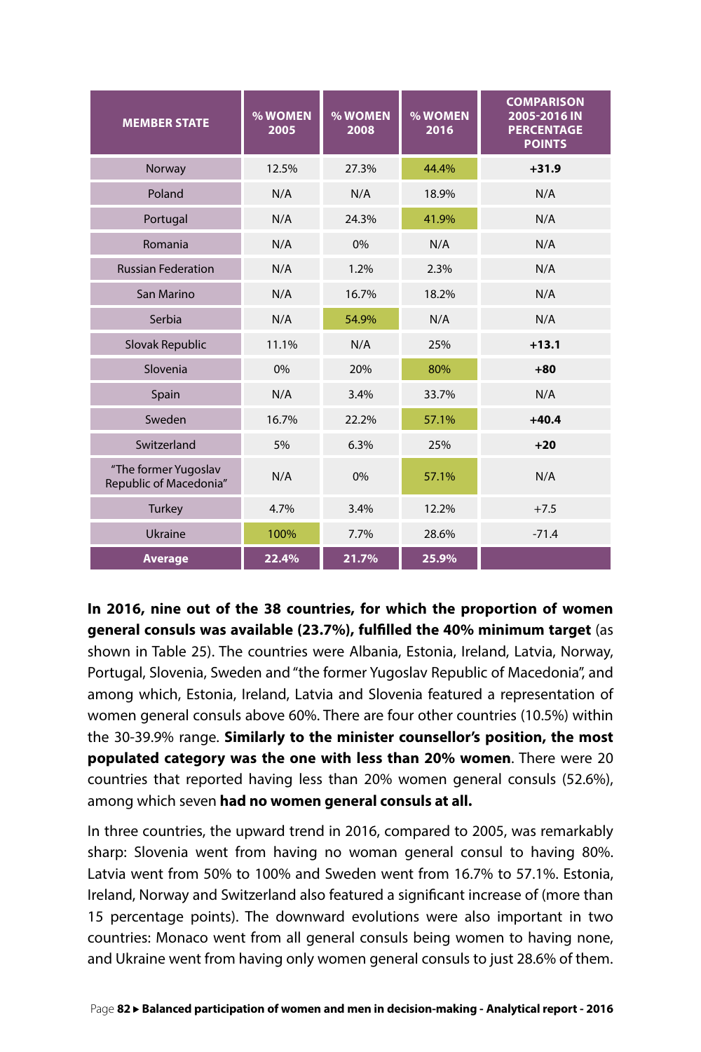| MEMBER STATE | % WOMEN 2005 | % WOMEN 2008 | % WOMEN 2016 | COMPARISON 2005-2016 IN PERCENTAGE POINTS |
|---|---|---|---|---|
| Norway | 12.5% | 27.3% | 44.4% | **+31.9** |
| Poland | N/A | N/A | 18.9% | N/A |
| Portugal | N/A | 24.3% | 41.9% | N/A |
| Romania | N/A | 0% | N/A | N/A |
| Russian Federation | N/A | 1.2% | 2.3% | N/A |
| San Marino | N/A | 16.7% | 18.2% | N/A |
| Serbia | N/A | 54.9% | N/A | N/A |
| Slovak Republic | 11.1% | N/A | 25% | **+13.1** |
| Slovenia | 0% | 20% | 80% | **+80** |
| Spain | N/A | 3.4% | 33.7% | N/A |
| Sweden | 16.7% | 22.2% | 57.1% | **+40.4** |
| Switzerland | 5% | 6.3% | 25% | **+20** |
| "The former Yugoslav Republic of Macedonia" | N/A | 0% | 57.1% | N/A |
| Turkey | 4.7% | 3.4% | 12.2% | +7.5 |
| Ukraine | 100% | 7.7% | 28.6% | -71.4 |
| **Average** | **22.4%** | **21.7%** | **25.9%** | |

**In 2016, nine out of the 38 countries, for which the proportion of women general consuls was available (23.7%), fulfilled the 40% minimum target** (as shown in Table 25). The countries were Albania, Estonia, Ireland, Latvia, Norway, Portugal, Slovenia, Sweden and "the former Yugoslav Republic of Macedonia", and among which, Estonia, Ireland, Latvia and Slovenia featured a representation of women general consuls above 60%. There are four other countries (10.5%) within the 30-39.9% range. **Similarly to the minister counsellor's position, the most populated category was the one with less than 20% women**. There were 20 countries that reported having less than 20% women general consuls (52.6%), among which seven **had no women general consuls at all.**

In three countries, the upward trend in 2016, compared to 2005, was remarkably sharp: Slovenia went from having no woman general consul to having 80%. Latvia went from 50% to 100% and Sweden went from 16.7% to 57.1%. Estonia, Ireland, Norway and Switzerland also featured a significant increase of (more than 15 percentage points). The downward evolutions were also important in two countries: Monaco went from all general consuls being women to having none, and Ukraine went from having only women general consuls to just 28.6% of them.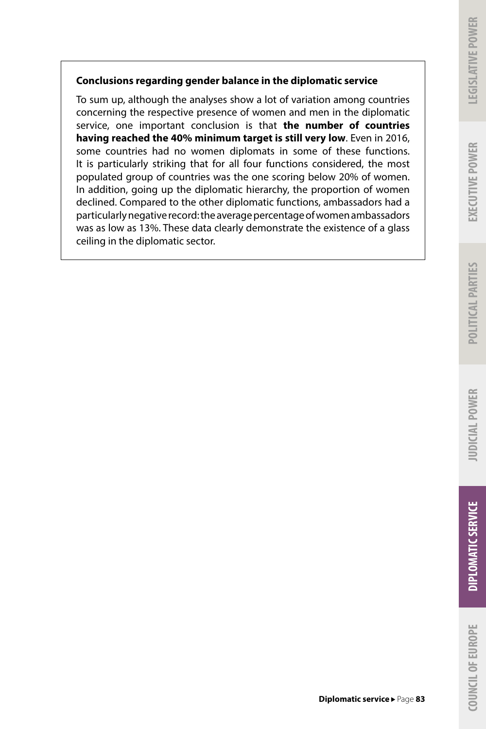**Conclusions regarding gender balance in the diplomatic service**

To sum up, although the analyses show a lot of variation among countries concerning the respective presence of women and men in the diplomatic service, one important conclusion is that **the number of countries having reached the 40% minimum target is still very low**. Even in 2016, some countries had no women diplomats in some of these functions. It is particularly striking that for all four functions considered, the most populated group of countries was the one scoring below 20% of women. In addition, going up the diplomatic hierarchy, the proportion of women declined. Compared to the other diplomatic functions, ambassadors had a particularly negative record: the average percentage of women ambassadors was as low as 13%. These data clearly demonstrate the existence of a glass ceiling in the diplomatic sector.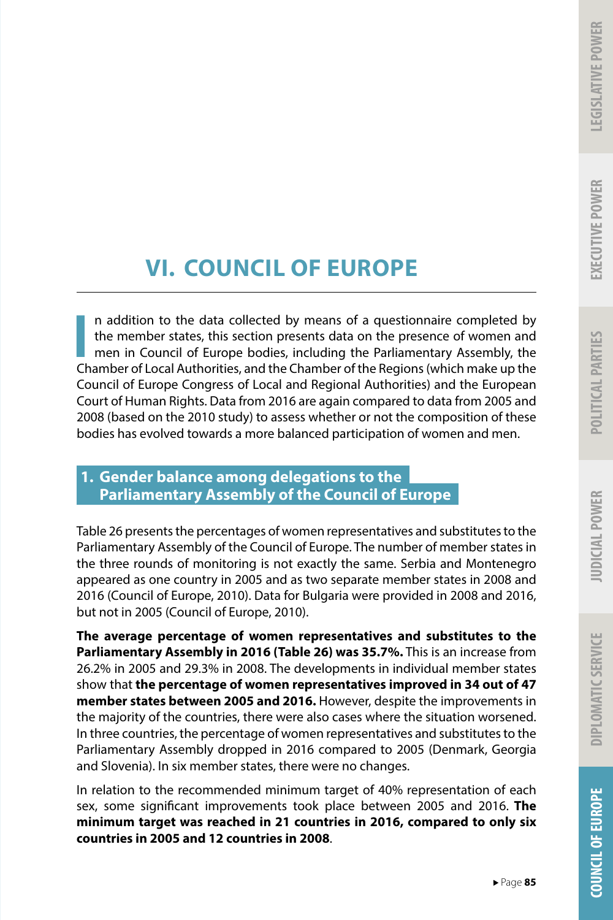# VI. COUNCIL OF EUROPE

In addition to the data collected by means of a questionnaire completed by the member states, this section presents data on the presence of women and men in Council of Europe bodies, including the Parliamentary Assembly, the Chamber of Local Authorities, and the Chamber of the Regions (which make up the Council of Europe Congress of Local and Regional Authorities) and the European Court of Human Rights. Data from 2016 are again compared to data from 2005 and 2008 (based on the 2010 study) to assess whether or not the composition of these bodies has evolved towards a more balanced participation of women and men.

## 1. Gender balance among delegations to the Parliamentary Assembly of the Council of Europe

Table 26 presents the percentages of women representatives and substitutes to the Parliamentary Assembly of the Council of Europe. The number of member states in the three rounds of monitoring is not exactly the same. Serbia and Montenegro appeared as one country in 2005 and as two separate member states in 2008 and 2016 (Council of Europe, 2010). Data for Bulgaria were provided in 2008 and 2016, but not in 2005 (Council of Europe, 2010).

**The average percentage of women representatives and substitutes to the Parliamentary Assembly in 2016 (Table 26) was 35.7%.** This is an increase from 26.2% in 2005 and 29.3% in 2008. The developments in individual member states show that **the percentage of women representatives improved in 34 out of 47 member states between 2005 and 2016.** However, despite the improvements in the majority of the countries, there were also cases where the situation worsened. In three countries, the percentage of women representatives and substitutes to the Parliamentary Assembly dropped in 2016 compared to 2005 (Denmark, Georgia and Slovenia). In six member states, there were no changes.

In relation to the recommended minimum target of 40% representation of each sex, some significant improvements took place between 2005 and 2016. **The minimum target was reached in 21 countries in 2016, compared to only six countries in 2005 and 12 countries in 2008**.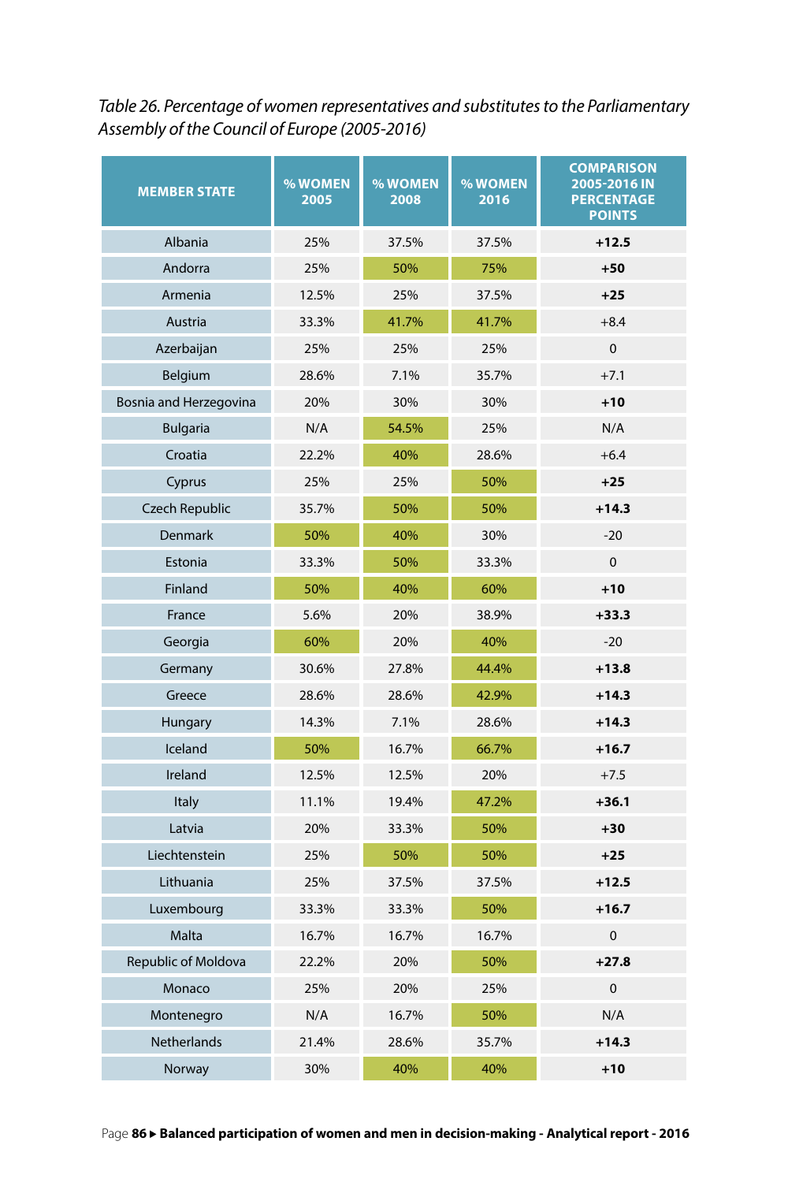*Table 26. Percentage of women representatives and substitutes to the Parliamentary Assembly of the Council of Europe (2005-2016)*

| MEMBER STATE | % WOMEN 2005 | % WOMEN 2008 | % WOMEN 2016 | COMPARISON 2005-2016 IN PERCENTAGE POINTS |
|---|---|---|---|---|
| Albania | 25% | 37.5% | 37.5% | **+12.5** |
| Andorra | 25% | 50% | 75% | **+50** |
| Armenia | 12.5% | 25% | 37.5% | **+25** |
| Austria | 33.3% | 41.7% | 41.7% | +8.4 |
| Azerbaijan | 25% | 25% | 25% | 0 |
| Belgium | 28.6% | 7.1% | 35.7% | +7.1 |
| Bosnia and Herzegovina | 20% | 30% | 30% | **+10** |
| Bulgaria | N/A | 54.5% | 25% | N/A |
| Croatia | 22.2% | 40% | 28.6% | +6.4 |
| Cyprus | 25% | 25% | 50% | **+25** |
| Czech Republic | 35.7% | 50% | 50% | **+14.3** |
| Denmark | 50% | 40% | 30% | -20 |
| Estonia | 33.3% | 50% | 33.3% | 0 |
| Finland | 50% | 40% | 60% | **+10** |
| France | 5.6% | 20% | 38.9% | **+33.3** |
| Georgia | 60% | 20% | 40% | -20 |
| Germany | 30.6% | 27.8% | 44.4% | **+13.8** |
| Greece | 28.6% | 28.6% | 42.9% | **+14.3** |
| Hungary | 14.3% | 7.1% | 28.6% | **+14.3** |
| Iceland | 50% | 16.7% | 66.7% | **+16.7** |
| Ireland | 12.5% | 12.5% | 20% | +7.5 |
| Italy | 11.1% | 19.4% | 47.2% | **+36.1** |
| Latvia | 20% | 33.3% | 50% | **+30** |
| Liechtenstein | 25% | 50% | 50% | **+25** |
| Lithuania | 25% | 37.5% | 37.5% | **+12.5** |
| Luxembourg | 33.3% | 33.3% | 50% | **+16.7** |
| Malta | 16.7% | 16.7% | 16.7% | 0 |
| Republic of Moldova | 22.2% | 20% | 50% | **+27.8** |
| Monaco | 25% | 20% | 25% | 0 |
| Montenegro | N/A | 16.7% | 50% | N/A |
| Netherlands | 21.4% | 28.6% | 35.7% | **+14.3** |
| Norway | 30% | 40% | 40% | **+10** |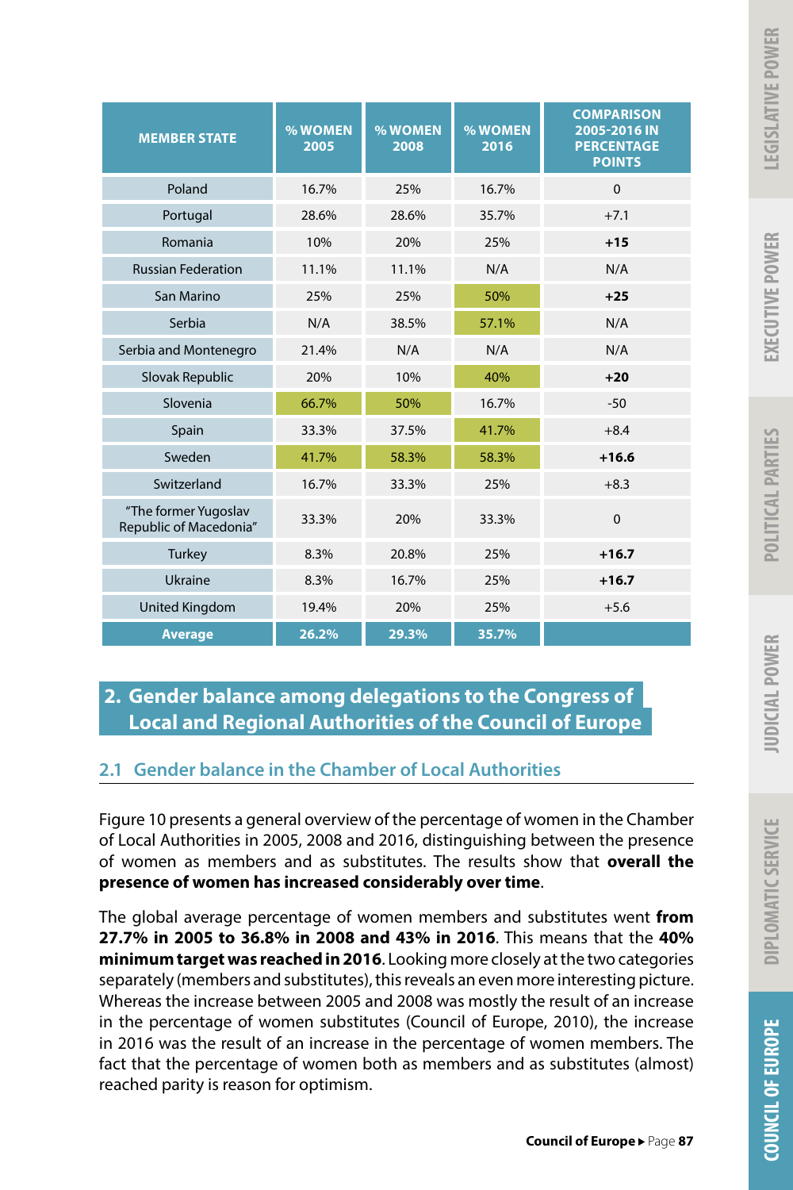| MEMBER STATE | % WOMEN 2005 | % WOMEN 2008 | % WOMEN 2016 | COMPARISON 2005-2016 IN PERCENTAGE POINTS |
|---|---|---|---|---|
| Poland | 16.7% | 25% | 16.7% | 0 |
| Portugal | 28.6% | 28.6% | 35.7% | +7.1 |
| Romania | 10% | 20% | 25% | **+15** |
| Russian Federation | 11.1% | 11.1% | N/A | N/A |
| San Marino | 25% | 25% | 50% | **+25** |
| Serbia | N/A | 38.5% | 57.1% | N/A |
| Serbia and Montenegro | 21.4% | N/A | N/A | N/A |
| Slovak Republic | 20% | 10% | 40% | **+20** |
| Slovenia | 66.7% | 50% | 16.7% | -50 |
| Spain | 33.3% | 37.5% | 41.7% | +8.4 |
| Sweden | 41.7% | 58.3% | 58.3% | **+16.6** |
| Switzerland | 16.7% | 33.3% | 25% | +8.3 |
| "The former Yugoslav Republic of Macedonia" | 33.3% | 20% | 33.3% | 0 |
| Turkey | 8.3% | 20.8% | 25% | **+16.7** |
| Ukraine | 8.3% | 16.7% | 25% | **+16.7** |
| United Kingdom | 19.4% | 20% | 25% | +5.6 |
| **Average** | **26.2%** | **29.3%** | **35.7%** | |

## 2. Gender balance among delegations to the Congress of Local and Regional Authorities of the Council of Europe

### 2.1 Gender balance in the Chamber of Local Authorities

Figure 10 presents a general overview of the percentage of women in the Chamber of Local Authorities in 2005, 2008 and 2016, distinguishing between the presence of women as members and as substitutes. The results show that **overall the presence of women has increased considerably over time**.

The global average percentage of women members and substitutes went **from 27.7% in 2005 to 36.8% in 2008 and 43% in 2016**. This means that the **40% minimum target was reached in 2016**. Looking more closely at the two categories separately (members and substitutes), this reveals an even more interesting picture. Whereas the increase between 2005 and 2008 was mostly the result of an increase in the percentage of women substitutes (Council of Europe, 2010), the increase in 2016 was the result of an increase in the percentage of women members. The fact that the percentage of women both as members and as substitutes (almost) reached parity is reason for optimism.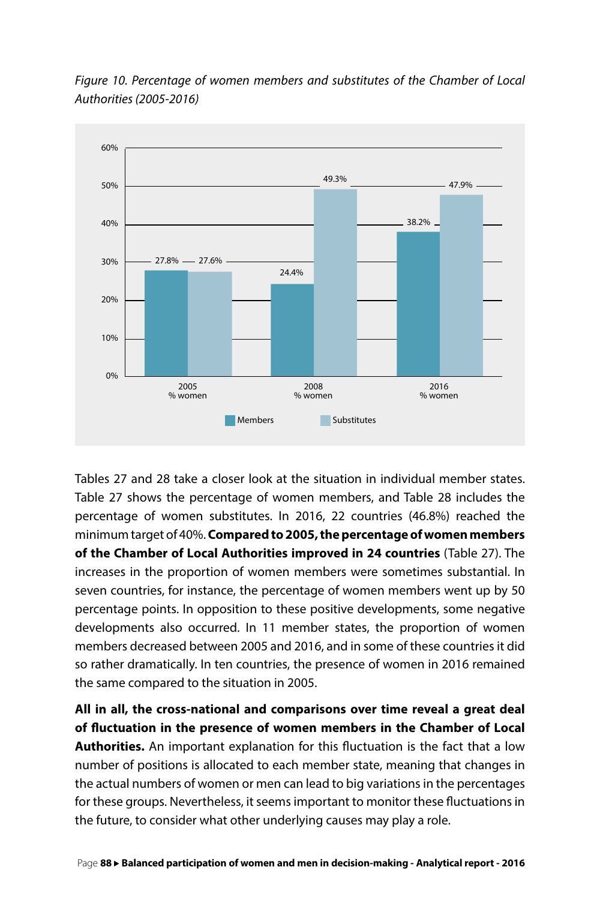*Figure 10. Percentage of women members and substitutes of the Chamber of Local Authorities (2005-2016)*

| | 2005 % women | 2008 % women | 2016 % women |
|---|---|---|---|
| Members | 27.8% | 24.4% | 38.2% |
| Substitutes | 27.6% | 49.3% | 47.9% |

Tables 27 and 28 take a closer look at the situation in individual member states. Table 27 shows the percentage of women members, and Table 28 includes the percentage of women substitutes. In 2016, 22 countries (46.8%) reached the minimum target of 40%. **Compared to 2005, the percentage of women members of the Chamber of Local Authorities improved in 24 countries** (Table 27). The increases in the proportion of women members were sometimes substantial. In seven countries, for instance, the percentage of women members went up by 50 percentage points. In opposition to these positive developments, some negative developments also occurred. In 11 member states, the proportion of women members decreased between 2005 and 2016, and in some of these countries it did so rather dramatically. In ten countries, the presence of women in 2016 remained the same compared to the situation in 2005.

**All in all, the cross-national and comparisons over time reveal a great deal of fluctuation in the presence of women members in the Chamber of Local Authorities.** An important explanation for this fluctuation is the fact that a low number of positions is allocated to each member state, meaning that changes in the actual numbers of women or men can lead to big variations in the percentages for these groups. Nevertheless, it seems important to monitor these fluctuations in the future, to consider what other underlying causes may play a role.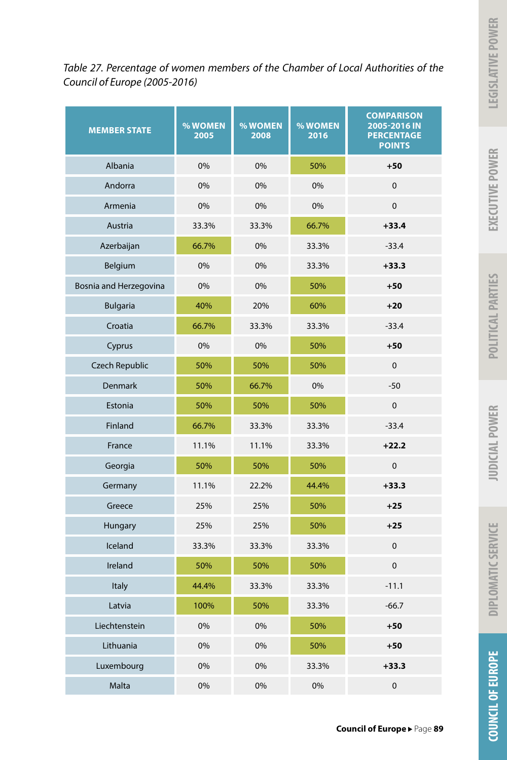*Table 27. Percentage of women members of the Chamber of Local Authorities of the Council of Europe (2005-2016)*

| MEMBER STATE | % WOMEN 2005 | % WOMEN 2008 | % WOMEN 2016 | COMPARISON 2005-2016 IN PERCENTAGE POINTS |
|---|---|---|---|---|
| Albania | 0% | 0% | 50% | **+50** |
| Andorra | 0% | 0% | 0% | 0 |
| Armenia | 0% | 0% | 0% | 0 |
| Austria | 33.3% | 33.3% | 66.7% | **+33.4** |
| Azerbaijan | 66.7% | 0% | 33.3% | -33.4 |
| Belgium | 0% | 0% | 33.3% | **+33.3** |
| Bosnia and Herzegovina | 0% | 0% | 50% | **+50** |
| Bulgaria | 40% | 20% | 60% | **+20** |
| Croatia | 66.7% | 33.3% | 33.3% | -33.4 |
| Cyprus | 0% | 0% | 50% | **+50** |
| Czech Republic | 50% | 50% | 50% | 0 |
| Denmark | 50% | 66.7% | 0% | -50 |
| Estonia | 50% | 50% | 50% | 0 |
| Finland | 66.7% | 33.3% | 33.3% | -33.4 |
| France | 11.1% | 11.1% | 33.3% | **+22.2** |
| Georgia | 50% | 50% | 50% | 0 |
| Germany | 11.1% | 22.2% | 44.4% | **+33.3** |
| Greece | 25% | 25% | 50% | **+25** |
| Hungary | 25% | 25% | 50% | **+25** |
| Iceland | 33.3% | 33.3% | 33.3% | 0 |
| Ireland | 50% | 50% | 50% | 0 |
| Italy | 44.4% | 33.3% | 33.3% | -11.1 |
| Latvia | 100% | 50% | 33.3% | -66.7 |
| Liechtenstein | 0% | 0% | 50% | **+50** |
| Lithuania | 0% | 0% | 50% | **+50** |
| Luxembourg | 0% | 0% | 33.3% | **+33.3** |
| Malta | 0% | 0% | 0% | 0 |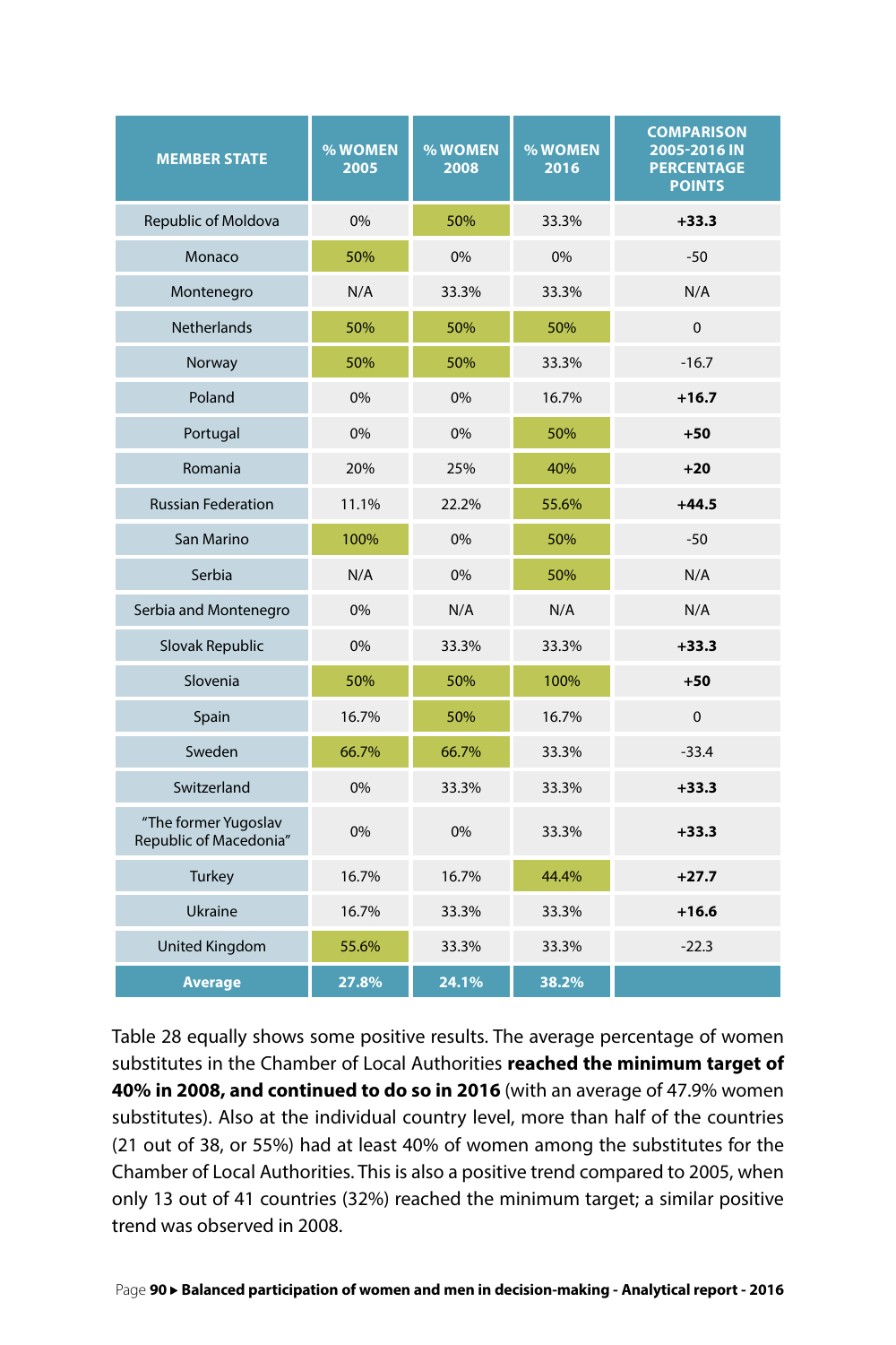| MEMBER STATE | % WOMEN 2005 | % WOMEN 2008 | % WOMEN 2016 | COMPARISON 2005-2016 IN PERCENTAGE POINTS |
|---|---|---|---|---|
| Republic of Moldova | 0% | 50% | 33.3% | **+33.3** |
| Monaco | 50% | 0% | 0% | -50 |
| Montenegro | N/A | 33.3% | 33.3% | N/A |
| Netherlands | 50% | 50% | 50% | 0 |
| Norway | 50% | 50% | 33.3% | -16.7 |
| Poland | 0% | 0% | 16.7% | **+16.7** |
| Portugal | 0% | 0% | 50% | **+50** |
| Romania | 20% | 25% | 40% | **+20** |
| Russian Federation | 11.1% | 22.2% | 55.6% | **+44.5** |
| San Marino | 100% | 0% | 50% | -50 |
| Serbia | N/A | 0% | 50% | N/A |
| Serbia and Montenegro | 0% | N/A | N/A | N/A |
| Slovak Republic | 0% | 33.3% | 33.3% | **+33.3** |
| Slovenia | 50% | 50% | 100% | **+50** |
| Spain | 16.7% | 50% | 16.7% | 0 |
| Sweden | 66.7% | 66.7% | 33.3% | -33.4 |
| Switzerland | 0% | 33.3% | 33.3% | **+33.3** |
| "The former Yugoslav Republic of Macedonia" | 0% | 0% | 33.3% | **+33.3** |
| Turkey | 16.7% | 16.7% | 44.4% | **+27.7** |
| Ukraine | 16.7% | 33.3% | 33.3% | **+16.6** |
| United Kingdom | 55.6% | 33.3% | 33.3% | -22.3 |
| **Average** | **27.8%** | **24.1%** | **38.2%** | |

Table 28 equally shows some positive results. The average percentage of women substitutes in the Chamber of Local Authorities **reached the minimum target of 40% in 2008, and continued to do so in 2016** (with an average of 47.9% women substitutes). Also at the individual country level, more than half of the countries (21 out of 38, or 55%) had at least 40% of women among the substitutes for the Chamber of Local Authorities. This is also a positive trend compared to 2005, when only 13 out of 41 countries (32%) reached the minimum target; a similar positive trend was observed in 2008.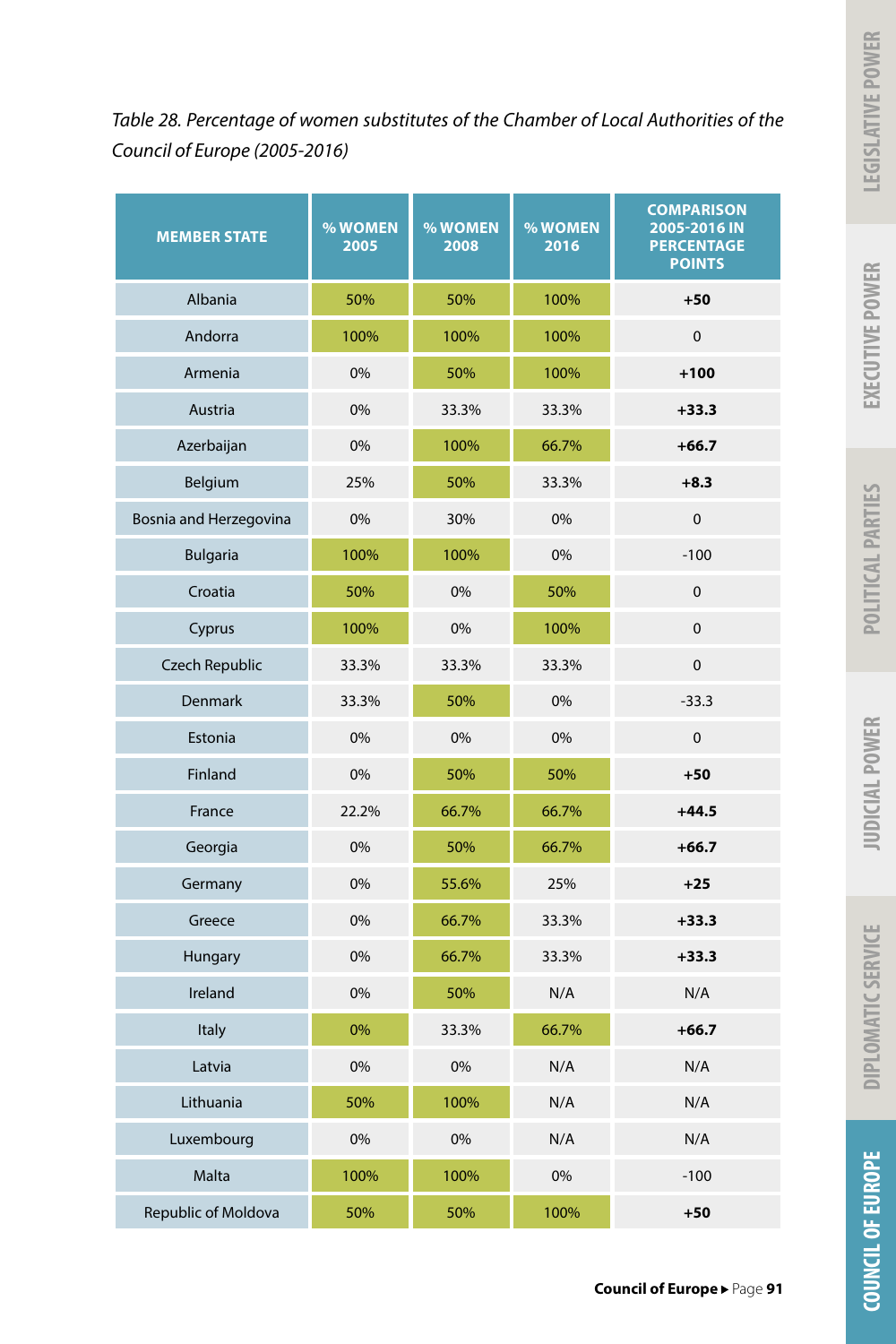*Table 28. Percentage of women substitutes of the Chamber of Local Authorities of the Council of Europe (2005-2016)*

| MEMBER STATE | % WOMEN 2005 | % WOMEN 2008 | % WOMEN 2016 | COMPARISON 2005-2016 IN PERCENTAGE POINTS |
|---|---|---|---|---|
| Albania | 50% | 50% | 100% | **+50** |
| Andorra | 100% | 100% | 100% | 0 |
| Armenia | 0% | 50% | 100% | **+100** |
| Austria | 0% | 33.3% | 33.3% | **+33.3** |
| Azerbaijan | 0% | 100% | 66.7% | **+66.7** |
| Belgium | 25% | 50% | 33.3% | **+8.3** |
| Bosnia and Herzegovina | 0% | 30% | 0% | 0 |
| Bulgaria | 100% | 100% | 0% | -100 |
| Croatia | 50% | 0% | 50% | 0 |
| Cyprus | 100% | 0% | 100% | 0 |
| Czech Republic | 33.3% | 33.3% | 33.3% | 0 |
| Denmark | 33.3% | 50% | 0% | -33.3 |
| Estonia | 0% | 0% | 0% | 0 |
| Finland | 0% | 50% | 50% | **+50** |
| France | 22.2% | 66.7% | 66.7% | **+44.5** |
| Georgia | 0% | 50% | 66.7% | **+66.7** |
| Germany | 0% | 55.6% | 25% | **+25** |
| Greece | 0% | 66.7% | 33.3% | **+33.3** |
| Hungary | 0% | 66.7% | 33.3% | **+33.3** |
| Ireland | 0% | 50% | N/A | N/A |
| Italy | 0% | 33.3% | 66.7% | **+66.7** |
| Latvia | 0% | 0% | N/A | N/A |
| Lithuania | 50% | 100% | N/A | N/A |
| Luxembourg | 0% | 0% | N/A | N/A |
| Malta | 100% | 100% | 0% | -100 |
| Republic of Moldova | 50% | 50% | 100% | **+50** |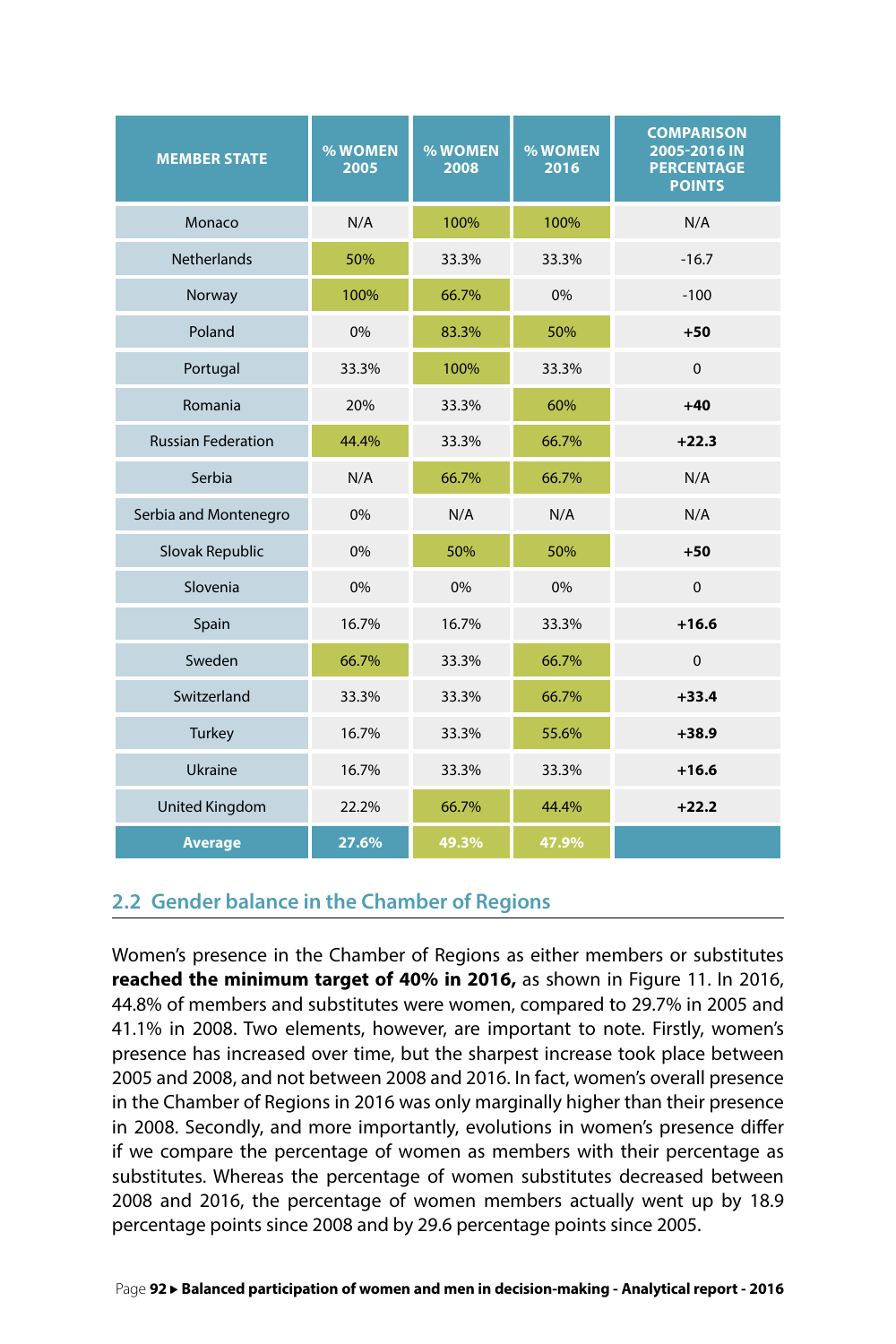| MEMBER STATE | % WOMEN 2005 | % WOMEN 2008 | % WOMEN 2016 | COMPARISON 2005-2016 IN PERCENTAGE POINTS |
|---|---|---|---|---|
| Monaco | N/A | 100% | 100% | N/A |
| Netherlands | 50% | 33.3% | 33.3% | -16.7 |
| Norway | 100% | 66.7% | 0% | -100 |
| Poland | 0% | 83.3% | 50% | **+50** |
| Portugal | 33.3% | 100% | 33.3% | 0 |
| Romania | 20% | 33.3% | 60% | **+40** |
| Russian Federation | 44.4% | 33.3% | 66.7% | **+22.3** |
| Serbia | N/A | 66.7% | 66.7% | N/A |
| Serbia and Montenegro | 0% | N/A | N/A | N/A |
| Slovak Republic | 0% | 50% | 50% | **+50** |
| Slovenia | 0% | 0% | 0% | 0 |
| Spain | 16.7% | 16.7% | 33.3% | **+16.6** |
| Sweden | 66.7% | 33.3% | 66.7% | 0 |
| Switzerland | 33.3% | 33.3% | 66.7% | **+33.4** |
| Turkey | 16.7% | 33.3% | 55.6% | **+38.9** |
| Ukraine | 16.7% | 33.3% | 33.3% | **+16.6** |
| United Kingdom | 22.2% | 66.7% | 44.4% | **+22.2** |
| **Average** | **27.6%** | **49.3%** | **47.9%** | |

## 2.2 Gender balance in the Chamber of Regions

Women's presence in the Chamber of Regions as either members or substitutes **reached the minimum target of 40% in 2016,** as shown in Figure 11. In 2016, 44.8% of members and substitutes were women, compared to 29.7% in 2005 and 41.1% in 2008. Two elements, however, are important to note. Firstly, women's presence has increased over time, but the sharpest increase took place between 2005 and 2008, and not between 2008 and 2016. In fact, women's overall presence in the Chamber of Regions in 2016 was only marginally higher than their presence in 2008. Secondly, and more importantly, evolutions in women's presence differ if we compare the percentage of women as members with their percentage as substitutes. Whereas the percentage of women substitutes decreased between 2008 and 2016, the percentage of women members actually went up by 18.9 percentage points since 2008 and by 29.6 percentage points since 2005.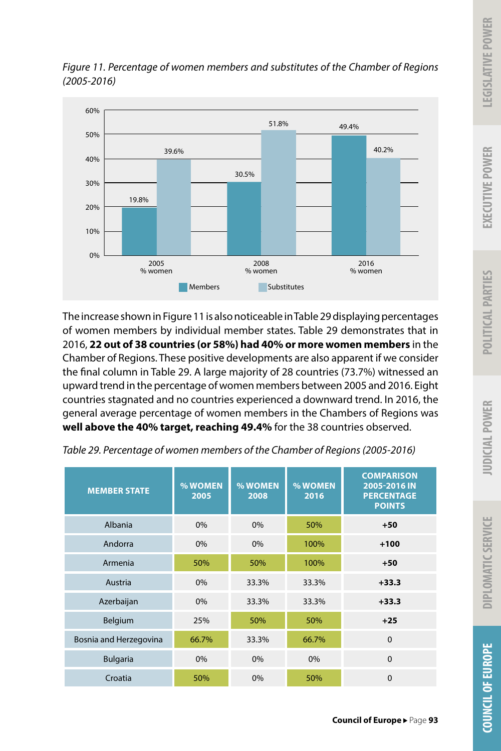*Figure 11. Percentage of women members and substitutes of the Chamber of Regions (2005-2016)*

| | 2005 % women | 2008 % women | 2016 % women |
|---|---|---|---|
| Members | 19.8% | 30.5% | 49.4% |
| Substitutes | 39.6% | 51.8% | 40.2% |

The increase shown in Figure 11 is also noticeable in Table 29 displaying percentages of women members by individual member states. Table 29 demonstrates that in 2016, **22 out of 38 countries (or 58%) had 40% or more women members** in the Chamber of Regions. These positive developments are also apparent if we consider the final column in Table 29. A large majority of 28 countries (73.7%) witnessed an upward trend in the percentage of women members between 2005 and 2016. Eight countries stagnated and no countries experienced a downward trend. In 2016, the general average percentage of women members in the Chambers of Regions was **well above the 40% target, reaching 49.4%** for the 38 countries observed.

*Table 29. Percentage of women members of the Chamber of Regions (2005-2016)*

| MEMBER STATE | % WOMEN 2005 | % WOMEN 2008 | % WOMEN 2016 | COMPARISON 2005-2016 IN PERCENTAGE POINTS |
|---|---|---|---|---|
| Albania | 0% | 0% | 50% | **+50** |
| Andorra | 0% | 0% | 100% | **+100** |
| Armenia | 50% | 50% | 100% | **+50** |
| Austria | 0% | 33.3% | 33.3% | **+33.3** |
| Azerbaijan | 0% | 33.3% | 33.3% | **+33.3** |
| Belgium | 25% | 50% | 50% | **+25** |
| Bosnia and Herzegovina | 66.7% | 33.3% | 66.7% | 0 |
| Bulgaria | 0% | 0% | 0% | 0 |
| Croatia | 50% | 0% | 50% | 0 |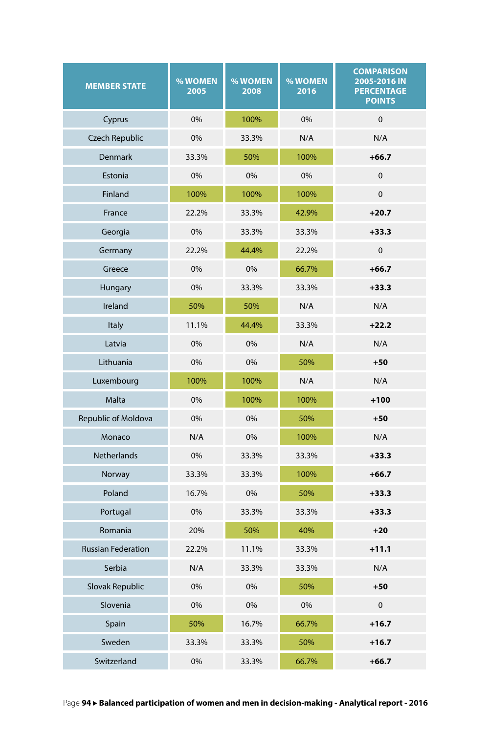| MEMBER STATE | % WOMEN 2005 | % WOMEN 2008 | % WOMEN 2016 | COMPARISON 2005-2016 IN PERCENTAGE POINTS |
|---|---|---|---|---|
| Cyprus | 0% | 100% | 0% | 0 |
| Czech Republic | 0% | 33.3% | N/A | N/A |
| Denmark | 33.3% | 50% | 100% | **+66.7** |
| Estonia | 0% | 0% | 0% | 0 |
| Finland | 100% | 100% | 100% | 0 |
| France | 22.2% | 33.3% | 42.9% | **+20.7** |
| Georgia | 0% | 33.3% | 33.3% | **+33.3** |
| Germany | 22.2% | 44.4% | 22.2% | 0 |
| Greece | 0% | 0% | 66.7% | **+66.7** |
| Hungary | 0% | 33.3% | 33.3% | **+33.3** |
| Ireland | 50% | 50% | N/A | N/A |
| Italy | 11.1% | 44.4% | 33.3% | **+22.2** |
| Latvia | 0% | 0% | N/A | N/A |
| Lithuania | 0% | 0% | 50% | **+50** |
| Luxembourg | 100% | 100% | N/A | N/A |
| Malta | 0% | 100% | 100% | **+100** |
| Republic of Moldova | 0% | 0% | 50% | **+50** |
| Monaco | N/A | 0% | 100% | N/A |
| Netherlands | 0% | 33.3% | 33.3% | **+33.3** |
| Norway | 33.3% | 33.3% | 100% | **+66.7** |
| Poland | 16.7% | 0% | 50% | **+33.3** |
| Portugal | 0% | 33.3% | 33.3% | **+33.3** |
| Romania | 20% | 50% | 40% | **+20** |
| Russian Federation | 22.2% | 11.1% | 33.3% | **+11.1** |
| Serbia | N/A | 33.3% | 33.3% | N/A |
| Slovak Republic | 0% | 0% | 50% | **+50** |
| Slovenia | 0% | 0% | 0% | 0 |
| Spain | 50% | 16.7% | 66.7% | **+16.7** |
| Sweden | 33.3% | 33.3% | 50% | **+16.7** |
| Switzerland | 0% | 33.3% | 66.7% | **+66.7** |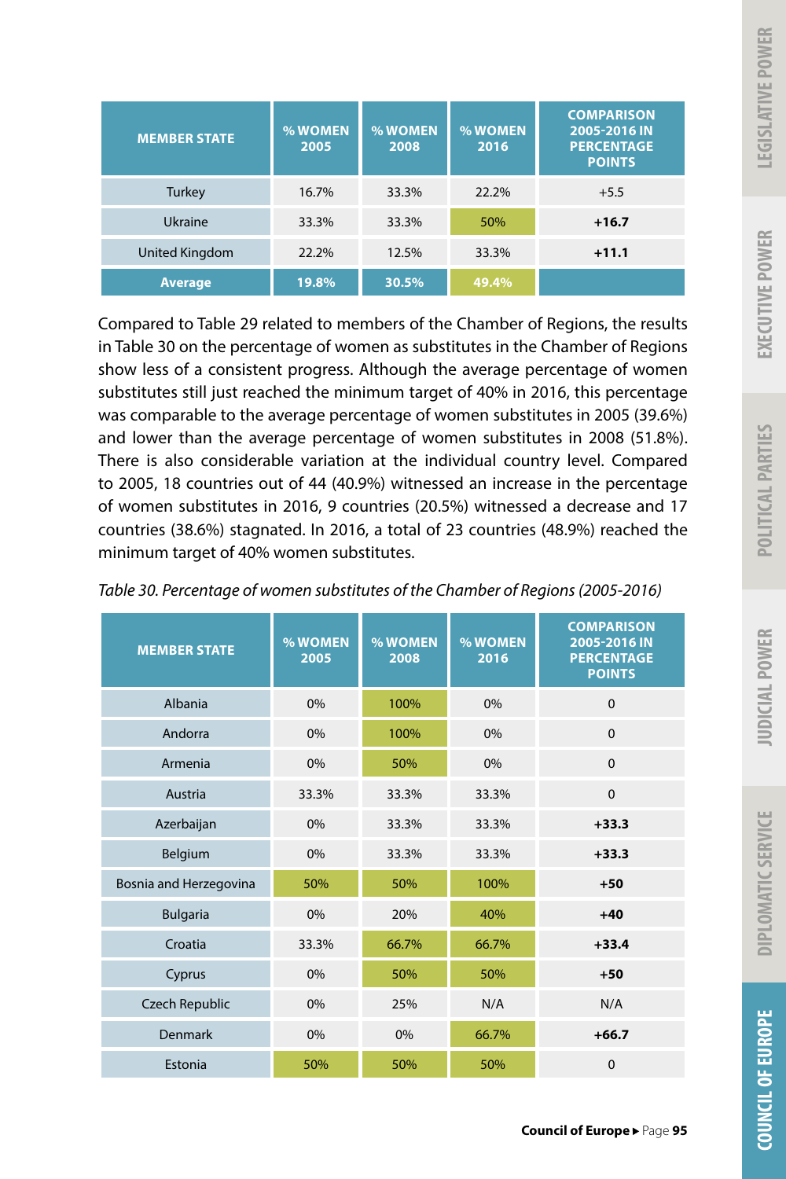| MEMBER STATE | % WOMEN 2005 | % WOMEN 2008 | % WOMEN 2016 | COMPARISON 2005-2016 IN PERCENTAGE POINTS |
|---|---|---|---|---|
| Turkey | 16.7% | 33.3% | 22.2% | +5.5 |
| Ukraine | 33.3% | 33.3% | 50% | **+16.7** |
| United Kingdom | 22.2% | 12.5% | 33.3% | **+11.1** |
| **Average** | **19.8%** | **30.5%** | **49.4%** | |

Compared to Table 29 related to members of the Chamber of Regions, the results in Table 30 on the percentage of women as substitutes in the Chamber of Regions show less of a consistent progress. Although the average percentage of women substitutes still just reached the minimum target of 40% in 2016, this percentage was comparable to the average percentage of women substitutes in 2005 (39.6%) and lower than the average percentage of women substitutes in 2008 (51.8%). There is also considerable variation at the individual country level. Compared to 2005, 18 countries out of 44 (40.9%) witnessed an increase in the percentage of women substitutes in 2016, 9 countries (20.5%) witnessed a decrease and 17 countries (38.6%) stagnated. In 2016, a total of 23 countries (48.9%) reached the minimum target of 40% women substitutes.

*Table 30. Percentage of women substitutes of the Chamber of Regions (2005-2016)*

| MEMBER STATE | % WOMEN 2005 | % WOMEN 2008 | % WOMEN 2016 | COMPARISON 2005-2016 IN PERCENTAGE POINTS |
|---|---|---|---|---|
| Albania | 0% | 100% | 0% | 0 |
| Andorra | 0% | 100% | 0% | 0 |
| Armenia | 0% | 50% | 0% | 0 |
| Austria | 33.3% | 33.3% | 33.3% | 0 |
| Azerbaijan | 0% | 33.3% | 33.3% | **+33.3** |
| Belgium | 0% | 33.3% | 33.3% | **+33.3** |
| Bosnia and Herzegovina | 50% | 50% | 100% | **+50** |
| Bulgaria | 0% | 20% | 40% | **+40** |
| Croatia | 33.3% | 66.7% | 66.7% | **+33.4** |
| Cyprus | 0% | 50% | 50% | **+50** |
| Czech Republic | 0% | 25% | N/A | N/A |
| Denmark | 0% | 0% | 66.7% | **+66.7** |
| Estonia | 50% | 50% | 50% | 0 |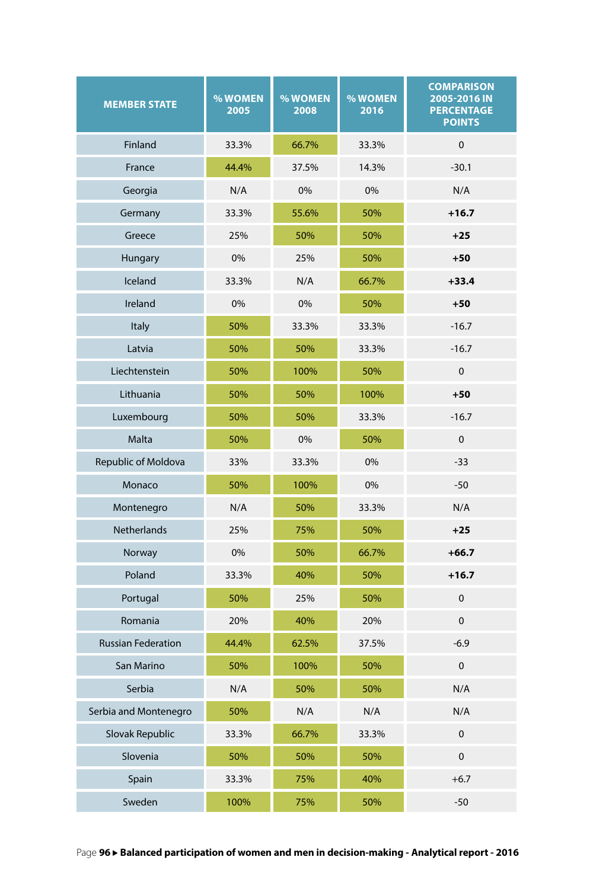| MEMBER STATE | % WOMEN 2005 | % WOMEN 2008 | % WOMEN 2016 | COMPARISON 2005-2016 IN PERCENTAGE POINTS |
|---|---|---|---|---|
| Finland | 33.3% | 66.7% | 33.3% | 0 |
| France | 44.4% | 37.5% | 14.3% | -30.1 |
| Georgia | N/A | 0% | 0% | N/A |
| Germany | 33.3% | 55.6% | 50% | **+16.7** |
| Greece | 25% | 50% | 50% | **+25** |
| Hungary | 0% | 25% | 50% | **+50** |
| Iceland | 33.3% | N/A | 66.7% | **+33.4** |
| Ireland | 0% | 0% | 50% | **+50** |
| Italy | 50% | 33.3% | 33.3% | -16.7 |
| Latvia | 50% | 50% | 33.3% | -16.7 |
| Liechtenstein | 50% | 100% | 50% | 0 |
| Lithuania | 50% | 50% | 100% | **+50** |
| Luxembourg | 50% | 50% | 33.3% | -16.7 |
| Malta | 50% | 0% | 50% | 0 |
| Republic of Moldova | 33% | 33.3% | 0% | -33 |
| Monaco | 50% | 100% | 0% | -50 |
| Montenegro | N/A | 50% | 33.3% | N/A |
| Netherlands | 25% | 75% | 50% | **+25** |
| Norway | 0% | 50% | 66.7% | **+66.7** |
| Poland | 33.3% | 40% | 50% | **+16.7** |
| Portugal | 50% | 25% | 50% | 0 |
| Romania | 20% | 40% | 20% | 0 |
| Russian Federation | 44.4% | 62.5% | 37.5% | -6.9 |
| San Marino | 50% | 100% | 50% | 0 |
| Serbia | N/A | 50% | 50% | N/A |
| Serbia and Montenegro | 50% | N/A | N/A | N/A |
| Slovak Republic | 33.3% | 66.7% | 33.3% | 0 |
| Slovenia | 50% | 50% | 50% | 0 |
| Spain | 33.3% | 75% | 40% | +6.7 |
| Sweden | 100% | 75% | 50% | -50 |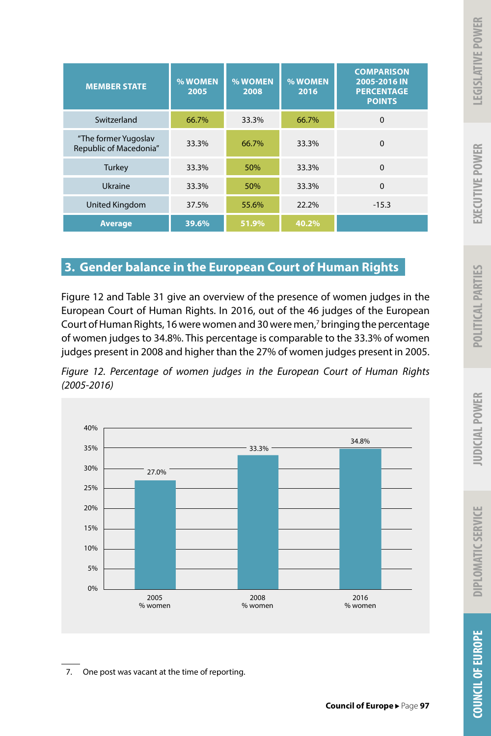| MEMBER STATE | % WOMEN 2005 | % WOMEN 2008 | % WOMEN 2016 | COMPARISON 2005-2016 IN PERCENTAGE POINTS |
|---|---|---|---|---|
| Switzerland | 66.7% | 33.3% | 66.7% | 0 |
| "The former Yugoslav Republic of Macedonia" | 33.3% | 66.7% | 33.3% | 0 |
| Turkey | 33.3% | 50% | 33.3% | 0 |
| Ukraine | 33.3% | 50% | 33.3% | 0 |
| United Kingdom | 37.5% | 55.6% | 22.2% | -15.3 |
| **Average** | **39.6%** | **51.9%** | **40.2%** | |

## 3. Gender balance in the European Court of Human Rights

Figure 12 and Table 31 give an overview of the presence of women judges in the European Court of Human Rights. In 2016, out of the 46 judges of the European Court of Human Rights, 16 were women and 30 were men,[7] bringing the percentage of women judges to 34.8%. This percentage is comparable to the 33.3% of women judges present in 2008 and higher than the 27% of women judges present in 2005.

*Figure 12. Percentage of women judges in the European Court of Human Rights (2005-2016)*

| | 2005 % women | 2008 % women | 2016 % women |
|---|---|---|---|
| % women judges | 27.0% | 33.3% | 34.8% |

7. One post was vacant at the time of reporting.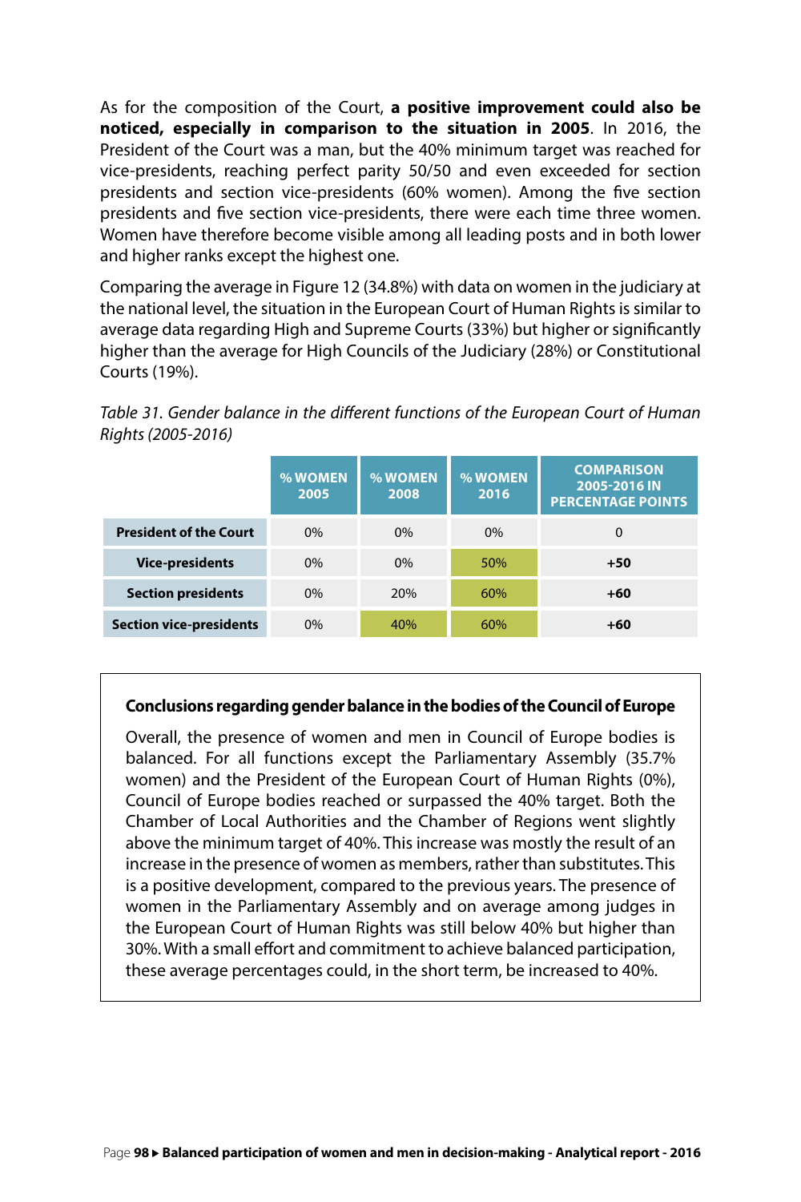As for the composition of the Court, **a positive improvement could also be noticed, especially in comparison to the situation in 2005**. In 2016, the President of the Court was a man, but the 40% minimum target was reached for vice-presidents, reaching perfect parity 50/50 and even exceeded for section presidents and section vice-presidents (60% women). Among the five section presidents and five section vice-presidents, there were each time three women. Women have therefore become visible among all leading posts and in both lower and higher ranks except the highest one.

Comparing the average in Figure 12 (34.8%) with data on women in the judiciary at the national level, the situation in the European Court of Human Rights is similar to average data regarding High and Supreme Courts (33%) but higher or significantly higher than the average for High Councils of the Judiciary (28%) or Constitutional Courts (19%).

*Table 31. Gender balance in the different functions of the European Court of Human Rights (2005-2016)*

| | % WOMEN 2005 | % WOMEN 2008 | % WOMEN 2016 | COMPARISON 2005-2016 IN PERCENTAGE POINTS |
|---|---|---|---|---|
| **President of the Court** | 0% | 0% | 0% | 0 |
| **Vice-presidents** | 0% | 0% | 50% | **+50** |
| **Section presidents** | 0% | 20% | 60% | **+60** |
| **Section vice-presidents** | 0% | 40% | 60% | **+60** |

**Conclusions regarding gender balance in the bodies of the Council of Europe**

Overall, the presence of women and men in Council of Europe bodies is balanced. For all functions except the Parliamentary Assembly (35.7% women) and the President of the European Court of Human Rights (0%), Council of Europe bodies reached or surpassed the 40% target. Both the Chamber of Local Authorities and the Chamber of Regions went slightly above the minimum target of 40%. This increase was mostly the result of an increase in the presence of women as members, rather than substitutes. This is a positive development, compared to the previous years. The presence of women in the Parliamentary Assembly and on average among judges in the European Court of Human Rights was still below 40% but higher than 30%. With a small effort and commitment to achieve balanced participation, these average percentages could, in the short term, be increased to 40%.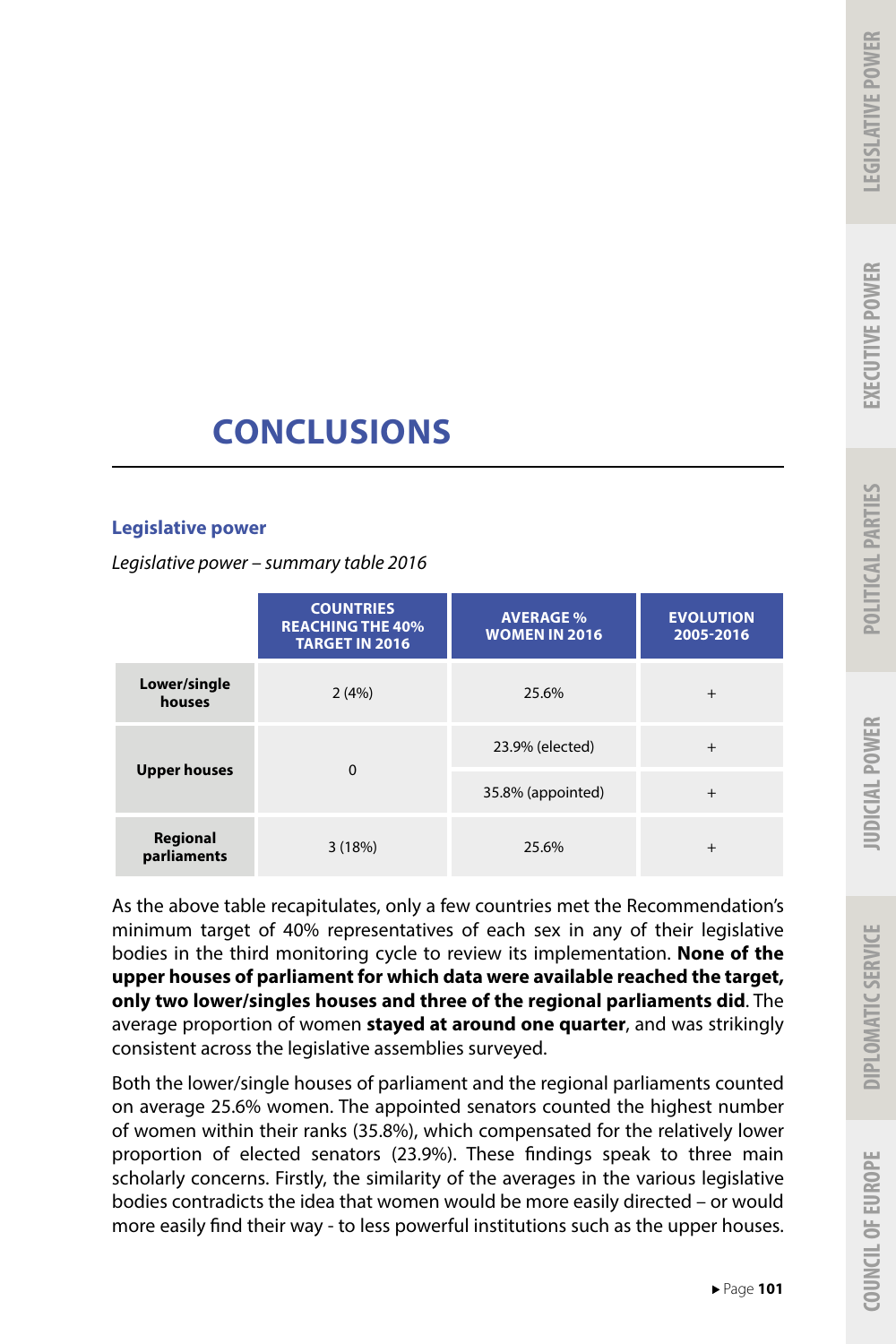# CONCLUSIONS

## Legislative power

*Legislative power – summary table 2016*

| | COUNTRIES REACHING THE 40% TARGET IN 2016 | AVERAGE % WOMEN IN 2016 | EVOLUTION 2005-2016 |
|---|---|---|---|
| **Lower/single houses** | 2 (4%) | 25.6% | + |
| **Upper houses** | 0 | 23.9% (elected) | + |
| | | 35.8% (appointed) | + |
| **Regional parliaments** | 3 (18%) | 25.6% | + |

As the above table recapitulates, only a few countries met the Recommendation's minimum target of 40% representatives of each sex in any of their legislative bodies in the third monitoring cycle to review its implementation. **None of the upper houses of parliament for which data were available reached the target, only two lower/singles houses and three of the regional parliaments did**. The average proportion of women **stayed at around one quarter**, and was strikingly consistent across the legislative assemblies surveyed.

Both the lower/single houses of parliament and the regional parliaments counted on average 25.6% women. The appointed senators counted the highest number of women within their ranks (35.8%), which compensated for the relatively lower proportion of elected senators (23.9%). These findings speak to three main scholarly concerns. Firstly, the similarity of the averages in the various legislative bodies contradicts the idea that women would be more easily directed – or would more easily find their way - to less powerful institutions such as the upper houses.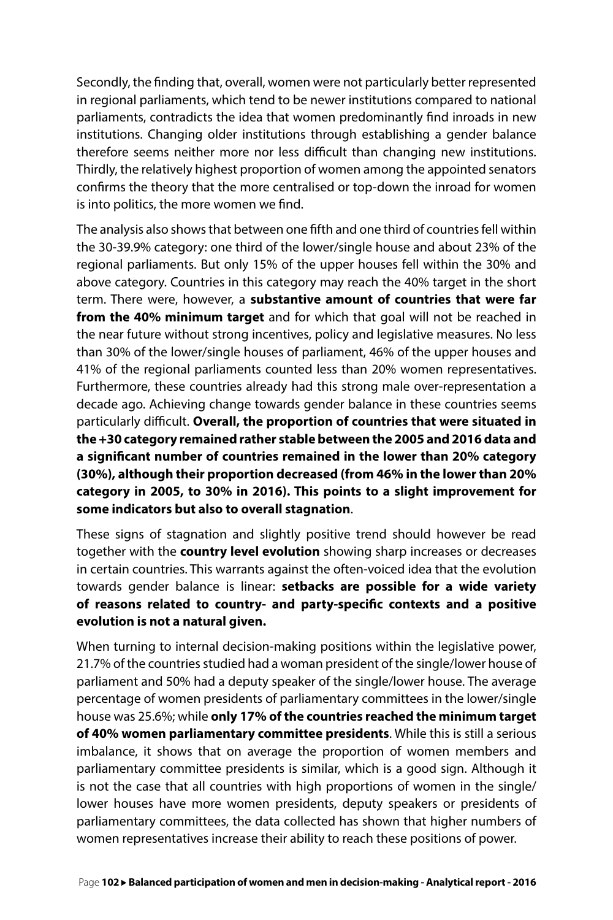Secondly, the finding that, overall, women were not particularly better represented in regional parliaments, which tend to be newer institutions compared to national parliaments, contradicts the idea that women predominantly find inroads in new institutions. Changing older institutions through establishing a gender balance therefore seems neither more nor less difficult than changing new institutions. Thirdly, the relatively highest proportion of women among the appointed senators confirms the theory that the more centralised or top-down the inroad for women is into politics, the more women we find.

The analysis also shows that between one fifth and one third of countries fell within the 30-39.9% category: one third of the lower/single house and about 23% of the regional parliaments. But only 15% of the upper houses fell within the 30% and above category. Countries in this category may reach the 40% target in the short term. There were, however, a **substantive amount of countries that were far from the 40% minimum target** and for which that goal will not be reached in the near future without strong incentives, policy and legislative measures. No less than 30% of the lower/single houses of parliament, 46% of the upper houses and 41% of the regional parliaments counted less than 20% women representatives. Furthermore, these countries already had this strong male over-representation a decade ago. Achieving change towards gender balance in these countries seems particularly difficult. **Overall, the proportion of countries that were situated in the +30 category remained rather stable between the 2005 and 2016 data and a significant number of countries remained in the lower than 20% category (30%), although their proportion decreased (from 46% in the lower than 20% category in 2005, to 30% in 2016). This points to a slight improvement for some indicators but also to overall stagnation**.

These signs of stagnation and slightly positive trend should however be read together with the **country level evolution** showing sharp increases or decreases in certain countries. This warrants against the often-voiced idea that the evolution towards gender balance is linear: **setbacks are possible for a wide variety of reasons related to country- and party-specific contexts and a positive evolution is not a natural given.**

When turning to internal decision-making positions within the legislative power, 21.7% of the countries studied had a woman president of the single/lower house of parliament and 50% had a deputy speaker of the single/lower house. The average percentage of women presidents of parliamentary committees in the lower/single house was 25.6%; while **only 17% of the countries reached the minimum target of 40% women parliamentary committee presidents**. While this is still a serious imbalance, it shows that on average the proportion of women members and parliamentary committee presidents is similar, which is a good sign. Although it is not the case that all countries with high proportions of women in the single/lower houses have more women presidents, deputy speakers or presidents of parliamentary committees, the data collected has shown that higher numbers of women representatives increase their ability to reach these positions of power.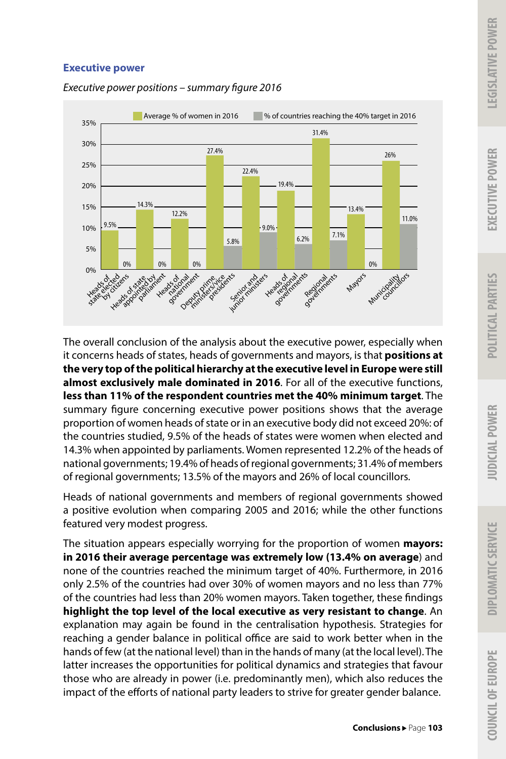### Executive power

*Executive power positions – summary figure 2016*

| | Average % of women in 2016 | % of countries reaching the 40% target in 2016 |
|---|---|---|
| Heads of state elected by citizens | 9.5% | 0% |
| Heads of state appointed by parliament | 14.3% | 0% |
| Heads of national government | 12.2% | 0% |
| Deputy prime ministers/vice presidents | 27.4% | 5.8% |
| Senior and junior ministers | 22.4% | 9.0% |
| Heads of regional governments | 19.4% | 6.2% |
| Regional governments | 31.4% | 7.1% |
| Mayors | 13.4% | 0% |
| Municipality councillors | 26% | 11.0% |

The overall conclusion of the analysis about the executive power, especially when it concerns heads of states, heads of governments and mayors, is that **positions at the very top of the political hierarchy at the executive level in Europe were still almost exclusively male dominated in 2016**. For all of the executive functions, **less than 11% of the respondent countries met the 40% minimum target**. The summary figure concerning executive power positions shows that the average proportion of women heads of state or in an executive body did not exceed 20%: of the countries studied, 9.5% of the heads of states were women when elected and 14.3% when appointed by parliaments. Women represented 12.2% of the heads of national governments; 19.4% of heads of regional governments; 31.4% of members of regional governments; 13.5% of the mayors and 26% of local councillors.

Heads of national governments and members of regional governments showed a positive evolution when comparing 2005 and 2016; while the other functions featured very modest progress.

The situation appears especially worrying for the proportion of women **mayors: in 2016 their average percentage was extremely low (13.4% on average**) and none of the countries reached the minimum target of 40%. Furthermore, in 2016 only 2.5% of the countries had over 30% of women mayors and no less than 77% of the countries had less than 20% women mayors. Taken together, these findings **highlight the top level of the local executive as very resistant to change**. An explanation may again be found in the centralisation hypothesis. Strategies for reaching a gender balance in political office are said to work better when in the hands of few (at the national level) than in the hands of many (at the local level). The latter increases the opportunities for political dynamics and strategies that favour those who are already in power (i.e. predominantly men), which also reduces the impact of the efforts of national party leaders to strive for greater gender balance.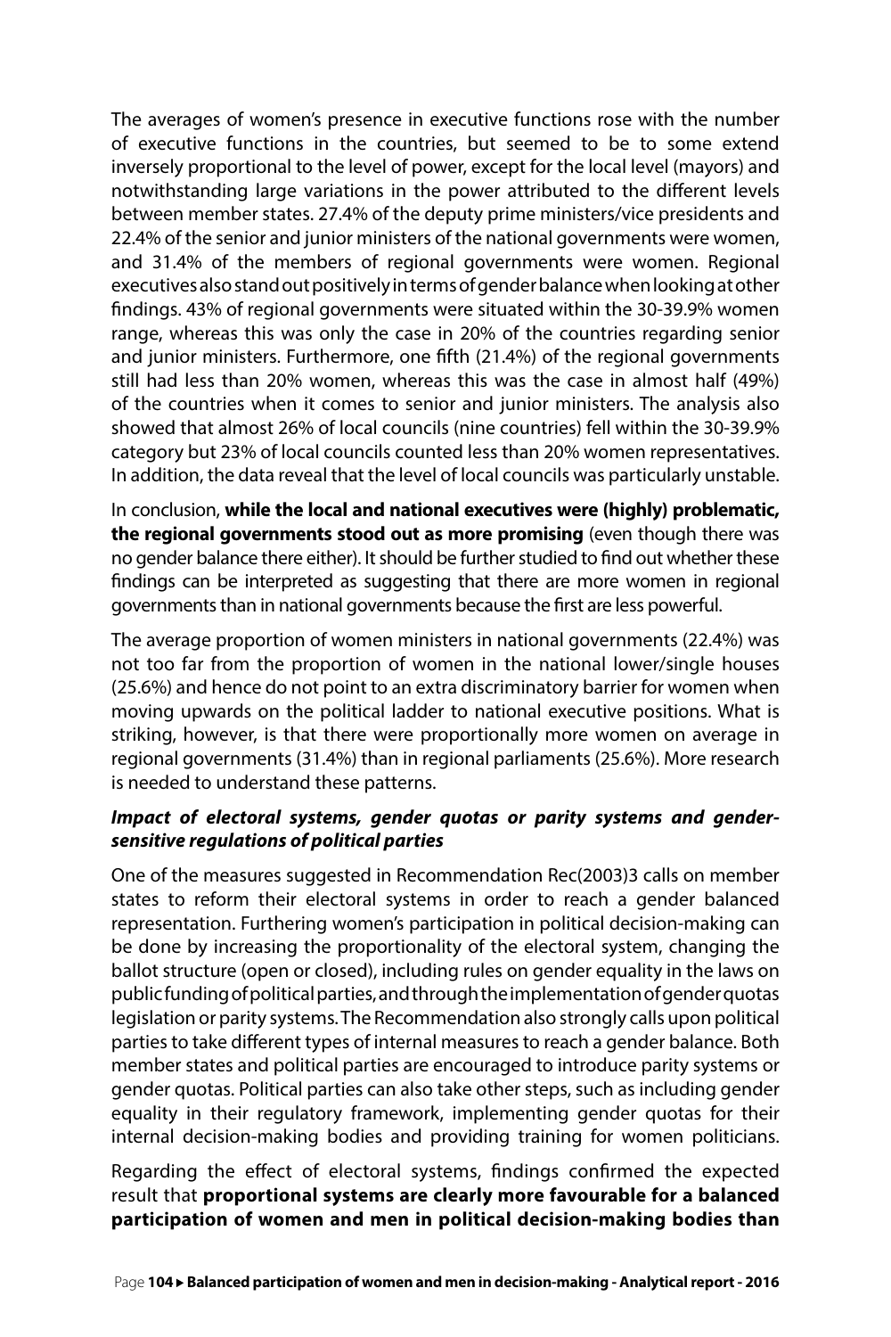The averages of women's presence in executive functions rose with the number of executive functions in the countries, but seemed to be to some extend inversely proportional to the level of power, except for the local level (mayors) and notwithstanding large variations in the power attributed to the different levels between member states. 27.4% of the deputy prime ministers/vice presidents and 22.4% of the senior and junior ministers of the national governments were women, and 31.4% of the members of regional governments were women. Regional executives also stand out positively in terms of gender balance when looking at other findings. 43% of regional governments were situated within the 30-39.9% women range, whereas this was only the case in 20% of the countries regarding senior and junior ministers. Furthermore, one fifth (21.4%) of the regional governments still had less than 20% women, whereas this was the case in almost half (49%) of the countries when it comes to senior and junior ministers. The analysis also showed that almost 26% of local councils (nine countries) fell within the 30-39.9% category but 23% of local councils counted less than 20% women representatives. In addition, the data reveal that the level of local councils was particularly unstable.

In conclusion, **while the local and national executives were (highly) problematic, the regional governments stood out as more promising** (even though there was no gender balance there either). It should be further studied to find out whether these findings can be interpreted as suggesting that there are more women in regional governments than in national governments because the first are less powerful.

The average proportion of women ministers in national governments (22.4%) was not too far from the proportion of women in the national lower/single houses (25.6%) and hence do not point to an extra discriminatory barrier for women when moving upwards on the political ladder to national executive positions. What is striking, however, is that there were proportionally more women on average in regional governments (31.4%) than in regional parliaments (25.6%). More research is needed to understand these patterns.

***Impact of electoral systems, gender quotas or parity systems and gender-sensitive regulations of political parties***

One of the measures suggested in Recommendation Rec(2003)3 calls on member states to reform their electoral systems in order to reach a gender balanced representation. Furthering women's participation in political decision-making can be done by increasing the proportionality of the electoral system, changing the ballot structure (open or closed), including rules on gender equality in the laws on public funding of political parties, and through the implementation of gender quotas legislation or parity systems. The Recommendation also strongly calls upon political parties to take different types of internal measures to reach a gender balance. Both member states and political parties are encouraged to introduce parity systems or gender quotas. Political parties can also take other steps, such as including gender equality in their regulatory framework, implementing gender quotas for their internal decision-making bodies and providing training for women politicians.

Regarding the effect of electoral systems, findings confirmed the expected result that **proportional systems are clearly more favourable for a balanced participation of women and men in political decision-making bodies than**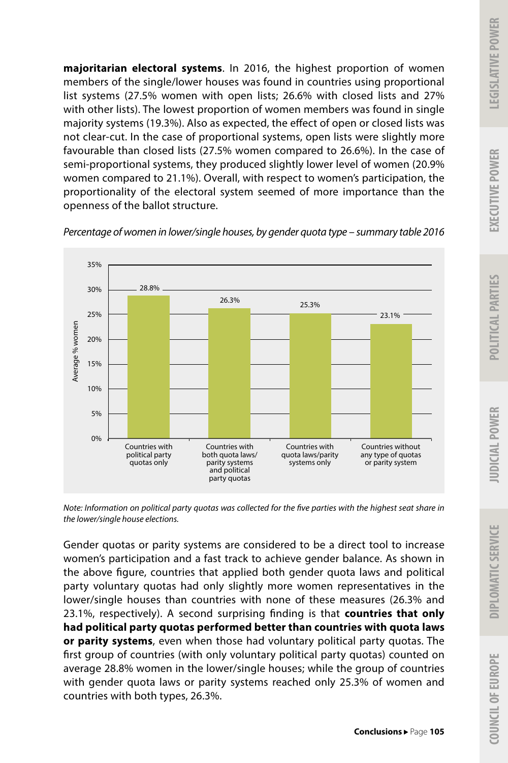**majoritarian electoral systems**. In 2016, the highest proportion of women members of the single/lower houses was found in countries using proportional list systems (27.5% women with open lists; 26.6% with closed lists and 27% with other lists). The lowest proportion of women members was found in single majority systems (19.3%). Also as expected, the effect of open or closed lists was not clear-cut. In the case of proportional systems, open lists were slightly more favourable than closed lists (27.5% women compared to 26.6%). In the case of semi-proportional systems, they produced slightly lower level of women (20.9% women compared to 21.1%). Overall, with respect to women's participation, the proportionality of the electoral system seemed of more importance than the openness of the ballot structure.

*Percentage of women in lower/single houses, by gender quota type – summary table 2016*

| | Average % women |
|---|---|
| Countries with political party quotas only | 28.8% |
| Countries with both quota laws/parity systems and political party quotas | 26.3% |
| Countries with quota laws/parity systems only | 25.3% |
| Countries without any type of quotas or parity system | 23.1% |

*Note: Information on political party quotas was collected for the five parties with the highest seat share in the lower/single house elections.*

Gender quotas or parity systems are considered to be a direct tool to increase women's participation and a fast track to achieve gender balance. As shown in the above figure, countries that applied both gender quota laws and political party voluntary quotas had only slightly more women representatives in the lower/single houses than countries with none of these measures (26.3% and 23.1%, respectively). A second surprising finding is that **countries that only had political party quotas performed better than countries with quota laws or parity systems**, even when those had voluntary political party quotas. The first group of countries (with only voluntary political party quotas) counted on average 28.8% women in the lower/single houses; while the group of countries with gender quota laws or parity systems reached only 25.3% of women and countries with both types, 26.3%.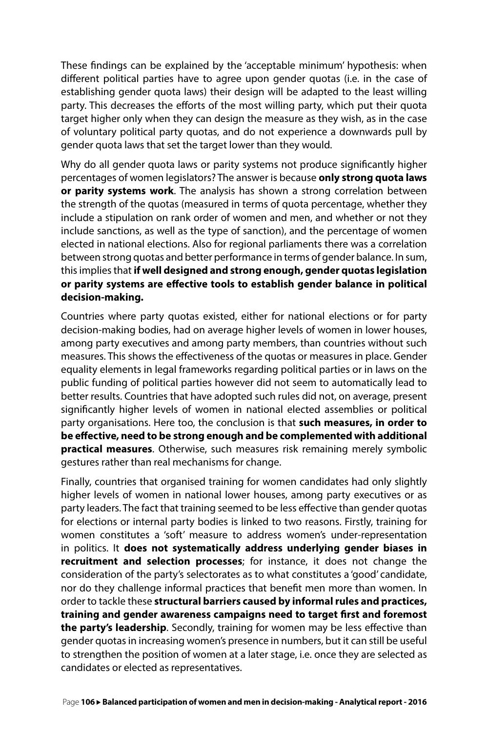These findings can be explained by the 'acceptable minimum' hypothesis: when different political parties have to agree upon gender quotas (i.e. in the case of establishing gender quota laws) their design will be adapted to the least willing party. This decreases the efforts of the most willing party, which put their quota target higher only when they can design the measure as they wish, as in the case of voluntary political party quotas, and do not experience a downwards pull by gender quota laws that set the target lower than they would.

Why do all gender quota laws or parity systems not produce significantly higher percentages of women legislators? The answer is because **only strong quota laws or parity systems work**. The analysis has shown a strong correlation between the strength of the quotas (measured in terms of quota percentage, whether they include a stipulation on rank order of women and men, and whether or not they include sanctions, as well as the type of sanction), and the percentage of women elected in national elections. Also for regional parliaments there was a correlation between strong quotas and better performance in terms of gender balance. In sum, this implies that **if well designed and strong enough, gender quotas legislation or parity systems are effective tools to establish gender balance in political decision-making.**

Countries where party quotas existed, either for national elections or for party decision-making bodies, had on average higher levels of women in lower houses, among party executives and among party members, than countries without such measures. This shows the effectiveness of the quotas or measures in place. Gender equality elements in legal frameworks regarding political parties or in laws on the public funding of political parties however did not seem to automatically lead to better results. Countries that have adopted such rules did not, on average, present significantly higher levels of women in national elected assemblies or political party organisations. Here too, the conclusion is that **such measures, in order to be effective, need to be strong enough and be complemented with additional practical measures**. Otherwise, such measures risk remaining merely symbolic gestures rather than real mechanisms for change.

Finally, countries that organised training for women candidates had only slightly higher levels of women in national lower houses, among party executives or as party leaders. The fact that training seemed to be less effective than gender quotas for elections or internal party bodies is linked to two reasons. Firstly, training for women constitutes a 'soft' measure to address women's under-representation in politics. It **does not systematically address underlying gender biases in recruitment and selection processes**; for instance, it does not change the consideration of the party's selectorates as to what constitutes a 'good' candidate, nor do they challenge informal practices that benefit men more than women. In order to tackle these **structural barriers caused by informal rules and practices, training and gender awareness campaigns need to target first and foremost the party's leadership**. Secondly, training for women may be less effective than gender quotas in increasing women's presence in numbers, but it can still be useful to strengthen the position of women at a later stage, i.e. once they are selected as candidates or elected as representatives.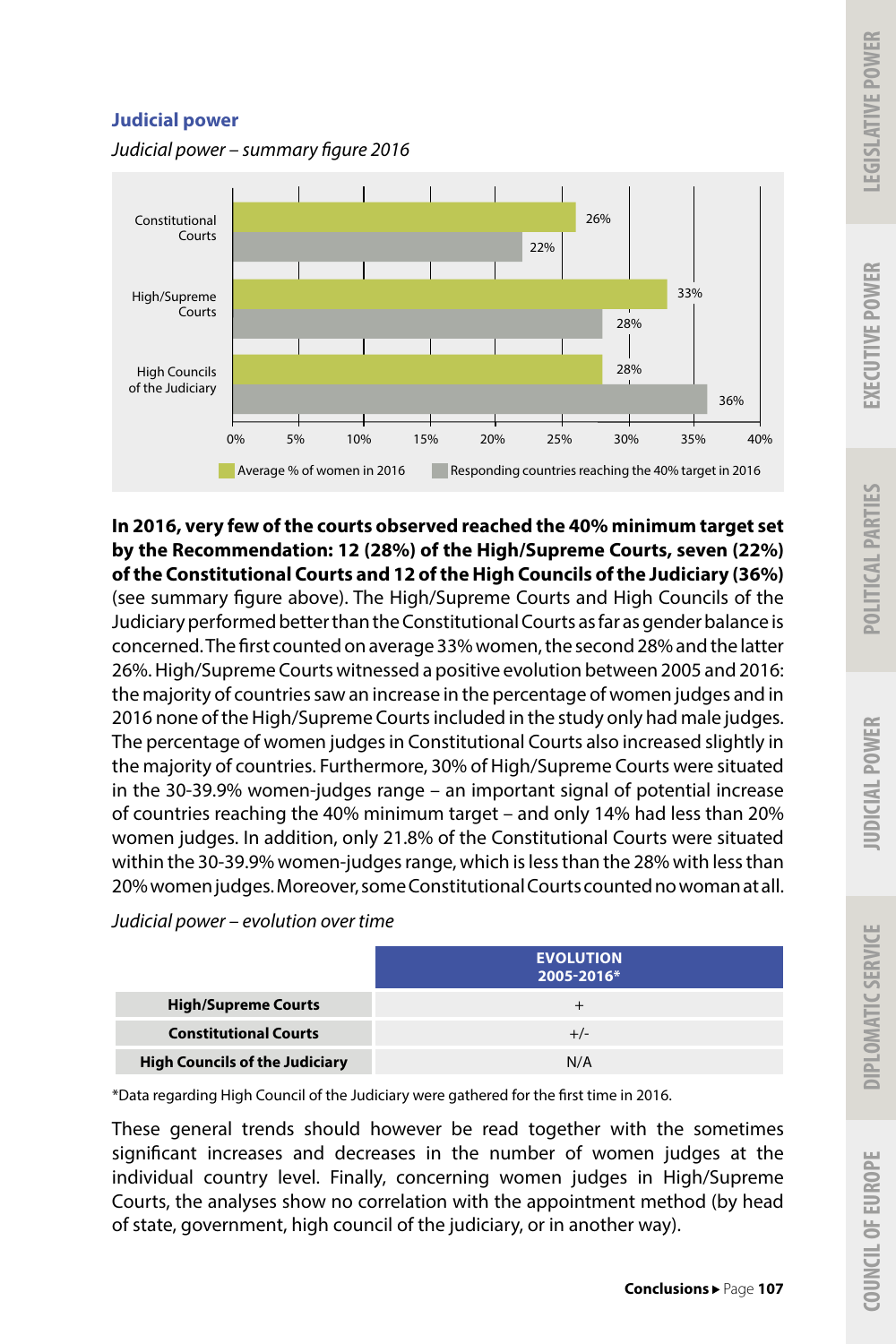## Judicial power

*Judicial power – summary figure 2016*

| | Average % of women in 2016 | Responding countries reaching the 40% target in 2016 |
|---|---|---|
| Constitutional Courts | 26% | 22% |
| High/Supreme Courts | 33% | 28% |
| High Councils of the Judiciary | 28% | 36% |

**In 2016, very few of the courts observed reached the 40% minimum target set by the Recommendation: 12 (28%) of the High/Supreme Courts, seven (22%) of the Constitutional Courts and 12 of the High Councils of the Judiciary (36%)** (see summary figure above). The High/Supreme Courts and High Councils of the Judiciary performed better than the Constitutional Courts as far as gender balance is concerned. The first counted on average 33% women, the second 28% and the latter 26%. High/Supreme Courts witnessed a positive evolution between 2005 and 2016: the majority of countries saw an increase in the percentage of women judges and in 2016 none of the High/Supreme Courts included in the study only had male judges. The percentage of women judges in Constitutional Courts also increased slightly in the majority of countries. Furthermore, 30% of High/Supreme Courts were situated in the 30-39.9% women-judges range – an important signal of potential increase of countries reaching the 40% minimum target – and only 14% had less than 20% women judges. In addition, only 21.8% of the Constitutional Courts were situated within the 30-39.9% women-judges range, which is less than the 28% with less than 20% women judges. Moreover, some Constitutional Courts counted no woman at all.

*Judicial power – evolution over time*

| | EVOLUTION 2005-2016* |
|---|---|
| **High/Supreme Courts** | + |
| **Constitutional Courts** | +/- |
| **High Councils of the Judiciary** | N/A |

*Data regarding High Council of the Judiciary were gathered for the first time in 2016.

These general trends should however be read together with the sometimes significant increases and decreases in the number of women judges at the individual country level. Finally, concerning women judges in High/Supreme Courts, the analyses show no correlation with the appointment method (by head of state, government, high council of the judiciary, or in another way).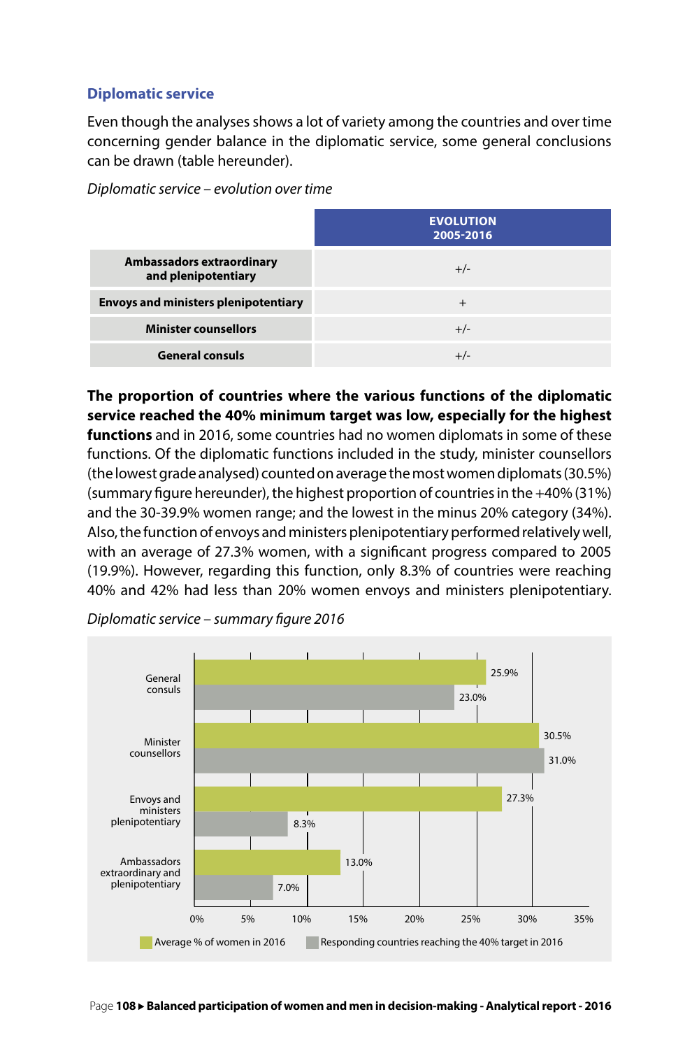### Diplomatic service

Even though the analyses shows a lot of variety among the countries and over time concerning gender balance in the diplomatic service, some general conclusions can be drawn (table hereunder).

*Diplomatic service – evolution over time*

| | EVOLUTION 2005-2016 |
|---|---|
| **Ambassadors extraordinary and plenipotentiary** | +/- |
| **Envoys and ministers plenipotentiary** | + |
| **Minister counsellors** | +/- |
| **General consuls** | +/- |

**The proportion of countries where the various functions of the diplomatic service reached the 40% minimum target was low, especially for the highest functions** and in 2016, some countries had no women diplomats in some of these functions. Of the diplomatic functions included in the study, minister counsellors (the lowest grade analysed) counted on average the most women diplomats (30.5%) (summary figure hereunder), the highest proportion of countries in the +40% (31%) and the 30-39.9% women range; and the lowest in the minus 20% category (34%). Also, the function of envoys and ministers plenipotentiary performed relatively well, with an average of 27.3% women, with a significant progress compared to 2005 (19.9%). However, regarding this function, only 8.3% of countries were reaching 40% and 42% had less than 20% women envoys and ministers plenipotentiary.

*Diplomatic service – summary figure 2016*

| | Average % of women in 2016 | Responding countries reaching the 40% target in 2016 |
|---|---|---|
| General consuls | 25.9% | 23.0% |
| Minister counsellors | 30.5% | 31.0% |
| Envoys and ministers plenipotentiary | 27.3% | 8.3% |
| Ambassadors extraordinary and plenipotentiary | 13.0% | 7.0% |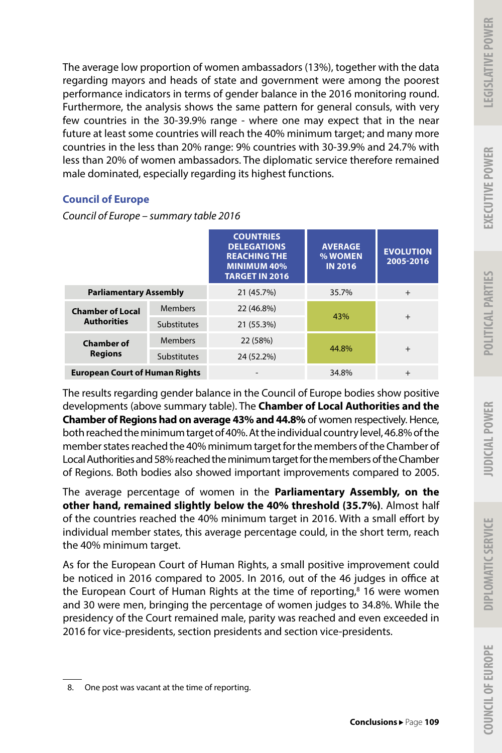The average low proportion of women ambassadors (13%), together with the data regarding mayors and heads of state and government were among the poorest performance indicators in terms of gender balance in the 2016 monitoring round. Furthermore, the analysis shows the same pattern for general consuls, with very few countries in the 30-39.9% range - where one may expect that in the near future at least some countries will reach the 40% minimum target; and many more countries in the less than 20% range: 9% countries with 30-39.9% and 24.7% with less than 20% of women ambassadors. The diplomatic service therefore remained male dominated, especially regarding its highest functions.

### Council of Europe

*Council of Europe – summary table 2016*

| | | COUNTRIES DELEGATIONS REACHING THE MINIMUM 40% TARGET IN 2016 | AVERAGE % WOMEN IN 2016 | EVOLUTION 2005-2016 |
|---|---|---|---|---|
| **Parliamentary Assembly** | | 21 (45.7%) | 35.7% | + |
| **Chamber of Local Authorities** | Members | 22 (46.8%) | 43% | + |
| | Substitutes | 21 (55.3%) | | |
| **Chamber of Regions** | Members | 22 (58%) | 44.8% | + |
| | Substitutes | 24 (52.2%) | | |
| **European Court of Human Rights** | | - | 34.8% | + |

The results regarding gender balance in the Council of Europe bodies show positive developments (above summary table). The **Chamber of Local Authorities and the Chamber of Regions had on average 43% and 44.8%** of women respectively. Hence, both reached the minimum target of 40%. At the individual country level, 46.8% of the member states reached the 40% minimum target for the members of the Chamber of Local Authorities and 58% reached the minimum target for the members of the Chamber of Regions. Both bodies also showed important improvements compared to 2005.

The average percentage of women in the **Parliamentary Assembly, on the other hand, remained slightly below the 40% threshold (35.7%)**. Almost half of the countries reached the 40% minimum target in 2016. With a small effort by individual member states, this average percentage could, in the short term, reach the 40% minimum target.

As for the European Court of Human Rights, a small positive improvement could be noticed in 2016 compared to 2005. In 2016, out of the 46 judges in office at the European Court of Human Rights at the time of reporting,[8] 16 were women and 30 were men, bringing the percentage of women judges to 34.8%. While the presidency of the Court remained male, parity was reached and even exceeded in 2016 for vice-presidents, section presidents and section vice-presidents.

8. One post was vacant at the time of reporting.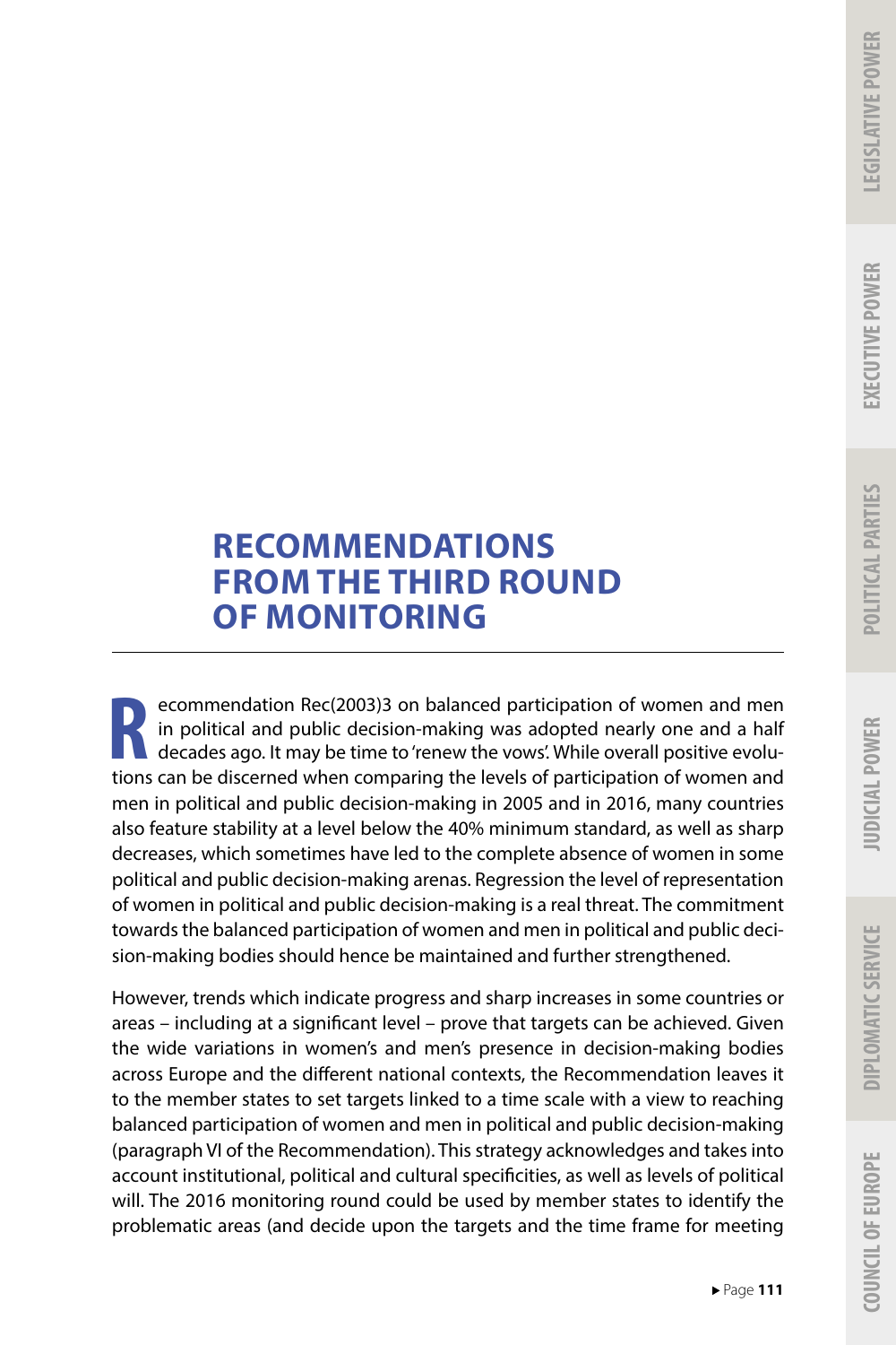# RECOMMENDATIONS FROM THE THIRD ROUND OF MONITORING

Recommendation Rec(2003)3 on balanced participation of women and men in political and public decision-making was adopted nearly one and a half decades ago. It may be time to 'renew the vows'. While overall positive evolutions can be discerned when comparing the levels of participation of women and men in political and public decision-making in 2005 and in 2016, many countries also feature stability at a level below the 40% minimum standard, as well as sharp decreases, which sometimes have led to the complete absence of women in some political and public decision-making arenas. Regression the level of representation of women in political and public decision-making is a real threat. The commitment towards the balanced participation of women and men in political and public decision-making bodies should hence be maintained and further strengthened.

However, trends which indicate progress and sharp increases in some countries or areas – including at a significant level – prove that targets can be achieved. Given the wide variations in women's and men's presence in decision-making bodies across Europe and the different national contexts, the Recommendation leaves it to the member states to set targets linked to a time scale with a view to reaching balanced participation of women and men in political and public decision-making (paragraph VI of the Recommendation). This strategy acknowledges and takes into account institutional, political and cultural specificities, as well as levels of political will. The 2016 monitoring round could be used by member states to identify the problematic areas (and decide upon the targets and the time frame for meeting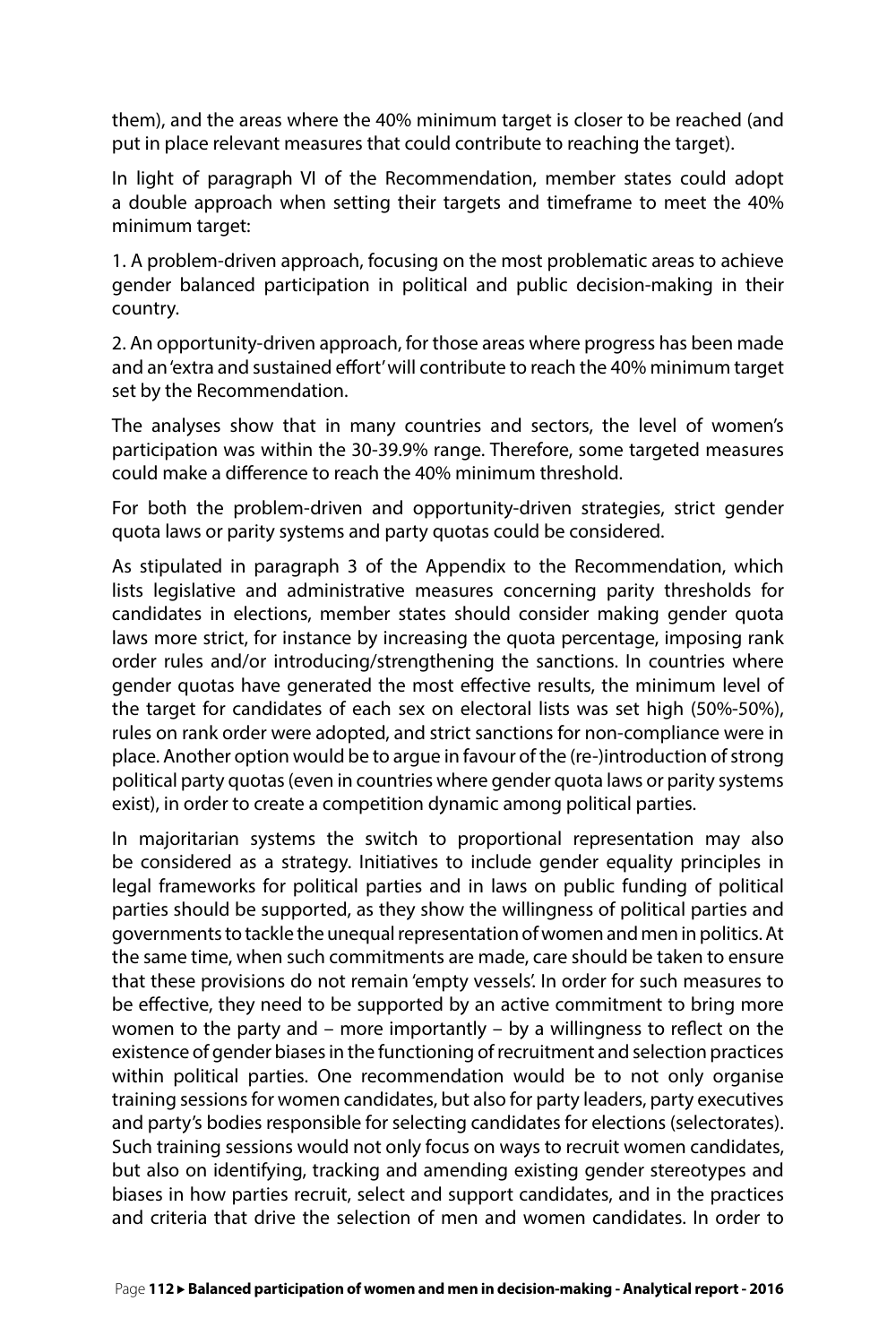them), and the areas where the 40% minimum target is closer to be reached (and put in place relevant measures that could contribute to reaching the target).

In light of paragraph VI of the Recommendation, member states could adopt a double approach when setting their targets and timeframe to meet the 40% minimum target:

1. A problem-driven approach, focusing on the most problematic areas to achieve gender balanced participation in political and public decision-making in their country.

2. An opportunity-driven approach, for those areas where progress has been made and an 'extra and sustained effort' will contribute to reach the 40% minimum target set by the Recommendation.

The analyses show that in many countries and sectors, the level of women's participation was within the 30-39.9% range. Therefore, some targeted measures could make a difference to reach the 40% minimum threshold.

For both the problem-driven and opportunity-driven strategies, strict gender quota laws or parity systems and party quotas could be considered.

As stipulated in paragraph 3 of the Appendix to the Recommendation, which lists legislative and administrative measures concerning parity thresholds for candidates in elections, member states should consider making gender quota laws more strict, for instance by increasing the quota percentage, imposing rank order rules and/or introducing/strengthening the sanctions. In countries where gender quotas have generated the most effective results, the minimum level of the target for candidates of each sex on electoral lists was set high (50%-50%), rules on rank order were adopted, and strict sanctions for non-compliance were in place. Another option would be to argue in favour of the (re-)introduction of strong political party quotas (even in countries where gender quota laws or parity systems exist), in order to create a competition dynamic among political parties.

In majoritarian systems the switch to proportional representation may also be considered as a strategy. Initiatives to include gender equality principles in legal frameworks for political parties and in laws on public funding of political parties should be supported, as they show the willingness of political parties and governments to tackle the unequal representation of women and men in politics. At the same time, when such commitments are made, care should be taken to ensure that these provisions do not remain 'empty vessels'. In order for such measures to be effective, they need to be supported by an active commitment to bring more women to the party and – more importantly – by a willingness to reflect on the existence of gender biases in the functioning of recruitment and selection practices within political parties. One recommendation would be to not only organise training sessions for women candidates, but also for party leaders, party executives and party's bodies responsible for selecting candidates for elections (selectorates). Such training sessions would not only focus on ways to recruit women candidates, but also on identifying, tracking and amending existing gender stereotypes and biases in how parties recruit, select and support candidates, and in the practices and criteria that drive the selection of men and women candidates. In order to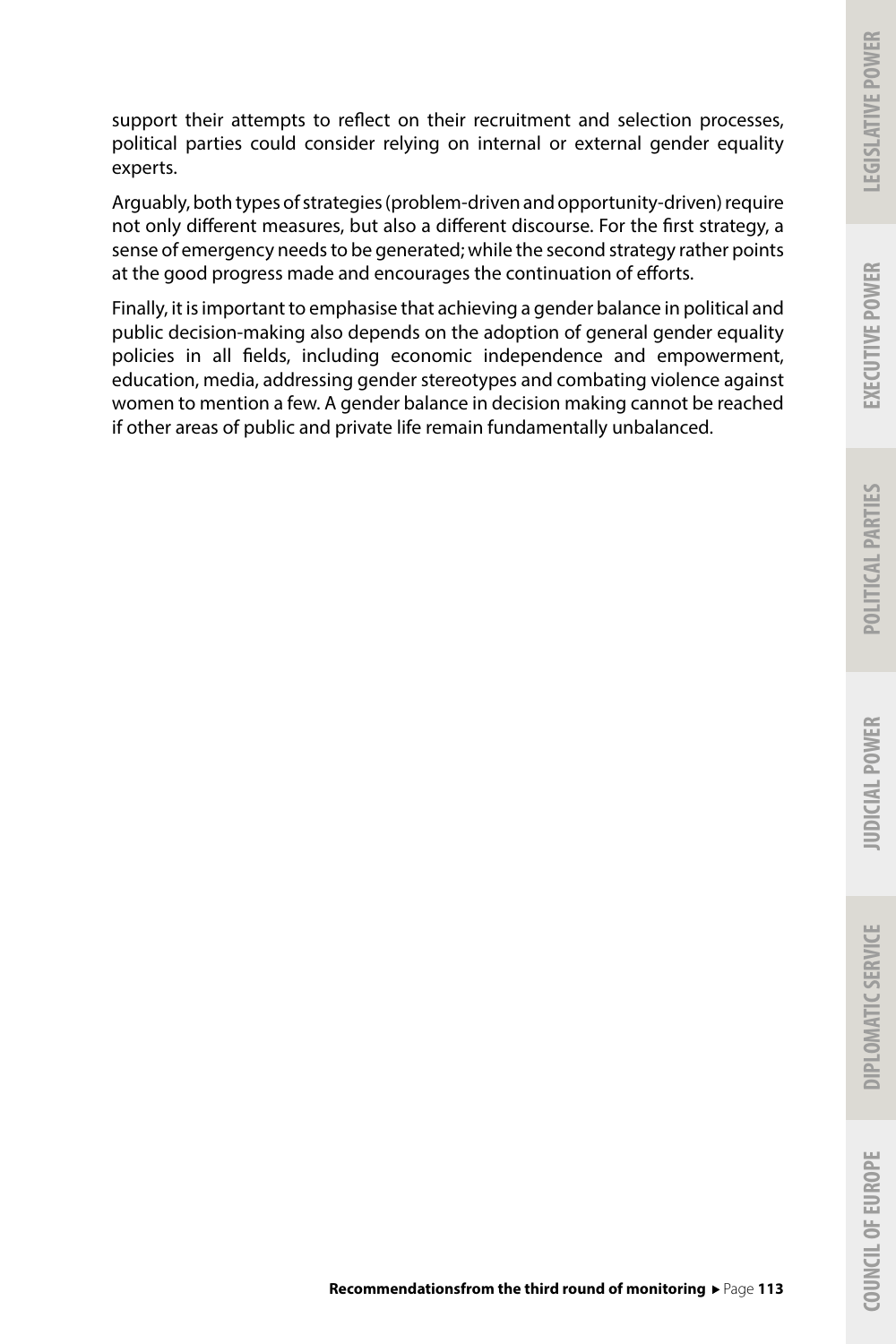support their attempts to reflect on their recruitment and selection processes, political parties could consider relying on internal or external gender equality experts.

Arguably, both types of strategies (problem-driven and opportunity-driven) require not only different measures, but also a different discourse. For the first strategy, a sense of emergency needs to be generated; while the second strategy rather points at the good progress made and encourages the continuation of efforts.

Finally, it is important to emphasise that achieving a gender balance in political and public decision-making also depends on the adoption of general gender equality policies in all fields, including economic independence and empowerment, education, media, addressing gender stereotypes and combating violence against women to mention a few. A gender balance in decision making cannot be reached if other areas of public and private life remain fundamentally unbalanced.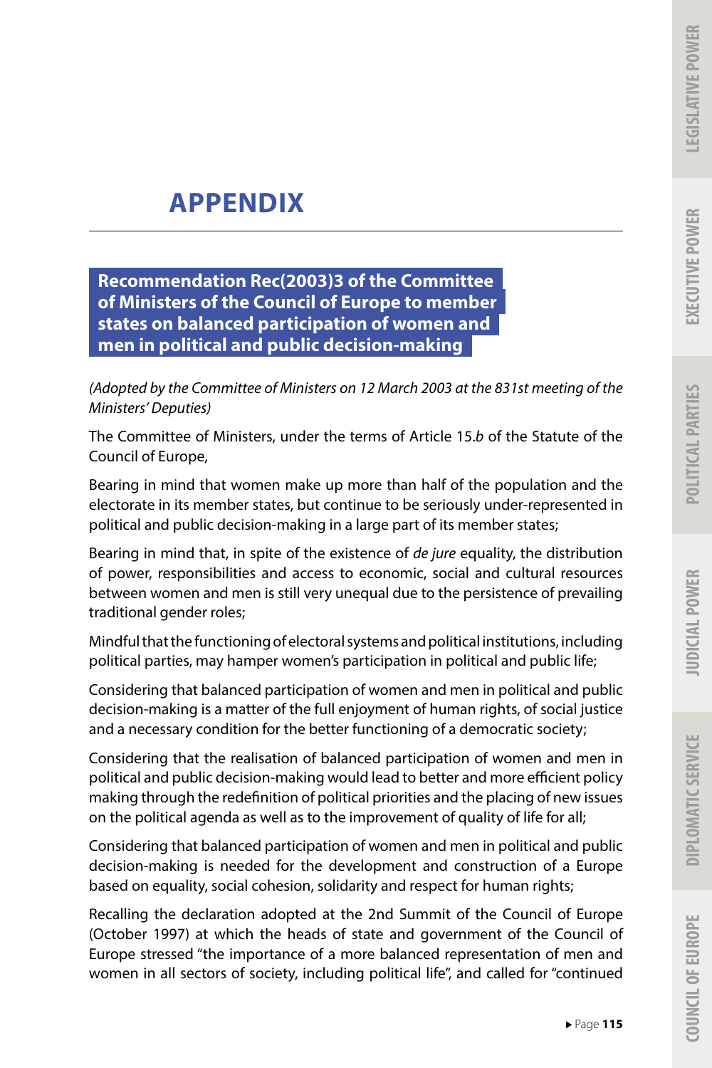# APPENDIX

## Recommendation Rec(2003)3 of the Committee of Ministers of the Council of Europe to member states on balanced participation of women and men in political and public decision-making

*(Adopted by the Committee of Ministers on 12 March 2003 at the 831st meeting of the Ministers' Deputies)*

The Committee of Ministers, under the terms of Article 15.*b* of the Statute of the Council of Europe,

Bearing in mind that women make up more than half of the population and the electorate in its member states, but continue to be seriously under-represented in political and public decision-making in a large part of its member states;

Bearing in mind that, in spite of the existence of *de jure* equality, the distribution of power, responsibilities and access to economic, social and cultural resources between women and men is still very unequal due to the persistence of prevailing traditional gender roles;

Mindful that the functioning of electoral systems and political institutions, including political parties, may hamper women's participation in political and public life;

Considering that balanced participation of women and men in political and public decision-making is a matter of the full enjoyment of human rights, of social justice and a necessary condition for the better functioning of a democratic society;

Considering that the realisation of balanced participation of women and men in political and public decision-making would lead to better and more efficient policy making through the redefinition of political priorities and the placing of new issues on the political agenda as well as to the improvement of quality of life for all;

Considering that balanced participation of women and men in political and public decision-making is needed for the development and construction of a Europe based on equality, social cohesion, solidarity and respect for human rights;

Recalling the declaration adopted at the 2nd Summit of the Council of Europe (October 1997) at which the heads of state and government of the Council of Europe stressed "the importance of a more balanced representation of men and women in all sectors of society, including political life", and called for "continued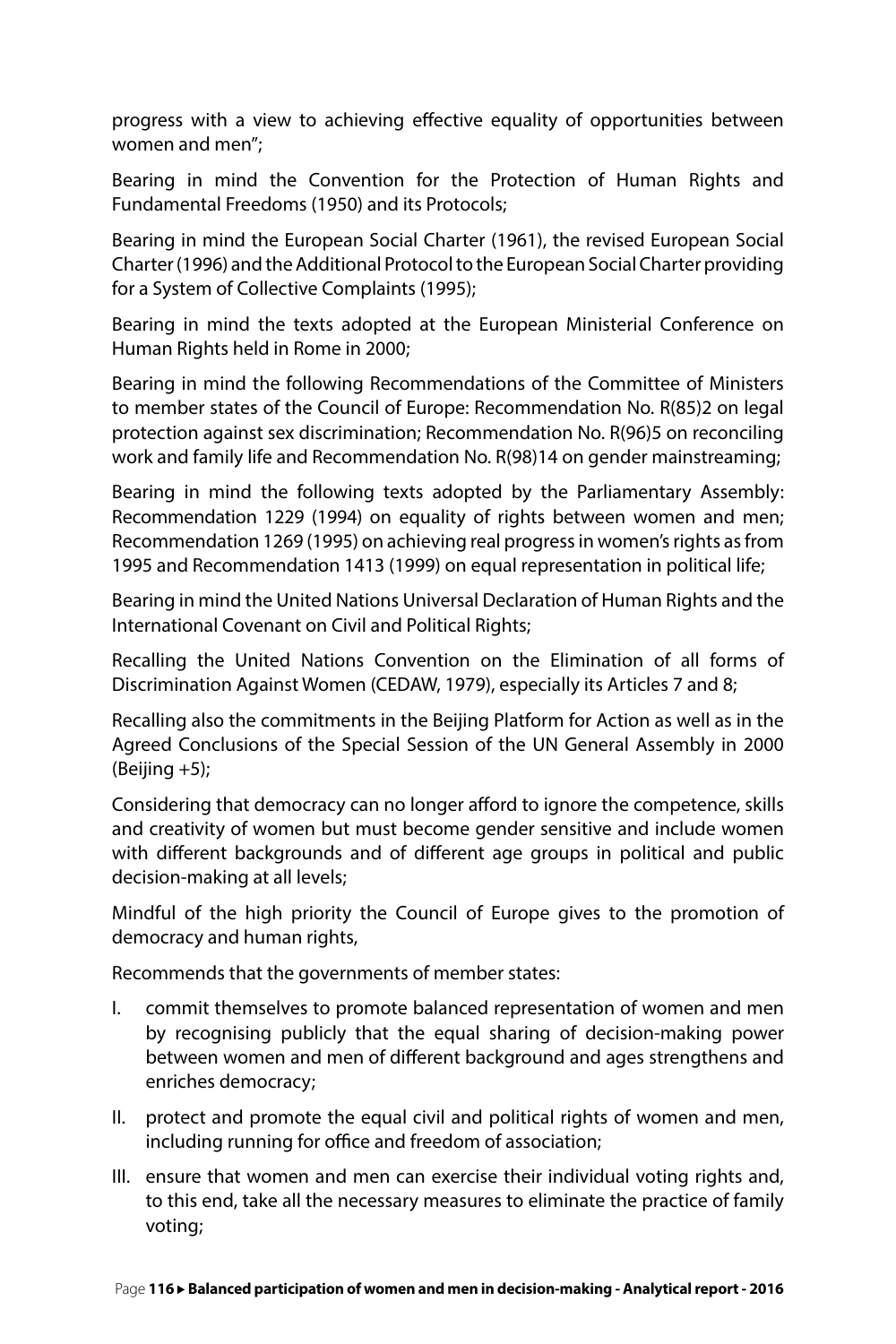progress with a view to achieving effective equality of opportunities between women and men";

Bearing in mind the Convention for the Protection of Human Rights and Fundamental Freedoms (1950) and its Protocols;

Bearing in mind the European Social Charter (1961), the revised European Social Charter (1996) and the Additional Protocol to the European Social Charter providing for a System of Collective Complaints (1995);

Bearing in mind the texts adopted at the European Ministerial Conference on Human Rights held in Rome in 2000;

Bearing in mind the following Recommendations of the Committee of Ministers to member states of the Council of Europe: Recommendation No. R(85)2 on legal protection against sex discrimination; Recommendation No. R(96)5 on reconciling work and family life and Recommendation No. R(98)14 on gender mainstreaming;

Bearing in mind the following texts adopted by the Parliamentary Assembly: Recommendation 1229 (1994) on equality of rights between women and men; Recommendation 1269 (1995) on achieving real progress in women's rights as from 1995 and Recommendation 1413 (1999) on equal representation in political life;

Bearing in mind the United Nations Universal Declaration of Human Rights and the International Covenant on Civil and Political Rights;

Recalling the United Nations Convention on the Elimination of all forms of Discrimination Against Women (CEDAW, 1979), especially its Articles 7 and 8;

Recalling also the commitments in the Beijing Platform for Action as well as in the Agreed Conclusions of the Special Session of the UN General Assembly in 2000 (Beijing +5);

Considering that democracy can no longer afford to ignore the competence, skills and creativity of women but must become gender sensitive and include women with different backgrounds and of different age groups in political and public decision-making at all levels;

Mindful of the high priority the Council of Europe gives to the promotion of democracy and human rights,

Recommends that the governments of member states:

I. commit themselves to promote balanced representation of women and men by recognising publicly that the equal sharing of decision-making power between women and men of different background and ages strengthens and enriches democracy;

II. protect and promote the equal civil and political rights of women and men, including running for office and freedom of association;

III. ensure that women and men can exercise their individual voting rights and, to this end, take all the necessary measures to eliminate the practice of family voting;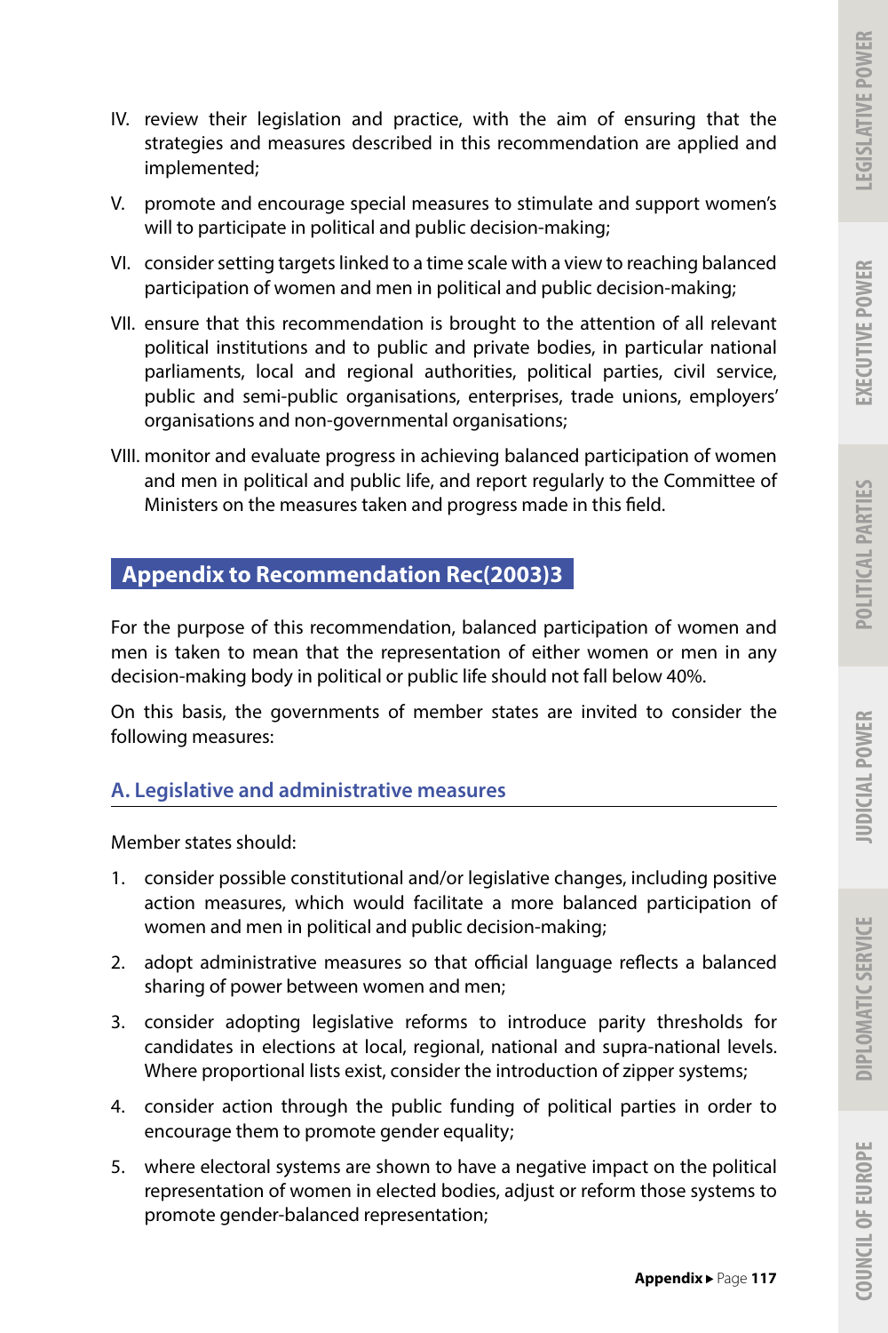IV. review their legislation and practice, with the aim of ensuring that the strategies and measures described in this recommendation are applied and implemented;

V. promote and encourage special measures to stimulate and support women's will to participate in political and public decision-making;

VI. consider setting targets linked to a time scale with a view to reaching balanced participation of women and men in political and public decision-making;

VII. ensure that this recommendation is brought to the attention of all relevant political institutions and to public and private bodies, in particular national parliaments, local and regional authorities, political parties, civil service, public and semi-public organisations, enterprises, trade unions, employers' organisations and non-governmental organisations;

VIII. monitor and evaluate progress in achieving balanced participation of women and men in political and public life, and report regularly to the Committee of Ministers on the measures taken and progress made in this field.

## Appendix to Recommendation Rec(2003)3

For the purpose of this recommendation, balanced participation of women and men is taken to mean that the representation of either women or men in any decision-making body in political or public life should not fall below 40%.

On this basis, the governments of member states are invited to consider the following measures:

### A. Legislative and administrative measures

Member states should:

1. consider possible constitutional and/or legislative changes, including positive action measures, which would facilitate a more balanced participation of women and men in political and public decision-making;
2. adopt administrative measures so that official language reflects a balanced sharing of power between women and men;
3. consider adopting legislative reforms to introduce parity thresholds for candidates in elections at local, regional, national and supra-national levels. Where proportional lists exist, consider the introduction of zipper systems;
4. consider action through the public funding of political parties in order to encourage them to promote gender equality;
5. where electoral systems are shown to have a negative impact on the political representation of women in elected bodies, adjust or reform those systems to promote gender-balanced representation;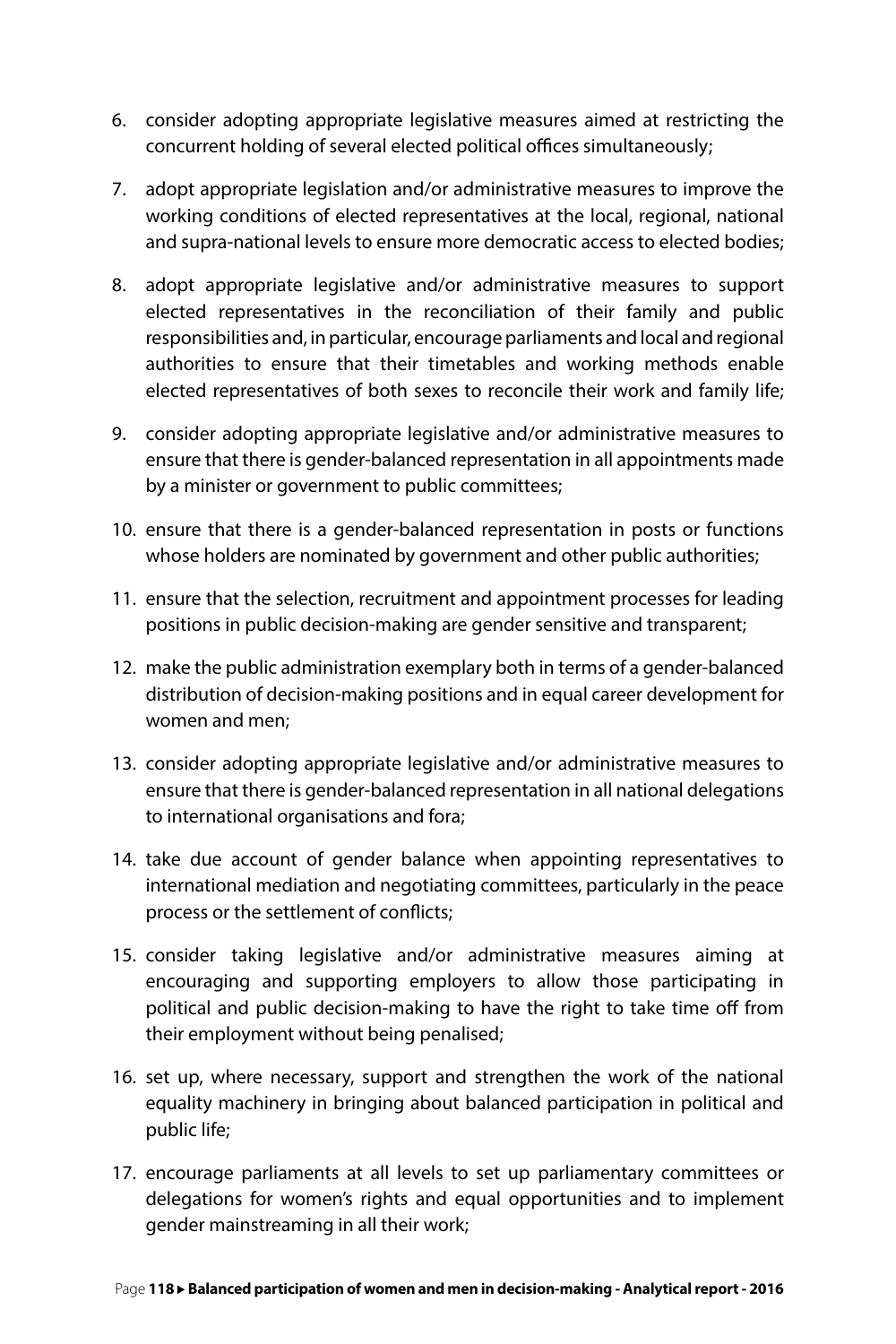6. consider adopting appropriate legislative measures aimed at restricting the concurrent holding of several elected political offices simultaneously;
7. adopt appropriate legislation and/or administrative measures to improve the working conditions of elected representatives at the local, regional, national and supra-national levels to ensure more democratic access to elected bodies;
8. adopt appropriate legislative and/or administrative measures to support elected representatives in the reconciliation of their family and public responsibilities and, in particular, encourage parliaments and local and regional authorities to ensure that their timetables and working methods enable elected representatives of both sexes to reconcile their work and family life;
9. consider adopting appropriate legislative and/or administrative measures to ensure that there is gender-balanced representation in all appointments made by a minister or government to public committees;
10. ensure that there is a gender-balanced representation in posts or functions whose holders are nominated by government and other public authorities;
11. ensure that the selection, recruitment and appointment processes for leading positions in public decision-making are gender sensitive and transparent;
12. make the public administration exemplary both in terms of a gender-balanced distribution of decision-making positions and in equal career development for women and men;
13. consider adopting appropriate legislative and/or administrative measures to ensure that there is gender-balanced representation in all national delegations to international organisations and fora;
14. take due account of gender balance when appointing representatives to international mediation and negotiating committees, particularly in the peace process or the settlement of conflicts;
15. consider taking legislative and/or administrative measures aiming at encouraging and supporting employers to allow those participating in political and public decision-making to have the right to take time off from their employment without being penalised;
16. set up, where necessary, support and strengthen the work of the national equality machinery in bringing about balanced participation in political and public life;
17. encourage parliaments at all levels to set up parliamentary committees or delegations for women's rights and equal opportunities and to implement gender mainstreaming in all their work;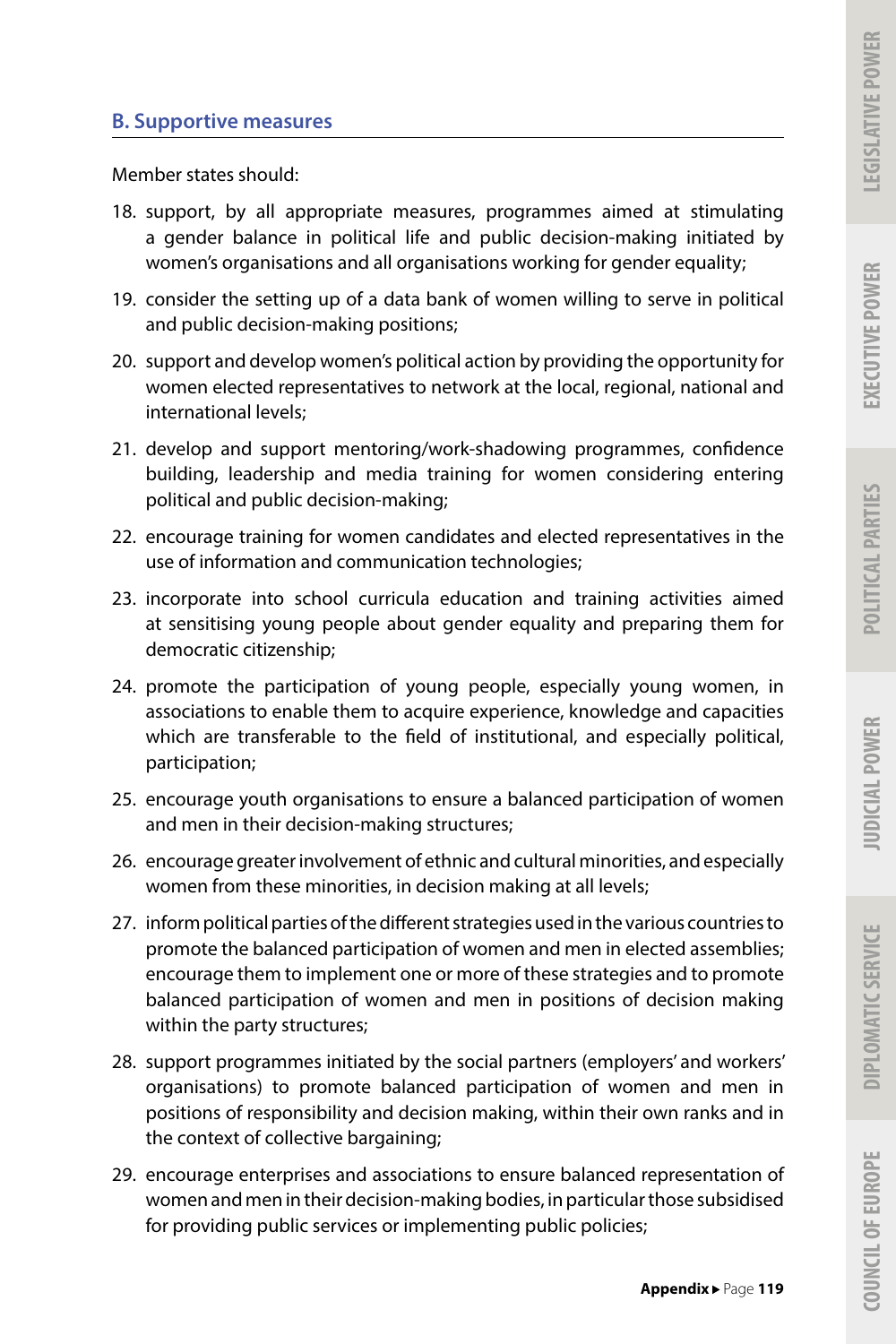## B. Supportive measures

Member states should:

18. support, by all appropriate measures, programmes aimed at stimulating a gender balance in political life and public decision-making initiated by women's organisations and all organisations working for gender equality;
19. consider the setting up of a data bank of women willing to serve in political and public decision-making positions;
20. support and develop women's political action by providing the opportunity for women elected representatives to network at the local, regional, national and international levels;
21. develop and support mentoring/work-shadowing programmes, confidence building, leadership and media training for women considering entering political and public decision-making;
22. encourage training for women candidates and elected representatives in the use of information and communication technologies;
23. incorporate into school curricula education and training activities aimed at sensitising young people about gender equality and preparing them for democratic citizenship;
24. promote the participation of young people, especially young women, in associations to enable them to acquire experience, knowledge and capacities which are transferable to the field of institutional, and especially political, participation;
25. encourage youth organisations to ensure a balanced participation of women and men in their decision-making structures;
26. encourage greater involvement of ethnic and cultural minorities, and especially women from these minorities, in decision making at all levels;
27. inform political parties of the different strategies used in the various countries to promote the balanced participation of women and men in elected assemblies; encourage them to implement one or more of these strategies and to promote balanced participation of women and men in positions of decision making within the party structures;
28. support programmes initiated by the social partners (employers' and workers' organisations) to promote balanced participation of women and men in positions of responsibility and decision making, within their own ranks and in the context of collective bargaining;
29. encourage enterprises and associations to ensure balanced representation of women and men in their decision-making bodies, in particular those subsidised for providing public services or implementing public policies;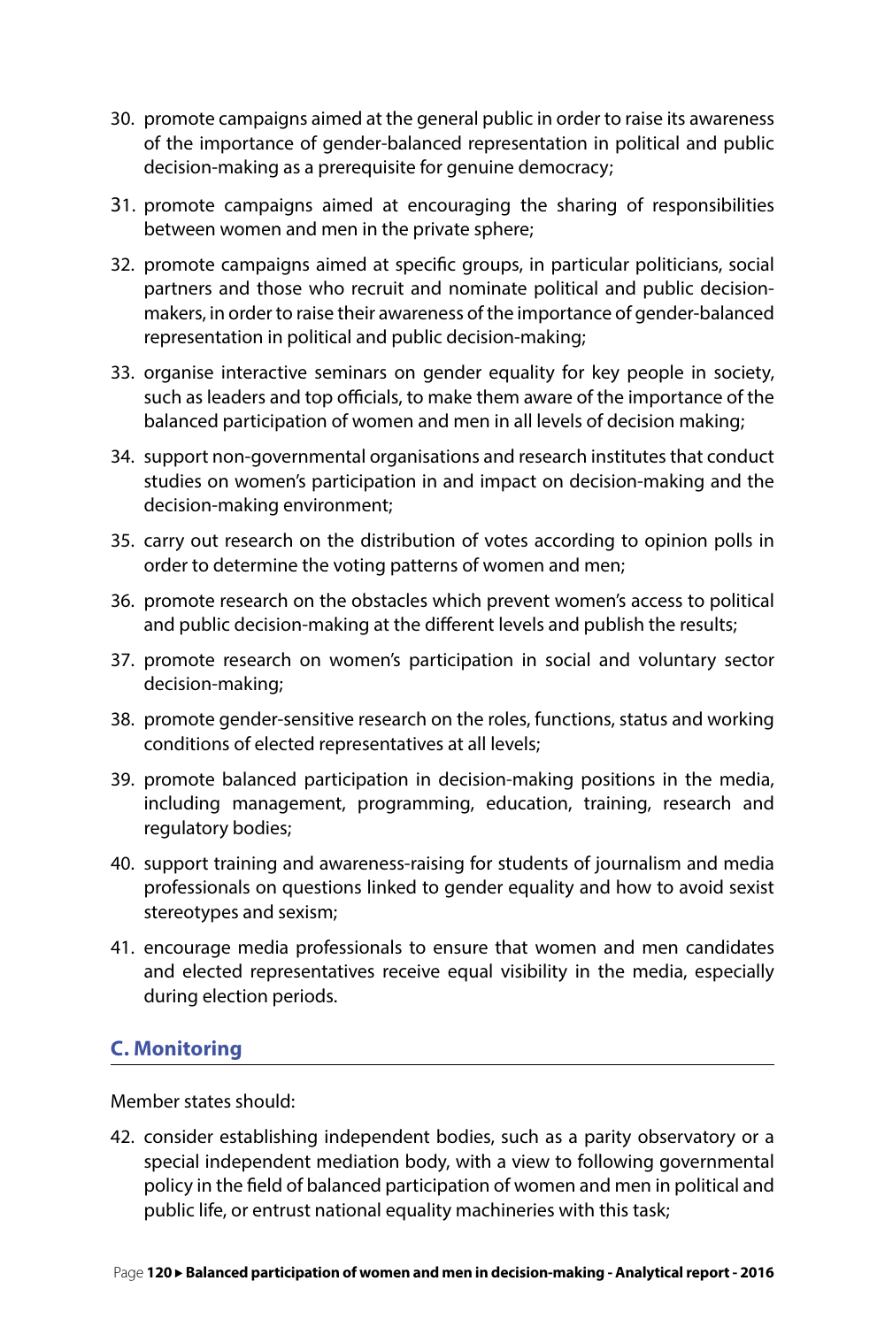30. promote campaigns aimed at the general public in order to raise its awareness of the importance of gender-balanced representation in political and public decision-making as a prerequisite for genuine democracy;
31. promote campaigns aimed at encouraging the sharing of responsibilities between women and men in the private sphere;
32. promote campaigns aimed at specific groups, in particular politicians, social partners and those who recruit and nominate political and public decision-makers, in order to raise their awareness of the importance of gender-balanced representation in political and public decision-making;
33. organise interactive seminars on gender equality for key people in society, such as leaders and top officials, to make them aware of the importance of the balanced participation of women and men in all levels of decision making;
34. support non-governmental organisations and research institutes that conduct studies on women's participation in and impact on decision-making and the decision-making environment;
35. carry out research on the distribution of votes according to opinion polls in order to determine the voting patterns of women and men;
36. promote research on the obstacles which prevent women's access to political and public decision-making at the different levels and publish the results;
37. promote research on women's participation in social and voluntary sector decision-making;
38. promote gender-sensitive research on the roles, functions, status and working conditions of elected representatives at all levels;
39. promote balanced participation in decision-making positions in the media, including management, programming, education, training, research and regulatory bodies;
40. support training and awareness-raising for students of journalism and media professionals on questions linked to gender equality and how to avoid sexist stereotypes and sexism;
41. encourage media professionals to ensure that women and men candidates and elected representatives receive equal visibility in the media, especially during election periods.

## C. Monitoring

Member states should:

42. consider establishing independent bodies, such as a parity observatory or a special independent mediation body, with a view to following governmental policy in the field of balanced participation of women and men in political and public life, or entrust national equality machineries with this task;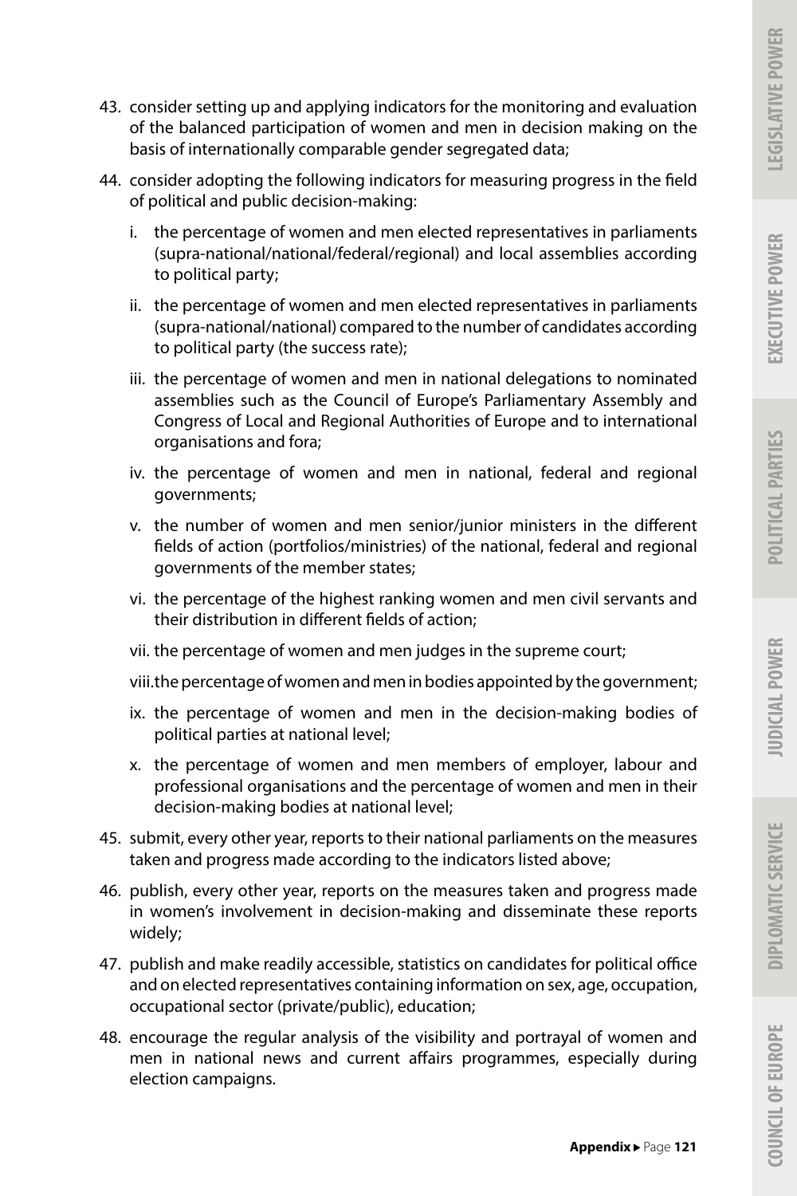43. consider setting up and applying indicators for the monitoring and evaluation of the balanced participation of women and men in decision making on the basis of internationally comparable gender segregated data;

44. consider adopting the following indicators for measuring progress in the field of political and public decision-making:

    i. the percentage of women and men elected representatives in parliaments (supra-national/national/federal/regional) and local assemblies according to political party;

    ii. the percentage of women and men elected representatives in parliaments (supra-national/national) compared to the number of candidates according to political party (the success rate);

    iii. the percentage of women and men in national delegations to nominated assemblies such as the Council of Europe's Parliamentary Assembly and Congress of Local and Regional Authorities of Europe and to international organisations and fora;

    iv. the percentage of women and men in national, federal and regional governments;

    v. the number of women and men senior/junior ministers in the different fields of action (portfolios/ministries) of the national, federal and regional governments of the member states;

    vi. the percentage of the highest ranking women and men civil servants and their distribution in different fields of action;

    vii. the percentage of women and men judges in the supreme court;

    viii. the percentage of women and men in bodies appointed by the government;

    ix. the percentage of women and men in the decision-making bodies of political parties at national level;

    x. the percentage of women and men members of employer, labour and professional organisations and the percentage of women and men in their decision-making bodies at national level;

45. submit, every other year, reports to their national parliaments on the measures taken and progress made according to the indicators listed above;

46. publish, every other year, reports on the measures taken and progress made in women's involvement in decision-making and disseminate these reports widely;

47. publish and make readily accessible, statistics on candidates for political office and on elected representatives containing information on sex, age, occupation, occupational sector (private/public), education;

48. encourage the regular analysis of the visibility and portrayal of women and men in national news and current affairs programmes, especially during election campaigns.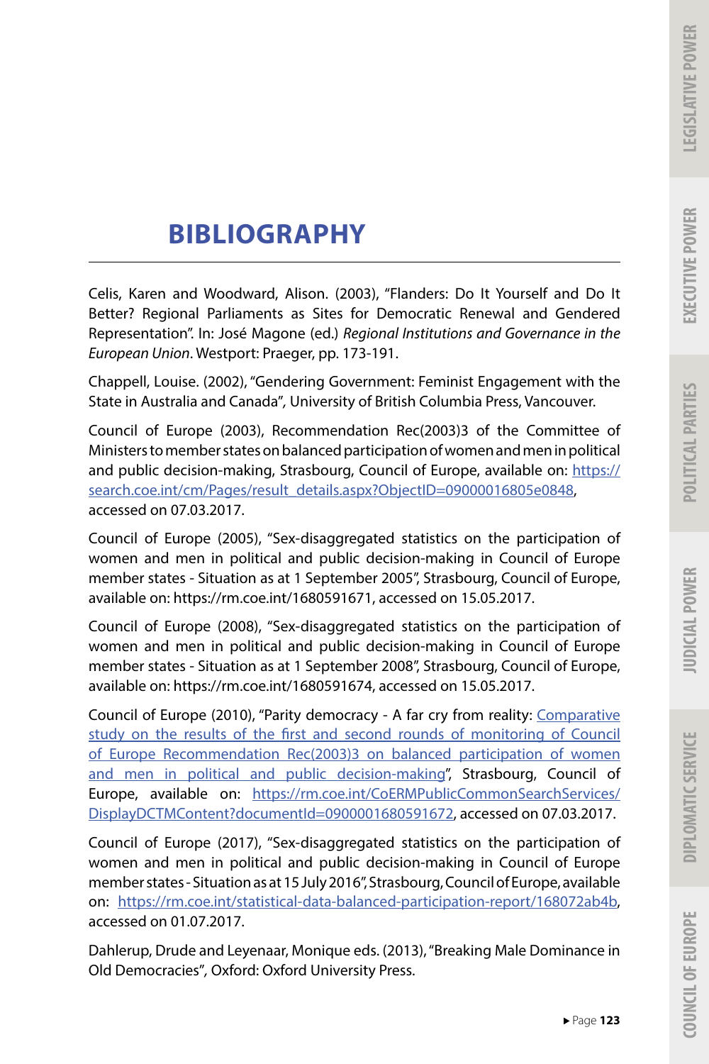# BIBLIOGRAPHY

Celis, Karen and Woodward, Alison. (2003), "Flanders: Do It Yourself and Do It Better? Regional Parliaments as Sites for Democratic Renewal and Gendered Representation". In: José Magone (ed.) *Regional Institutions and Governance in the European Union*. Westport: Praeger, pp. 173-191.

Chappell, Louise. (2002), "Gendering Government: Feminist Engagement with the State in Australia and Canada", University of British Columbia Press, Vancouver.

Council of Europe (2003), Recommendation Rec(2003)3 of the Committee of Ministers to member states on balanced participation of women and men in political and public decision-making, Strasbourg, Council of Europe, available on: https://search.coe.int/cm/Pages/result_details.aspx?ObjectID=09000016805e0848, accessed on 07.03.2017.

Council of Europe (2005), "Sex-disaggregated statistics on the participation of women and men in political and public decision-making in Council of Europe member states - Situation as at 1 September 2005", Strasbourg, Council of Europe, available on: https://rm.coe.int/1680591671, accessed on 15.05.2017.

Council of Europe (2008), "Sex-disaggregated statistics on the participation of women and men in political and public decision-making in Council of Europe member states - Situation as at 1 September 2008", Strasbourg, Council of Europe, available on: https://rm.coe.int/1680591674, accessed on 15.05.2017.

Council of Europe (2010), "Parity democracy - A far cry from reality: Comparative study on the results of the first and second rounds of monitoring of Council of Europe Recommendation Rec(2003)3 on balanced participation of women and men in political and public decision-making", Strasbourg, Council of Europe, available on: https://rm.coe.int/CoERMPublicCommonSearchServices/DisplayDCTMContent?documentId=0900001680591672, accessed on 07.03.2017.

Council of Europe (2017), "Sex-disaggregated statistics on the participation of women and men in political and public decision-making in Council of Europe member states - Situation as at 15 July 2016", Strasbourg, Council of Europe, available on: https://rm.coe.int/statistical-data-balanced-participation-report/168072ab4b, accessed on 01.07.2017.

Dahlerup, Drude and Leyenaar, Monique eds. (2013), "Breaking Male Dominance in Old Democracies", Oxford: Oxford University Press.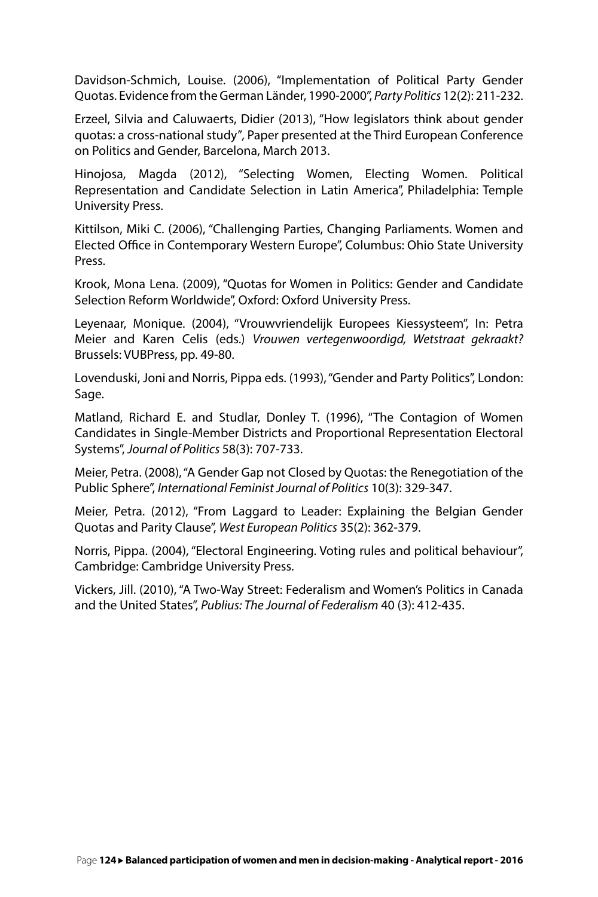Davidson-Schmich, Louise. (2006), "Implementation of Political Party Gender Quotas. Evidence from the German Länder, 1990-2000", *Party Politics* 12(2): 211-232.

Erzeel, Silvia and Caluwaerts, Didier (2013), "How legislators think about gender quotas: a cross-national study", Paper presented at the Third European Conference on Politics and Gender, Barcelona, March 2013.

Hinojosa, Magda (2012), "Selecting Women, Electing Women. Political Representation and Candidate Selection in Latin America", Philadelphia: Temple University Press.

Kittilson, Miki C. (2006), "Challenging Parties, Changing Parliaments. Women and Elected Office in Contemporary Western Europe", Columbus: Ohio State University Press.

Krook, Mona Lena. (2009), "Quotas for Women in Politics: Gender and Candidate Selection Reform Worldwide", Oxford: Oxford University Press.

Leyenaar, Monique. (2004), "Vrouwvriendelijk Europees Kiessysteem", In: Petra Meier and Karen Celis (eds.) *Vrouwen vertegenwoordigd, Wetstraat gekraakt?* Brussels: VUBPress, pp. 49-80.

Lovenduski, Joni and Norris, Pippa eds. (1993), "Gender and Party Politics", London: Sage.

Matland, Richard E. and Studlar, Donley T. (1996), "The Contagion of Women Candidates in Single-Member Districts and Proportional Representation Electoral Systems", *Journal of Politics* 58(3): 707-733.

Meier, Petra. (2008), "A Gender Gap not Closed by Quotas: the Renegotiation of the Public Sphere", *International Feminist Journal of Politics* 10(3): 329-347.

Meier, Petra. (2012), "From Laggard to Leader: Explaining the Belgian Gender Quotas and Parity Clause", *West European Politics* 35(2): 362-379.

Norris, Pippa. (2004), "Electoral Engineering. Voting rules and political behaviour", Cambridge: Cambridge University Press.

Vickers, Jill. (2010), "A Two-Way Street: Federalism and Women's Politics in Canada and the United States", *Publius: The Journal of Federalism* 40 (3): 412-435.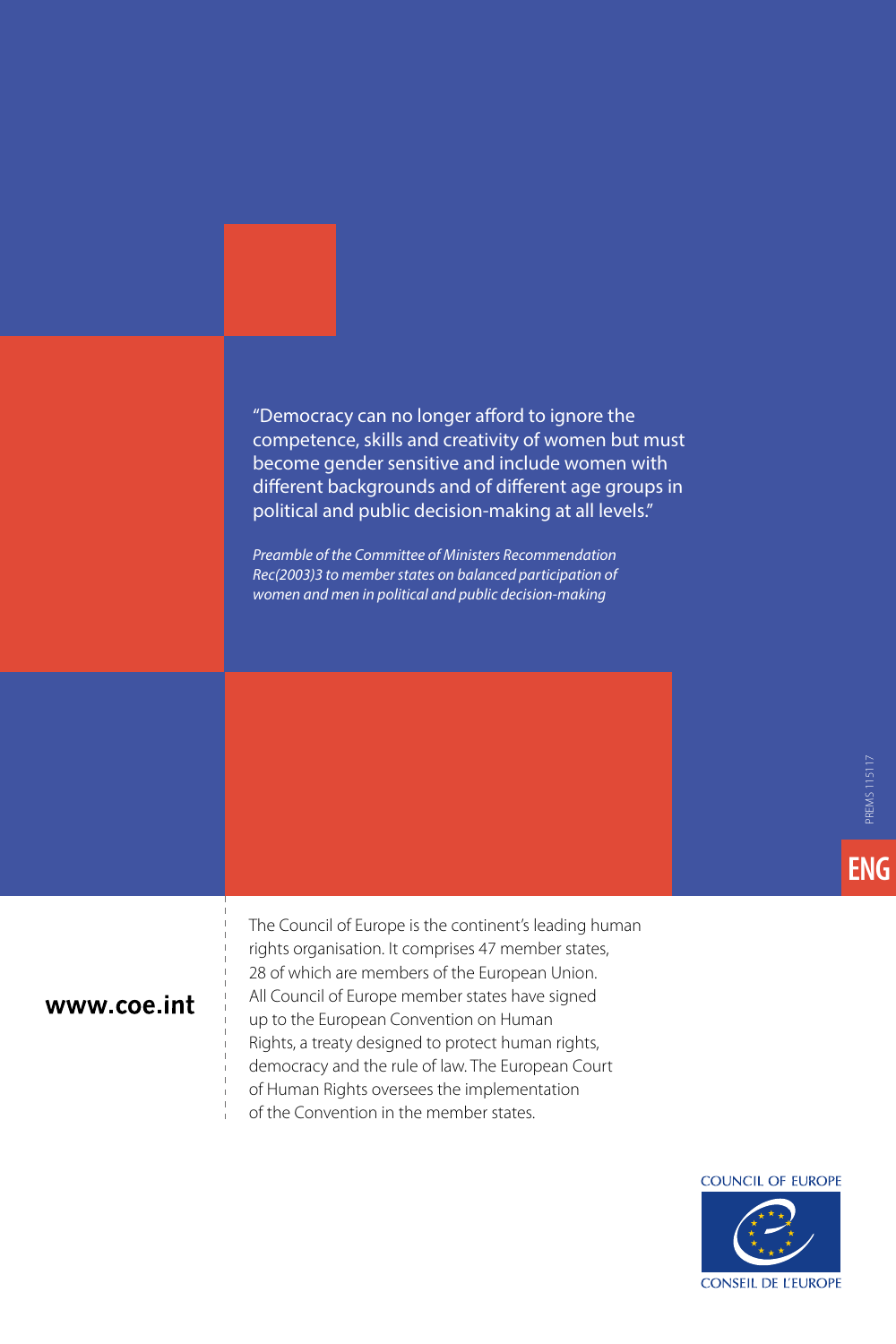"Democracy can no longer afford to ignore the competence, skills and creativity of women but must become gender sensitive and include women with different backgrounds and of different age groups in political and public decision-making at all levels."

*Preamble of the Committee of Ministers Recommendation Rec(2003)3 to member states on balanced participation of women and men in political and public decision-making*

PREMS 115117

ENG

**www.coe.int**

The Council of Europe is the continent's leading human rights organisation. It comprises 47 member states, 28 of which are members of the European Union. All Council of Europe member states have signed up to the European Convention on Human Rights, a treaty designed to protect human rights, democracy and the rule of law. The European Court of Human Rights oversees the implementation of the Convention in the member states.

COUNCIL OF EUROPE

CONSEIL DE L'EUROPE